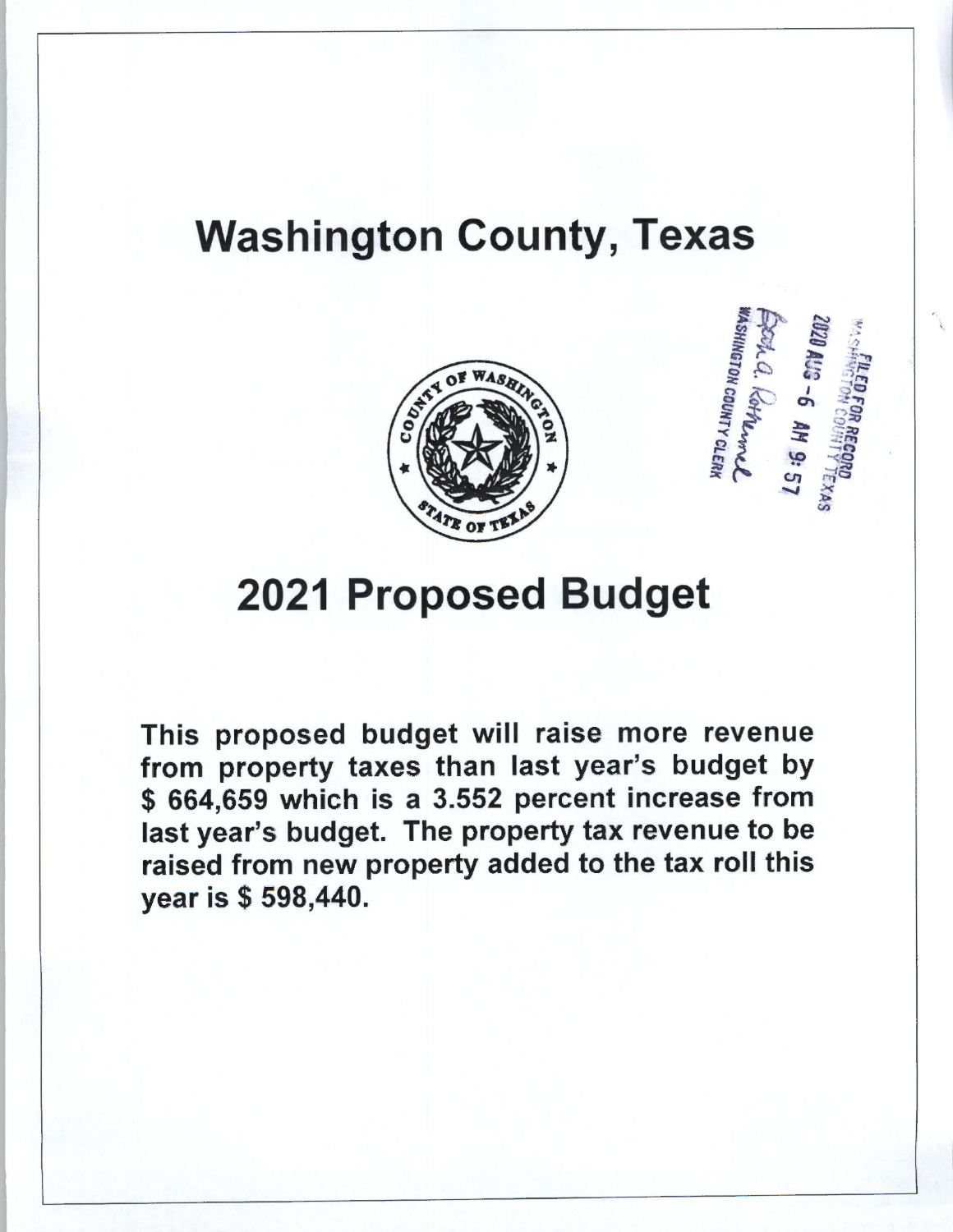# Washington County, Texas

FILED FOR RECORD
WASHINGTON COUNTY TEXAS
2020 AUG -6 AM 9:57
WASHINGTON COUNTY CLERK

# 2021 Proposed Budget

**This proposed budget will raise more revenue from property taxes than last year's budget by $ 664,659 which is a 3.552 percent increase from last year's budget. The property tax revenue to be raised from new property added to the tax roll this year is $ 598,440.**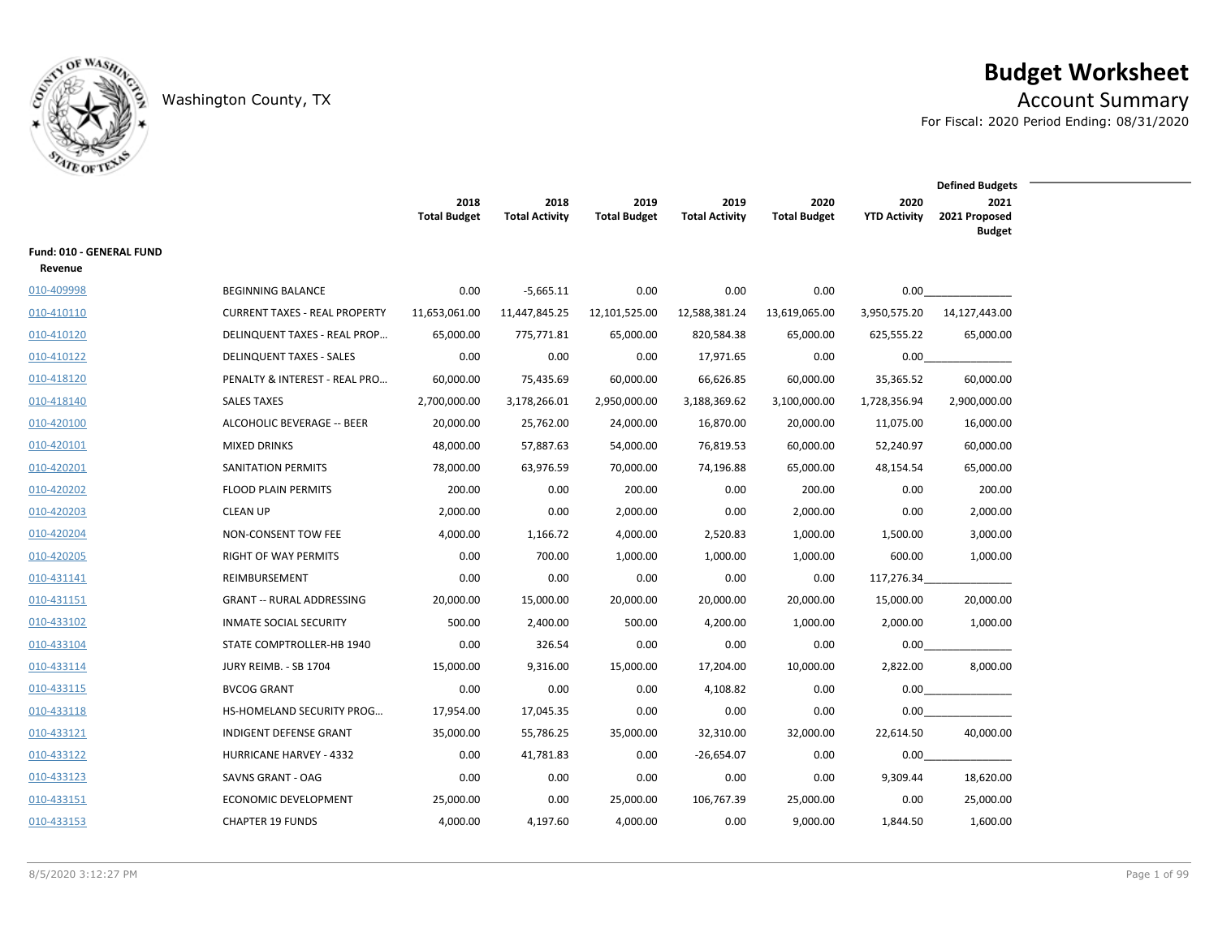# Budget Worksheet

Washington County, TX

## Account Summary

For Fiscal: 2020 Period Ending: 08/31/2020

| | | 2018 Total Budget | 2018 Total Activity | 2019 Total Budget | 2019 Total Activity | 2020 Total Budget | 2020 YTD Activity | Defined Budgets 2021 2021 Proposed Budget |
|---|---|---|---|---|---|---|---|---|
| **Fund: 010 - GENERAL FUND** | | | | | | | | |
| **Revenue** | | | | | | | | |
| 010-409998 | BEGINNING BALANCE | 0.00 | -5,665.11 | 0.00 | 0.00 | 0.00 | 0.00 | |
| 010-410110 | CURRENT TAXES - REAL PROPERTY | 11,653,061.00 | 11,447,845.25 | 12,101,525.00 | 12,588,381.24 | 13,619,065.00 | 3,950,575.20 | 14,127,443.00 |
| 010-410120 | DELINQUENT TAXES - REAL PROP… | 65,000.00 | 775,771.81 | 65,000.00 | 820,584.38 | 65,000.00 | 625,555.22 | 65,000.00 |
| 010-410122 | DELINQUENT TAXES - SALES | 0.00 | 0.00 | 0.00 | 17,971.65 | 0.00 | 0.00 | |
| 010-418120 | PENALTY & INTEREST - REAL PRO… | 60,000.00 | 75,435.69 | 60,000.00 | 66,626.85 | 60,000.00 | 35,365.52 | 60,000.00 |
| 010-418140 | SALES TAXES | 2,700,000.00 | 3,178,266.01 | 2,950,000.00 | 3,188,369.62 | 3,100,000.00 | 1,728,356.94 | 2,900,000.00 |
| 010-420100 | ALCOHOLIC BEVERAGE -- BEER | 20,000.00 | 25,762.00 | 24,000.00 | 16,870.00 | 20,000.00 | 11,075.00 | 16,000.00 |
| 010-420101 | MIXED DRINKS | 48,000.00 | 57,887.63 | 54,000.00 | 76,819.53 | 60,000.00 | 52,240.97 | 60,000.00 |
| 010-420201 | SANITATION PERMITS | 78,000.00 | 63,976.59 | 70,000.00 | 74,196.88 | 65,000.00 | 48,154.54 | 65,000.00 |
| 010-420202 | FLOOD PLAIN PERMITS | 200.00 | 0.00 | 200.00 | 0.00 | 200.00 | 0.00 | 200.00 |
| 010-420203 | CLEAN UP | 2,000.00 | 0.00 | 2,000.00 | 0.00 | 2,000.00 | 0.00 | 2,000.00 |
| 010-420204 | NON-CONSENT TOW FEE | 4,000.00 | 1,166.72 | 4,000.00 | 2,520.83 | 1,000.00 | 1,500.00 | 3,000.00 |
| 010-420205 | RIGHT OF WAY PERMITS | 0.00 | 700.00 | 1,000.00 | 1,000.00 | 1,000.00 | 600.00 | 1,000.00 |
| 010-431141 | REIMBURSEMENT | 0.00 | 0.00 | 0.00 | 0.00 | 0.00 | 117,276.34 | |
| 010-431151 | GRANT -- RURAL ADDRESSING | 20,000.00 | 15,000.00 | 20,000.00 | 20,000.00 | 20,000.00 | 15,000.00 | 20,000.00 |
| 010-433102 | INMATE SOCIAL SECURITY | 500.00 | 2,400.00 | 500.00 | 4,200.00 | 1,000.00 | 2,000.00 | 1,000.00 |
| 010-433104 | STATE COMPTROLLER-HB 1940 | 0.00 | 326.54 | 0.00 | 0.00 | 0.00 | 0.00 | |
| 010-433114 | JURY REIMB. - SB 1704 | 15,000.00 | 9,316.00 | 15,000.00 | 17,204.00 | 10,000.00 | 2,822.00 | 8,000.00 |
| 010-433115 | BVCOG GRANT | 0.00 | 0.00 | 0.00 | 4,108.82 | 0.00 | 0.00 | |
| 010-433118 | HS-HOMELAND SECURITY PROG… | 17,954.00 | 17,045.35 | 0.00 | 0.00 | 0.00 | 0.00 | |
| 010-433121 | INDIGENT DEFENSE GRANT | 35,000.00 | 55,786.25 | 35,000.00 | 32,310.00 | 32,000.00 | 22,614.50 | 40,000.00 |
| 010-433122 | HURRICANE HARVEY - 4332 | 0.00 | 41,781.83 | 0.00 | -26,654.07 | 0.00 | 0.00 | |
| 010-433123 | SAVNS GRANT - OAG | 0.00 | 0.00 | 0.00 | 0.00 | 0.00 | 9,309.44 | 18,620.00 |
| 010-433151 | ECONOMIC DEVELOPMENT | 25,000.00 | 0.00 | 25,000.00 | 106,767.39 | 25,000.00 | 0.00 | 25,000.00 |
| 010-433153 | CHAPTER 19 FUNDS | 4,000.00 | 4,197.60 | 4,000.00 | 0.00 | 9,000.00 | 1,844.50 | 1,600.00 |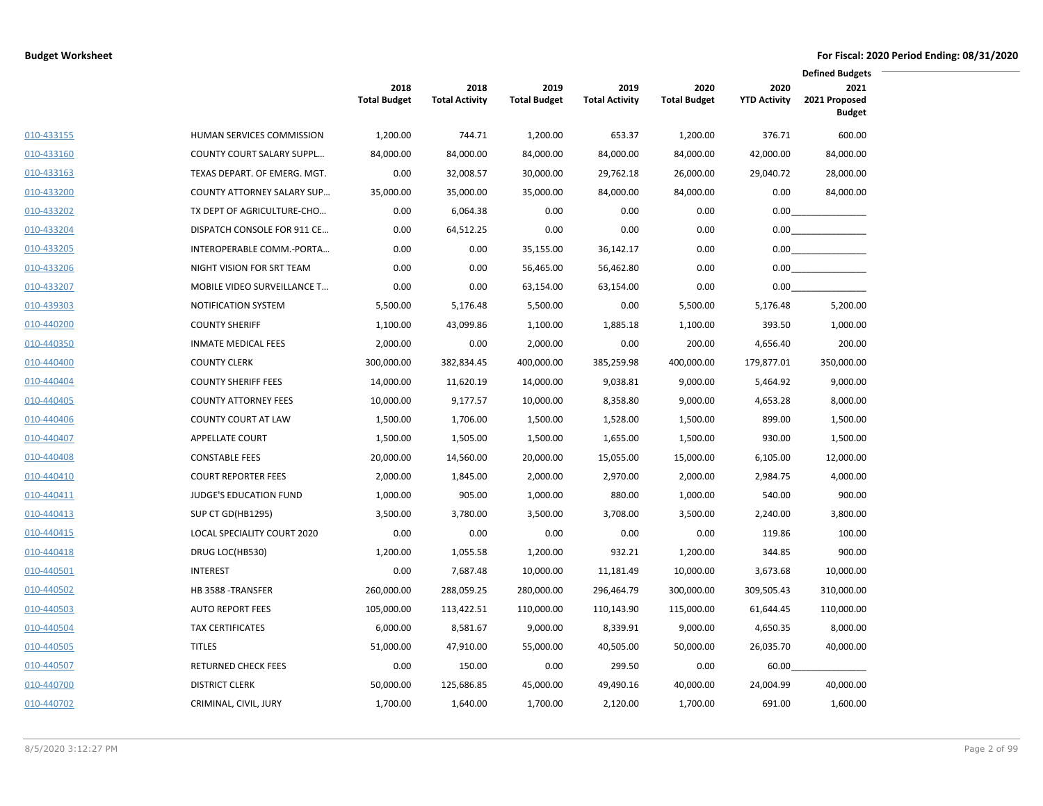**Budget Worksheet**

**For Fiscal: 2020 Period Ending: 08/31/2020**

| | | 2018 Total Budget | 2018 Total Activity | 2019 Total Budget | 2019 Total Activity | 2020 Total Budget | 2020 YTD Activity | Defined Budgets 2021 2021 Proposed Budget |
|---|---|---|---|---|---|---|---|---|
| 010-433155 | HUMAN SERVICES COMMISSION | 1,200.00 | 744.71 | 1,200.00 | 653.37 | 1,200.00 | 376.71 | 600.00 |
| 010-433160 | COUNTY COURT SALARY SUPPL… | 84,000.00 | 84,000.00 | 84,000.00 | 84,000.00 | 84,000.00 | 42,000.00 | 84,000.00 |
| 010-433163 | TEXAS DEPART. OF EMERG. MGT. | 0.00 | 32,008.57 | 30,000.00 | 29,762.18 | 26,000.00 | 29,040.72 | 28,000.00 |
| 010-433200 | COUNTY ATTORNEY SALARY SUP… | 35,000.00 | 35,000.00 | 35,000.00 | 84,000.00 | 84,000.00 | 0.00 | 84,000.00 |
| 010-433202 | TX DEPT OF AGRICULTURE-CHO… | 0.00 | 6,064.38 | 0.00 | 0.00 | 0.00 | 0.00 | |
| 010-433204 | DISPATCH CONSOLE FOR 911 CE… | 0.00 | 64,512.25 | 0.00 | 0.00 | 0.00 | 0.00 | |
| 010-433205 | INTEROPERABLE COMM.-PORTA… | 0.00 | 0.00 | 35,155.00 | 36,142.17 | 0.00 | 0.00 | |
| 010-433206 | NIGHT VISION FOR SRT TEAM | 0.00 | 0.00 | 56,465.00 | 56,462.80 | 0.00 | 0.00 | |
| 010-433207 | MOBILE VIDEO SURVEILLANCE T… | 0.00 | 0.00 | 63,154.00 | 63,154.00 | 0.00 | 0.00 | |
| 010-439303 | NOTIFICATION SYSTEM | 5,500.00 | 5,176.48 | 5,500.00 | 0.00 | 5,500.00 | 5,176.48 | 5,200.00 |
| 010-440200 | COUNTY SHERIFF | 1,100.00 | 43,099.86 | 1,100.00 | 1,885.18 | 1,100.00 | 393.50 | 1,000.00 |
| 010-440350 | INMATE MEDICAL FEES | 2,000.00 | 0.00 | 2,000.00 | 0.00 | 200.00 | 4,656.40 | 200.00 |
| 010-440400 | COUNTY CLERK | 300,000.00 | 382,834.45 | 400,000.00 | 385,259.98 | 400,000.00 | 179,877.01 | 350,000.00 |
| 010-440404 | COUNTY SHERIFF FEES | 14,000.00 | 11,620.19 | 14,000.00 | 9,038.81 | 9,000.00 | 5,464.92 | 9,000.00 |
| 010-440405 | COUNTY ATTORNEY FEES | 10,000.00 | 9,177.57 | 10,000.00 | 8,358.80 | 9,000.00 | 4,653.28 | 8,000.00 |
| 010-440406 | COUNTY COURT AT LAW | 1,500.00 | 1,706.00 | 1,500.00 | 1,528.00 | 1,500.00 | 899.00 | 1,500.00 |
| 010-440407 | APPELLATE COURT | 1,500.00 | 1,505.00 | 1,500.00 | 1,655.00 | 1,500.00 | 930.00 | 1,500.00 |
| 010-440408 | CONSTABLE FEES | 20,000.00 | 14,560.00 | 20,000.00 | 15,055.00 | 15,000.00 | 6,105.00 | 12,000.00 |
| 010-440410 | COURT REPORTER FEES | 2,000.00 | 1,845.00 | 2,000.00 | 2,970.00 | 2,000.00 | 2,984.75 | 4,000.00 |
| 010-440411 | JUDGE'S EDUCATION FUND | 1,000.00 | 905.00 | 1,000.00 | 880.00 | 1,000.00 | 540.00 | 900.00 |
| 010-440413 | SUP CT GD(HB1295) | 3,500.00 | 3,780.00 | 3,500.00 | 3,708.00 | 3,500.00 | 2,240.00 | 3,800.00 |
| 010-440415 | LOCAL SPECIALITY COURT 2020 | 0.00 | 0.00 | 0.00 | 0.00 | 0.00 | 119.86 | 100.00 |
| 010-440418 | DRUG LOC(HB530) | 1,200.00 | 1,055.58 | 1,200.00 | 932.21 | 1,200.00 | 344.85 | 900.00 |
| 010-440501 | INTEREST | 0.00 | 7,687.48 | 10,000.00 | 11,181.49 | 10,000.00 | 3,673.68 | 10,000.00 |
| 010-440502 | HB 3588 -TRANSFER | 260,000.00 | 288,059.25 | 280,000.00 | 296,464.79 | 300,000.00 | 309,505.43 | 310,000.00 |
| 010-440503 | AUTO REPORT FEES | 105,000.00 | 113,422.51 | 110,000.00 | 110,143.90 | 115,000.00 | 61,644.45 | 110,000.00 |
| 010-440504 | TAX CERTIFICATES | 6,000.00 | 8,581.67 | 9,000.00 | 8,339.91 | 9,000.00 | 4,650.35 | 8,000.00 |
| 010-440505 | TITLES | 51,000.00 | 47,910.00 | 55,000.00 | 40,505.00 | 50,000.00 | 26,035.70 | 40,000.00 |
| 010-440507 | RETURNED CHECK FEES | 0.00 | 150.00 | 0.00 | 299.50 | 0.00 | 60.00 | |
| 010-440700 | DISTRICT CLERK | 50,000.00 | 125,686.85 | 45,000.00 | 49,490.16 | 40,000.00 | 24,004.99 | 40,000.00 |
| 010-440702 | CRIMINAL, CIVIL, JURY | 1,700.00 | 1,640.00 | 1,700.00 | 2,120.00 | 1,700.00 | 691.00 | 1,600.00 |

8/5/2020 3:12:27 PM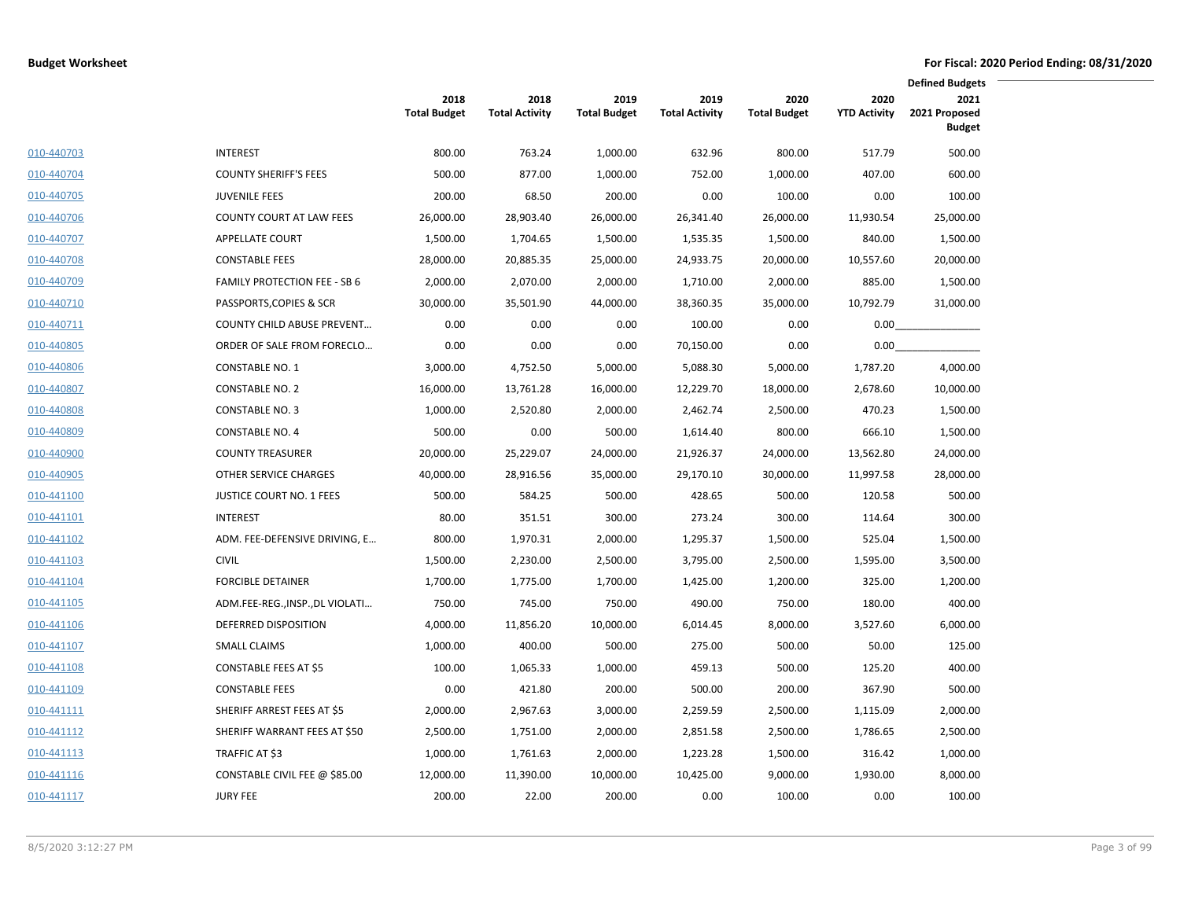**Budget Worksheet**

**For Fiscal: 2020 Period Ending: 08/31/2020**

| | | 2018 Total Budget | 2018 Total Activity | 2019 Total Budget | 2019 Total Activity | 2020 Total Budget | 2020 YTD Activity | Defined Budgets 2021 2021 Proposed Budget |
|---|---|---|---|---|---|---|---|---|
| 010-440703 | INTEREST | 800.00 | 763.24 | 1,000.00 | 632.96 | 800.00 | 517.79 | 500.00 |
| 010-440704 | COUNTY SHERIFF'S FEES | 500.00 | 877.00 | 1,000.00 | 752.00 | 1,000.00 | 407.00 | 600.00 |
| 010-440705 | JUVENILE FEES | 200.00 | 68.50 | 200.00 | 0.00 | 100.00 | 0.00 | 100.00 |
| 010-440706 | COUNTY COURT AT LAW FEES | 26,000.00 | 28,903.40 | 26,000.00 | 26,341.40 | 26,000.00 | 11,930.54 | 25,000.00 |
| 010-440707 | APPELLATE COURT | 1,500.00 | 1,704.65 | 1,500.00 | 1,535.35 | 1,500.00 | 840.00 | 1,500.00 |
| 010-440708 | CONSTABLE FEES | 28,000.00 | 20,885.35 | 25,000.00 | 24,933.75 | 20,000.00 | 10,557.60 | 20,000.00 |
| 010-440709 | FAMILY PROTECTION FEE - SB 6 | 2,000.00 | 2,070.00 | 2,000.00 | 1,710.00 | 2,000.00 | 885.00 | 1,500.00 |
| 010-440710 | PASSPORTS,COPIES & SCR | 30,000.00 | 35,501.90 | 44,000.00 | 38,360.35 | 35,000.00 | 10,792.79 | 31,000.00 |
| 010-440711 | COUNTY CHILD ABUSE PREVENT… | 0.00 | 0.00 | 0.00 | 100.00 | 0.00 | 0.00 | |
| 010-440805 | ORDER OF SALE FROM FORECLO… | 0.00 | 0.00 | 0.00 | 70,150.00 | 0.00 | 0.00 | |
| 010-440806 | CONSTABLE NO. 1 | 3,000.00 | 4,752.50 | 5,000.00 | 5,088.30 | 5,000.00 | 1,787.20 | 4,000.00 |
| 010-440807 | CONSTABLE NO. 2 | 16,000.00 | 13,761.28 | 16,000.00 | 12,229.70 | 18,000.00 | 2,678.60 | 10,000.00 |
| 010-440808 | CONSTABLE NO. 3 | 1,000.00 | 2,520.80 | 2,000.00 | 2,462.74 | 2,500.00 | 470.23 | 1,500.00 |
| 010-440809 | CONSTABLE NO. 4 | 500.00 | 0.00 | 500.00 | 1,614.40 | 800.00 | 666.10 | 1,500.00 |
| 010-440900 | COUNTY TREASURER | 20,000.00 | 25,229.07 | 24,000.00 | 21,926.37 | 24,000.00 | 13,562.80 | 24,000.00 |
| 010-440905 | OTHER SERVICE CHARGES | 40,000.00 | 28,916.56 | 35,000.00 | 29,170.10 | 30,000.00 | 11,997.58 | 28,000.00 |
| 010-441100 | JUSTICE COURT NO. 1 FEES | 500.00 | 584.25 | 500.00 | 428.65 | 500.00 | 120.58 | 500.00 |
| 010-441101 | INTEREST | 80.00 | 351.51 | 300.00 | 273.24 | 300.00 | 114.64 | 300.00 |
| 010-441102 | ADM. FEE-DEFENSIVE DRIVING, E… | 800.00 | 1,970.31 | 2,000.00 | 1,295.37 | 1,500.00 | 525.04 | 1,500.00 |
| 010-441103 | CIVIL | 1,500.00 | 2,230.00 | 2,500.00 | 3,795.00 | 2,500.00 | 1,595.00 | 3,500.00 |
| 010-441104 | FORCIBLE DETAINER | 1,700.00 | 1,775.00 | 1,700.00 | 1,425.00 | 1,200.00 | 325.00 | 1,200.00 |
| 010-441105 | ADM.FEE-REG.,INSP.,DL VIOLATI… | 750.00 | 745.00 | 750.00 | 490.00 | 750.00 | 180.00 | 400.00 |
| 010-441106 | DEFERRED DISPOSITION | 4,000.00 | 11,856.20 | 10,000.00 | 6,014.45 | 8,000.00 | 3,527.60 | 6,000.00 |
| 010-441107 | SMALL CLAIMS | 1,000.00 | 400.00 | 500.00 | 275.00 | 500.00 | 50.00 | 125.00 |
| 010-441108 | CONSTABLE FEES AT $5 | 100.00 | 1,065.33 | 1,000.00 | 459.13 | 500.00 | 125.20 | 400.00 |
| 010-441109 | CONSTABLE FEES | 0.00 | 421.80 | 200.00 | 500.00 | 200.00 | 367.90 | 500.00 |
| 010-441111 | SHERIFF ARREST FEES AT $5 | 2,000.00 | 2,967.63 | 3,000.00 | 2,259.59 | 2,500.00 | 1,115.09 | 2,000.00 |
| 010-441112 | SHERIFF WARRANT FEES AT $50 | 2,500.00 | 1,751.00 | 2,000.00 | 2,851.58 | 2,500.00 | 1,786.65 | 2,500.00 |
| 010-441113 | TRAFFIC AT $3 | 1,000.00 | 1,761.63 | 2,000.00 | 1,223.28 | 1,500.00 | 316.42 | 1,000.00 |
| 010-441116 | CONSTABLE CIVIL FEE @ $85.00 | 12,000.00 | 11,390.00 | 10,000.00 | 10,425.00 | 9,000.00 | 1,930.00 | 8,000.00 |
| 010-441117 | JURY FEE | 200.00 | 22.00 | 200.00 | 0.00 | 100.00 | 0.00 | 100.00 |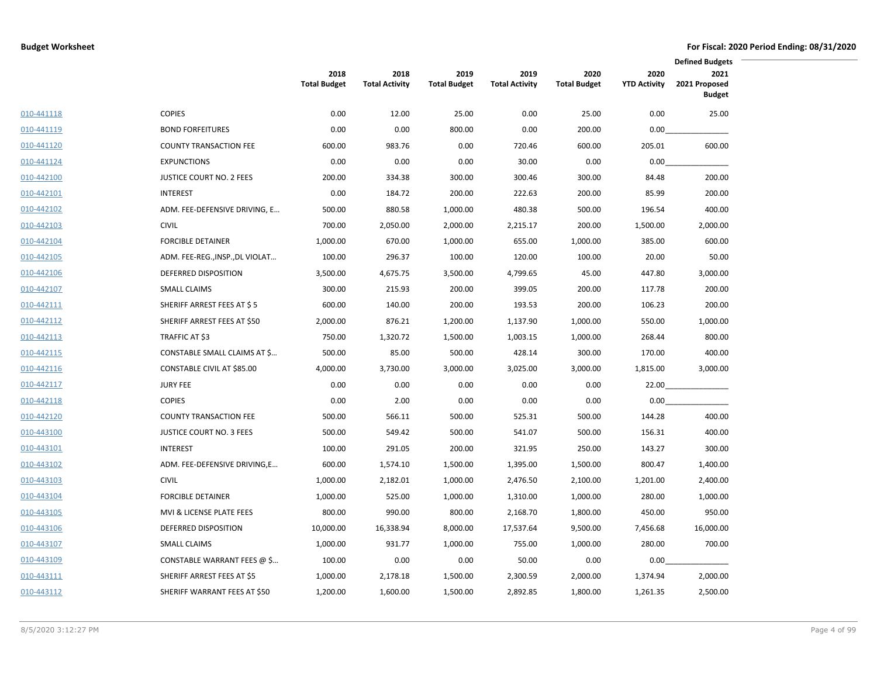**Budget Worksheet**

**For Fiscal: 2020 Period Ending: 08/31/2020**

| | | 2018 Total Budget | 2018 Total Activity | 2019 Total Budget | 2019 Total Activity | 2020 Total Budget | 2020 YTD Activity | Defined Budgets 2021 2021 Proposed Budget |
|---|---|---|---|---|---|---|---|---|
| 010-441118 | COPIES | 0.00 | 12.00 | 25.00 | 0.00 | 25.00 | 0.00 | 25.00 |
| 010-441119 | BOND FORFEITURES | 0.00 | 0.00 | 800.00 | 0.00 | 200.00 | 0.00 | |
| 010-441120 | COUNTY TRANSACTION FEE | 600.00 | 983.76 | 0.00 | 720.46 | 600.00 | 205.01 | 600.00 |
| 010-441124 | EXPUNCTIONS | 0.00 | 0.00 | 0.00 | 30.00 | 0.00 | 0.00 | |
| 010-442100 | JUSTICE COURT NO. 2 FEES | 200.00 | 334.38 | 300.00 | 300.46 | 300.00 | 84.48 | 200.00 |
| 010-442101 | INTEREST | 0.00 | 184.72 | 200.00 | 222.63 | 200.00 | 85.99 | 200.00 |
| 010-442102 | ADM. FEE-DEFENSIVE DRIVING, E... | 500.00 | 880.58 | 1,000.00 | 480.38 | 500.00 | 196.54 | 400.00 |
| 010-442103 | CIVIL | 700.00 | 2,050.00 | 2,000.00 | 2,215.17 | 200.00 | 1,500.00 | 2,000.00 |
| 010-442104 | FORCIBLE DETAINER | 1,000.00 | 670.00 | 1,000.00 | 655.00 | 1,000.00 | 385.00 | 600.00 |
| 010-442105 | ADM. FEE-REG.,INSP.,DL VIOLAT... | 100.00 | 296.37 | 100.00 | 120.00 | 100.00 | 20.00 | 50.00 |
| 010-442106 | DEFERRED DISPOSITION | 3,500.00 | 4,675.75 | 3,500.00 | 4,799.65 | 45.00 | 447.80 | 3,000.00 |
| 010-442107 | SMALL CLAIMS | 300.00 | 215.93 | 200.00 | 399.05 | 200.00 | 117.78 | 200.00 |
| 010-442111 | SHERIFF ARREST FEES AT $ 5 | 600.00 | 140.00 | 200.00 | 193.53 | 200.00 | 106.23 | 200.00 |
| 010-442112 | SHERIFF ARREST FEES AT $50 | 2,000.00 | 876.21 | 1,200.00 | 1,137.90 | 1,000.00 | 550.00 | 1,000.00 |
| 010-442113 | TRAFFIC AT $3 | 750.00 | 1,320.72 | 1,500.00 | 1,003.15 | 1,000.00 | 268.44 | 800.00 |
| 010-442115 | CONSTABLE SMALL CLAIMS AT $... | 500.00 | 85.00 | 500.00 | 428.14 | 300.00 | 170.00 | 400.00 |
| 010-442116 | CONSTABLE CIVIL AT $85.00 | 4,000.00 | 3,730.00 | 3,000.00 | 3,025.00 | 3,000.00 | 1,815.00 | 3,000.00 |
| 010-442117 | JURY FEE | 0.00 | 0.00 | 0.00 | 0.00 | 0.00 | 22.00 | |
| 010-442118 | COPIES | 0.00 | 2.00 | 0.00 | 0.00 | 0.00 | 0.00 | |
| 010-442120 | COUNTY TRANSACTION FEE | 500.00 | 566.11 | 500.00 | 525.31 | 500.00 | 144.28 | 400.00 |
| 010-443100 | JUSTICE COURT NO. 3 FEES | 500.00 | 549.42 | 500.00 | 541.07 | 500.00 | 156.31 | 400.00 |
| 010-443101 | INTEREST | 100.00 | 291.05 | 200.00 | 321.95 | 250.00 | 143.27 | 300.00 |
| 010-443102 | ADM. FEE-DEFENSIVE DRIVING,E... | 600.00 | 1,574.10 | 1,500.00 | 1,395.00 | 1,500.00 | 800.47 | 1,400.00 |
| 010-443103 | CIVIL | 1,000.00 | 2,182.01 | 1,000.00 | 2,476.50 | 2,100.00 | 1,201.00 | 2,400.00 |
| 010-443104 | FORCIBLE DETAINER | 1,000.00 | 525.00 | 1,000.00 | 1,310.00 | 1,000.00 | 280.00 | 1,000.00 |
| 010-443105 | MVI & LICENSE PLATE FEES | 800.00 | 990.00 | 800.00 | 2,168.70 | 1,800.00 | 450.00 | 950.00 |
| 010-443106 | DEFERRED DISPOSITION | 10,000.00 | 16,338.94 | 8,000.00 | 17,537.64 | 9,500.00 | 7,456.68 | 16,000.00 |
| 010-443107 | SMALL CLAIMS | 1,000.00 | 931.77 | 1,000.00 | 755.00 | 1,000.00 | 280.00 | 700.00 |
| 010-443109 | CONSTABLE WARRANT FEES @ $... | 100.00 | 0.00 | 0.00 | 50.00 | 0.00 | 0.00 | |
| 010-443111 | SHERIFF ARREST FEES AT $5 | 1,000.00 | 2,178.18 | 1,500.00 | 2,300.59 | 2,000.00 | 1,374.94 | 2,000.00 |
| 010-443112 | SHERIFF WARRANT FEES AT $50 | 1,200.00 | 1,600.00 | 1,500.00 | 2,892.85 | 1,800.00 | 1,261.35 | 2,500.00 |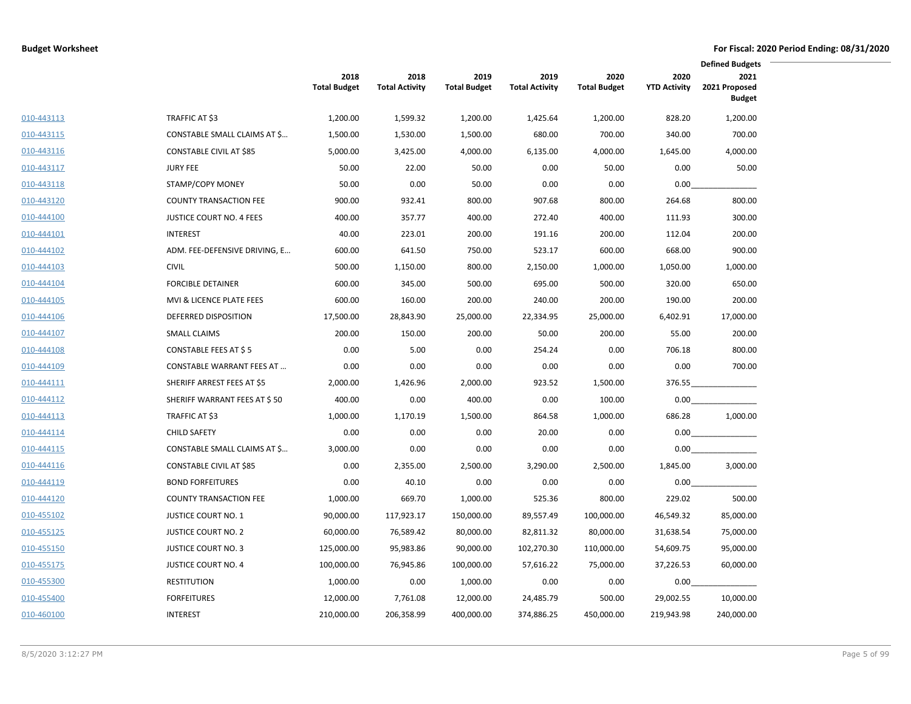**Budget Worksheet** | **For Fiscal: 2020 Period Ending: 08/31/2020**

| | | 2018 Total Budget | 2018 Total Activity | 2019 Total Budget | 2019 Total Activity | 2020 Total Budget | 2020 YTD Activity | Defined Budgets 2021 2021 Proposed Budget |
|---|---|---|---|---|---|---|---|---|
| 010-443113 | TRAFFIC AT $3 | 1,200.00 | 1,599.32 | 1,200.00 | 1,425.64 | 1,200.00 | 828.20 | 1,200.00 |
| 010-443115 | CONSTABLE SMALL CLAIMS AT $… | 1,500.00 | 1,530.00 | 1,500.00 | 680.00 | 700.00 | 340.00 | 700.00 |
| 010-443116 | CONSTABLE CIVIL AT $85 | 5,000.00 | 3,425.00 | 4,000.00 | 6,135.00 | 4,000.00 | 1,645.00 | 4,000.00 |
| 010-443117 | JURY FEE | 50.00 | 22.00 | 50.00 | 0.00 | 50.00 | 0.00 | 50.00 |
| 010-443118 | STAMP/COPY MONEY | 50.00 | 0.00 | 50.00 | 0.00 | 0.00 | 0.00 | |
| 010-443120 | COUNTY TRANSACTION FEE | 900.00 | 932.41 | 800.00 | 907.68 | 800.00 | 264.68 | 800.00 |
| 010-444100 | JUSTICE COURT NO. 4 FEES | 400.00 | 357.77 | 400.00 | 272.40 | 400.00 | 111.93 | 300.00 |
| 010-444101 | INTEREST | 40.00 | 223.01 | 200.00 | 191.16 | 200.00 | 112.04 | 200.00 |
| 010-444102 | ADM. FEE-DEFENSIVE DRIVING, E… | 600.00 | 641.50 | 750.00 | 523.17 | 600.00 | 668.00 | 900.00 |
| 010-444103 | CIVIL | 500.00 | 1,150.00 | 800.00 | 2,150.00 | 1,000.00 | 1,050.00 | 1,000.00 |
| 010-444104 | FORCIBLE DETAINER | 600.00 | 345.00 | 500.00 | 695.00 | 500.00 | 320.00 | 650.00 |
| 010-444105 | MVI & LICENCE PLATE FEES | 600.00 | 160.00 | 200.00 | 240.00 | 200.00 | 190.00 | 200.00 |
| 010-444106 | DEFERRED DISPOSITION | 17,500.00 | 28,843.90 | 25,000.00 | 22,334.95 | 25,000.00 | 6,402.91 | 17,000.00 |
| 010-444107 | SMALL CLAIMS | 200.00 | 150.00 | 200.00 | 50.00 | 200.00 | 55.00 | 200.00 |
| 010-444108 | CONSTABLE FEES AT $ 5 | 0.00 | 5.00 | 0.00 | 254.24 | 0.00 | 706.18 | 800.00 |
| 010-444109 | CONSTABLE WARRANT FEES AT … | 0.00 | 0.00 | 0.00 | 0.00 | 0.00 | 0.00 | 700.00 |
| 010-444111 | SHERIFF ARREST FEES AT $5 | 2,000.00 | 1,426.96 | 2,000.00 | 923.52 | 1,500.00 | 376.55 | |
| 010-444112 | SHERIFF WARRANT FEES AT $ 50 | 400.00 | 0.00 | 400.00 | 0.00 | 100.00 | 0.00 | |
| 010-444113 | TRAFFIC AT $3 | 1,000.00 | 1,170.19 | 1,500.00 | 864.58 | 1,000.00 | 686.28 | 1,000.00 |
| 010-444114 | CHILD SAFETY | 0.00 | 0.00 | 0.00 | 20.00 | 0.00 | 0.00 | |
| 010-444115 | CONSTABLE SMALL CLAIMS AT $… | 3,000.00 | 0.00 | 0.00 | 0.00 | 0.00 | 0.00 | |
| 010-444116 | CONSTABLE CIVIL AT $85 | 0.00 | 2,355.00 | 2,500.00 | 3,290.00 | 2,500.00 | 1,845.00 | 3,000.00 |
| 010-444119 | BOND FORFEITURES | 0.00 | 40.10 | 0.00 | 0.00 | 0.00 | 0.00 | |
| 010-444120 | COUNTY TRANSACTION FEE | 1,000.00 | 669.70 | 1,000.00 | 525.36 | 800.00 | 229.02 | 500.00 |
| 010-455102 | JUSTICE COURT NO. 1 | 90,000.00 | 117,923.17 | 150,000.00 | 89,557.49 | 100,000.00 | 46,549.32 | 85,000.00 |
| 010-455125 | JUSTICE COURT NO. 2 | 60,000.00 | 76,589.42 | 80,000.00 | 82,811.32 | 80,000.00 | 31,638.54 | 75,000.00 |
| 010-455150 | JUSTICE COURT NO. 3 | 125,000.00 | 95,983.86 | 90,000.00 | 102,270.30 | 110,000.00 | 54,609.75 | 95,000.00 |
| 010-455175 | JUSTICE COURT NO. 4 | 100,000.00 | 76,945.86 | 100,000.00 | 57,616.22 | 75,000.00 | 37,226.53 | 60,000.00 |
| 010-455300 | RESTITUTION | 1,000.00 | 0.00 | 1,000.00 | 0.00 | 0.00 | 0.00 | |
| 010-455400 | FORFEITURES | 12,000.00 | 7,761.08 | 12,000.00 | 24,485.79 | 500.00 | 29,002.55 | 10,000.00 |
| 010-460100 | INTEREST | 210,000.00 | 206,358.99 | 400,000.00 | 374,886.25 | 450,000.00 | 219,943.98 | 240,000.00 |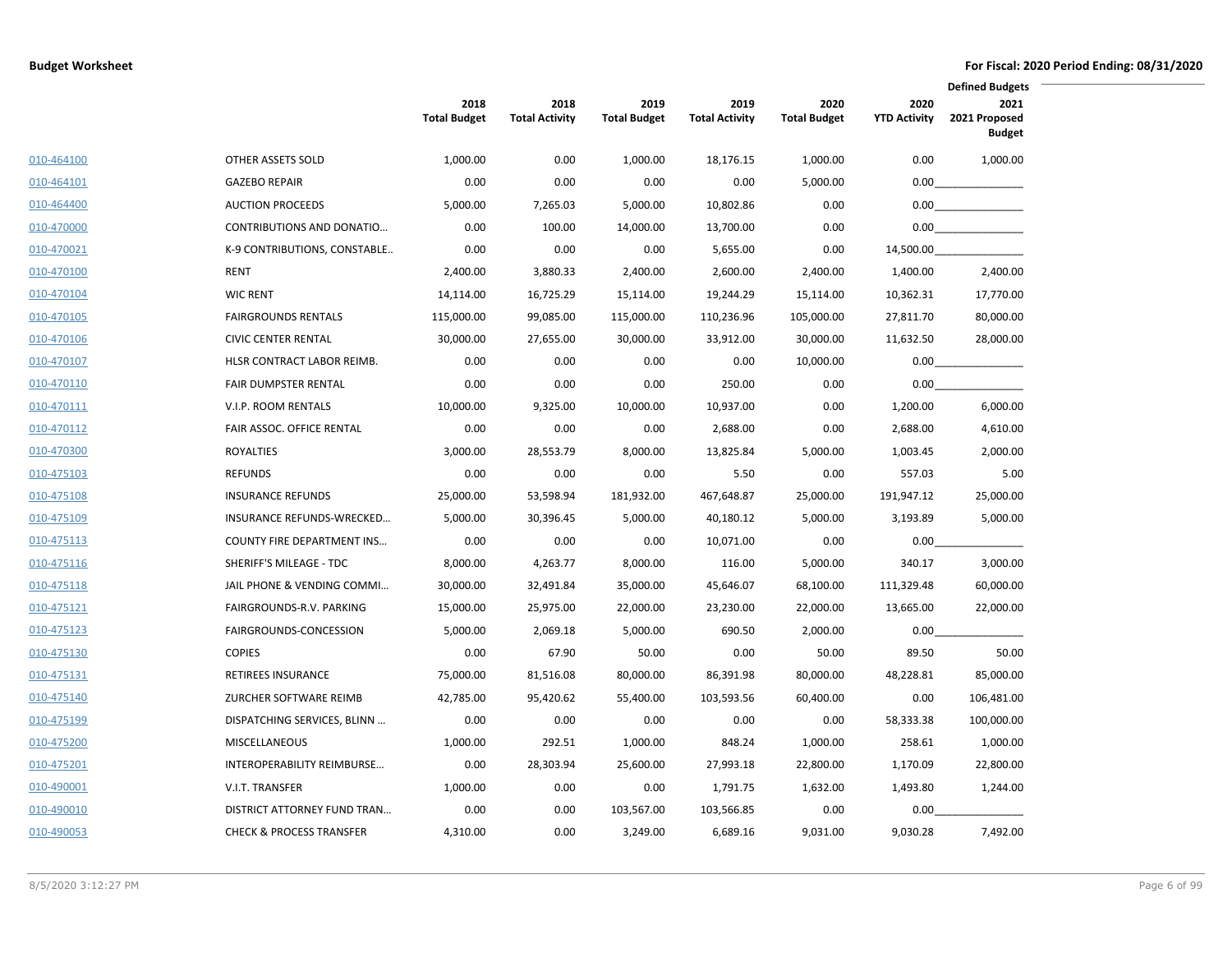**Budget Worksheet**

**For Fiscal: 2020 Period Ending: 08/31/2020**

| | | 2018 Total Budget | 2018 Total Activity | 2019 Total Budget | 2019 Total Activity | 2020 Total Budget | 2020 YTD Activity | Defined Budgets 2021 2021 Proposed Budget |
|---|---|---|---|---|---|---|---|---|
| 010-464100 | OTHER ASSETS SOLD | 1,000.00 | 0.00 | 1,000.00 | 18,176.15 | 1,000.00 | 0.00 | 1,000.00 |
| 010-464101 | GAZEBO REPAIR | 0.00 | 0.00 | 0.00 | 0.00 | 5,000.00 | 0.00 | |
| 010-464400 | AUCTION PROCEEDS | 5,000.00 | 7,265.03 | 5,000.00 | 10,802.86 | 0.00 | 0.00 | |
| 010-470000 | CONTRIBUTIONS AND DONATIO… | 0.00 | 100.00 | 14,000.00 | 13,700.00 | 0.00 | 0.00 | |
| 010-470021 | K-9 CONTRIBUTIONS, CONSTABLE.. | 0.00 | 0.00 | 0.00 | 5,655.00 | 0.00 | 14,500.00 | |
| 010-470100 | RENT | 2,400.00 | 3,880.33 | 2,400.00 | 2,600.00 | 2,400.00 | 1,400.00 | 2,400.00 |
| 010-470104 | WIC RENT | 14,114.00 | 16,725.29 | 15,114.00 | 19,244.29 | 15,114.00 | 10,362.31 | 17,770.00 |
| 010-470105 | FAIRGROUNDS RENTALS | 115,000.00 | 99,085.00 | 115,000.00 | 110,236.96 | 105,000.00 | 27,811.70 | 80,000.00 |
| 010-470106 | CIVIC CENTER RENTAL | 30,000.00 | 27,655.00 | 30,000.00 | 33,912.00 | 30,000.00 | 11,632.50 | 28,000.00 |
| 010-470107 | HLSR CONTRACT LABOR REIMB. | 0.00 | 0.00 | 0.00 | 0.00 | 10,000.00 | 0.00 | |
| 010-470110 | FAIR DUMPSTER RENTAL | 0.00 | 0.00 | 0.00 | 250.00 | 0.00 | 0.00 | |
| 010-470111 | V.I.P. ROOM RENTALS | 10,000.00 | 9,325.00 | 10,000.00 | 10,937.00 | 0.00 | 1,200.00 | 6,000.00 |
| 010-470112 | FAIR ASSOC. OFFICE RENTAL | 0.00 | 0.00 | 0.00 | 2,688.00 | 0.00 | 2,688.00 | 4,610.00 |
| 010-470300 | ROYALTIES | 3,000.00 | 28,553.79 | 8,000.00 | 13,825.84 | 5,000.00 | 1,003.45 | 2,000.00 |
| 010-475103 | REFUNDS | 0.00 | 0.00 | 0.00 | 5.50 | 0.00 | 557.03 | 5.00 |
| 010-475108 | INSURANCE REFUNDS | 25,000.00 | 53,598.94 | 181,932.00 | 467,648.87 | 25,000.00 | 191,947.12 | 25,000.00 |
| 010-475109 | INSURANCE REFUNDS-WRECKED… | 5,000.00 | 30,396.45 | 5,000.00 | 40,180.12 | 5,000.00 | 3,193.89 | 5,000.00 |
| 010-475113 | COUNTY FIRE DEPARTMENT INS… | 0.00 | 0.00 | 0.00 | 10,071.00 | 0.00 | 0.00 | |
| 010-475116 | SHERIFF'S MILEAGE - TDC | 8,000.00 | 4,263.77 | 8,000.00 | 116.00 | 5,000.00 | 340.17 | 3,000.00 |
| 010-475118 | JAIL PHONE & VENDING COMMI… | 30,000.00 | 32,491.84 | 35,000.00 | 45,646.07 | 68,100.00 | 111,329.48 | 60,000.00 |
| 010-475121 | FAIRGROUNDS-R.V. PARKING | 15,000.00 | 25,975.00 | 22,000.00 | 23,230.00 | 22,000.00 | 13,665.00 | 22,000.00 |
| 010-475123 | FAIRGROUNDS-CONCESSION | 5,000.00 | 2,069.18 | 5,000.00 | 690.50 | 2,000.00 | 0.00 | |
| 010-475130 | COPIES | 0.00 | 67.90 | 50.00 | 0.00 | 50.00 | 89.50 | 50.00 |
| 010-475131 | RETIREES INSURANCE | 75,000.00 | 81,516.08 | 80,000.00 | 86,391.98 | 80,000.00 | 48,228.81 | 85,000.00 |
| 010-475140 | ZURCHER SOFTWARE REIMB | 42,785.00 | 95,420.62 | 55,400.00 | 103,593.56 | 60,400.00 | 0.00 | 106,481.00 |
| 010-475199 | DISPATCHING SERVICES, BLINN … | 0.00 | 0.00 | 0.00 | 0.00 | 0.00 | 58,333.38 | 100,000.00 |
| 010-475200 | MISCELLANEOUS | 1,000.00 | 292.51 | 1,000.00 | 848.24 | 1,000.00 | 258.61 | 1,000.00 |
| 010-475201 | INTEROPERABILITY REIMBURSE… | 0.00 | 28,303.94 | 25,600.00 | 27,993.18 | 22,800.00 | 1,170.09 | 22,800.00 |
| 010-490001 | V.I.T. TRANSFER | 1,000.00 | 0.00 | 0.00 | 1,791.75 | 1,632.00 | 1,493.80 | 1,244.00 |
| 010-490010 | DISTRICT ATTORNEY FUND TRAN… | 0.00 | 0.00 | 103,567.00 | 103,566.85 | 0.00 | 0.00 | |
| 010-490053 | CHECK & PROCESS TRANSFER | 4,310.00 | 0.00 | 3,249.00 | 6,689.16 | 9,031.00 | 9,030.28 | 7,492.00 |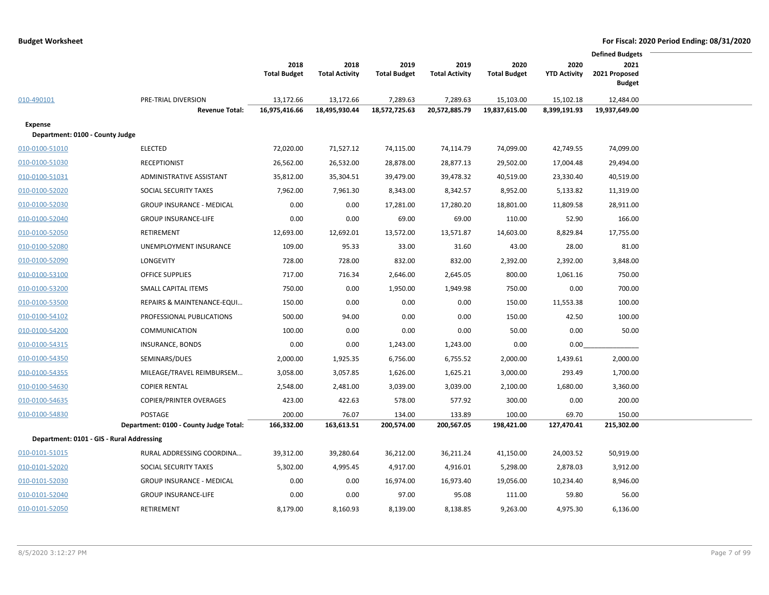**Budget Worksheet** — For Fiscal: 2020 Period Ending: 08/31/2020

| | | 2018 Total Budget | 2018 Total Activity | 2019 Total Budget | 2019 Total Activity | 2020 Total Budget | 2020 YTD Activity | Defined Budgets 2021 2021 Proposed Budget |
|---|---|---|---|---|---|---|---|---|
| 010-490101 | PRE-TRIAL DIVERSION | 13,172.66 | 13,172.66 | 7,289.63 | 7,289.63 | 15,103.00 | 15,102.18 | 12,484.00 |
| | **Revenue Total:** | **16,975,416.66** | **18,495,930.44** | **18,572,725.63** | **20,572,885.79** | **19,837,615.00** | **8,399,191.93** | **19,937,649.00** |
| **Expense** | | | | | | | | |
| **Department: 0100 - County Judge** | | | | | | | | |
| 010-0100-51010 | ELECTED | 72,020.00 | 71,527.12 | 74,115.00 | 74,114.79 | 74,099.00 | 42,749.55 | 74,099.00 |
| 010-0100-51030 | RECEPTIONIST | 26,562.00 | 26,532.00 | 28,878.00 | 28,877.13 | 29,502.00 | 17,004.48 | 29,494.00 |
| 010-0100-51031 | ADMINISTRATIVE ASSISTANT | 35,812.00 | 35,304.51 | 39,479.00 | 39,478.32 | 40,519.00 | 23,330.40 | 40,519.00 |
| 010-0100-52020 | SOCIAL SECURITY TAXES | 7,962.00 | 7,961.30 | 8,343.00 | 8,342.57 | 8,952.00 | 5,133.82 | 11,319.00 |
| 010-0100-52030 | GROUP INSURANCE - MEDICAL | 0.00 | 0.00 | 17,281.00 | 17,280.20 | 18,801.00 | 11,809.58 | 28,911.00 |
| 010-0100-52040 | GROUP INSURANCE-LIFE | 0.00 | 0.00 | 69.00 | 69.00 | 110.00 | 52.90 | 166.00 |
| 010-0100-52050 | RETIREMENT | 12,693.00 | 12,692.01 | 13,572.00 | 13,571.87 | 14,603.00 | 8,829.84 | 17,755.00 |
| 010-0100-52080 | UNEMPLOYMENT INSURANCE | 109.00 | 95.33 | 33.00 | 31.60 | 43.00 | 28.00 | 81.00 |
| 010-0100-52090 | LONGEVITY | 728.00 | 728.00 | 832.00 | 832.00 | 2,392.00 | 2,392.00 | 3,848.00 |
| 010-0100-53100 | OFFICE SUPPLIES | 717.00 | 716.34 | 2,646.00 | 2,645.05 | 800.00 | 1,061.16 | 750.00 |
| 010-0100-53200 | SMALL CAPITAL ITEMS | 750.00 | 0.00 | 1,950.00 | 1,949.98 | 750.00 | 0.00 | 700.00 |
| 010-0100-53500 | REPAIRS & MAINTENANCE-EQUI… | 150.00 | 0.00 | 0.00 | 0.00 | 150.00 | 11,553.38 | 100.00 |
| 010-0100-54102 | PROFESSIONAL PUBLICATIONS | 500.00 | 94.00 | 0.00 | 0.00 | 150.00 | 42.50 | 100.00 |
| 010-0100-54200 | COMMUNICATION | 100.00 | 0.00 | 0.00 | 0.00 | 50.00 | 0.00 | 50.00 |
| 010-0100-54315 | INSURANCE, BONDS | 0.00 | 0.00 | 1,243.00 | 1,243.00 | 0.00 | 0.00 | |
| 010-0100-54350 | SEMINARS/DUES | 2,000.00 | 1,925.35 | 6,756.00 | 6,755.52 | 2,000.00 | 1,439.61 | 2,000.00 |
| 010-0100-54355 | MILEAGE/TRAVEL REIMBURSEM… | 3,058.00 | 3,057.85 | 1,626.00 | 1,625.21 | 3,000.00 | 293.49 | 1,700.00 |
| 010-0100-54630 | COPIER RENTAL | 2,548.00 | 2,481.00 | 3,039.00 | 3,039.00 | 2,100.00 | 1,680.00 | 3,360.00 |
| 010-0100-54635 | COPIER/PRINTER OVERAGES | 423.00 | 422.63 | 578.00 | 577.92 | 300.00 | 0.00 | 200.00 |
| 010-0100-54830 | POSTAGE | 200.00 | 76.07 | 134.00 | 133.89 | 100.00 | 69.70 | 150.00 |
| | **Department: 0100 - County Judge Total:** | **166,332.00** | **163,613.51** | **200,574.00** | **200,567.05** | **198,421.00** | **127,470.41** | **215,302.00** |
| **Department: 0101 - GIS - Rural Addressing** | | | | | | | | |
| 010-0101-51015 | RURAL ADDRESSING COORDINA… | 39,312.00 | 39,280.64 | 36,212.00 | 36,211.24 | 41,150.00 | 24,003.52 | 50,919.00 |
| 010-0101-52020 | SOCIAL SECURITY TAXES | 5,302.00 | 4,995.45 | 4,917.00 | 4,916.01 | 5,298.00 | 2,878.03 | 3,912.00 |
| 010-0101-52030 | GROUP INSURANCE - MEDICAL | 0.00 | 0.00 | 16,974.00 | 16,973.40 | 19,056.00 | 10,234.40 | 8,946.00 |
| 010-0101-52040 | GROUP INSURANCE-LIFE | 0.00 | 0.00 | 97.00 | 95.08 | 111.00 | 59.80 | 56.00 |
| 010-0101-52050 | RETIREMENT | 8,179.00 | 8,160.93 | 8,139.00 | 8,138.85 | 9,263.00 | 4,975.30 | 6,136.00 |

8/5/2020 3:12:27 PM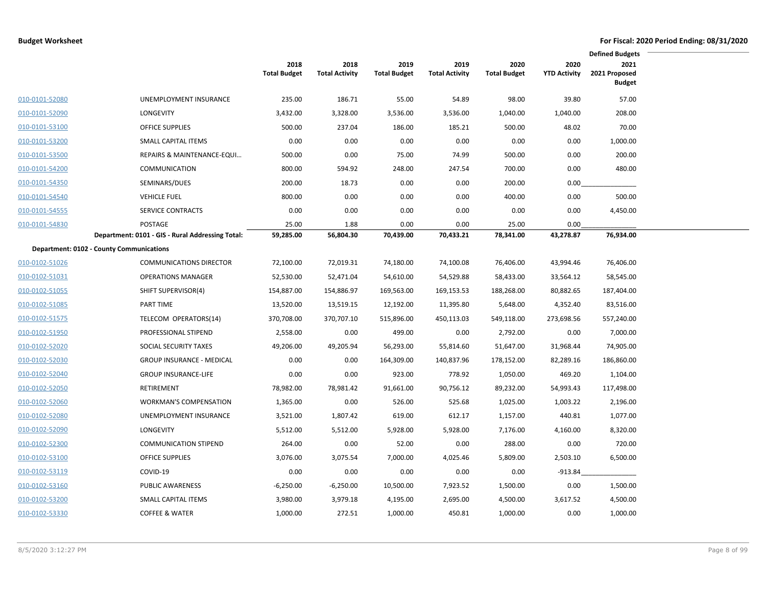**Budget Worksheet**

**For Fiscal: 2020 Period Ending: 08/31/2020**

| | | 2018 Total Budget | 2018 Total Activity | 2019 Total Budget | 2019 Total Activity | 2020 Total Budget | 2020 YTD Activity | Defined Budgets 2021 2021 Proposed Budget |
|---|---|---|---|---|---|---|---|---|
| 010-0101-52080 | UNEMPLOYMENT INSURANCE | 235.00 | 186.71 | 55.00 | 54.89 | 98.00 | 39.80 | 57.00 |
| 010-0101-52090 | LONGEVITY | 3,432.00 | 3,328.00 | 3,536.00 | 3,536.00 | 1,040.00 | 1,040.00 | 208.00 |
| 010-0101-53100 | OFFICE SUPPLIES | 500.00 | 237.04 | 186.00 | 185.21 | 500.00 | 48.02 | 70.00 |
| 010-0101-53200 | SMALL CAPITAL ITEMS | 0.00 | 0.00 | 0.00 | 0.00 | 0.00 | 0.00 | 1,000.00 |
| 010-0101-53500 | REPAIRS & MAINTENANCE-EQUI... | 500.00 | 0.00 | 75.00 | 74.99 | 500.00 | 0.00 | 200.00 |
| 010-0101-54200 | COMMUNICATION | 800.00 | 594.92 | 248.00 | 247.54 | 700.00 | 0.00 | 480.00 |
| 010-0101-54350 | SEMINARS/DUES | 200.00 | 18.73 | 0.00 | 0.00 | 200.00 | 0.00 | |
| 010-0101-54540 | VEHICLE FUEL | 800.00 | 0.00 | 0.00 | 0.00 | 400.00 | 0.00 | 500.00 |
| 010-0101-54555 | SERVICE CONTRACTS | 0.00 | 0.00 | 0.00 | 0.00 | 0.00 | 0.00 | 4,450.00 |
| 010-0101-54830 | POSTAGE | 25.00 | 1.88 | 0.00 | 0.00 | 25.00 | 0.00 | |
| | **Department: 0101 - GIS - Rural Addressing Total:** | **59,285.00** | **56,804.30** | **70,439.00** | **70,433.21** | **78,341.00** | **43,278.87** | **76,934.00** |
| **Department: 0102 - County Communications** | | | | | | | | |
| 010-0102-51026 | COMMUNICATIONS DIRECTOR | 72,100.00 | 72,019.31 | 74,180.00 | 74,100.08 | 76,406.00 | 43,994.46 | 76,406.00 |
| 010-0102-51031 | OPERATIONS MANAGER | 52,530.00 | 52,471.04 | 54,610.00 | 54,529.88 | 58,433.00 | 33,564.12 | 58,545.00 |
| 010-0102-51055 | SHIFT SUPERVISOR(4) | 154,887.00 | 154,886.97 | 169,563.00 | 169,153.53 | 188,268.00 | 80,882.65 | 187,404.00 |
| 010-0102-51085 | PART TIME | 13,520.00 | 13,519.15 | 12,192.00 | 11,395.80 | 5,648.00 | 4,352.40 | 83,516.00 |
| 010-0102-51575 | TELECOM OPERATORS(14) | 370,708.00 | 370,707.10 | 515,896.00 | 450,113.03 | 549,118.00 | 273,698.56 | 557,240.00 |
| 010-0102-51950 | PROFESSIONAL STIPEND | 2,558.00 | 0.00 | 499.00 | 0.00 | 2,792.00 | 0.00 | 7,000.00 |
| 010-0102-52020 | SOCIAL SECURITY TAXES | 49,206.00 | 49,205.94 | 56,293.00 | 55,814.60 | 51,647.00 | 31,968.44 | 74,905.00 |
| 010-0102-52030 | GROUP INSURANCE - MEDICAL | 0.00 | 0.00 | 164,309.00 | 140,837.96 | 178,152.00 | 82,289.16 | 186,860.00 |
| 010-0102-52040 | GROUP INSURANCE-LIFE | 0.00 | 0.00 | 923.00 | 778.92 | 1,050.00 | 469.20 | 1,104.00 |
| 010-0102-52050 | RETIREMENT | 78,982.00 | 78,981.42 | 91,661.00 | 90,756.12 | 89,232.00 | 54,993.43 | 117,498.00 |
| 010-0102-52060 | WORKMAN'S COMPENSATION | 1,365.00 | 0.00 | 526.00 | 525.68 | 1,025.00 | 1,003.22 | 2,196.00 |
| 010-0102-52080 | UNEMPLOYMENT INSURANCE | 3,521.00 | 1,807.42 | 619.00 | 612.17 | 1,157.00 | 440.81 | 1,077.00 |
| 010-0102-52090 | LONGEVITY | 5,512.00 | 5,512.00 | 5,928.00 | 5,928.00 | 7,176.00 | 4,160.00 | 8,320.00 |
| 010-0102-52300 | COMMUNICATION STIPEND | 264.00 | 0.00 | 52.00 | 0.00 | 288.00 | 0.00 | 720.00 |
| 010-0102-53100 | OFFICE SUPPLIES | 3,076.00 | 3,075.54 | 7,000.00 | 4,025.46 | 5,809.00 | 2,503.10 | 6,500.00 |
| 010-0102-53119 | COVID-19 | 0.00 | 0.00 | 0.00 | 0.00 | 0.00 | -913.84 | |
| 010-0102-53160 | PUBLIC AWARENESS | -6,250.00 | -6,250.00 | 10,500.00 | 7,923.52 | 1,500.00 | 0.00 | 1,500.00 |
| 010-0102-53200 | SMALL CAPITAL ITEMS | 3,980.00 | 3,979.18 | 4,195.00 | 2,695.00 | 4,500.00 | 3,617.52 | 4,500.00 |
| 010-0102-53330 | COFFEE & WATER | 1,000.00 | 272.51 | 1,000.00 | 450.81 | 1,000.00 | 0.00 | 1,000.00 |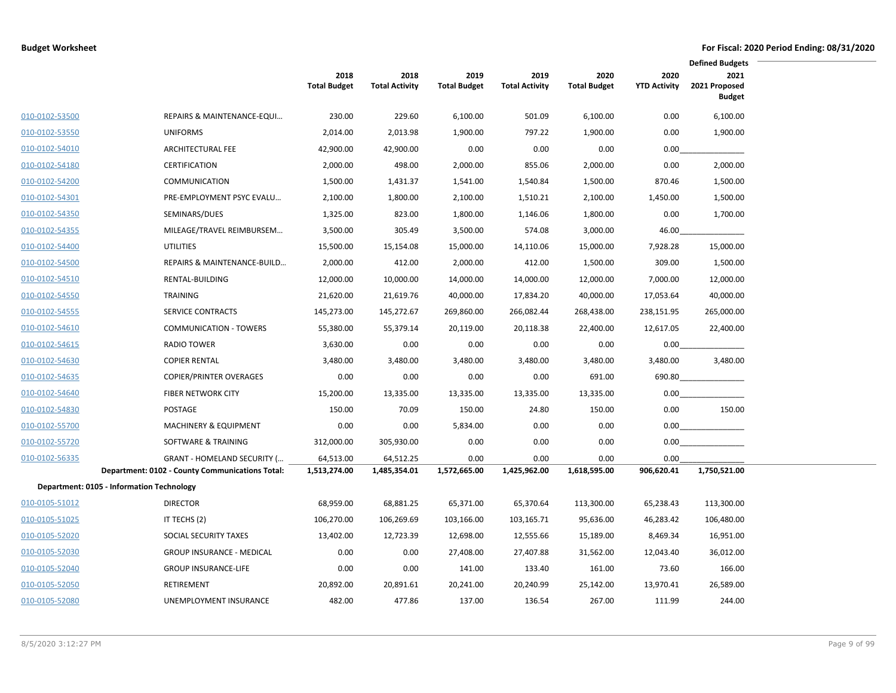**Budget Worksheet** | **For Fiscal: 2020 Period Ending: 08/31/2020**

| | | 2018 Total Budget | 2018 Total Activity | 2019 Total Budget | 2019 Total Activity | 2020 Total Budget | 2020 YTD Activity | Defined Budgets 2021 2021 Proposed Budget |
|---|---|---|---|---|---|---|---|---|
| 010-0102-53500 | REPAIRS & MAINTENANCE-EQUI… | 230.00 | 229.60 | 6,100.00 | 501.09 | 6,100.00 | 0.00 | 6,100.00 |
| 010-0102-53550 | UNIFORMS | 2,014.00 | 2,013.98 | 1,900.00 | 797.22 | 1,900.00 | 0.00 | 1,900.00 |
| 010-0102-54010 | ARCHITECTURAL FEE | 42,900.00 | 42,900.00 | 0.00 | 0.00 | 0.00 | 0.00 | |
| 010-0102-54180 | CERTIFICATION | 2,000.00 | 498.00 | 2,000.00 | 855.06 | 2,000.00 | 0.00 | 2,000.00 |
| 010-0102-54200 | COMMUNICATION | 1,500.00 | 1,431.37 | 1,541.00 | 1,540.84 | 1,500.00 | 870.46 | 1,500.00 |
| 010-0102-54301 | PRE-EMPLOYMENT PSYC EVALU… | 2,100.00 | 1,800.00 | 2,100.00 | 1,510.21 | 2,100.00 | 1,450.00 | 1,500.00 |
| 010-0102-54350 | SEMINARS/DUES | 1,325.00 | 823.00 | 1,800.00 | 1,146.06 | 1,800.00 | 0.00 | 1,700.00 |
| 010-0102-54355 | MILEAGE/TRAVEL REIMBURSEM… | 3,500.00 | 305.49 | 3,500.00 | 574.08 | 3,000.00 | 46.00 | |
| 010-0102-54400 | UTILITIES | 15,500.00 | 15,154.08 | 15,000.00 | 14,110.06 | 15,000.00 | 7,928.28 | 15,000.00 |
| 010-0102-54500 | REPAIRS & MAINTENANCE-BUILD… | 2,000.00 | 412.00 | 2,000.00 | 412.00 | 1,500.00 | 309.00 | 1,500.00 |
| 010-0102-54510 | RENTAL-BUILDING | 12,000.00 | 10,000.00 | 14,000.00 | 14,000.00 | 12,000.00 | 7,000.00 | 12,000.00 |
| 010-0102-54550 | TRAINING | 21,620.00 | 21,619.76 | 40,000.00 | 17,834.20 | 40,000.00 | 17,053.64 | 40,000.00 |
| 010-0102-54555 | SERVICE CONTRACTS | 145,273.00 | 145,272.67 | 269,860.00 | 266,082.44 | 268,438.00 | 238,151.95 | 265,000.00 |
| 010-0102-54610 | COMMUNICATION - TOWERS | 55,380.00 | 55,379.14 | 20,119.00 | 20,118.38 | 22,400.00 | 12,617.05 | 22,400.00 |
| 010-0102-54615 | RADIO TOWER | 3,630.00 | 0.00 | 0.00 | 0.00 | 0.00 | 0.00 | |
| 010-0102-54630 | COPIER RENTAL | 3,480.00 | 3,480.00 | 3,480.00 | 3,480.00 | 3,480.00 | 3,480.00 | 3,480.00 |
| 010-0102-54635 | COPIER/PRINTER OVERAGES | 0.00 | 0.00 | 0.00 | 0.00 | 691.00 | 690.80 | |
| 010-0102-54640 | FIBER NETWORK CITY | 15,200.00 | 13,335.00 | 13,335.00 | 13,335.00 | 13,335.00 | 0.00 | |
| 010-0102-54830 | POSTAGE | 150.00 | 70.09 | 150.00 | 24.80 | 150.00 | 0.00 | 150.00 |
| 010-0102-55700 | MACHINERY & EQUIPMENT | 0.00 | 0.00 | 5,834.00 | 0.00 | 0.00 | 0.00 | |
| 010-0102-55720 | SOFTWARE & TRAINING | 312,000.00 | 305,930.00 | 0.00 | 0.00 | 0.00 | 0.00 | |
| 010-0102-56335 | GRANT - HOMELAND SECURITY (… | 64,513.00 | 64,512.25 | 0.00 | 0.00 | 0.00 | 0.00 | |
| | **Department: 0102 - County Communications Total:** | **1,513,274.00** | **1,485,354.01** | **1,572,665.00** | **1,425,962.00** | **1,618,595.00** | **906,620.41** | **1,750,521.00** |
| **Department: 0105 - Information Technology** | | | | | | | | |
| 010-0105-51012 | DIRECTOR | 68,959.00 | 68,881.25 | 65,371.00 | 65,370.64 | 113,300.00 | 65,238.43 | 113,300.00 |
| 010-0105-51025 | IT TECHS (2) | 106,270.00 | 106,269.69 | 103,166.00 | 103,165.71 | 95,636.00 | 46,283.42 | 106,480.00 |
| 010-0105-52020 | SOCIAL SECURITY TAXES | 13,402.00 | 12,723.39 | 12,698.00 | 12,555.66 | 15,189.00 | 8,469.34 | 16,951.00 |
| 010-0105-52030 | GROUP INSURANCE - MEDICAL | 0.00 | 0.00 | 27,408.00 | 27,407.88 | 31,562.00 | 12,043.40 | 36,012.00 |
| 010-0105-52040 | GROUP INSURANCE-LIFE | 0.00 | 0.00 | 141.00 | 133.40 | 161.00 | 73.60 | 166.00 |
| 010-0105-52050 | RETIREMENT | 20,892.00 | 20,891.61 | 20,241.00 | 20,240.99 | 25,142.00 | 13,970.41 | 26,589.00 |
| 010-0105-52080 | UNEMPLOYMENT INSURANCE | 482.00 | 477.86 | 137.00 | 136.54 | 267.00 | 111.99 | 244.00 |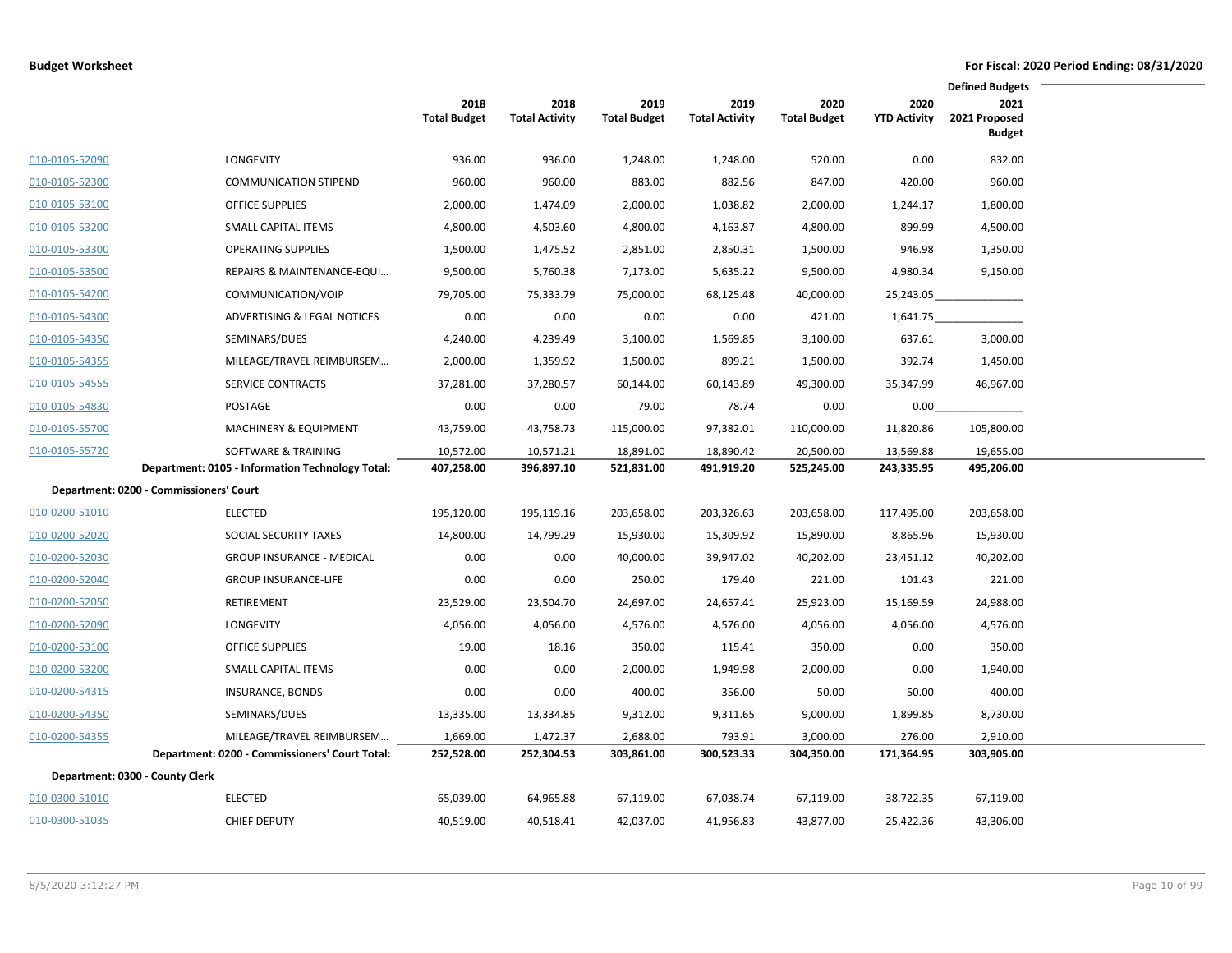**Budget Worksheet** — For Fiscal: 2020 Period Ending: 08/31/2020

| | | 2018 Total Budget | 2018 Total Activity | 2019 Total Budget | 2019 Total Activity | 2020 Total Budget | 2020 YTD Activity | Defined Budgets 2021 2021 Proposed Budget |
|---|---|---|---|---|---|---|---|---|
| 010-0105-52090 | LONGEVITY | 936.00 | 936.00 | 1,248.00 | 1,248.00 | 520.00 | 0.00 | 832.00 |
| 010-0105-52300 | COMMUNICATION STIPEND | 960.00 | 960.00 | 883.00 | 882.56 | 847.00 | 420.00 | 960.00 |
| 010-0105-53100 | OFFICE SUPPLIES | 2,000.00 | 1,474.09 | 2,000.00 | 1,038.82 | 2,000.00 | 1,244.17 | 1,800.00 |
| 010-0105-53200 | SMALL CAPITAL ITEMS | 4,800.00 | 4,503.60 | 4,800.00 | 4,163.87 | 4,800.00 | 899.99 | 4,500.00 |
| 010-0105-53300 | OPERATING SUPPLIES | 1,500.00 | 1,475.52 | 2,851.00 | 2,850.31 | 1,500.00 | 946.98 | 1,350.00 |
| 010-0105-53500 | REPAIRS & MAINTENANCE-EQUI… | 9,500.00 | 5,760.38 | 7,173.00 | 5,635.22 | 9,500.00 | 4,980.34 | 9,150.00 |
| 010-0105-54200 | COMMUNICATION/VOIP | 79,705.00 | 75,333.79 | 75,000.00 | 68,125.48 | 40,000.00 | 25,243.05 | |
| 010-0105-54300 | ADVERTISING & LEGAL NOTICES | 0.00 | 0.00 | 0.00 | 0.00 | 421.00 | 1,641.75 | |
| 010-0105-54350 | SEMINARS/DUES | 4,240.00 | 4,239.49 | 3,100.00 | 1,569.85 | 3,100.00 | 637.61 | 3,000.00 |
| 010-0105-54355 | MILEAGE/TRAVEL REIMBURSEM… | 2,000.00 | 1,359.92 | 1,500.00 | 899.21 | 1,500.00 | 392.74 | 1,450.00 |
| 010-0105-54555 | SERVICE CONTRACTS | 37,281.00 | 37,280.57 | 60,144.00 | 60,143.89 | 49,300.00 | 35,347.99 | 46,967.00 |
| 010-0105-54830 | POSTAGE | 0.00 | 0.00 | 79.00 | 78.74 | 0.00 | 0.00 | |
| 010-0105-55700 | MACHINERY & EQUIPMENT | 43,759.00 | 43,758.73 | 115,000.00 | 97,382.01 | 110,000.00 | 11,820.86 | 105,800.00 |
| 010-0105-55720 | SOFTWARE & TRAINING | 10,572.00 | 10,571.21 | 18,891.00 | 18,890.42 | 20,500.00 | 13,569.88 | 19,655.00 |
| | **Department: 0105 - Information Technology Total:** | **407,258.00** | **396,897.10** | **521,831.00** | **491,919.20** | **525,245.00** | **243,335.95** | **495,206.00** |
| **Department: 0200 - Commissioners' Court** | | | | | | | | |
| 010-0200-51010 | ELECTED | 195,120.00 | 195,119.16 | 203,658.00 | 203,326.63 | 203,658.00 | 117,495.00 | 203,658.00 |
| 010-0200-52020 | SOCIAL SECURITY TAXES | 14,800.00 | 14,799.29 | 15,930.00 | 15,309.92 | 15,890.00 | 8,865.96 | 15,930.00 |
| 010-0200-52030 | GROUP INSURANCE - MEDICAL | 0.00 | 0.00 | 40,000.00 | 39,947.02 | 40,202.00 | 23,451.12 | 40,202.00 |
| 010-0200-52040 | GROUP INSURANCE-LIFE | 0.00 | 0.00 | 250.00 | 179.40 | 221.00 | 101.43 | 221.00 |
| 010-0200-52050 | RETIREMENT | 23,529.00 | 23,504.70 | 24,697.00 | 24,657.41 | 25,923.00 | 15,169.59 | 24,988.00 |
| 010-0200-52090 | LONGEVITY | 4,056.00 | 4,056.00 | 4,576.00 | 4,576.00 | 4,056.00 | 4,056.00 | 4,576.00 |
| 010-0200-53100 | OFFICE SUPPLIES | 19.00 | 18.16 | 350.00 | 115.41 | 350.00 | 0.00 | 350.00 |
| 010-0200-53200 | SMALL CAPITAL ITEMS | 0.00 | 0.00 | 2,000.00 | 1,949.98 | 2,000.00 | 0.00 | 1,940.00 |
| 010-0200-54315 | INSURANCE, BONDS | 0.00 | 0.00 | 400.00 | 356.00 | 50.00 | 50.00 | 400.00 |
| 010-0200-54350 | SEMINARS/DUES | 13,335.00 | 13,334.85 | 9,312.00 | 9,311.65 | 9,000.00 | 1,899.85 | 8,730.00 |
| 010-0200-54355 | MILEAGE/TRAVEL REIMBURSEM… | 1,669.00 | 1,472.37 | 2,688.00 | 793.91 | 3,000.00 | 276.00 | 2,910.00 |
| | **Department: 0200 - Commissioners' Court Total:** | **252,528.00** | **252,304.53** | **303,861.00** | **300,523.33** | **304,350.00** | **171,364.95** | **303,905.00** |
| **Department: 0300 - County Clerk** | | | | | | | | |
| 010-0300-51010 | ELECTED | 65,039.00 | 64,965.88 | 67,119.00 | 67,038.74 | 67,119.00 | 38,722.35 | 67,119.00 |
| 010-0300-51035 | CHIEF DEPUTY | 40,519.00 | 40,518.41 | 42,037.00 | 41,956.83 | 43,877.00 | 25,422.36 | 43,306.00 |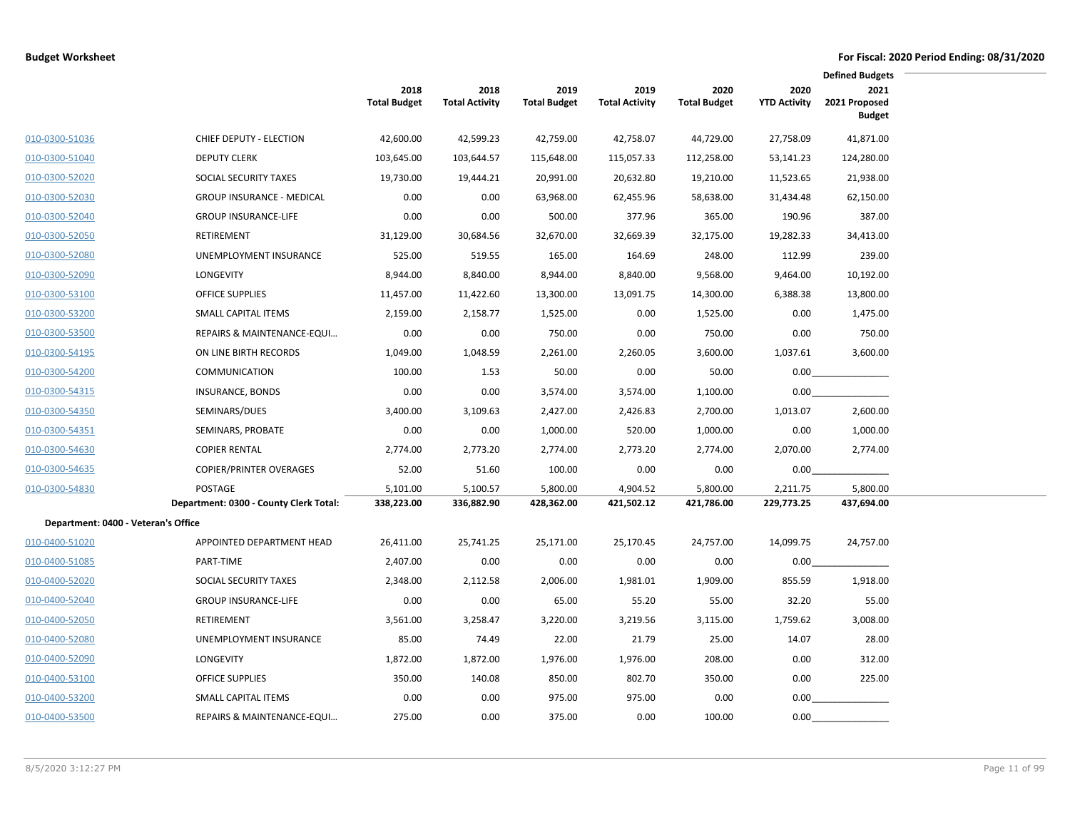**Budget Worksheet** — **For Fiscal: 2020 Period Ending: 08/31/2020**

| | | 2018 Total Budget | 2018 Total Activity | 2019 Total Budget | 2019 Total Activity | 2020 Total Budget | 2020 YTD Activity | Defined Budgets 2021 2021 Proposed Budget |
|---|---|---|---|---|---|---|---|---|
| 010-0300-51036 | CHIEF DEPUTY - ELECTION | 42,600.00 | 42,599.23 | 42,759.00 | 42,758.07 | 44,729.00 | 27,758.09 | 41,871.00 |
| 010-0300-51040 | DEPUTY CLERK | 103,645.00 | 103,644.57 | 115,648.00 | 115,057.33 | 112,258.00 | 53,141.23 | 124,280.00 |
| 010-0300-52020 | SOCIAL SECURITY TAXES | 19,730.00 | 19,444.21 | 20,991.00 | 20,632.80 | 19,210.00 | 11,523.65 | 21,938.00 |
| 010-0300-52030 | GROUP INSURANCE - MEDICAL | 0.00 | 0.00 | 63,968.00 | 62,455.96 | 58,638.00 | 31,434.48 | 62,150.00 |
| 010-0300-52040 | GROUP INSURANCE-LIFE | 0.00 | 0.00 | 500.00 | 377.96 | 365.00 | 190.96 | 387.00 |
| 010-0300-52050 | RETIREMENT | 31,129.00 | 30,684.56 | 32,670.00 | 32,669.39 | 32,175.00 | 19,282.33 | 34,413.00 |
| 010-0300-52080 | UNEMPLOYMENT INSURANCE | 525.00 | 519.55 | 165.00 | 164.69 | 248.00 | 112.99 | 239.00 |
| 010-0300-52090 | LONGEVITY | 8,944.00 | 8,840.00 | 8,944.00 | 8,840.00 | 9,568.00 | 9,464.00 | 10,192.00 |
| 010-0300-53100 | OFFICE SUPPLIES | 11,457.00 | 11,422.60 | 13,300.00 | 13,091.75 | 14,300.00 | 6,388.38 | 13,800.00 |
| 010-0300-53200 | SMALL CAPITAL ITEMS | 2,159.00 | 2,158.77 | 1,525.00 | 0.00 | 1,525.00 | 0.00 | 1,475.00 |
| 010-0300-53500 | REPAIRS & MAINTENANCE-EQUI… | 0.00 | 0.00 | 750.00 | 0.00 | 750.00 | 0.00 | 750.00 |
| 010-0300-54195 | ON LINE BIRTH RECORDS | 1,049.00 | 1,048.59 | 2,261.00 | 2,260.05 | 3,600.00 | 1,037.61 | 3,600.00 |
| 010-0300-54200 | COMMUNICATION | 100.00 | 1.53 | 50.00 | 0.00 | 50.00 | 0.00 | |
| 010-0300-54315 | INSURANCE, BONDS | 0.00 | 0.00 | 3,574.00 | 3,574.00 | 1,100.00 | 0.00 | |
| 010-0300-54350 | SEMINARS/DUES | 3,400.00 | 3,109.63 | 2,427.00 | 2,426.83 | 2,700.00 | 1,013.07 | 2,600.00 |
| 010-0300-54351 | SEMINARS, PROBATE | 0.00 | 0.00 | 1,000.00 | 520.00 | 1,000.00 | 0.00 | 1,000.00 |
| 010-0300-54630 | COPIER RENTAL | 2,774.00 | 2,773.20 | 2,774.00 | 2,773.20 | 2,774.00 | 2,070.00 | 2,774.00 |
| 010-0300-54635 | COPIER/PRINTER OVERAGES | 52.00 | 51.60 | 100.00 | 0.00 | 0.00 | 0.00 | |
| 010-0300-54830 | POSTAGE | 5,101.00 | 5,100.57 | 5,800.00 | 4,904.52 | 5,800.00 | 2,211.75 | 5,800.00 |
| | **Department: 0300 - County Clerk Total:** | **338,223.00** | **336,882.90** | **428,362.00** | **421,502.12** | **421,786.00** | **229,773.25** | **437,694.00** |
| **Department: 0400 - Veteran's Office** | | | | | | | | |
| 010-0400-51020 | APPOINTED DEPARTMENT HEAD | 26,411.00 | 25,741.25 | 25,171.00 | 25,170.45 | 24,757.00 | 14,099.75 | 24,757.00 |
| 010-0400-51085 | PART-TIME | 2,407.00 | 0.00 | 0.00 | 0.00 | 0.00 | 0.00 | |
| 010-0400-52020 | SOCIAL SECURITY TAXES | 2,348.00 | 2,112.58 | 2,006.00 | 1,981.01 | 1,909.00 | 855.59 | 1,918.00 |
| 010-0400-52040 | GROUP INSURANCE-LIFE | 0.00 | 0.00 | 65.00 | 55.20 | 55.00 | 32.20 | 55.00 |
| 010-0400-52050 | RETIREMENT | 3,561.00 | 3,258.47 | 3,220.00 | 3,219.56 | 3,115.00 | 1,759.62 | 3,008.00 |
| 010-0400-52080 | UNEMPLOYMENT INSURANCE | 85.00 | 74.49 | 22.00 | 21.79 | 25.00 | 14.07 | 28.00 |
| 010-0400-52090 | LONGEVITY | 1,872.00 | 1,872.00 | 1,976.00 | 1,976.00 | 208.00 | 0.00 | 312.00 |
| 010-0400-53100 | OFFICE SUPPLIES | 350.00 | 140.08 | 850.00 | 802.70 | 350.00 | 0.00 | 225.00 |
| 010-0400-53200 | SMALL CAPITAL ITEMS | 0.00 | 0.00 | 975.00 | 975.00 | 0.00 | 0.00 | |
| 010-0400-53500 | REPAIRS & MAINTENANCE-EQUI… | 275.00 | 0.00 | 375.00 | 0.00 | 100.00 | 0.00 | |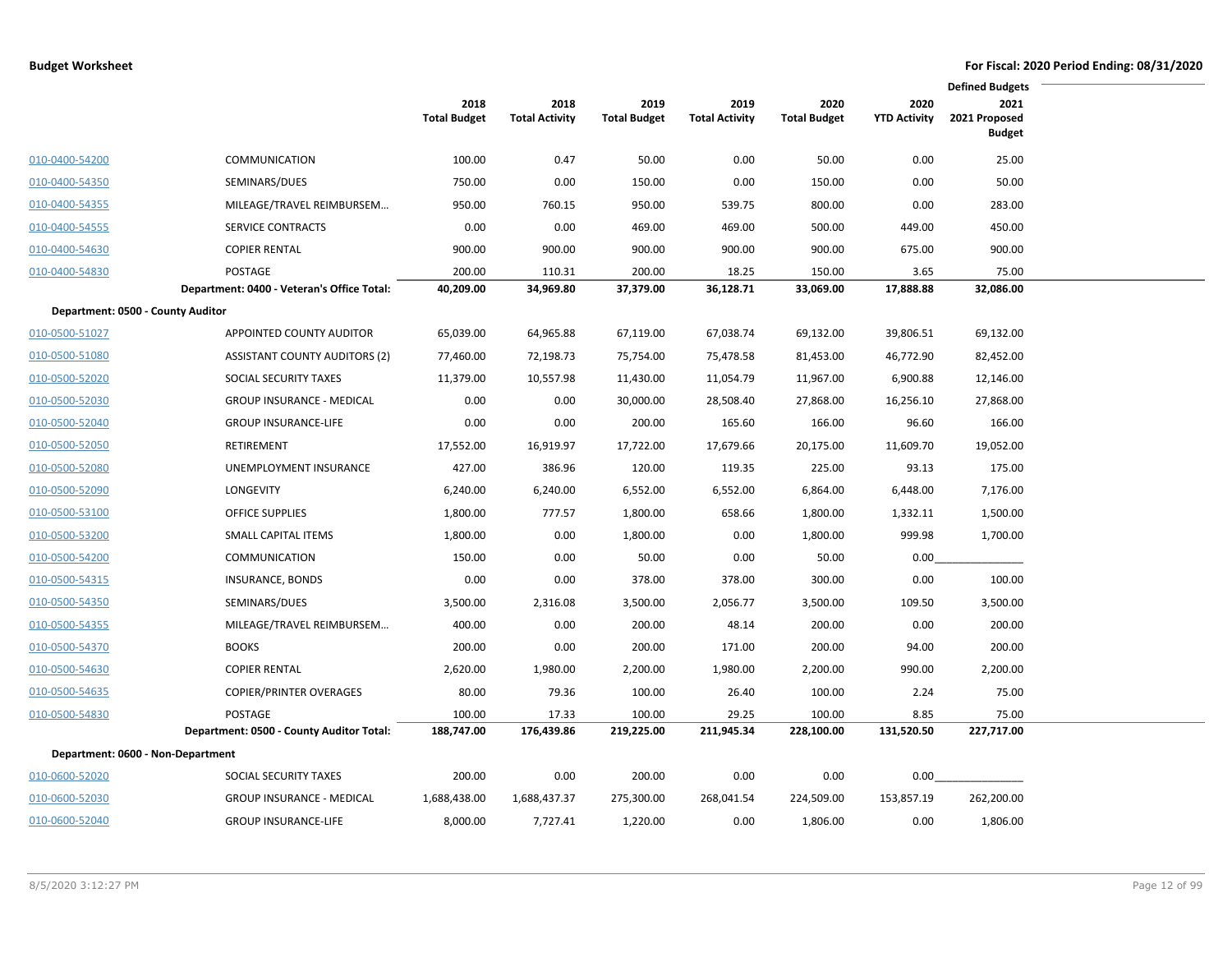**Budget Worksheet**

**For Fiscal: 2020 Period Ending: 08/31/2020**

| | | 2018 Total Budget | 2018 Total Activity | 2019 Total Budget | 2019 Total Activity | 2020 Total Budget | 2020 YTD Activity | Defined Budgets 2021 2021 Proposed Budget |
|---|---|---|---|---|---|---|---|---|
| 010-0400-54200 | COMMUNICATION | 100.00 | 0.47 | 50.00 | 0.00 | 50.00 | 0.00 | 25.00 |
| 010-0400-54350 | SEMINARS/DUES | 750.00 | 0.00 | 150.00 | 0.00 | 150.00 | 0.00 | 50.00 |
| 010-0400-54355 | MILEAGE/TRAVEL REIMBURSEM… | 950.00 | 760.15 | 950.00 | 539.75 | 800.00 | 0.00 | 283.00 |
| 010-0400-54555 | SERVICE CONTRACTS | 0.00 | 0.00 | 469.00 | 469.00 | 500.00 | 449.00 | 450.00 |
| 010-0400-54630 | COPIER RENTAL | 900.00 | 900.00 | 900.00 | 900.00 | 900.00 | 675.00 | 900.00 |
| 010-0400-54830 | POSTAGE | 200.00 | 110.31 | 200.00 | 18.25 | 150.00 | 3.65 | 75.00 |
| | **Department: 0400 - Veteran's Office Total:** | **40,209.00** | **34,969.80** | **37,379.00** | **36,128.71** | **33,069.00** | **17,888.88** | **32,086.00** |
| **Department: 0500 - County Auditor** | | | | | | | | |
| 010-0500-51027 | APPOINTED COUNTY AUDITOR | 65,039.00 | 64,965.88 | 67,119.00 | 67,038.74 | 69,132.00 | 39,806.51 | 69,132.00 |
| 010-0500-51080 | ASSISTANT COUNTY AUDITORS (2) | 77,460.00 | 72,198.73 | 75,754.00 | 75,478.58 | 81,453.00 | 46,772.90 | 82,452.00 |
| 010-0500-52020 | SOCIAL SECURITY TAXES | 11,379.00 | 10,557.98 | 11,430.00 | 11,054.79 | 11,967.00 | 6,900.88 | 12,146.00 |
| 010-0500-52030 | GROUP INSURANCE - MEDICAL | 0.00 | 0.00 | 30,000.00 | 28,508.40 | 27,868.00 | 16,256.10 | 27,868.00 |
| 010-0500-52040 | GROUP INSURANCE-LIFE | 0.00 | 0.00 | 200.00 | 165.60 | 166.00 | 96.60 | 166.00 |
| 010-0500-52050 | RETIREMENT | 17,552.00 | 16,919.97 | 17,722.00 | 17,679.66 | 20,175.00 | 11,609.70 | 19,052.00 |
| 010-0500-52080 | UNEMPLOYMENT INSURANCE | 427.00 | 386.96 | 120.00 | 119.35 | 225.00 | 93.13 | 175.00 |
| 010-0500-52090 | LONGEVITY | 6,240.00 | 6,240.00 | 6,552.00 | 6,552.00 | 6,864.00 | 6,448.00 | 7,176.00 |
| 010-0500-53100 | OFFICE SUPPLIES | 1,800.00 | 777.57 | 1,800.00 | 658.66 | 1,800.00 | 1,332.11 | 1,500.00 |
| 010-0500-53200 | SMALL CAPITAL ITEMS | 1,800.00 | 0.00 | 1,800.00 | 0.00 | 1,800.00 | 999.98 | 1,700.00 |
| 010-0500-54200 | COMMUNICATION | 150.00 | 0.00 | 50.00 | 0.00 | 50.00 | 0.00 | |
| 010-0500-54315 | INSURANCE, BONDS | 0.00 | 0.00 | 378.00 | 378.00 | 300.00 | 0.00 | 100.00 |
| 010-0500-54350 | SEMINARS/DUES | 3,500.00 | 2,316.08 | 3,500.00 | 2,056.77 | 3,500.00 | 109.50 | 3,500.00 |
| 010-0500-54355 | MILEAGE/TRAVEL REIMBURSEM… | 400.00 | 0.00 | 200.00 | 48.14 | 200.00 | 0.00 | 200.00 |
| 010-0500-54370 | BOOKS | 200.00 | 0.00 | 200.00 | 171.00 | 200.00 | 94.00 | 200.00 |
| 010-0500-54630 | COPIER RENTAL | 2,620.00 | 1,980.00 | 2,200.00 | 1,980.00 | 2,200.00 | 990.00 | 2,200.00 |
| 010-0500-54635 | COPIER/PRINTER OVERAGES | 80.00 | 79.36 | 100.00 | 26.40 | 100.00 | 2.24 | 75.00 |
| 010-0500-54830 | POSTAGE | 100.00 | 17.33 | 100.00 | 29.25 | 100.00 | 8.85 | 75.00 |
| | **Department: 0500 - County Auditor Total:** | **188,747.00** | **176,439.86** | **219,225.00** | **211,945.34** | **228,100.00** | **131,520.50** | **227,717.00** |
| **Department: 0600 - Non-Department** | | | | | | | | |
| 010-0600-52020 | SOCIAL SECURITY TAXES | 200.00 | 0.00 | 200.00 | 0.00 | 0.00 | 0.00 | |
| 010-0600-52030 | GROUP INSURANCE - MEDICAL | 1,688,438.00 | 1,688,437.37 | 275,300.00 | 268,041.54 | 224,509.00 | 153,857.19 | 262,200.00 |
| 010-0600-52040 | GROUP INSURANCE-LIFE | 8,000.00 | 7,727.41 | 1,220.00 | 0.00 | 1,806.00 | 0.00 | 1,806.00 |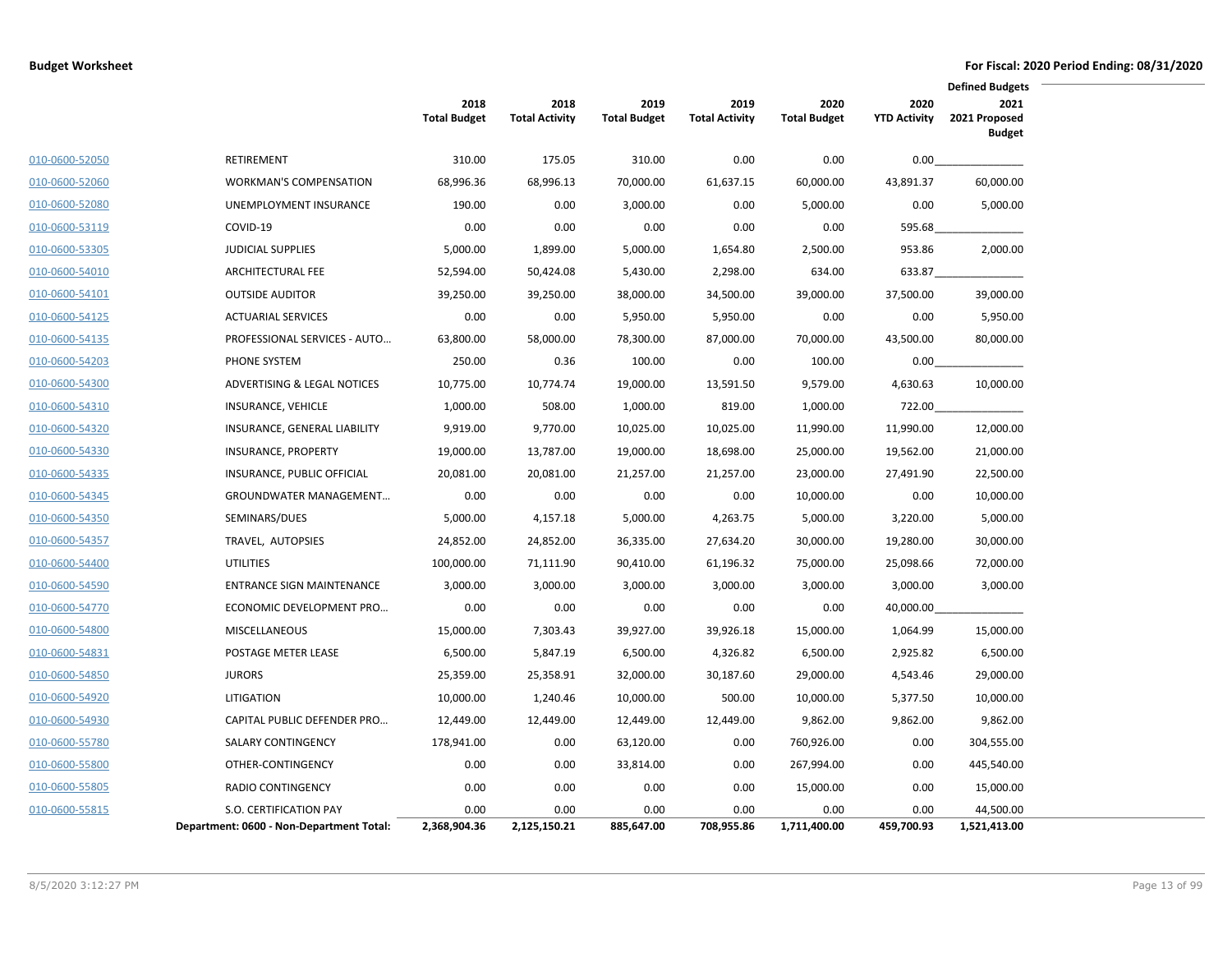**Budget Worksheet**

**For Fiscal: 2020 Period Ending: 08/31/2020**

| | | 2018 Total Budget | 2018 Total Activity | 2019 Total Budget | 2019 Total Activity | 2020 Total Budget | 2020 YTD Activity | Defined Budgets 2021 2021 Proposed Budget |
|---|---|---|---|---|---|---|---|---|
| 010-0600-52050 | RETIREMENT | 310.00 | 175.05 | 310.00 | 0.00 | 0.00 | 0.00 | |
| 010-0600-52060 | WORKMAN'S COMPENSATION | 68,996.36 | 68,996.13 | 70,000.00 | 61,637.15 | 60,000.00 | 43,891.37 | 60,000.00 |
| 010-0600-52080 | UNEMPLOYMENT INSURANCE | 190.00 | 0.00 | 3,000.00 | 0.00 | 5,000.00 | 0.00 | 5,000.00 |
| 010-0600-53119 | COVID-19 | 0.00 | 0.00 | 0.00 | 0.00 | 0.00 | 595.68 | |
| 010-0600-53305 | JUDICIAL SUPPLIES | 5,000.00 | 1,899.00 | 5,000.00 | 1,654.80 | 2,500.00 | 953.86 | 2,000.00 |
| 010-0600-54010 | ARCHITECTURAL FEE | 52,594.00 | 50,424.08 | 5,430.00 | 2,298.00 | 634.00 | 633.87 | |
| 010-0600-54101 | OUTSIDE AUDITOR | 39,250.00 | 39,250.00 | 38,000.00 | 34,500.00 | 39,000.00 | 37,500.00 | 39,000.00 |
| 010-0600-54125 | ACTUARIAL SERVICES | 0.00 | 0.00 | 5,950.00 | 5,950.00 | 0.00 | 0.00 | 5,950.00 |
| 010-0600-54135 | PROFESSIONAL SERVICES - AUTO… | 63,800.00 | 58,000.00 | 78,300.00 | 87,000.00 | 70,000.00 | 43,500.00 | 80,000.00 |
| 010-0600-54203 | PHONE SYSTEM | 250.00 | 0.36 | 100.00 | 0.00 | 100.00 | 0.00 | |
| 010-0600-54300 | ADVERTISING & LEGAL NOTICES | 10,775.00 | 10,774.74 | 19,000.00 | 13,591.50 | 9,579.00 | 4,630.63 | 10,000.00 |
| 010-0600-54310 | INSURANCE, VEHICLE | 1,000.00 | 508.00 | 1,000.00 | 819.00 | 1,000.00 | 722.00 | |
| 010-0600-54320 | INSURANCE, GENERAL LIABILITY | 9,919.00 | 9,770.00 | 10,025.00 | 10,025.00 | 11,990.00 | 11,990.00 | 12,000.00 |
| 010-0600-54330 | INSURANCE, PROPERTY | 19,000.00 | 13,787.00 | 19,000.00 | 18,698.00 | 25,000.00 | 19,562.00 | 21,000.00 |
| 010-0600-54335 | INSURANCE, PUBLIC OFFICIAL | 20,081.00 | 20,081.00 | 21,257.00 | 21,257.00 | 23,000.00 | 27,491.90 | 22,500.00 |
| 010-0600-54345 | GROUNDWATER MANAGEMENT… | 0.00 | 0.00 | 0.00 | 0.00 | 10,000.00 | 0.00 | 10,000.00 |
| 010-0600-54350 | SEMINARS/DUES | 5,000.00 | 4,157.18 | 5,000.00 | 4,263.75 | 5,000.00 | 3,220.00 | 5,000.00 |
| 010-0600-54357 | TRAVEL, AUTOPSIES | 24,852.00 | 24,852.00 | 36,335.00 | 27,634.20 | 30,000.00 | 19,280.00 | 30,000.00 |
| 010-0600-54400 | UTILITIES | 100,000.00 | 71,111.90 | 90,410.00 | 61,196.32 | 75,000.00 | 25,098.66 | 72,000.00 |
| 010-0600-54590 | ENTRANCE SIGN MAINTENANCE | 3,000.00 | 3,000.00 | 3,000.00 | 3,000.00 | 3,000.00 | 3,000.00 | 3,000.00 |
| 010-0600-54770 | ECONOMIC DEVELOPMENT PRO… | 0.00 | 0.00 | 0.00 | 0.00 | 0.00 | 40,000.00 | |
| 010-0600-54800 | MISCELLANEOUS | 15,000.00 | 7,303.43 | 39,927.00 | 39,926.18 | 15,000.00 | 1,064.99 | 15,000.00 |
| 010-0600-54831 | POSTAGE METER LEASE | 6,500.00 | 5,847.19 | 6,500.00 | 4,326.82 | 6,500.00 | 2,925.82 | 6,500.00 |
| 010-0600-54850 | JURORS | 25,359.00 | 25,358.91 | 32,000.00 | 30,187.60 | 29,000.00 | 4,543.46 | 29,000.00 |
| 010-0600-54920 | LITIGATION | 10,000.00 | 1,240.46 | 10,000.00 | 500.00 | 10,000.00 | 5,377.50 | 10,000.00 |
| 010-0600-54930 | CAPITAL PUBLIC DEFENDER PRO… | 12,449.00 | 12,449.00 | 12,449.00 | 12,449.00 | 9,862.00 | 9,862.00 | 9,862.00 |
| 010-0600-55780 | SALARY CONTINGENCY | 178,941.00 | 0.00 | 63,120.00 | 0.00 | 760,926.00 | 0.00 | 304,555.00 |
| 010-0600-55800 | OTHER-CONTINGENCY | 0.00 | 0.00 | 33,814.00 | 0.00 | 267,994.00 | 0.00 | 445,540.00 |
| 010-0600-55805 | RADIO CONTINGENCY | 0.00 | 0.00 | 0.00 | 0.00 | 15,000.00 | 0.00 | 15,000.00 |
| 010-0600-55815 | S.O. CERTIFICATION PAY | 0.00 | 0.00 | 0.00 | 0.00 | 0.00 | 0.00 | 44,500.00 |
| | **Department: 0600 - Non-Department Total:** | **2,368,904.36** | **2,125,150.21** | **885,647.00** | **708,955.86** | **1,711,400.00** | **459,700.93** | **1,521,413.00** |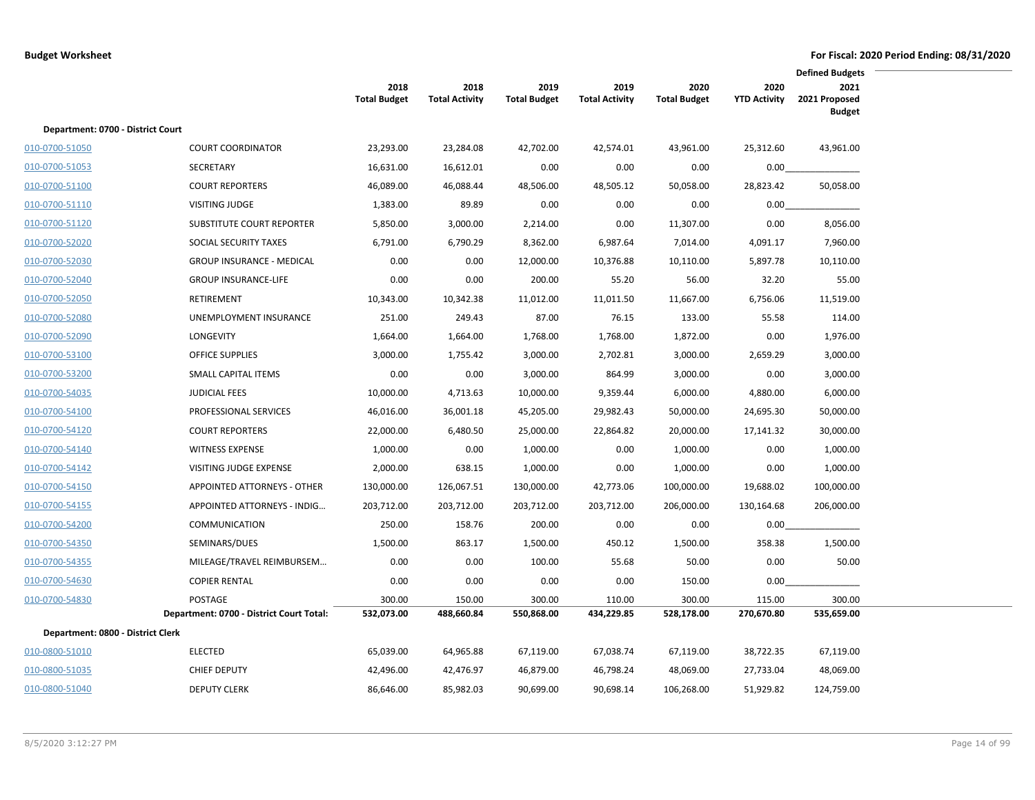**Budget Worksheet** **For Fiscal: 2020 Period Ending: 08/31/2020**

| | | 2018 Total Budget | 2018 Total Activity | 2019 Total Budget | 2019 Total Activity | 2020 Total Budget | 2020 YTD Activity | Defined Budgets 2021 2021 Proposed Budget |
|---|---|---|---|---|---|---|---|---|
| **Department: 0700 - District Court** | | | | | | | | |
| 010-0700-51050 | COURT COORDINATOR | 23,293.00 | 23,284.08 | 42,702.00 | 42,574.01 | 43,961.00 | 25,312.60 | 43,961.00 |
| 010-0700-51053 | SECRETARY | 16,631.00 | 16,612.01 | 0.00 | 0.00 | 0.00 | 0.00 | |
| 010-0700-51100 | COURT REPORTERS | 46,089.00 | 46,088.44 | 48,506.00 | 48,505.12 | 50,058.00 | 28,823.42 | 50,058.00 |
| 010-0700-51110 | VISITING JUDGE | 1,383.00 | 89.89 | 0.00 | 0.00 | 0.00 | 0.00 | |
| 010-0700-51120 | SUBSTITUTE COURT REPORTER | 5,850.00 | 3,000.00 | 2,214.00 | 0.00 | 11,307.00 | 0.00 | 8,056.00 |
| 010-0700-52020 | SOCIAL SECURITY TAXES | 6,791.00 | 6,790.29 | 8,362.00 | 6,987.64 | 7,014.00 | 4,091.17 | 7,960.00 |
| 010-0700-52030 | GROUP INSURANCE - MEDICAL | 0.00 | 0.00 | 12,000.00 | 10,376.88 | 10,110.00 | 5,897.78 | 10,110.00 |
| 010-0700-52040 | GROUP INSURANCE-LIFE | 0.00 | 0.00 | 200.00 | 55.20 | 56.00 | 32.20 | 55.00 |
| 010-0700-52050 | RETIREMENT | 10,343.00 | 10,342.38 | 11,012.00 | 11,011.50 | 11,667.00 | 6,756.06 | 11,519.00 |
| 010-0700-52080 | UNEMPLOYMENT INSURANCE | 251.00 | 249.43 | 87.00 | 76.15 | 133.00 | 55.58 | 114.00 |
| 010-0700-52090 | LONGEVITY | 1,664.00 | 1,664.00 | 1,768.00 | 1,768.00 | 1,872.00 | 0.00 | 1,976.00 |
| 010-0700-53100 | OFFICE SUPPLIES | 3,000.00 | 1,755.42 | 3,000.00 | 2,702.81 | 3,000.00 | 2,659.29 | 3,000.00 |
| 010-0700-53200 | SMALL CAPITAL ITEMS | 0.00 | 0.00 | 3,000.00 | 864.99 | 3,000.00 | 0.00 | 3,000.00 |
| 010-0700-54035 | JUDICIAL FEES | 10,000.00 | 4,713.63 | 10,000.00 | 9,359.44 | 6,000.00 | 4,880.00 | 6,000.00 |
| 010-0700-54100 | PROFESSIONAL SERVICES | 46,016.00 | 36,001.18 | 45,205.00 | 29,982.43 | 50,000.00 | 24,695.30 | 50,000.00 |
| 010-0700-54120 | COURT REPORTERS | 22,000.00 | 6,480.50 | 25,000.00 | 22,864.82 | 20,000.00 | 17,141.32 | 30,000.00 |
| 010-0700-54140 | WITNESS EXPENSE | 1,000.00 | 0.00 | 1,000.00 | 0.00 | 1,000.00 | 0.00 | 1,000.00 |
| 010-0700-54142 | VISITING JUDGE EXPENSE | 2,000.00 | 638.15 | 1,000.00 | 0.00 | 1,000.00 | 0.00 | 1,000.00 |
| 010-0700-54150 | APPOINTED ATTORNEYS - OTHER | 130,000.00 | 126,067.51 | 130,000.00 | 42,773.06 | 100,000.00 | 19,688.02 | 100,000.00 |
| 010-0700-54155 | APPOINTED ATTORNEYS - INDIG... | 203,712.00 | 203,712.00 | 203,712.00 | 203,712.00 | 206,000.00 | 130,164.68 | 206,000.00 |
| 010-0700-54200 | COMMUNICATION | 250.00 | 158.76 | 200.00 | 0.00 | 0.00 | 0.00 | |
| 010-0700-54350 | SEMINARS/DUES | 1,500.00 | 863.17 | 1,500.00 | 450.12 | 1,500.00 | 358.38 | 1,500.00 |
| 010-0700-54355 | MILEAGE/TRAVEL REIMBURSEM... | 0.00 | 0.00 | 100.00 | 55.68 | 50.00 | 0.00 | 50.00 |
| 010-0700-54630 | COPIER RENTAL | 0.00 | 0.00 | 0.00 | 0.00 | 150.00 | 0.00 | |
| 010-0700-54830 | POSTAGE | 300.00 | 150.00 | 300.00 | 110.00 | 300.00 | 115.00 | 300.00 |
| | **Department: 0700 - District Court Total:** | **532,073.00** | **488,660.84** | **550,868.00** | **434,229.85** | **528,178.00** | **270,670.80** | **535,659.00** |
| **Department: 0800 - District Clerk** | | | | | | | | |
| 010-0800-51010 | ELECTED | 65,039.00 | 64,965.88 | 67,119.00 | 67,038.74 | 67,119.00 | 38,722.35 | 67,119.00 |
| 010-0800-51035 | CHIEF DEPUTY | 42,496.00 | 42,476.97 | 46,879.00 | 46,798.24 | 48,069.00 | 27,733.04 | 48,069.00 |
| 010-0800-51040 | DEPUTY CLERK | 86,646.00 | 85,982.03 | 90,699.00 | 90,698.14 | 106,268.00 | 51,929.82 | 124,759.00 |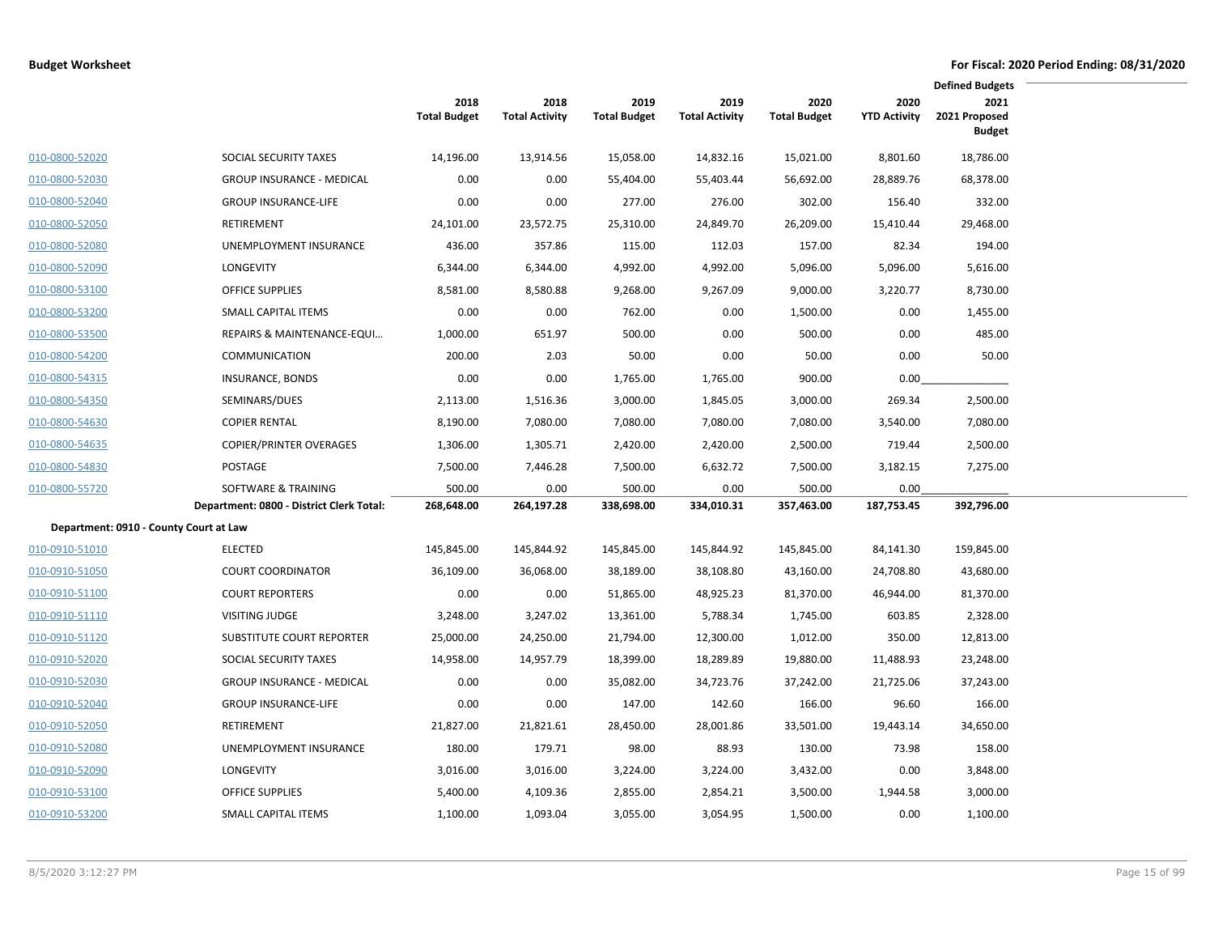**Budget Worksheet** — For Fiscal: 2020 Period Ending: 08/31/2020

| | | 2018 Total Budget | 2018 Total Activity | 2019 Total Budget | 2019 Total Activity | 2020 Total Budget | 2020 YTD Activity | Defined Budgets 2021 2021 Proposed Budget |
|---|---|---|---|---|---|---|---|---|
| 010-0800-52020 | SOCIAL SECURITY TAXES | 14,196.00 | 13,914.56 | 15,058.00 | 14,832.16 | 15,021.00 | 8,801.60 | 18,786.00 |
| 010-0800-52030 | GROUP INSURANCE - MEDICAL | 0.00 | 0.00 | 55,404.00 | 55,403.44 | 56,692.00 | 28,889.76 | 68,378.00 |
| 010-0800-52040 | GROUP INSURANCE-LIFE | 0.00 | 0.00 | 277.00 | 276.00 | 302.00 | 156.40 | 332.00 |
| 010-0800-52050 | RETIREMENT | 24,101.00 | 23,572.75 | 25,310.00 | 24,849.70 | 26,209.00 | 15,410.44 | 29,468.00 |
| 010-0800-52080 | UNEMPLOYMENT INSURANCE | 436.00 | 357.86 | 115.00 | 112.03 | 157.00 | 82.34 | 194.00 |
| 010-0800-52090 | LONGEVITY | 6,344.00 | 6,344.00 | 4,992.00 | 4,992.00 | 5,096.00 | 5,096.00 | 5,616.00 |
| 010-0800-53100 | OFFICE SUPPLIES | 8,581.00 | 8,580.88 | 9,268.00 | 9,267.09 | 9,000.00 | 3,220.77 | 8,730.00 |
| 010-0800-53200 | SMALL CAPITAL ITEMS | 0.00 | 0.00 | 762.00 | 0.00 | 1,500.00 | 0.00 | 1,455.00 |
| 010-0800-53500 | REPAIRS & MAINTENANCE-EQUI… | 1,000.00 | 651.97 | 500.00 | 0.00 | 500.00 | 0.00 | 485.00 |
| 010-0800-54200 | COMMUNICATION | 200.00 | 2.03 | 50.00 | 0.00 | 50.00 | 0.00 | 50.00 |
| 010-0800-54315 | INSURANCE, BONDS | 0.00 | 0.00 | 1,765.00 | 1,765.00 | 900.00 | 0.00 | |
| 010-0800-54350 | SEMINARS/DUES | 2,113.00 | 1,516.36 | 3,000.00 | 1,845.05 | 3,000.00 | 269.34 | 2,500.00 |
| 010-0800-54630 | COPIER RENTAL | 8,190.00 | 7,080.00 | 7,080.00 | 7,080.00 | 7,080.00 | 3,540.00 | 7,080.00 |
| 010-0800-54635 | COPIER/PRINTER OVERAGES | 1,306.00 | 1,305.71 | 2,420.00 | 2,420.00 | 2,500.00 | 719.44 | 2,500.00 |
| 010-0800-54830 | POSTAGE | 7,500.00 | 7,446.28 | 7,500.00 | 6,632.72 | 7,500.00 | 3,182.15 | 7,275.00 |
| 010-0800-55720 | SOFTWARE & TRAINING | 500.00 | 0.00 | 500.00 | 0.00 | 500.00 | 0.00 | |
| | **Department: 0800 - District Clerk Total:** | **268,648.00** | **264,197.28** | **338,698.00** | **334,010.31** | **357,463.00** | **187,753.45** | **392,796.00** |
| **Department: 0910 - County Court at Law** | | | | | | | | |
| 010-0910-51010 | ELECTED | 145,845.00 | 145,844.92 | 145,845.00 | 145,844.92 | 145,845.00 | 84,141.30 | 159,845.00 |
| 010-0910-51050 | COURT COORDINATOR | 36,109.00 | 36,068.00 | 38,189.00 | 38,108.80 | 43,160.00 | 24,708.80 | 43,680.00 |
| 010-0910-51100 | COURT REPORTERS | 0.00 | 0.00 | 51,865.00 | 48,925.23 | 81,370.00 | 46,944.00 | 81,370.00 |
| 010-0910-51110 | VISITING JUDGE | 3,248.00 | 3,247.02 | 13,361.00 | 5,788.34 | 1,745.00 | 603.85 | 2,328.00 |
| 010-0910-51120 | SUBSTITUTE COURT REPORTER | 25,000.00 | 24,250.00 | 21,794.00 | 12,300.00 | 1,012.00 | 350.00 | 12,813.00 |
| 010-0910-52020 | SOCIAL SECURITY TAXES | 14,958.00 | 14,957.79 | 18,399.00 | 18,289.89 | 19,880.00 | 11,488.93 | 23,248.00 |
| 010-0910-52030 | GROUP INSURANCE - MEDICAL | 0.00 | 0.00 | 35,082.00 | 34,723.76 | 37,242.00 | 21,725.06 | 37,243.00 |
| 010-0910-52040 | GROUP INSURANCE-LIFE | 0.00 | 0.00 | 147.00 | 142.60 | 166.00 | 96.60 | 166.00 |
| 010-0910-52050 | RETIREMENT | 21,827.00 | 21,821.61 | 28,450.00 | 28,001.86 | 33,501.00 | 19,443.14 | 34,650.00 |
| 010-0910-52080 | UNEMPLOYMENT INSURANCE | 180.00 | 179.71 | 98.00 | 88.93 | 130.00 | 73.98 | 158.00 |
| 010-0910-52090 | LONGEVITY | 3,016.00 | 3,016.00 | 3,224.00 | 3,224.00 | 3,432.00 | 0.00 | 3,848.00 |
| 010-0910-53100 | OFFICE SUPPLIES | 5,400.00 | 4,109.36 | 2,855.00 | 2,854.21 | 3,500.00 | 1,944.58 | 3,000.00 |
| 010-0910-53200 | SMALL CAPITAL ITEMS | 1,100.00 | 1,093.04 | 3,055.00 | 3,054.95 | 1,500.00 | 0.00 | 1,100.00 |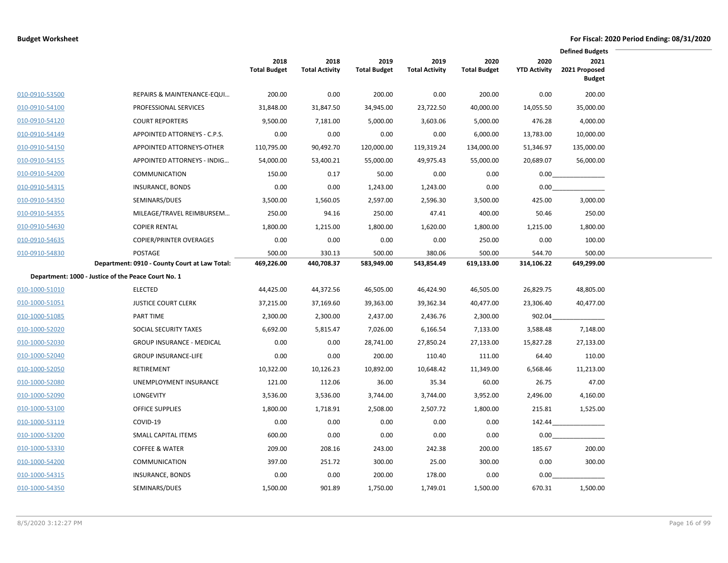**Budget Worksheet**

**For Fiscal: 2020 Period Ending: 08/31/2020**

| | | 2018 Total Budget | 2018 Total Activity | 2019 Total Budget | 2019 Total Activity | 2020 Total Budget | 2020 YTD Activity | Defined Budgets 2021 2021 Proposed Budget |
|---|---|---|---|---|---|---|---|---|
| 010-0910-53500 | REPAIRS & MAINTENANCE-EQUI... | 200.00 | 0.00 | 200.00 | 0.00 | 200.00 | 0.00 | 200.00 |
| 010-0910-54100 | PROFESSIONAL SERVICES | 31,848.00 | 31,847.50 | 34,945.00 | 23,722.50 | 40,000.00 | 14,055.50 | 35,000.00 |
| 010-0910-54120 | COURT REPORTERS | 9,500.00 | 7,181.00 | 5,000.00 | 3,603.06 | 5,000.00 | 476.28 | 4,000.00 |
| 010-0910-54149 | APPOINTED ATTORNEYS - C.P.S. | 0.00 | 0.00 | 0.00 | 0.00 | 6,000.00 | 13,783.00 | 10,000.00 |
| 010-0910-54150 | APPOINTED ATTORNEYS-OTHER | 110,795.00 | 90,492.70 | 120,000.00 | 119,319.24 | 134,000.00 | 51,346.97 | 135,000.00 |
| 010-0910-54155 | APPOINTED ATTORNEYS - INDIG... | 54,000.00 | 53,400.21 | 55,000.00 | 49,975.43 | 55,000.00 | 20,689.07 | 56,000.00 |
| 010-0910-54200 | COMMUNICATION | 150.00 | 0.17 | 50.00 | 0.00 | 0.00 | 0.00 | |
| 010-0910-54315 | INSURANCE, BONDS | 0.00 | 0.00 | 1,243.00 | 1,243.00 | 0.00 | 0.00 | |
| 010-0910-54350 | SEMINARS/DUES | 3,500.00 | 1,560.05 | 2,597.00 | 2,596.30 | 3,500.00 | 425.00 | 3,000.00 |
| 010-0910-54355 | MILEAGE/TRAVEL REIMBURSEM... | 250.00 | 94.16 | 250.00 | 47.41 | 400.00 | 50.46 | 250.00 |
| 010-0910-54630 | COPIER RENTAL | 1,800.00 | 1,215.00 | 1,800.00 | 1,620.00 | 1,800.00 | 1,215.00 | 1,800.00 |
| 010-0910-54635 | COPIER/PRINTER OVERAGES | 0.00 | 0.00 | 0.00 | 0.00 | 250.00 | 0.00 | 100.00 |
| 010-0910-54830 | POSTAGE | 500.00 | 330.13 | 500.00 | 380.06 | 500.00 | 544.70 | 500.00 |
| | **Department: 0910 - County Court at Law Total:** | **469,226.00** | **440,708.37** | **583,949.00** | **543,854.49** | **619,133.00** | **314,106.22** | **649,299.00** |
| **Department: 1000 - Justice of the Peace Court No. 1** | | | | | | | | |
| 010-1000-51010 | ELECTED | 44,425.00 | 44,372.56 | 46,505.00 | 46,424.90 | 46,505.00 | 26,829.75 | 48,805.00 |
| 010-1000-51051 | JUSTICE COURT CLERK | 37,215.00 | 37,169.60 | 39,363.00 | 39,362.34 | 40,477.00 | 23,306.40 | 40,477.00 |
| 010-1000-51085 | PART TIME | 2,300.00 | 2,300.00 | 2,437.00 | 2,436.76 | 2,300.00 | 902.04 | |
| 010-1000-52020 | SOCIAL SECURITY TAXES | 6,692.00 | 5,815.47 | 7,026.00 | 6,166.54 | 7,133.00 | 3,588.48 | 7,148.00 |
| 010-1000-52030 | GROUP INSURANCE - MEDICAL | 0.00 | 0.00 | 28,741.00 | 27,850.24 | 27,133.00 | 15,827.28 | 27,133.00 |
| 010-1000-52040 | GROUP INSURANCE-LIFE | 0.00 | 0.00 | 200.00 | 110.40 | 111.00 | 64.40 | 110.00 |
| 010-1000-52050 | RETIREMENT | 10,322.00 | 10,126.23 | 10,892.00 | 10,648.42 | 11,349.00 | 6,568.46 | 11,213.00 |
| 010-1000-52080 | UNEMPLOYMENT INSURANCE | 121.00 | 112.06 | 36.00 | 35.34 | 60.00 | 26.75 | 47.00 |
| 010-1000-52090 | LONGEVITY | 3,536.00 | 3,536.00 | 3,744.00 | 3,744.00 | 3,952.00 | 2,496.00 | 4,160.00 |
| 010-1000-53100 | OFFICE SUPPLIES | 1,800.00 | 1,718.91 | 2,508.00 | 2,507.72 | 1,800.00 | 215.81 | 1,525.00 |
| 010-1000-53119 | COVID-19 | 0.00 | 0.00 | 0.00 | 0.00 | 0.00 | 142.44 | |
| 010-1000-53200 | SMALL CAPITAL ITEMS | 600.00 | 0.00 | 0.00 | 0.00 | 0.00 | 0.00 | |
| 010-1000-53330 | COFFEE & WATER | 209.00 | 208.16 | 243.00 | 242.38 | 200.00 | 185.67 | 200.00 |
| 010-1000-54200 | COMMUNICATION | 397.00 | 251.72 | 300.00 | 25.00 | 300.00 | 0.00 | 300.00 |
| 010-1000-54315 | INSURANCE, BONDS | 0.00 | 0.00 | 200.00 | 178.00 | 0.00 | 0.00 | |
| 010-1000-54350 | SEMINARS/DUES | 1,500.00 | 901.89 | 1,750.00 | 1,749.01 | 1,500.00 | 670.31 | 1,500.00 |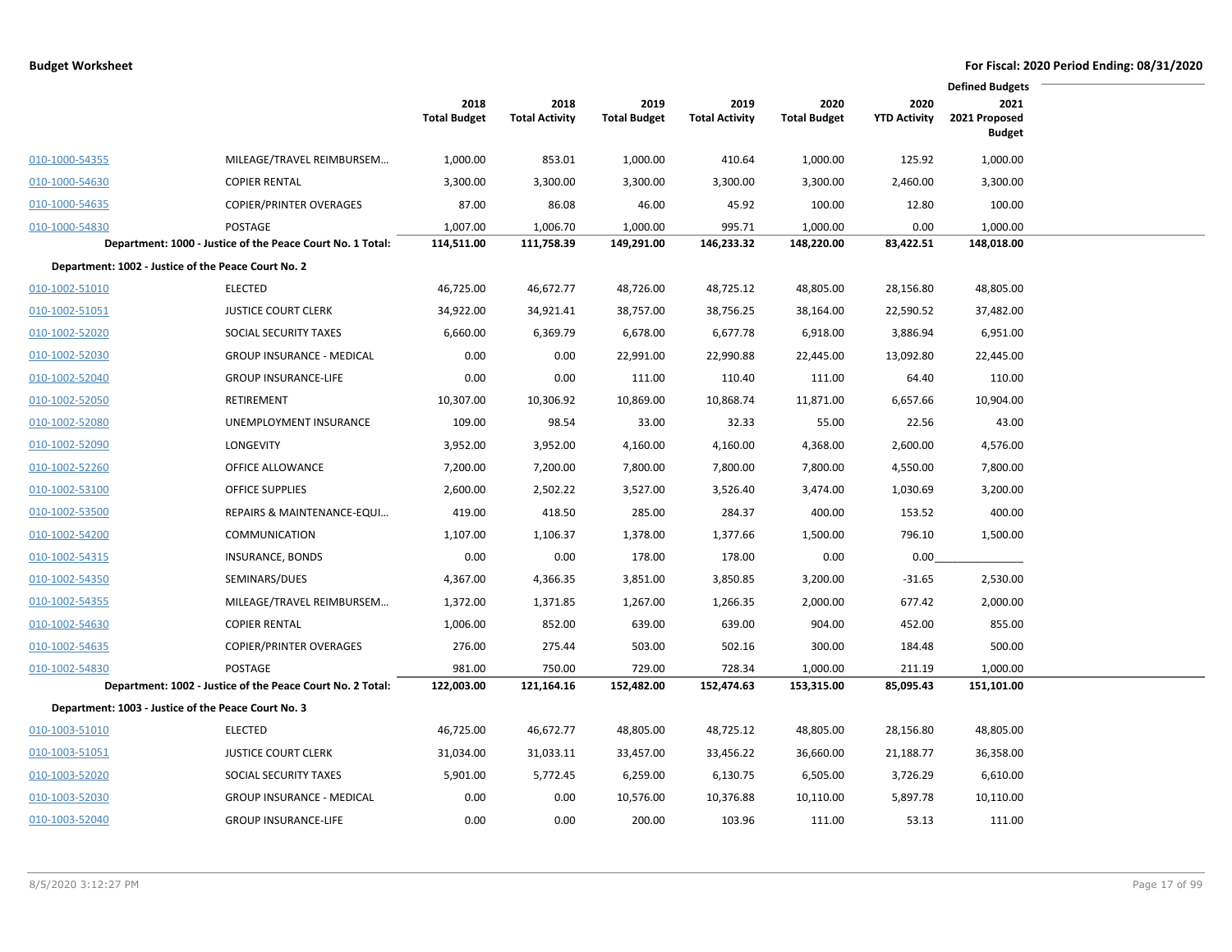**Budget Worksheet** — For Fiscal: 2020 Period Ending: 08/31/2020

| | | 2018 Total Budget | 2018 Total Activity | 2019 Total Budget | 2019 Total Activity | 2020 Total Budget | 2020 YTD Activity | Defined Budgets 2021 2021 Proposed Budget |
|---|---|---|---|---|---|---|---|---|
| 010-1000-54355 | MILEAGE/TRAVEL REIMBURSEM… | 1,000.00 | 853.01 | 1,000.00 | 410.64 | 1,000.00 | 125.92 | 1,000.00 |
| 010-1000-54630 | COPIER RENTAL | 3,300.00 | 3,300.00 | 3,300.00 | 3,300.00 | 3,300.00 | 2,460.00 | 3,300.00 |
| 010-1000-54635 | COPIER/PRINTER OVERAGES | 87.00 | 86.08 | 46.00 | 45.92 | 100.00 | 12.80 | 100.00 |
| 010-1000-54830 | POSTAGE | 1,007.00 | 1,006.70 | 1,000.00 | 995.71 | 1,000.00 | 0.00 | 1,000.00 |
| | **Department: 1000 - Justice of the Peace Court No. 1 Total:** | **114,511.00** | **111,758.39** | **149,291.00** | **146,233.32** | **148,220.00** | **83,422.51** | **148,018.00** |
| **Department: 1002 - Justice of the Peace Court No. 2** | | | | | | | | |
| 010-1002-51010 | ELECTED | 46,725.00 | 46,672.77 | 48,726.00 | 48,725.12 | 48,805.00 | 28,156.80 | 48,805.00 |
| 010-1002-51051 | JUSTICE COURT CLERK | 34,922.00 | 34,921.41 | 38,757.00 | 38,756.25 | 38,164.00 | 22,590.52 | 37,482.00 |
| 010-1002-52020 | SOCIAL SECURITY TAXES | 6,660.00 | 6,369.79 | 6,678.00 | 6,677.78 | 6,918.00 | 3,886.94 | 6,951.00 |
| 010-1002-52030 | GROUP INSURANCE - MEDICAL | 0.00 | 0.00 | 22,991.00 | 22,990.88 | 22,445.00 | 13,092.80 | 22,445.00 |
| 010-1002-52040 | GROUP INSURANCE-LIFE | 0.00 | 0.00 | 111.00 | 110.40 | 111.00 | 64.40 | 110.00 |
| 010-1002-52050 | RETIREMENT | 10,307.00 | 10,306.92 | 10,869.00 | 10,868.74 | 11,871.00 | 6,657.66 | 10,904.00 |
| 010-1002-52080 | UNEMPLOYMENT INSURANCE | 109.00 | 98.54 | 33.00 | 32.33 | 55.00 | 22.56 | 43.00 |
| 010-1002-52090 | LONGEVITY | 3,952.00 | 3,952.00 | 4,160.00 | 4,160.00 | 4,368.00 | 2,600.00 | 4,576.00 |
| 010-1002-52260 | OFFICE ALLOWANCE | 7,200.00 | 7,200.00 | 7,800.00 | 7,800.00 | 7,800.00 | 4,550.00 | 7,800.00 |
| 010-1002-53100 | OFFICE SUPPLIES | 2,600.00 | 2,502.22 | 3,527.00 | 3,526.40 | 3,474.00 | 1,030.69 | 3,200.00 |
| 010-1002-53500 | REPAIRS & MAINTENANCE-EQUI… | 419.00 | 418.50 | 285.00 | 284.37 | 400.00 | 153.52 | 400.00 |
| 010-1002-54200 | COMMUNICATION | 1,107.00 | 1,106.37 | 1,378.00 | 1,377.66 | 1,500.00 | 796.10 | 1,500.00 |
| 010-1002-54315 | INSURANCE, BONDS | 0.00 | 0.00 | 178.00 | 178.00 | 0.00 | 0.00 | |
| 010-1002-54350 | SEMINARS/DUES | 4,367.00 | 4,366.35 | 3,851.00 | 3,850.85 | 3,200.00 | -31.65 | 2,530.00 |
| 010-1002-54355 | MILEAGE/TRAVEL REIMBURSEM… | 1,372.00 | 1,371.85 | 1,267.00 | 1,266.35 | 2,000.00 | 677.42 | 2,000.00 |
| 010-1002-54630 | COPIER RENTAL | 1,006.00 | 852.00 | 639.00 | 639.00 | 904.00 | 452.00 | 855.00 |
| 010-1002-54635 | COPIER/PRINTER OVERAGES | 276.00 | 275.44 | 503.00 | 502.16 | 300.00 | 184.48 | 500.00 |
| 010-1002-54830 | POSTAGE | 981.00 | 750.00 | 729.00 | 728.34 | 1,000.00 | 211.19 | 1,000.00 |
| | **Department: 1002 - Justice of the Peace Court No. 2 Total:** | **122,003.00** | **121,164.16** | **152,482.00** | **152,474.63** | **153,315.00** | **85,095.43** | **151,101.00** |
| **Department: 1003 - Justice of the Peace Court No. 3** | | | | | | | | |
| 010-1003-51010 | ELECTED | 46,725.00 | 46,672.77 | 48,805.00 | 48,725.12 | 48,805.00 | 28,156.80 | 48,805.00 |
| 010-1003-51051 | JUSTICE COURT CLERK | 31,034.00 | 31,033.11 | 33,457.00 | 33,456.22 | 36,660.00 | 21,188.77 | 36,358.00 |
| 010-1003-52020 | SOCIAL SECURITY TAXES | 5,901.00 | 5,772.45 | 6,259.00 | 6,130.75 | 6,505.00 | 3,726.29 | 6,610.00 |
| 010-1003-52030 | GROUP INSURANCE - MEDICAL | 0.00 | 0.00 | 10,576.00 | 10,376.88 | 10,110.00 | 5,897.78 | 10,110.00 |
| 010-1003-52040 | GROUP INSURANCE-LIFE | 0.00 | 0.00 | 200.00 | 103.96 | 111.00 | 53.13 | 111.00 |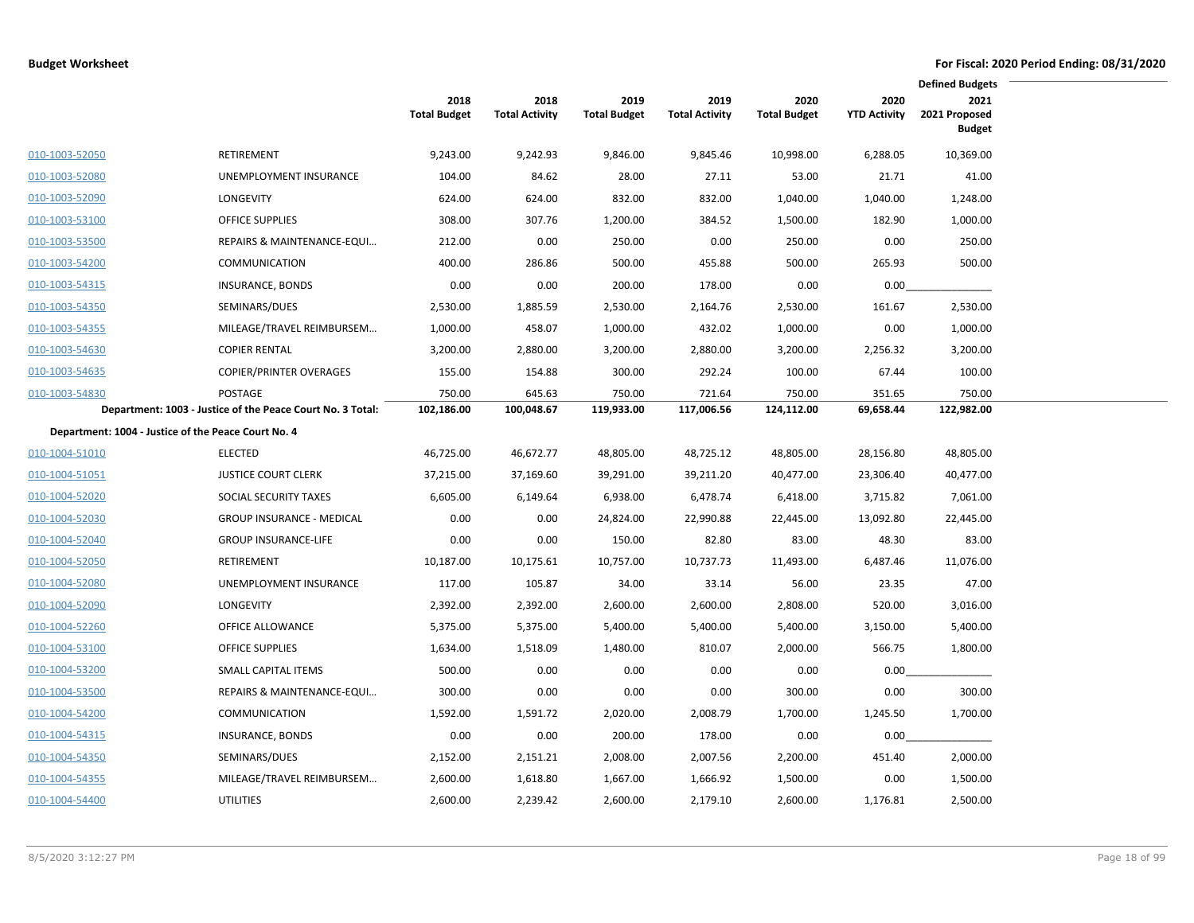**Budget Worksheet**

**For Fiscal: 2020 Period Ending: 08/31/2020**

| | | 2018 Total Budget | 2018 Total Activity | 2019 Total Budget | 2019 Total Activity | 2020 Total Budget | 2020 YTD Activity | Defined Budgets 2021 Proposed Budget |
|---|---|---|---|---|---|---|---|---|
| 010-1003-52050 | RETIREMENT | 9,243.00 | 9,242.93 | 9,846.00 | 9,845.46 | 10,998.00 | 6,288.05 | 10,369.00 |
| 010-1003-52080 | UNEMPLOYMENT INSURANCE | 104.00 | 84.62 | 28.00 | 27.11 | 53.00 | 21.71 | 41.00 |
| 010-1003-52090 | LONGEVITY | 624.00 | 624.00 | 832.00 | 832.00 | 1,040.00 | 1,040.00 | 1,248.00 |
| 010-1003-53100 | OFFICE SUPPLIES | 308.00 | 307.76 | 1,200.00 | 384.52 | 1,500.00 | 182.90 | 1,000.00 |
| 010-1003-53500 | REPAIRS & MAINTENANCE-EQUI… | 212.00 | 0.00 | 250.00 | 0.00 | 250.00 | 0.00 | 250.00 |
| 010-1003-54200 | COMMUNICATION | 400.00 | 286.86 | 500.00 | 455.88 | 500.00 | 265.93 | 500.00 |
| 010-1003-54315 | INSURANCE, BONDS | 0.00 | 0.00 | 200.00 | 178.00 | 0.00 | 0.00 | |
| 010-1003-54350 | SEMINARS/DUES | 2,530.00 | 1,885.59 | 2,530.00 | 2,164.76 | 2,530.00 | 161.67 | 2,530.00 |
| 010-1003-54355 | MILEAGE/TRAVEL REIMBURSEM… | 1,000.00 | 458.07 | 1,000.00 | 432.02 | 1,000.00 | 0.00 | 1,000.00 |
| 010-1003-54630 | COPIER RENTAL | 3,200.00 | 2,880.00 | 3,200.00 | 2,880.00 | 3,200.00 | 2,256.32 | 3,200.00 |
| 010-1003-54635 | COPIER/PRINTER OVERAGES | 155.00 | 154.88 | 300.00 | 292.24 | 100.00 | 67.44 | 100.00 |
| 010-1003-54830 | POSTAGE | 750.00 | 645.63 | 750.00 | 721.64 | 750.00 | 351.65 | 750.00 |
| | **Department: 1003 - Justice of the Peace Court No. 3 Total:** | **102,186.00** | **100,048.67** | **119,933.00** | **117,006.56** | **124,112.00** | **69,658.44** | **122,982.00** |
| **Department: 1004 - Justice of the Peace Court No. 4** | | | | | | | | |
| 010-1004-51010 | ELECTED | 46,725.00 | 46,672.77 | 48,805.00 | 48,725.12 | 48,805.00 | 28,156.80 | 48,805.00 |
| 010-1004-51051 | JUSTICE COURT CLERK | 37,215.00 | 37,169.60 | 39,291.00 | 39,211.20 | 40,477.00 | 23,306.40 | 40,477.00 |
| 010-1004-52020 | SOCIAL SECURITY TAXES | 6,605.00 | 6,149.64 | 6,938.00 | 6,478.74 | 6,418.00 | 3,715.82 | 7,061.00 |
| 010-1004-52030 | GROUP INSURANCE - MEDICAL | 0.00 | 0.00 | 24,824.00 | 22,990.88 | 22,445.00 | 13,092.80 | 22,445.00 |
| 010-1004-52040 | GROUP INSURANCE-LIFE | 0.00 | 0.00 | 150.00 | 82.80 | 83.00 | 48.30 | 83.00 |
| 010-1004-52050 | RETIREMENT | 10,187.00 | 10,175.61 | 10,757.00 | 10,737.73 | 11,493.00 | 6,487.46 | 11,076.00 |
| 010-1004-52080 | UNEMPLOYMENT INSURANCE | 117.00 | 105.87 | 34.00 | 33.14 | 56.00 | 23.35 | 47.00 |
| 010-1004-52090 | LONGEVITY | 2,392.00 | 2,392.00 | 2,600.00 | 2,600.00 | 2,808.00 | 520.00 | 3,016.00 |
| 010-1004-52260 | OFFICE ALLOWANCE | 5,375.00 | 5,375.00 | 5,400.00 | 5,400.00 | 5,400.00 | 3,150.00 | 5,400.00 |
| 010-1004-53100 | OFFICE SUPPLIES | 1,634.00 | 1,518.09 | 1,480.00 | 810.07 | 2,000.00 | 566.75 | 1,800.00 |
| 010-1004-53200 | SMALL CAPITAL ITEMS | 500.00 | 0.00 | 0.00 | 0.00 | 0.00 | 0.00 | |
| 010-1004-53500 | REPAIRS & MAINTENANCE-EQUI… | 300.00 | 0.00 | 0.00 | 0.00 | 300.00 | 0.00 | 300.00 |
| 010-1004-54200 | COMMUNICATION | 1,592.00 | 1,591.72 | 2,020.00 | 2,008.79 | 1,700.00 | 1,245.50 | 1,700.00 |
| 010-1004-54315 | INSURANCE, BONDS | 0.00 | 0.00 | 200.00 | 178.00 | 0.00 | 0.00 | |
| 010-1004-54350 | SEMINARS/DUES | 2,152.00 | 2,151.21 | 2,008.00 | 2,007.56 | 2,200.00 | 451.40 | 2,000.00 |
| 010-1004-54355 | MILEAGE/TRAVEL REIMBURSEM… | 2,600.00 | 1,618.80 | 1,667.00 | 1,666.92 | 1,500.00 | 0.00 | 1,500.00 |
| 010-1004-54400 | UTILITIES | 2,600.00 | 2,239.42 | 2,600.00 | 2,179.10 | 2,600.00 | 1,176.81 | 2,500.00 |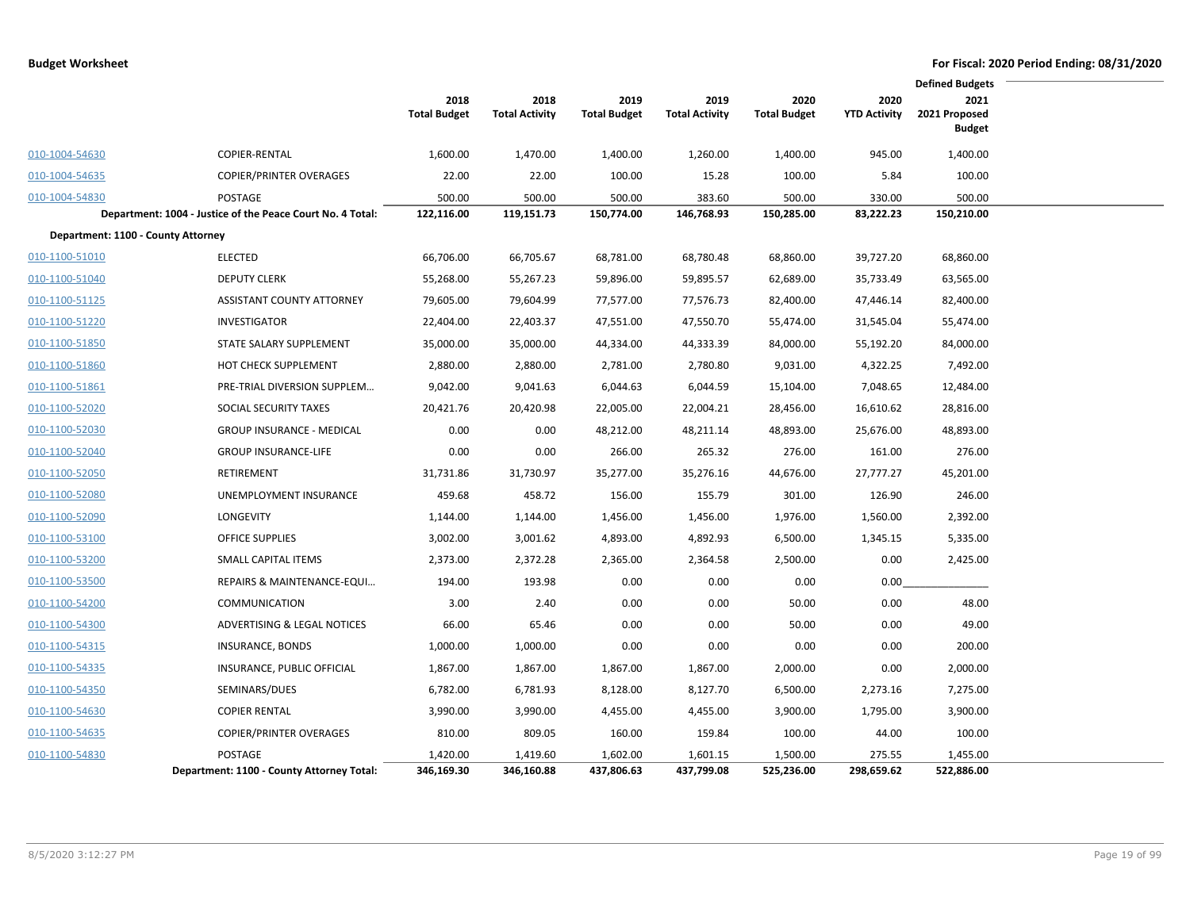**Budget Worksheet** — For Fiscal: 2020 Period Ending: 08/31/2020

| | | 2018 Total Budget | 2018 Total Activity | 2019 Total Budget | 2019 Total Activity | 2020 Total Budget | 2020 YTD Activity | Defined Budgets 2021 2021 Proposed Budget |
|---|---|---|---|---|---|---|---|---|
| 010-1004-54630 | COPIER-RENTAL | 1,600.00 | 1,470.00 | 1,400.00 | 1,260.00 | 1,400.00 | 945.00 | 1,400.00 |
| 010-1004-54635 | COPIER/PRINTER OVERAGES | 22.00 | 22.00 | 100.00 | 15.28 | 100.00 | 5.84 | 100.00 |
| 010-1004-54830 | POSTAGE | 500.00 | 500.00 | 500.00 | 383.60 | 500.00 | 330.00 | 500.00 |
| | **Department: 1004 - Justice of the Peace Court No. 4 Total:** | **122,116.00** | **119,151.73** | **150,774.00** | **146,768.93** | **150,285.00** | **83,222.23** | **150,210.00** |
| **Department: 1100 - County Attorney** | | | | | | | | |
| 010-1100-51010 | ELECTED | 66,706.00 | 66,705.67 | 68,781.00 | 68,780.48 | 68,860.00 | 39,727.20 | 68,860.00 |
| 010-1100-51040 | DEPUTY CLERK | 55,268.00 | 55,267.23 | 59,896.00 | 59,895.57 | 62,689.00 | 35,733.49 | 63,565.00 |
| 010-1100-51125 | ASSISTANT COUNTY ATTORNEY | 79,605.00 | 79,604.99 | 77,577.00 | 77,576.73 | 82,400.00 | 47,446.14 | 82,400.00 |
| 010-1100-51220 | INVESTIGATOR | 22,404.00 | 22,403.37 | 47,551.00 | 47,550.70 | 55,474.00 | 31,545.04 | 55,474.00 |
| 010-1100-51850 | STATE SALARY SUPPLEMENT | 35,000.00 | 35,000.00 | 44,334.00 | 44,333.39 | 84,000.00 | 55,192.20 | 84,000.00 |
| 010-1100-51860 | HOT CHECK SUPPLEMENT | 2,880.00 | 2,880.00 | 2,781.00 | 2,780.80 | 9,031.00 | 4,322.25 | 7,492.00 |
| 010-1100-51861 | PRE-TRIAL DIVERSION SUPPLEM… | 9,042.00 | 9,041.63 | 6,044.63 | 6,044.59 | 15,104.00 | 7,048.65 | 12,484.00 |
| 010-1100-52020 | SOCIAL SECURITY TAXES | 20,421.76 | 20,420.98 | 22,005.00 | 22,004.21 | 28,456.00 | 16,610.62 | 28,816.00 |
| 010-1100-52030 | GROUP INSURANCE - MEDICAL | 0.00 | 0.00 | 48,212.00 | 48,211.14 | 48,893.00 | 25,676.00 | 48,893.00 |
| 010-1100-52040 | GROUP INSURANCE-LIFE | 0.00 | 0.00 | 266.00 | 265.32 | 276.00 | 161.00 | 276.00 |
| 010-1100-52050 | RETIREMENT | 31,731.86 | 31,730.97 | 35,277.00 | 35,276.16 | 44,676.00 | 27,777.27 | 45,201.00 |
| 010-1100-52080 | UNEMPLOYMENT INSURANCE | 459.68 | 458.72 | 156.00 | 155.79 | 301.00 | 126.90 | 246.00 |
| 010-1100-52090 | LONGEVITY | 1,144.00 | 1,144.00 | 1,456.00 | 1,456.00 | 1,976.00 | 1,560.00 | 2,392.00 |
| 010-1100-53100 | OFFICE SUPPLIES | 3,002.00 | 3,001.62 | 4,893.00 | 4,892.93 | 6,500.00 | 1,345.15 | 5,335.00 |
| 010-1100-53200 | SMALL CAPITAL ITEMS | 2,373.00 | 2,372.28 | 2,365.00 | 2,364.58 | 2,500.00 | 0.00 | 2,425.00 |
| 010-1100-53500 | REPAIRS & MAINTENANCE-EQUI… | 194.00 | 193.98 | 0.00 | 0.00 | 0.00 | 0.00 | |
| 010-1100-54200 | COMMUNICATION | 3.00 | 2.40 | 0.00 | 0.00 | 50.00 | 0.00 | 48.00 |
| 010-1100-54300 | ADVERTISING & LEGAL NOTICES | 66.00 | 65.46 | 0.00 | 0.00 | 50.00 | 0.00 | 49.00 |
| 010-1100-54315 | INSURANCE, BONDS | 1,000.00 | 1,000.00 | 0.00 | 0.00 | 0.00 | 0.00 | 200.00 |
| 010-1100-54335 | INSURANCE, PUBLIC OFFICIAL | 1,867.00 | 1,867.00 | 1,867.00 | 1,867.00 | 2,000.00 | 0.00 | 2,000.00 |
| 010-1100-54350 | SEMINARS/DUES | 6,782.00 | 6,781.93 | 8,128.00 | 8,127.70 | 6,500.00 | 2,273.16 | 7,275.00 |
| 010-1100-54630 | COPIER RENTAL | 3,990.00 | 3,990.00 | 4,455.00 | 4,455.00 | 3,900.00 | 1,795.00 | 3,900.00 |
| 010-1100-54635 | COPIER/PRINTER OVERAGES | 810.00 | 809.05 | 160.00 | 159.84 | 100.00 | 44.00 | 100.00 |
| 010-1100-54830 | POSTAGE | 1,420.00 | 1,419.60 | 1,602.00 | 1,601.15 | 1,500.00 | 275.55 | 1,455.00 |
| | **Department: 1100 - County Attorney Total:** | **346,169.30** | **346,160.88** | **437,806.63** | **437,799.08** | **525,236.00** | **298,659.62** | **522,886.00** |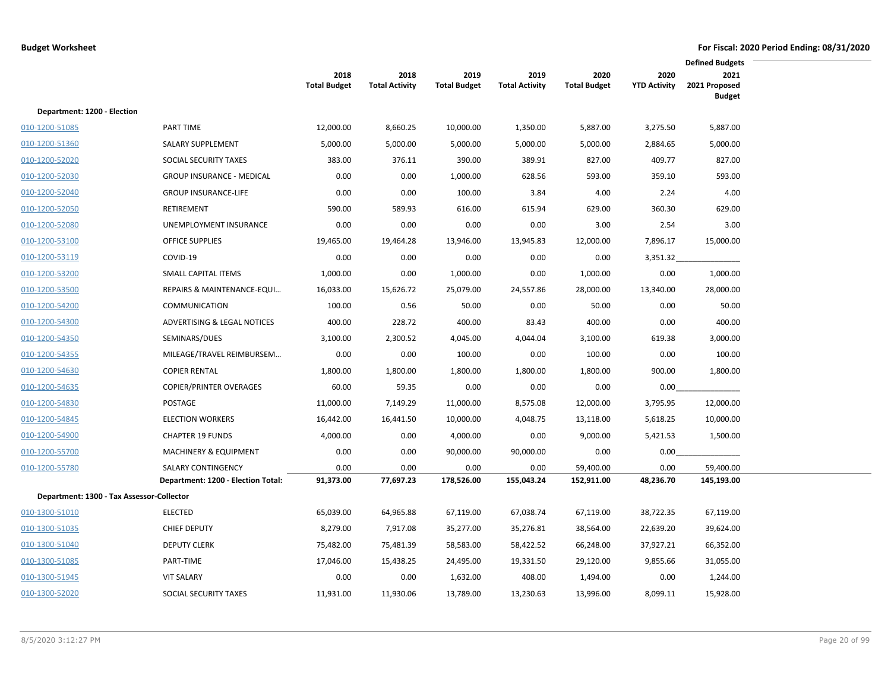**Budget Worksheet** | **For Fiscal: 2020 Period Ending: 08/31/2020**

| | | 2018 Total Budget | 2018 Total Activity | 2019 Total Budget | 2019 Total Activity | 2020 Total Budget | 2020 YTD Activity | Defined Budgets 2021 2021 Proposed Budget |
|---|---|---|---|---|---|---|---|---|
| **Department: 1200 - Election** | | | | | | | | |
| 010-1200-51085 | PART TIME | 12,000.00 | 8,660.25 | 10,000.00 | 1,350.00 | 5,887.00 | 3,275.50 | 5,887.00 |
| 010-1200-51360 | SALARY SUPPLEMENT | 5,000.00 | 5,000.00 | 5,000.00 | 5,000.00 | 5,000.00 | 2,884.65 | 5,000.00 |
| 010-1200-52020 | SOCIAL SECURITY TAXES | 383.00 | 376.11 | 390.00 | 389.91 | 827.00 | 409.77 | 827.00 |
| 010-1200-52030 | GROUP INSURANCE - MEDICAL | 0.00 | 0.00 | 1,000.00 | 628.56 | 593.00 | 359.10 | 593.00 |
| 010-1200-52040 | GROUP INSURANCE-LIFE | 0.00 | 0.00 | 100.00 | 3.84 | 4.00 | 2.24 | 4.00 |
| 010-1200-52050 | RETIREMENT | 590.00 | 589.93 | 616.00 | 615.94 | 629.00 | 360.30 | 629.00 |
| 010-1200-52080 | UNEMPLOYMENT INSURANCE | 0.00 | 0.00 | 0.00 | 0.00 | 3.00 | 2.54 | 3.00 |
| 010-1200-53100 | OFFICE SUPPLIES | 19,465.00 | 19,464.28 | 13,946.00 | 13,945.83 | 12,000.00 | 7,896.17 | 15,000.00 |
| 010-1200-53119 | COVID-19 | 0.00 | 0.00 | 0.00 | 0.00 | 0.00 | 3,351.32 | |
| 010-1200-53200 | SMALL CAPITAL ITEMS | 1,000.00 | 0.00 | 1,000.00 | 0.00 | 1,000.00 | 0.00 | 1,000.00 |
| 010-1200-53500 | REPAIRS & MAINTENANCE-EQUI… | 16,033.00 | 15,626.72 | 25,079.00 | 24,557.86 | 28,000.00 | 13,340.00 | 28,000.00 |
| 010-1200-54200 | COMMUNICATION | 100.00 | 0.56 | 50.00 | 0.00 | 50.00 | 0.00 | 50.00 |
| 010-1200-54300 | ADVERTISING & LEGAL NOTICES | 400.00 | 228.72 | 400.00 | 83.43 | 400.00 | 0.00 | 400.00 |
| 010-1200-54350 | SEMINARS/DUES | 3,100.00 | 2,300.52 | 4,045.00 | 4,044.04 | 3,100.00 | 619.38 | 3,000.00 |
| 010-1200-54355 | MILEAGE/TRAVEL REIMBURSEM… | 0.00 | 0.00 | 100.00 | 0.00 | 100.00 | 0.00 | 100.00 |
| 010-1200-54630 | COPIER RENTAL | 1,800.00 | 1,800.00 | 1,800.00 | 1,800.00 | 1,800.00 | 900.00 | 1,800.00 |
| 010-1200-54635 | COPIER/PRINTER OVERAGES | 60.00 | 59.35 | 0.00 | 0.00 | 0.00 | 0.00 | |
| 010-1200-54830 | POSTAGE | 11,000.00 | 7,149.29 | 11,000.00 | 8,575.08 | 12,000.00 | 3,795.95 | 12,000.00 |
| 010-1200-54845 | ELECTION WORKERS | 16,442.00 | 16,441.50 | 10,000.00 | 4,048.75 | 13,118.00 | 5,618.25 | 10,000.00 |
| 010-1200-54900 | CHAPTER 19 FUNDS | 4,000.00 | 0.00 | 4,000.00 | 0.00 | 9,000.00 | 5,421.53 | 1,500.00 |
| 010-1200-55700 | MACHINERY & EQUIPMENT | 0.00 | 0.00 | 90,000.00 | 90,000.00 | 0.00 | 0.00 | |
| 010-1200-55780 | SALARY CONTINGENCY | 0.00 | 0.00 | 0.00 | 0.00 | 59,400.00 | 0.00 | 59,400.00 |
| | **Department: 1200 - Election Total:** | **91,373.00** | **77,697.23** | **178,526.00** | **155,043.24** | **152,911.00** | **48,236.70** | **145,193.00** |
| **Department: 1300 - Tax Assessor-Collector** | | | | | | | | |
| 010-1300-51010 | ELECTED | 65,039.00 | 64,965.88 | 67,119.00 | 67,038.74 | 67,119.00 | 38,722.35 | 67,119.00 |
| 010-1300-51035 | CHIEF DEPUTY | 8,279.00 | 7,917.08 | 35,277.00 | 35,276.81 | 38,564.00 | 22,639.20 | 39,624.00 |
| 010-1300-51040 | DEPUTY CLERK | 75,482.00 | 75,481.39 | 58,583.00 | 58,422.52 | 66,248.00 | 37,927.21 | 66,352.00 |
| 010-1300-51085 | PART-TIME | 17,046.00 | 15,438.25 | 24,495.00 | 19,331.50 | 29,120.00 | 9,855.66 | 31,055.00 |
| 010-1300-51945 | VIT SALARY | 0.00 | 0.00 | 1,632.00 | 408.00 | 1,494.00 | 0.00 | 1,244.00 |
| 010-1300-52020 | SOCIAL SECURITY TAXES | 11,931.00 | 11,930.06 | 13,789.00 | 13,230.63 | 13,996.00 | 8,099.11 | 15,928.00 |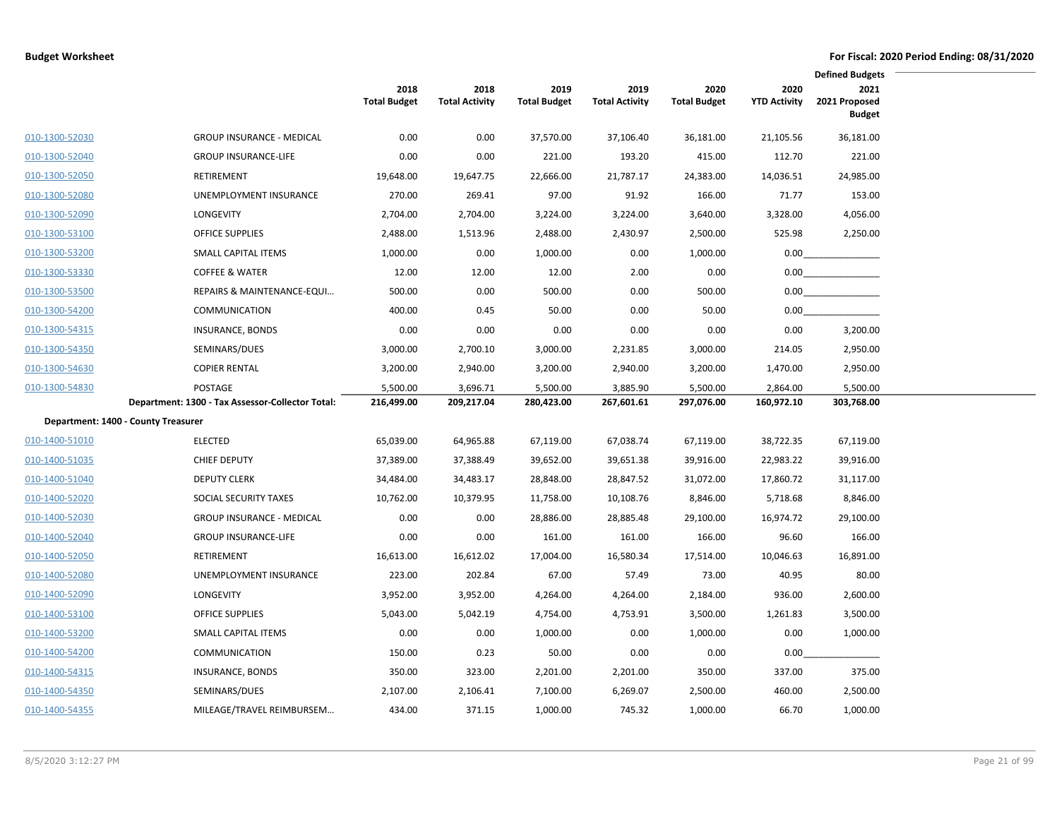**Budget Worksheet** | **For Fiscal: 2020 Period Ending: 08/31/2020**

| | | 2018 Total Budget | 2018 Total Activity | 2019 Total Budget | 2019 Total Activity | 2020 Total Budget | 2020 YTD Activity | Defined Budgets 2021 2021 Proposed Budget |
|---|---|---|---|---|---|---|---|---|
| 010-1300-52030 | GROUP INSURANCE - MEDICAL | 0.00 | 0.00 | 37,570.00 | 37,106.40 | 36,181.00 | 21,105.56 | 36,181.00 |
| 010-1300-52040 | GROUP INSURANCE-LIFE | 0.00 | 0.00 | 221.00 | 193.20 | 415.00 | 112.70 | 221.00 |
| 010-1300-52050 | RETIREMENT | 19,648.00 | 19,647.75 | 22,666.00 | 21,787.17 | 24,383.00 | 14,036.51 | 24,985.00 |
| 010-1300-52080 | UNEMPLOYMENT INSURANCE | 270.00 | 269.41 | 97.00 | 91.92 | 166.00 | 71.77 | 153.00 |
| 010-1300-52090 | LONGEVITY | 2,704.00 | 2,704.00 | 3,224.00 | 3,224.00 | 3,640.00 | 3,328.00 | 4,056.00 |
| 010-1300-53100 | OFFICE SUPPLIES | 2,488.00 | 1,513.96 | 2,488.00 | 2,430.97 | 2,500.00 | 525.98 | 2,250.00 |
| 010-1300-53200 | SMALL CAPITAL ITEMS | 1,000.00 | 0.00 | 1,000.00 | 0.00 | 1,000.00 | 0.00 | |
| 010-1300-53330 | COFFEE & WATER | 12.00 | 12.00 | 12.00 | 2.00 | 0.00 | 0.00 | |
| 010-1300-53500 | REPAIRS & MAINTENANCE-EQUI… | 500.00 | 0.00 | 500.00 | 0.00 | 500.00 | 0.00 | |
| 010-1300-54200 | COMMUNICATION | 400.00 | 0.45 | 50.00 | 0.00 | 50.00 | 0.00 | |
| 010-1300-54315 | INSURANCE, BONDS | 0.00 | 0.00 | 0.00 | 0.00 | 0.00 | 0.00 | 3,200.00 |
| 010-1300-54350 | SEMINARS/DUES | 3,000.00 | 2,700.10 | 3,000.00 | 2,231.85 | 3,000.00 | 214.05 | 2,950.00 |
| 010-1300-54630 | COPIER RENTAL | 3,200.00 | 2,940.00 | 3,200.00 | 2,940.00 | 3,200.00 | 1,470.00 | 2,950.00 |
| 010-1300-54830 | POSTAGE | 5,500.00 | 3,696.71 | 5,500.00 | 3,885.90 | 5,500.00 | 2,864.00 | 5,500.00 |
| | **Department: 1300 - Tax Assessor-Collector Total:** | **216,499.00** | **209,217.04** | **280,423.00** | **267,601.61** | **297,076.00** | **160,972.10** | **303,768.00** |
| **Department: 1400 - County Treasurer** | | | | | | | | |
| 010-1400-51010 | ELECTED | 65,039.00 | 64,965.88 | 67,119.00 | 67,038.74 | 67,119.00 | 38,722.35 | 67,119.00 |
| 010-1400-51035 | CHIEF DEPUTY | 37,389.00 | 37,388.49 | 39,652.00 | 39,651.38 | 39,916.00 | 22,983.22 | 39,916.00 |
| 010-1400-51040 | DEPUTY CLERK | 34,484.00 | 34,483.17 | 28,848.00 | 28,847.52 | 31,072.00 | 17,860.72 | 31,117.00 |
| 010-1400-52020 | SOCIAL SECURITY TAXES | 10,762.00 | 10,379.95 | 11,758.00 | 10,108.76 | 8,846.00 | 5,718.68 | 8,846.00 |
| 010-1400-52030 | GROUP INSURANCE - MEDICAL | 0.00 | 0.00 | 28,886.00 | 28,885.48 | 29,100.00 | 16,974.72 | 29,100.00 |
| 010-1400-52040 | GROUP INSURANCE-LIFE | 0.00 | 0.00 | 161.00 | 161.00 | 166.00 | 96.60 | 166.00 |
| 010-1400-52050 | RETIREMENT | 16,613.00 | 16,612.02 | 17,004.00 | 16,580.34 | 17,514.00 | 10,046.63 | 16,891.00 |
| 010-1400-52080 | UNEMPLOYMENT INSURANCE | 223.00 | 202.84 | 67.00 | 57.49 | 73.00 | 40.95 | 80.00 |
| 010-1400-52090 | LONGEVITY | 3,952.00 | 3,952.00 | 4,264.00 | 4,264.00 | 2,184.00 | 936.00 | 2,600.00 |
| 010-1400-53100 | OFFICE SUPPLIES | 5,043.00 | 5,042.19 | 4,754.00 | 4,753.91 | 3,500.00 | 1,261.83 | 3,500.00 |
| 010-1400-53200 | SMALL CAPITAL ITEMS | 0.00 | 0.00 | 1,000.00 | 0.00 | 1,000.00 | 0.00 | 1,000.00 |
| 010-1400-54200 | COMMUNICATION | 150.00 | 0.23 | 50.00 | 0.00 | 0.00 | 0.00 | |
| 010-1400-54315 | INSURANCE, BONDS | 350.00 | 323.00 | 2,201.00 | 2,201.00 | 350.00 | 337.00 | 375.00 |
| 010-1400-54350 | SEMINARS/DUES | 2,107.00 | 2,106.41 | 7,100.00 | 6,269.07 | 2,500.00 | 460.00 | 2,500.00 |
| 010-1400-54355 | MILEAGE/TRAVEL REIMBURSEM… | 434.00 | 371.15 | 1,000.00 | 745.32 | 1,000.00 | 66.70 | 1,000.00 |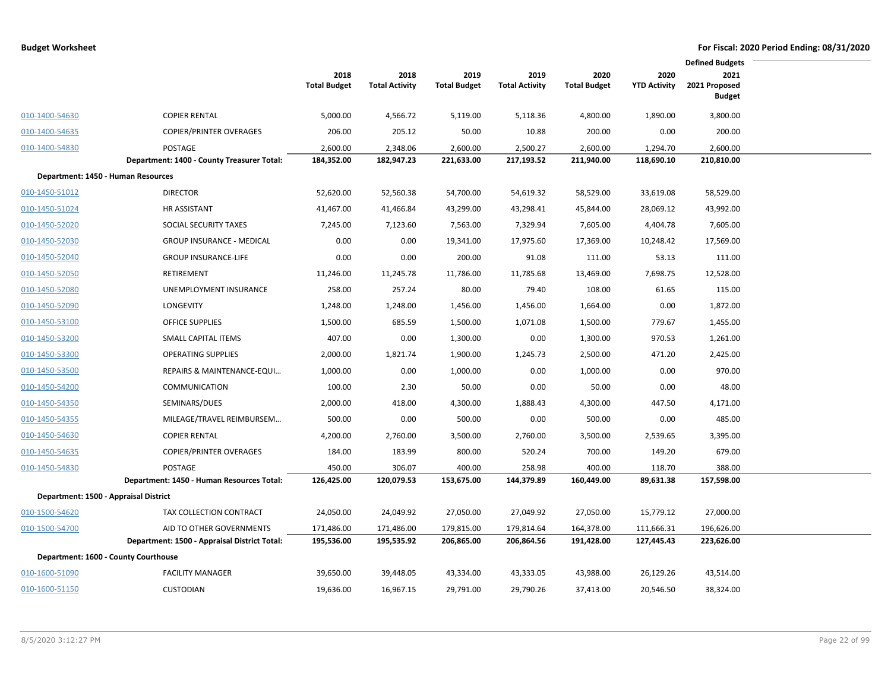**Budget Worksheet** — For Fiscal: 2020 Period Ending: 08/31/2020

| | | 2018 Total Budget | 2018 Total Activity | 2019 Total Budget | 2019 Total Activity | 2020 Total Budget | 2020 YTD Activity | Defined Budgets 2021 2021 Proposed Budget |
|---|---|---|---|---|---|---|---|---|
| 010-1400-54630 | COPIER RENTAL | 5,000.00 | 4,566.72 | 5,119.00 | 5,118.36 | 4,800.00 | 1,890.00 | 3,800.00 |
| 010-1400-54635 | COPIER/PRINTER OVERAGES | 206.00 | 205.12 | 50.00 | 10.88 | 200.00 | 0.00 | 200.00 |
| 010-1400-54830 | POSTAGE | 2,600.00 | 2,348.06 | 2,600.00 | 2,500.27 | 2,600.00 | 1,294.70 | 2,600.00 |
| | **Department: 1400 - County Treasurer Total:** | **184,352.00** | **182,947.23** | **221,633.00** | **217,193.52** | **211,940.00** | **118,690.10** | **210,810.00** |
| **Department: 1450 - Human Resources** | | | | | | | | |
| 010-1450-51012 | DIRECTOR | 52,620.00 | 52,560.38 | 54,700.00 | 54,619.32 | 58,529.00 | 33,619.08 | 58,529.00 |
| 010-1450-51024 | HR ASSISTANT | 41,467.00 | 41,466.84 | 43,299.00 | 43,298.41 | 45,844.00 | 28,069.12 | 43,992.00 |
| 010-1450-52020 | SOCIAL SECURITY TAXES | 7,245.00 | 7,123.60 | 7,563.00 | 7,329.94 | 7,605.00 | 4,404.78 | 7,605.00 |
| 010-1450-52030 | GROUP INSURANCE - MEDICAL | 0.00 | 0.00 | 19,341.00 | 17,975.60 | 17,369.00 | 10,248.42 | 17,569.00 |
| 010-1450-52040 | GROUP INSURANCE-LIFE | 0.00 | 0.00 | 200.00 | 91.08 | 111.00 | 53.13 | 111.00 |
| 010-1450-52050 | RETIREMENT | 11,246.00 | 11,245.78 | 11,786.00 | 11,785.68 | 13,469.00 | 7,698.75 | 12,528.00 |
| 010-1450-52080 | UNEMPLOYMENT INSURANCE | 258.00 | 257.24 | 80.00 | 79.40 | 108.00 | 61.65 | 115.00 |
| 010-1450-52090 | LONGEVITY | 1,248.00 | 1,248.00 | 1,456.00 | 1,456.00 | 1,664.00 | 0.00 | 1,872.00 |
| 010-1450-53100 | OFFICE SUPPLIES | 1,500.00 | 685.59 | 1,500.00 | 1,071.08 | 1,500.00 | 779.67 | 1,455.00 |
| 010-1450-53200 | SMALL CAPITAL ITEMS | 407.00 | 0.00 | 1,300.00 | 0.00 | 1,300.00 | 970.53 | 1,261.00 |
| 010-1450-53300 | OPERATING SUPPLIES | 2,000.00 | 1,821.74 | 1,900.00 | 1,245.73 | 2,500.00 | 471.20 | 2,425.00 |
| 010-1450-53500 | REPAIRS & MAINTENANCE-EQUI… | 1,000.00 | 0.00 | 1,000.00 | 0.00 | 1,000.00 | 0.00 | 970.00 |
| 010-1450-54200 | COMMUNICATION | 100.00 | 2.30 | 50.00 | 0.00 | 50.00 | 0.00 | 48.00 |
| 010-1450-54350 | SEMINARS/DUES | 2,000.00 | 418.00 | 4,300.00 | 1,888.43 | 4,300.00 | 447.50 | 4,171.00 |
| 010-1450-54355 | MILEAGE/TRAVEL REIMBURSEM… | 500.00 | 0.00 | 500.00 | 0.00 | 500.00 | 0.00 | 485.00 |
| 010-1450-54630 | COPIER RENTAL | 4,200.00 | 2,760.00 | 3,500.00 | 2,760.00 | 3,500.00 | 2,539.65 | 3,395.00 |
| 010-1450-54635 | COPIER/PRINTER OVERAGES | 184.00 | 183.99 | 800.00 | 520.24 | 700.00 | 149.20 | 679.00 |
| 010-1450-54830 | POSTAGE | 450.00 | 306.07 | 400.00 | 258.98 | 400.00 | 118.70 | 388.00 |
| | **Department: 1450 - Human Resources Total:** | **126,425.00** | **120,079.53** | **153,675.00** | **144,379.89** | **160,449.00** | **89,631.38** | **157,598.00** |
| **Department: 1500 - Appraisal District** | | | | | | | | |
| 010-1500-54620 | TAX COLLECTION CONTRACT | 24,050.00 | 24,049.92 | 27,050.00 | 27,049.92 | 27,050.00 | 15,779.12 | 27,000.00 |
| 010-1500-54700 | AID TO OTHER GOVERNMENTS | 171,486.00 | 171,486.00 | 179,815.00 | 179,814.64 | 164,378.00 | 111,666.31 | 196,626.00 |
| | **Department: 1500 - Appraisal District Total:** | **195,536.00** | **195,535.92** | **206,865.00** | **206,864.56** | **191,428.00** | **127,445.43** | **223,626.00** |
| **Department: 1600 - County Courthouse** | | | | | | | | |
| 010-1600-51090 | FACILITY MANAGER | 39,650.00 | 39,448.05 | 43,334.00 | 43,333.05 | 43,988.00 | 26,129.26 | 43,514.00 |
| 010-1600-51150 | CUSTODIAN | 19,636.00 | 16,967.15 | 29,791.00 | 29,790.26 | 37,413.00 | 20,546.50 | 38,324.00 |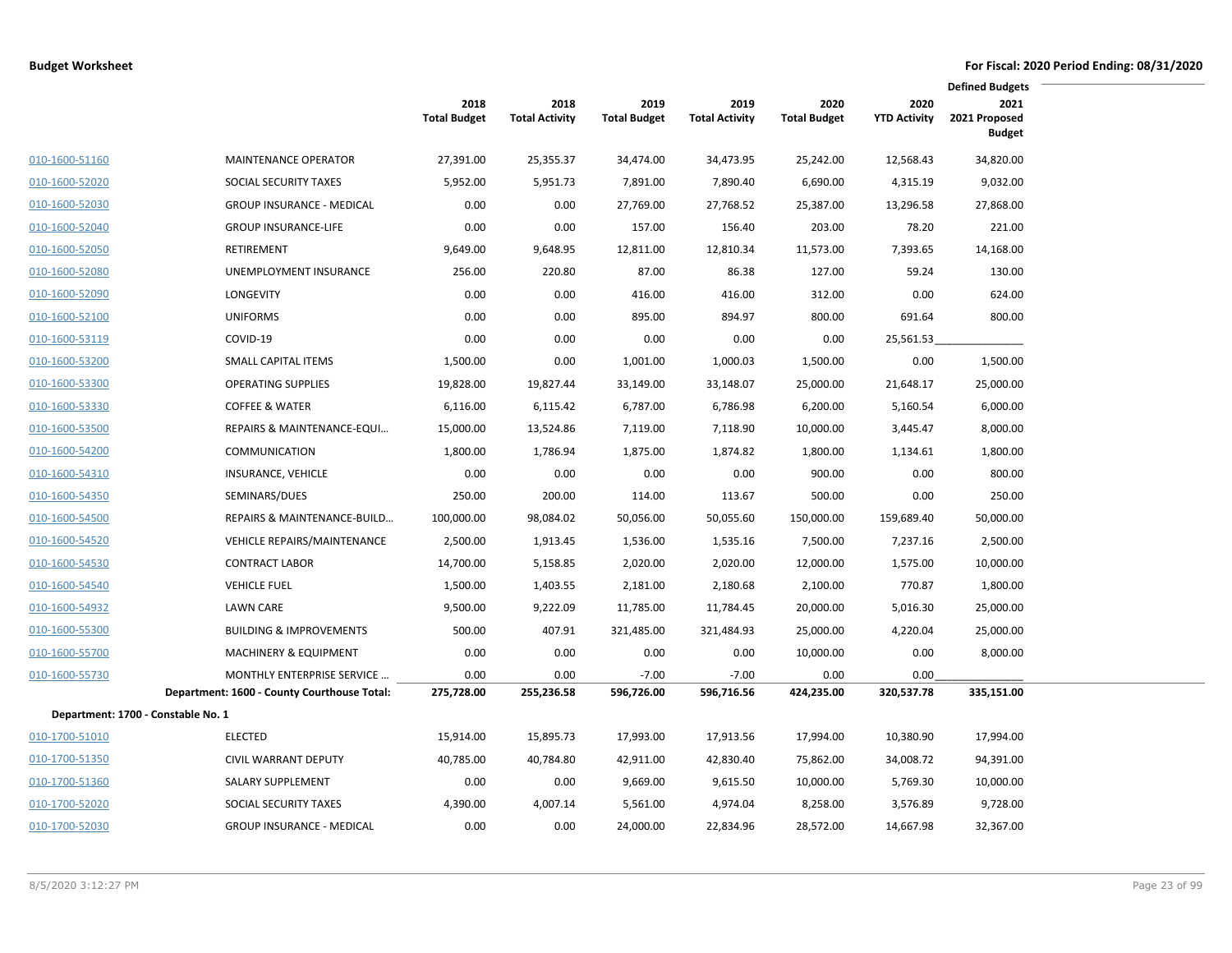**Budget Worksheet** — For Fiscal: 2020 Period Ending: 08/31/2020

| | | 2018 Total Budget | 2018 Total Activity | 2019 Total Budget | 2019 Total Activity | 2020 Total Budget | 2020 YTD Activity | Defined Budgets 2021 2021 Proposed Budget |
|---|---|---|---|---|---|---|---|---|
| 010-1600-51160 | MAINTENANCE OPERATOR | 27,391.00 | 25,355.37 | 34,474.00 | 34,473.95 | 25,242.00 | 12,568.43 | 34,820.00 |
| 010-1600-52020 | SOCIAL SECURITY TAXES | 5,952.00 | 5,951.73 | 7,891.00 | 7,890.40 | 6,690.00 | 4,315.19 | 9,032.00 |
| 010-1600-52030 | GROUP INSURANCE - MEDICAL | 0.00 | 0.00 | 27,769.00 | 27,768.52 | 25,387.00 | 13,296.58 | 27,868.00 |
| 010-1600-52040 | GROUP INSURANCE-LIFE | 0.00 | 0.00 | 157.00 | 156.40 | 203.00 | 78.20 | 221.00 |
| 010-1600-52050 | RETIREMENT | 9,649.00 | 9,648.95 | 12,811.00 | 12,810.34 | 11,573.00 | 7,393.65 | 14,168.00 |
| 010-1600-52080 | UNEMPLOYMENT INSURANCE | 256.00 | 220.80 | 87.00 | 86.38 | 127.00 | 59.24 | 130.00 |
| 010-1600-52090 | LONGEVITY | 0.00 | 0.00 | 416.00 | 416.00 | 312.00 | 0.00 | 624.00 |
| 010-1600-52100 | UNIFORMS | 0.00 | 0.00 | 895.00 | 894.97 | 800.00 | 691.64 | 800.00 |
| 010-1600-53119 | COVID-19 | 0.00 | 0.00 | 0.00 | 0.00 | 0.00 | 25,561.53 | |
| 010-1600-53200 | SMALL CAPITAL ITEMS | 1,500.00 | 0.00 | 1,001.00 | 1,000.03 | 1,500.00 | 0.00 | 1,500.00 |
| 010-1600-53300 | OPERATING SUPPLIES | 19,828.00 | 19,827.44 | 33,149.00 | 33,148.07 | 25,000.00 | 21,648.17 | 25,000.00 |
| 010-1600-53330 | COFFEE & WATER | 6,116.00 | 6,115.42 | 6,787.00 | 6,786.98 | 6,200.00 | 5,160.54 | 6,000.00 |
| 010-1600-53500 | REPAIRS & MAINTENANCE-EQUI... | 15,000.00 | 13,524.86 | 7,119.00 | 7,118.90 | 10,000.00 | 3,445.47 | 8,000.00 |
| 010-1600-54200 | COMMUNICATION | 1,800.00 | 1,786.94 | 1,875.00 | 1,874.82 | 1,800.00 | 1,134.61 | 1,800.00 |
| 010-1600-54310 | INSURANCE, VEHICLE | 0.00 | 0.00 | 0.00 | 0.00 | 900.00 | 0.00 | 800.00 |
| 010-1600-54350 | SEMINARS/DUES | 250.00 | 200.00 | 114.00 | 113.67 | 500.00 | 0.00 | 250.00 |
| 010-1600-54500 | REPAIRS & MAINTENANCE-BUILD... | 100,000.00 | 98,084.02 | 50,056.00 | 50,055.60 | 150,000.00 | 159,689.40 | 50,000.00 |
| 010-1600-54520 | VEHICLE REPAIRS/MAINTENANCE | 2,500.00 | 1,913.45 | 1,536.00 | 1,535.16 | 7,500.00 | 7,237.16 | 2,500.00 |
| 010-1600-54530 | CONTRACT LABOR | 14,700.00 | 5,158.85 | 2,020.00 | 2,020.00 | 12,000.00 | 1,575.00 | 10,000.00 |
| 010-1600-54540 | VEHICLE FUEL | 1,500.00 | 1,403.55 | 2,181.00 | 2,180.68 | 2,100.00 | 770.87 | 1,800.00 |
| 010-1600-54932 | LAWN CARE | 9,500.00 | 9,222.09 | 11,785.00 | 11,784.45 | 20,000.00 | 5,016.30 | 25,000.00 |
| 010-1600-55300 | BUILDING & IMPROVEMENTS | 500.00 | 407.91 | 321,485.00 | 321,484.93 | 25,000.00 | 4,220.04 | 25,000.00 |
| 010-1600-55700 | MACHINERY & EQUIPMENT | 0.00 | 0.00 | 0.00 | 0.00 | 10,000.00 | 0.00 | 8,000.00 |
| 010-1600-55730 | MONTHLY ENTERPRISE SERVICE ... | 0.00 | 0.00 | -7.00 | -7.00 | 0.00 | 0.00 | |
| | **Department: 1600 - County Courthouse Total:** | **275,728.00** | **255,236.58** | **596,726.00** | **596,716.56** | **424,235.00** | **320,537.78** | **335,151.00** |
| **Department: 1700 - Constable No. 1** | | | | | | | | |
| 010-1700-51010 | ELECTED | 15,914.00 | 15,895.73 | 17,993.00 | 17,913.56 | 17,994.00 | 10,380.90 | 17,994.00 |
| 010-1700-51350 | CIVIL WARRANT DEPUTY | 40,785.00 | 40,784.80 | 42,911.00 | 42,830.40 | 75,862.00 | 34,008.72 | 94,391.00 |
| 010-1700-51360 | SALARY SUPPLEMENT | 0.00 | 0.00 | 9,669.00 | 9,615.50 | 10,000.00 | 5,769.30 | 10,000.00 |
| 010-1700-52020 | SOCIAL SECURITY TAXES | 4,390.00 | 4,007.14 | 5,561.00 | 4,974.04 | 8,258.00 | 3,576.89 | 9,728.00 |
| 010-1700-52030 | GROUP INSURANCE - MEDICAL | 0.00 | 0.00 | 24,000.00 | 22,834.96 | 28,572.00 | 14,667.98 | 32,367.00 |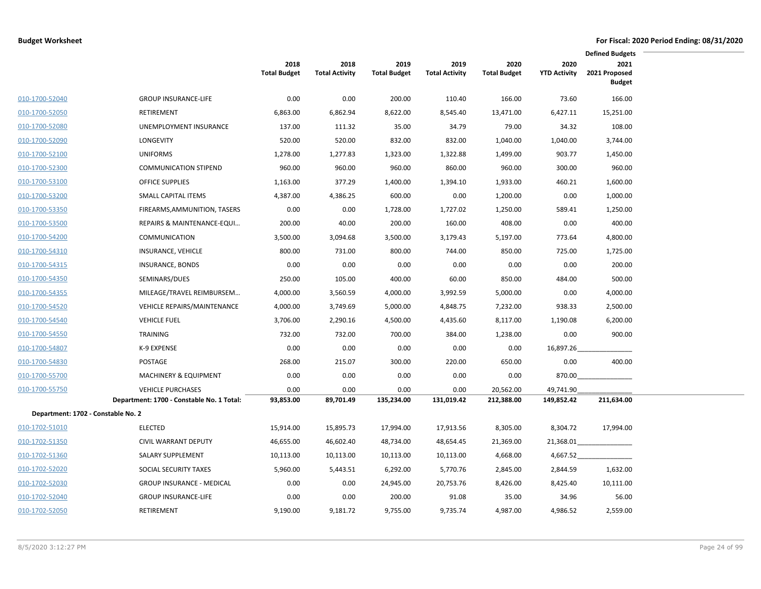**Budget Worksheet** | **For Fiscal: 2020 Period Ending: 08/31/2020**

| | | 2018 Total Budget | 2018 Total Activity | 2019 Total Budget | 2019 Total Activity | 2020 Total Budget | 2020 YTD Activity | Defined Budgets 2021 2021 Proposed Budget |
|---|---|---|---|---|---|---|---|---|
| 010-1700-52040 | GROUP INSURANCE-LIFE | 0.00 | 0.00 | 200.00 | 110.40 | 166.00 | 73.60 | 166.00 |
| 010-1700-52050 | RETIREMENT | 6,863.00 | 6,862.94 | 8,622.00 | 8,545.40 | 13,471.00 | 6,427.11 | 15,251.00 |
| 010-1700-52080 | UNEMPLOYMENT INSURANCE | 137.00 | 111.32 | 35.00 | 34.79 | 79.00 | 34.32 | 108.00 |
| 010-1700-52090 | LONGEVITY | 520.00 | 520.00 | 832.00 | 832.00 | 1,040.00 | 1,040.00 | 3,744.00 |
| 010-1700-52100 | UNIFORMS | 1,278.00 | 1,277.83 | 1,323.00 | 1,322.88 | 1,499.00 | 903.77 | 1,450.00 |
| 010-1700-52300 | COMMUNICATION STIPEND | 960.00 | 960.00 | 960.00 | 860.00 | 960.00 | 300.00 | 960.00 |
| 010-1700-53100 | OFFICE SUPPLIES | 1,163.00 | 377.29 | 1,400.00 | 1,394.10 | 1,933.00 | 460.21 | 1,600.00 |
| 010-1700-53200 | SMALL CAPITAL ITEMS | 4,387.00 | 4,386.25 | 600.00 | 0.00 | 1,200.00 | 0.00 | 1,000.00 |
| 010-1700-53350 | FIREARMS,AMMUNITION, TASERS | 0.00 | 0.00 | 1,728.00 | 1,727.02 | 1,250.00 | 589.41 | 1,250.00 |
| 010-1700-53500 | REPAIRS & MAINTENANCE-EQUI… | 200.00 | 40.00 | 200.00 | 160.00 | 408.00 | 0.00 | 400.00 |
| 010-1700-54200 | COMMUNICATION | 3,500.00 | 3,094.68 | 3,500.00 | 3,179.43 | 5,197.00 | 773.64 | 4,800.00 |
| 010-1700-54310 | INSURANCE, VEHICLE | 800.00 | 731.00 | 800.00 | 744.00 | 850.00 | 725.00 | 1,725.00 |
| 010-1700-54315 | INSURANCE, BONDS | 0.00 | 0.00 | 0.00 | 0.00 | 0.00 | 0.00 | 200.00 |
| 010-1700-54350 | SEMINARS/DUES | 250.00 | 105.00 | 400.00 | 60.00 | 850.00 | 484.00 | 500.00 |
| 010-1700-54355 | MILEAGE/TRAVEL REIMBURSEM… | 4,000.00 | 3,560.59 | 4,000.00 | 3,992.59 | 5,000.00 | 0.00 | 4,000.00 |
| 010-1700-54520 | VEHICLE REPAIRS/MAINTENANCE | 4,000.00 | 3,749.69 | 5,000.00 | 4,848.75 | 7,232.00 | 938.33 | 2,500.00 |
| 010-1700-54540 | VEHICLE FUEL | 3,706.00 | 2,290.16 | 4,500.00 | 4,435.60 | 8,117.00 | 1,190.08 | 6,200.00 |
| 010-1700-54550 | TRAINING | 732.00 | 732.00 | 700.00 | 384.00 | 1,238.00 | 0.00 | 900.00 |
| 010-1700-54807 | K-9 EXPENSE | 0.00 | 0.00 | 0.00 | 0.00 | 0.00 | 16,897.26 | |
| 010-1700-54830 | POSTAGE | 268.00 | 215.07 | 300.00 | 220.00 | 650.00 | 0.00 | 400.00 |
| 010-1700-55700 | MACHINERY & EQUIPMENT | 0.00 | 0.00 | 0.00 | 0.00 | 0.00 | 870.00 | |
| 010-1700-55750 | VEHICLE PURCHASES | 0.00 | 0.00 | 0.00 | 0.00 | 20,562.00 | 49,741.90 | |
| | **Department: 1700 - Constable No. 1 Total:** | **93,853.00** | **89,701.49** | **135,234.00** | **131,019.42** | **212,388.00** | **149,852.42** | **211,634.00** |
| **Department: 1702 - Constable No. 2** | | | | | | | | |
| 010-1702-51010 | ELECTED | 15,914.00 | 15,895.73 | 17,994.00 | 17,913.56 | 8,305.00 | 8,304.72 | 17,994.00 |
| 010-1702-51350 | CIVIL WARRANT DEPUTY | 46,655.00 | 46,602.40 | 48,734.00 | 48,654.45 | 21,369.00 | 21,368.01 | |
| 010-1702-51360 | SALARY SUPPLEMENT | 10,113.00 | 10,113.00 | 10,113.00 | 10,113.00 | 4,668.00 | 4,667.52 | |
| 010-1702-52020 | SOCIAL SECURITY TAXES | 5,960.00 | 5,443.51 | 6,292.00 | 5,770.76 | 2,845.00 | 2,844.59 | 1,632.00 |
| 010-1702-52030 | GROUP INSURANCE - MEDICAL | 0.00 | 0.00 | 24,945.00 | 20,753.76 | 8,426.00 | 8,425.40 | 10,111.00 |
| 010-1702-52040 | GROUP INSURANCE-LIFE | 0.00 | 0.00 | 200.00 | 91.08 | 35.00 | 34.96 | 56.00 |
| 010-1702-52050 | RETIREMENT | 9,190.00 | 9,181.72 | 9,755.00 | 9,735.74 | 4,987.00 | 4,986.52 | 2,559.00 |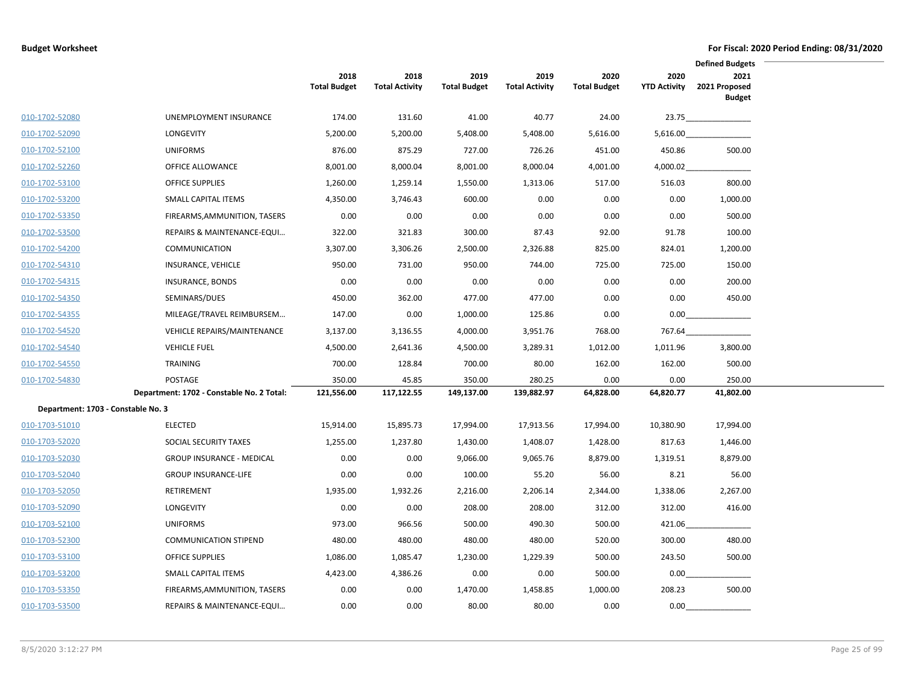**Budget Worksheet** — For Fiscal: 2020 Period Ending: 08/31/2020

| | | 2018 Total Budget | 2018 Total Activity | 2019 Total Budget | 2019 Total Activity | 2020 Total Budget | 2020 YTD Activity | Defined Budgets 2021 2021 Proposed Budget |
|---|---|---|---|---|---|---|---|---|
| 010-1702-52080 | UNEMPLOYMENT INSURANCE | 174.00 | 131.60 | 41.00 | 40.77 | 24.00 | 23.75 | |
| 010-1702-52090 | LONGEVITY | 5,200.00 | 5,200.00 | 5,408.00 | 5,408.00 | 5,616.00 | 5,616.00 | |
| 010-1702-52100 | UNIFORMS | 876.00 | 875.29 | 727.00 | 726.26 | 451.00 | 450.86 | 500.00 |
| 010-1702-52260 | OFFICE ALLOWANCE | 8,001.00 | 8,000.04 | 8,001.00 | 8,000.04 | 4,001.00 | 4,000.02 | |
| 010-1702-53100 | OFFICE SUPPLIES | 1,260.00 | 1,259.14 | 1,550.00 | 1,313.06 | 517.00 | 516.03 | 800.00 |
| 010-1702-53200 | SMALL CAPITAL ITEMS | 4,350.00 | 3,746.43 | 600.00 | 0.00 | 0.00 | 0.00 | 1,000.00 |
| 010-1702-53350 | FIREARMS,AMMUNITION, TASERS | 0.00 | 0.00 | 0.00 | 0.00 | 0.00 | 0.00 | 500.00 |
| 010-1702-53500 | REPAIRS & MAINTENANCE-EQUI… | 322.00 | 321.83 | 300.00 | 87.43 | 92.00 | 91.78 | 100.00 |
| 010-1702-54200 | COMMUNICATION | 3,307.00 | 3,306.26 | 2,500.00 | 2,326.88 | 825.00 | 824.01 | 1,200.00 |
| 010-1702-54310 | INSURANCE, VEHICLE | 950.00 | 731.00 | 950.00 | 744.00 | 725.00 | 725.00 | 150.00 |
| 010-1702-54315 | INSURANCE, BONDS | 0.00 | 0.00 | 0.00 | 0.00 | 0.00 | 0.00 | 200.00 |
| 010-1702-54350 | SEMINARS/DUES | 450.00 | 362.00 | 477.00 | 477.00 | 0.00 | 0.00 | 450.00 |
| 010-1702-54355 | MILEAGE/TRAVEL REIMBURSEM… | 147.00 | 0.00 | 1,000.00 | 125.86 | 0.00 | 0.00 | |
| 010-1702-54520 | VEHICLE REPAIRS/MAINTENANCE | 3,137.00 | 3,136.55 | 4,000.00 | 3,951.76 | 768.00 | 767.64 | |
| 010-1702-54540 | VEHICLE FUEL | 4,500.00 | 2,641.36 | 4,500.00 | 3,289.31 | 1,012.00 | 1,011.96 | 3,800.00 |
| 010-1702-54550 | TRAINING | 700.00 | 128.84 | 700.00 | 80.00 | 162.00 | 162.00 | 500.00 |
| 010-1702-54830 | POSTAGE | 350.00 | 45.85 | 350.00 | 280.25 | 0.00 | 0.00 | 250.00 |
| | **Department: 1702 - Constable No. 2 Total:** | **121,556.00** | **117,122.55** | **149,137.00** | **139,882.97** | **64,828.00** | **64,820.77** | **41,802.00** |
| **Department: 1703 - Constable No. 3** | | | | | | | | |
| 010-1703-51010 | ELECTED | 15,914.00 | 15,895.73 | 17,994.00 | 17,913.56 | 17,994.00 | 10,380.90 | 17,994.00 |
| 010-1703-52020 | SOCIAL SECURITY TAXES | 1,255.00 | 1,237.80 | 1,430.00 | 1,408.07 | 1,428.00 | 817.63 | 1,446.00 |
| 010-1703-52030 | GROUP INSURANCE - MEDICAL | 0.00 | 0.00 | 9,066.00 | 9,065.76 | 8,879.00 | 1,319.51 | 8,879.00 |
| 010-1703-52040 | GROUP INSURANCE-LIFE | 0.00 | 0.00 | 100.00 | 55.20 | 56.00 | 8.21 | 56.00 |
| 010-1703-52050 | RETIREMENT | 1,935.00 | 1,932.26 | 2,216.00 | 2,206.14 | 2,344.00 | 1,338.06 | 2,267.00 |
| 010-1703-52090 | LONGEVITY | 0.00 | 0.00 | 208.00 | 208.00 | 312.00 | 312.00 | 416.00 |
| 010-1703-52100 | UNIFORMS | 973.00 | 966.56 | 500.00 | 490.30 | 500.00 | 421.06 | |
| 010-1703-52300 | COMMUNICATION STIPEND | 480.00 | 480.00 | 480.00 | 480.00 | 520.00 | 300.00 | 480.00 |
| 010-1703-53100 | OFFICE SUPPLIES | 1,086.00 | 1,085.47 | 1,230.00 | 1,229.39 | 500.00 | 243.50 | 500.00 |
| 010-1703-53200 | SMALL CAPITAL ITEMS | 4,423.00 | 4,386.26 | 0.00 | 0.00 | 500.00 | 0.00 | |
| 010-1703-53350 | FIREARMS,AMMUNITION, TASERS | 0.00 | 0.00 | 1,470.00 | 1,458.85 | 1,000.00 | 208.23 | 500.00 |
| 010-1703-53500 | REPAIRS & MAINTENANCE-EQUI… | 0.00 | 0.00 | 80.00 | 80.00 | 0.00 | 0.00 | |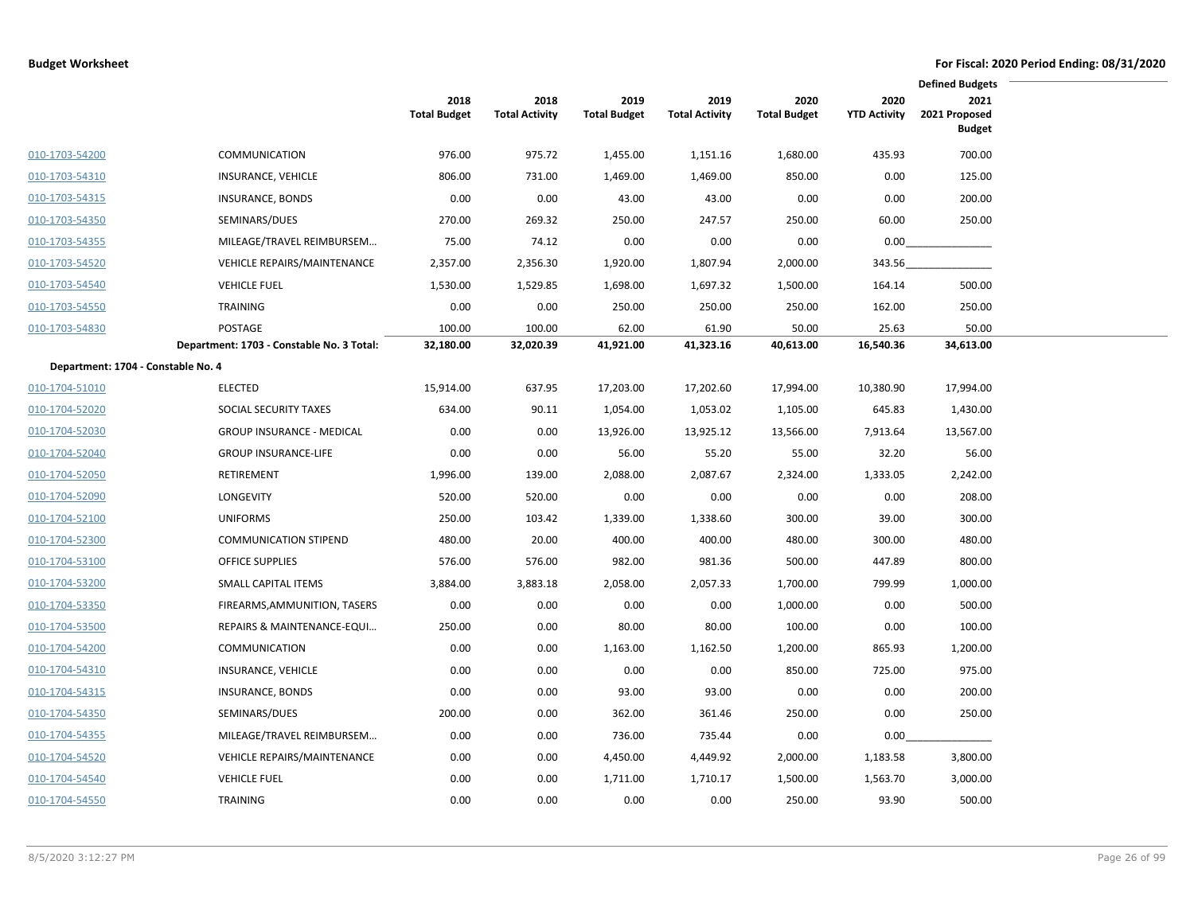**Budget Worksheet** — For Fiscal: 2020 Period Ending: 08/31/2020

| | | 2018 Total Budget | 2018 Total Activity | 2019 Total Budget | 2019 Total Activity | 2020 Total Budget | 2020 YTD Activity | Defined Budgets 2021 2021 Proposed Budget |
|---|---|---|---|---|---|---|---|---|
| 010-1703-54200 | COMMUNICATION | 976.00 | 975.72 | 1,455.00 | 1,151.16 | 1,680.00 | 435.93 | 700.00 |
| 010-1703-54310 | INSURANCE, VEHICLE | 806.00 | 731.00 | 1,469.00 | 1,469.00 | 850.00 | 0.00 | 125.00 |
| 010-1703-54315 | INSURANCE, BONDS | 0.00 | 0.00 | 43.00 | 43.00 | 0.00 | 0.00 | 200.00 |
| 010-1703-54350 | SEMINARS/DUES | 270.00 | 269.32 | 250.00 | 247.57 | 250.00 | 60.00 | 250.00 |
| 010-1703-54355 | MILEAGE/TRAVEL REIMBURSEM… | 75.00 | 74.12 | 0.00 | 0.00 | 0.00 | 0.00 | |
| 010-1703-54520 | VEHICLE REPAIRS/MAINTENANCE | 2,357.00 | 2,356.30 | 1,920.00 | 1,807.94 | 2,000.00 | 343.56 | |
| 010-1703-54540 | VEHICLE FUEL | 1,530.00 | 1,529.85 | 1,698.00 | 1,697.32 | 1,500.00 | 164.14 | 500.00 |
| 010-1703-54550 | TRAINING | 0.00 | 0.00 | 250.00 | 250.00 | 250.00 | 162.00 | 250.00 |
| 010-1703-54830 | POSTAGE | 100.00 | 100.00 | 62.00 | 61.90 | 50.00 | 25.63 | 50.00 |
| | **Department: 1703 - Constable No. 3 Total:** | **32,180.00** | **32,020.39** | **41,921.00** | **41,323.16** | **40,613.00** | **16,540.36** | **34,613.00** |
| **Department: 1704 - Constable No. 4** | | | | | | | | |
| 010-1704-51010 | ELECTED | 15,914.00 | 637.95 | 17,203.00 | 17,202.60 | 17,994.00 | 10,380.90 | 17,994.00 |
| 010-1704-52020 | SOCIAL SECURITY TAXES | 634.00 | 90.11 | 1,054.00 | 1,053.02 | 1,105.00 | 645.83 | 1,430.00 |
| 010-1704-52030 | GROUP INSURANCE - MEDICAL | 0.00 | 0.00 | 13,926.00 | 13,925.12 | 13,566.00 | 7,913.64 | 13,567.00 |
| 010-1704-52040 | GROUP INSURANCE-LIFE | 0.00 | 0.00 | 56.00 | 55.20 | 55.00 | 32.20 | 56.00 |
| 010-1704-52050 | RETIREMENT | 1,996.00 | 139.00 | 2,088.00 | 2,087.67 | 2,324.00 | 1,333.05 | 2,242.00 |
| 010-1704-52090 | LONGEVITY | 520.00 | 520.00 | 0.00 | 0.00 | 0.00 | 0.00 | 208.00 |
| 010-1704-52100 | UNIFORMS | 250.00 | 103.42 | 1,339.00 | 1,338.60 | 300.00 | 39.00 | 300.00 |
| 010-1704-52300 | COMMUNICATION STIPEND | 480.00 | 20.00 | 400.00 | 400.00 | 480.00 | 300.00 | 480.00 |
| 010-1704-53100 | OFFICE SUPPLIES | 576.00 | 576.00 | 982.00 | 981.36 | 500.00 | 447.89 | 800.00 |
| 010-1704-53200 | SMALL CAPITAL ITEMS | 3,884.00 | 3,883.18 | 2,058.00 | 2,057.33 | 1,700.00 | 799.99 | 1,000.00 |
| 010-1704-53350 | FIREARMS,AMMUNITION, TASERS | 0.00 | 0.00 | 0.00 | 0.00 | 1,000.00 | 0.00 | 500.00 |
| 010-1704-53500 | REPAIRS & MAINTENANCE-EQUI… | 250.00 | 0.00 | 80.00 | 80.00 | 100.00 | 0.00 | 100.00 |
| 010-1704-54200 | COMMUNICATION | 0.00 | 0.00 | 1,163.00 | 1,162.50 | 1,200.00 | 865.93 | 1,200.00 |
| 010-1704-54310 | INSURANCE, VEHICLE | 0.00 | 0.00 | 0.00 | 0.00 | 850.00 | 725.00 | 975.00 |
| 010-1704-54315 | INSURANCE, BONDS | 0.00 | 0.00 | 93.00 | 93.00 | 0.00 | 0.00 | 200.00 |
| 010-1704-54350 | SEMINARS/DUES | 200.00 | 0.00 | 362.00 | 361.46 | 250.00 | 0.00 | 250.00 |
| 010-1704-54355 | MILEAGE/TRAVEL REIMBURSEM… | 0.00 | 0.00 | 736.00 | 735.44 | 0.00 | 0.00 | |
| 010-1704-54520 | VEHICLE REPAIRS/MAINTENANCE | 0.00 | 0.00 | 4,450.00 | 4,449.92 | 2,000.00 | 1,183.58 | 3,800.00 |
| 010-1704-54540 | VEHICLE FUEL | 0.00 | 0.00 | 1,711.00 | 1,710.17 | 1,500.00 | 1,563.70 | 3,000.00 |
| 010-1704-54550 | TRAINING | 0.00 | 0.00 | 0.00 | 0.00 | 250.00 | 93.90 | 500.00 |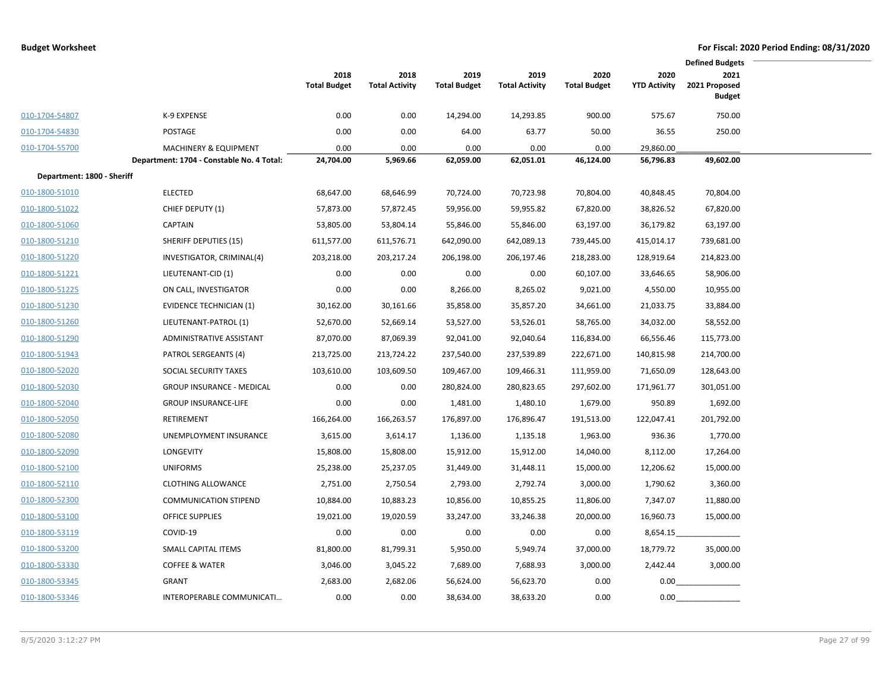**Budget Worksheet** **For Fiscal: 2020 Period Ending: 08/31/2020**

| | | 2018 Total Budget | 2018 Total Activity | 2019 Total Budget | 2019 Total Activity | 2020 Total Budget | 2020 YTD Activity | Defined Budgets 2021 2021 Proposed Budget |
|---|---|---|---|---|---|---|---|---|
| 010-1704-54807 | K-9 EXPENSE | 0.00 | 0.00 | 14,294.00 | 14,293.85 | 900.00 | 575.67 | 750.00 |
| 010-1704-54830 | POSTAGE | 0.00 | 0.00 | 64.00 | 63.77 | 50.00 | 36.55 | 250.00 |
| 010-1704-55700 | MACHINERY & EQUIPMENT | 0.00 | 0.00 | 0.00 | 0.00 | 0.00 | 29,860.00 | |
| | **Department: 1704 - Constable No. 4 Total:** | **24,704.00** | **5,969.66** | **62,059.00** | **62,051.01** | **46,124.00** | **56,796.83** | **49,602.00** |
| **Department: 1800 - Sheriff** | | | | | | | | |
| 010-1800-51010 | ELECTED | 68,647.00 | 68,646.99 | 70,724.00 | 70,723.98 | 70,804.00 | 40,848.45 | 70,804.00 |
| 010-1800-51022 | CHIEF DEPUTY (1) | 57,873.00 | 57,872.45 | 59,956.00 | 59,955.82 | 67,820.00 | 38,826.52 | 67,820.00 |
| 010-1800-51060 | CAPTAIN | 53,805.00 | 53,804.14 | 55,846.00 | 55,846.00 | 63,197.00 | 36,179.82 | 63,197.00 |
| 010-1800-51210 | SHERIFF DEPUTIES (15) | 611,577.00 | 611,576.71 | 642,090.00 | 642,089.13 | 739,445.00 | 415,014.17 | 739,681.00 |
| 010-1800-51220 | INVESTIGATOR, CRIMINAL(4) | 203,218.00 | 203,217.24 | 206,198.00 | 206,197.46 | 218,283.00 | 128,919.64 | 214,823.00 |
| 010-1800-51221 | LIEUTENANT-CID (1) | 0.00 | 0.00 | 0.00 | 0.00 | 60,107.00 | 33,646.65 | 58,906.00 |
| 010-1800-51225 | ON CALL, INVESTIGATOR | 0.00 | 0.00 | 8,266.00 | 8,265.02 | 9,021.00 | 4,550.00 | 10,955.00 |
| 010-1800-51230 | EVIDENCE TECHNICIAN (1) | 30,162.00 | 30,161.66 | 35,858.00 | 35,857.20 | 34,661.00 | 21,033.75 | 33,884.00 |
| 010-1800-51260 | LIEUTENANT-PATROL (1) | 52,670.00 | 52,669.14 | 53,527.00 | 53,526.01 | 58,765.00 | 34,032.00 | 58,552.00 |
| 010-1800-51290 | ADMINISTRATIVE ASSISTANT | 87,070.00 | 87,069.39 | 92,041.00 | 92,040.64 | 116,834.00 | 66,556.46 | 115,773.00 |
| 010-1800-51943 | PATROL SERGEANTS (4) | 213,725.00 | 213,724.22 | 237,540.00 | 237,539.89 | 222,671.00 | 140,815.98 | 214,700.00 |
| 010-1800-52020 | SOCIAL SECURITY TAXES | 103,610.00 | 103,609.50 | 109,467.00 | 109,466.31 | 111,959.00 | 71,650.09 | 128,643.00 |
| 010-1800-52030 | GROUP INSURANCE - MEDICAL | 0.00 | 0.00 | 280,824.00 | 280,823.65 | 297,602.00 | 171,961.77 | 301,051.00 |
| 010-1800-52040 | GROUP INSURANCE-LIFE | 0.00 | 0.00 | 1,481.00 | 1,480.10 | 1,679.00 | 950.89 | 1,692.00 |
| 010-1800-52050 | RETIREMENT | 166,264.00 | 166,263.57 | 176,897.00 | 176,896.47 | 191,513.00 | 122,047.41 | 201,792.00 |
| 010-1800-52080 | UNEMPLOYMENT INSURANCE | 3,615.00 | 3,614.17 | 1,136.00 | 1,135.18 | 1,963.00 | 936.36 | 1,770.00 |
| 010-1800-52090 | LONGEVITY | 15,808.00 | 15,808.00 | 15,912.00 | 15,912.00 | 14,040.00 | 8,112.00 | 17,264.00 |
| 010-1800-52100 | UNIFORMS | 25,238.00 | 25,237.05 | 31,449.00 | 31,448.11 | 15,000.00 | 12,206.62 | 15,000.00 |
| 010-1800-52110 | CLOTHING ALLOWANCE | 2,751.00 | 2,750.54 | 2,793.00 | 2,792.74 | 3,000.00 | 1,790.62 | 3,360.00 |
| 010-1800-52300 | COMMUNICATION STIPEND | 10,884.00 | 10,883.23 | 10,856.00 | 10,855.25 | 11,806.00 | 7,347.07 | 11,880.00 |
| 010-1800-53100 | OFFICE SUPPLIES | 19,021.00 | 19,020.59 | 33,247.00 | 33,246.38 | 20,000.00 | 16,960.73 | 15,000.00 |
| 010-1800-53119 | COVID-19 | 0.00 | 0.00 | 0.00 | 0.00 | 0.00 | 8,654.15 | |
| 010-1800-53200 | SMALL CAPITAL ITEMS | 81,800.00 | 81,799.31 | 5,950.00 | 5,949.74 | 37,000.00 | 18,779.72 | 35,000.00 |
| 010-1800-53330 | COFFEE & WATER | 3,046.00 | 3,045.22 | 7,689.00 | 7,688.93 | 3,000.00 | 2,442.44 | 3,000.00 |
| 010-1800-53345 | GRANT | 2,683.00 | 2,682.06 | 56,624.00 | 56,623.70 | 0.00 | 0.00 | |
| 010-1800-53346 | INTEROPERABLE COMMUNICATI… | 0.00 | 0.00 | 38,634.00 | 38,633.20 | 0.00 | 0.00 | |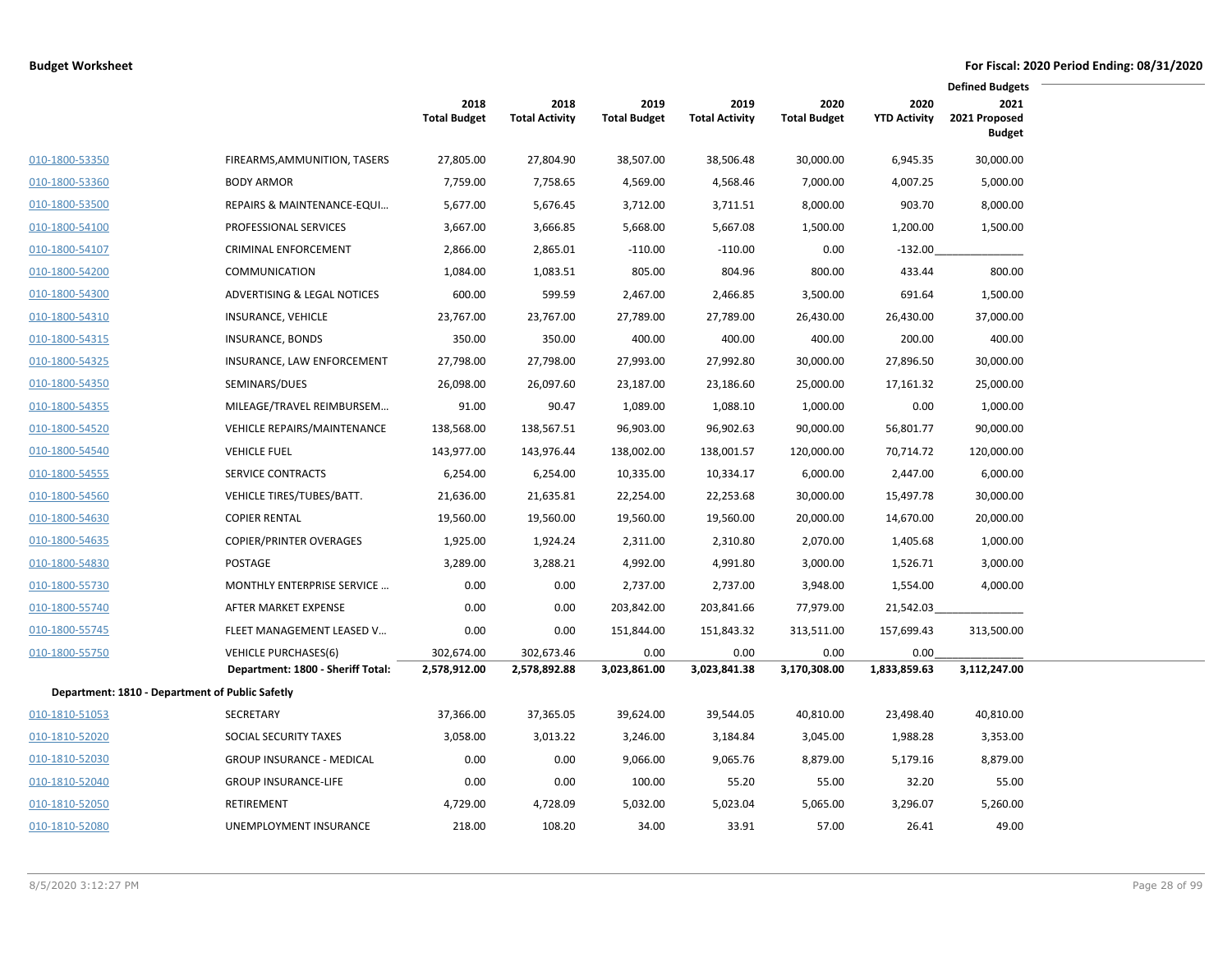**Budget Worksheet** | **For Fiscal: 2020 Period Ending: 08/31/2020**

| | | 2018 Total Budget | 2018 Total Activity | 2019 Total Budget | 2019 Total Activity | 2020 Total Budget | 2020 YTD Activity | Defined Budgets 2021 2021 Proposed Budget |
|---|---|---|---|---|---|---|---|---|
| 010-1800-53350 | FIREARMS,AMMUNITION, TASERS | 27,805.00 | 27,804.90 | 38,507.00 | 38,506.48 | 30,000.00 | 6,945.35 | 30,000.00 |
| 010-1800-53360 | BODY ARMOR | 7,759.00 | 7,758.65 | 4,569.00 | 4,568.46 | 7,000.00 | 4,007.25 | 5,000.00 |
| 010-1800-53500 | REPAIRS & MAINTENANCE-EQUI… | 5,677.00 | 5,676.45 | 3,712.00 | 3,711.51 | 8,000.00 | 903.70 | 8,000.00 |
| 010-1800-54100 | PROFESSIONAL SERVICES | 3,667.00 | 3,666.85 | 5,668.00 | 5,667.08 | 1,500.00 | 1,200.00 | 1,500.00 |
| 010-1800-54107 | CRIMINAL ENFORCEMENT | 2,866.00 | 2,865.01 | -110.00 | -110.00 | 0.00 | -132.00 | |
| 010-1800-54200 | COMMUNICATION | 1,084.00 | 1,083.51 | 805.00 | 804.96 | 800.00 | 433.44 | 800.00 |
| 010-1800-54300 | ADVERTISING & LEGAL NOTICES | 600.00 | 599.59 | 2,467.00 | 2,466.85 | 3,500.00 | 691.64 | 1,500.00 |
| 010-1800-54310 | INSURANCE, VEHICLE | 23,767.00 | 23,767.00 | 27,789.00 | 27,789.00 | 26,430.00 | 26,430.00 | 37,000.00 |
| 010-1800-54315 | INSURANCE, BONDS | 350.00 | 350.00 | 400.00 | 400.00 | 400.00 | 200.00 | 400.00 |
| 010-1800-54325 | INSURANCE, LAW ENFORCEMENT | 27,798.00 | 27,798.00 | 27,993.00 | 27,992.80 | 30,000.00 | 27,896.50 | 30,000.00 |
| 010-1800-54350 | SEMINARS/DUES | 26,098.00 | 26,097.60 | 23,187.00 | 23,186.60 | 25,000.00 | 17,161.32 | 25,000.00 |
| 010-1800-54355 | MILEAGE/TRAVEL REIMBURSEM… | 91.00 | 90.47 | 1,089.00 | 1,088.10 | 1,000.00 | 0.00 | 1,000.00 |
| 010-1800-54520 | VEHICLE REPAIRS/MAINTENANCE | 138,568.00 | 138,567.51 | 96,903.00 | 96,902.63 | 90,000.00 | 56,801.77 | 90,000.00 |
| 010-1800-54540 | VEHICLE FUEL | 143,977.00 | 143,976.44 | 138,002.00 | 138,001.57 | 120,000.00 | 70,714.72 | 120,000.00 |
| 010-1800-54555 | SERVICE CONTRACTS | 6,254.00 | 6,254.00 | 10,335.00 | 10,334.17 | 6,000.00 | 2,447.00 | 6,000.00 |
| 010-1800-54560 | VEHICLE TIRES/TUBES/BATT. | 21,636.00 | 21,635.81 | 22,254.00 | 22,253.68 | 30,000.00 | 15,497.78 | 30,000.00 |
| 010-1800-54630 | COPIER RENTAL | 19,560.00 | 19,560.00 | 19,560.00 | 19,560.00 | 20,000.00 | 14,670.00 | 20,000.00 |
| 010-1800-54635 | COPIER/PRINTER OVERAGES | 1,925.00 | 1,924.24 | 2,311.00 | 2,310.80 | 2,070.00 | 1,405.68 | 1,000.00 |
| 010-1800-54830 | POSTAGE | 3,289.00 | 3,288.21 | 4,992.00 | 4,991.80 | 3,000.00 | 1,526.71 | 3,000.00 |
| 010-1800-55730 | MONTHLY ENTERPRISE SERVICE … | 0.00 | 0.00 | 2,737.00 | 2,737.00 | 3,948.00 | 1,554.00 | 4,000.00 |
| 010-1800-55740 | AFTER MARKET EXPENSE | 0.00 | 0.00 | 203,842.00 | 203,841.66 | 77,979.00 | 21,542.03 | |
| 010-1800-55745 | FLEET MANAGEMENT LEASED V… | 0.00 | 0.00 | 151,844.00 | 151,843.32 | 313,511.00 | 157,699.43 | 313,500.00 |
| 010-1800-55750 | VEHICLE PURCHASES(6) | 302,674.00 | 302,673.46 | 0.00 | 0.00 | 0.00 | 0.00 | |
| | **Department: 1800 - Sheriff Total:** | **2,578,912.00** | **2,578,892.88** | **3,023,861.00** | **3,023,841.38** | **3,170,308.00** | **1,833,859.63** | **3,112,247.00** |
| **Department: 1810 - Department of Public Safetly** | | | | | | | | |
| 010-1810-51053 | SECRETARY | 37,366.00 | 37,365.05 | 39,624.00 | 39,544.05 | 40,810.00 | 23,498.40 | 40,810.00 |
| 010-1810-52020 | SOCIAL SECURITY TAXES | 3,058.00 | 3,013.22 | 3,246.00 | 3,184.84 | 3,045.00 | 1,988.28 | 3,353.00 |
| 010-1810-52030 | GROUP INSURANCE - MEDICAL | 0.00 | 0.00 | 9,066.00 | 9,065.76 | 8,879.00 | 5,179.16 | 8,879.00 |
| 010-1810-52040 | GROUP INSURANCE-LIFE | 0.00 | 0.00 | 100.00 | 55.20 | 55.00 | 32.20 | 55.00 |
| 010-1810-52050 | RETIREMENT | 4,729.00 | 4,728.09 | 5,032.00 | 5,023.04 | 5,065.00 | 3,296.07 | 5,260.00 |
| 010-1810-52080 | UNEMPLOYMENT INSURANCE | 218.00 | 108.20 | 34.00 | 33.91 | 57.00 | 26.41 | 49.00 |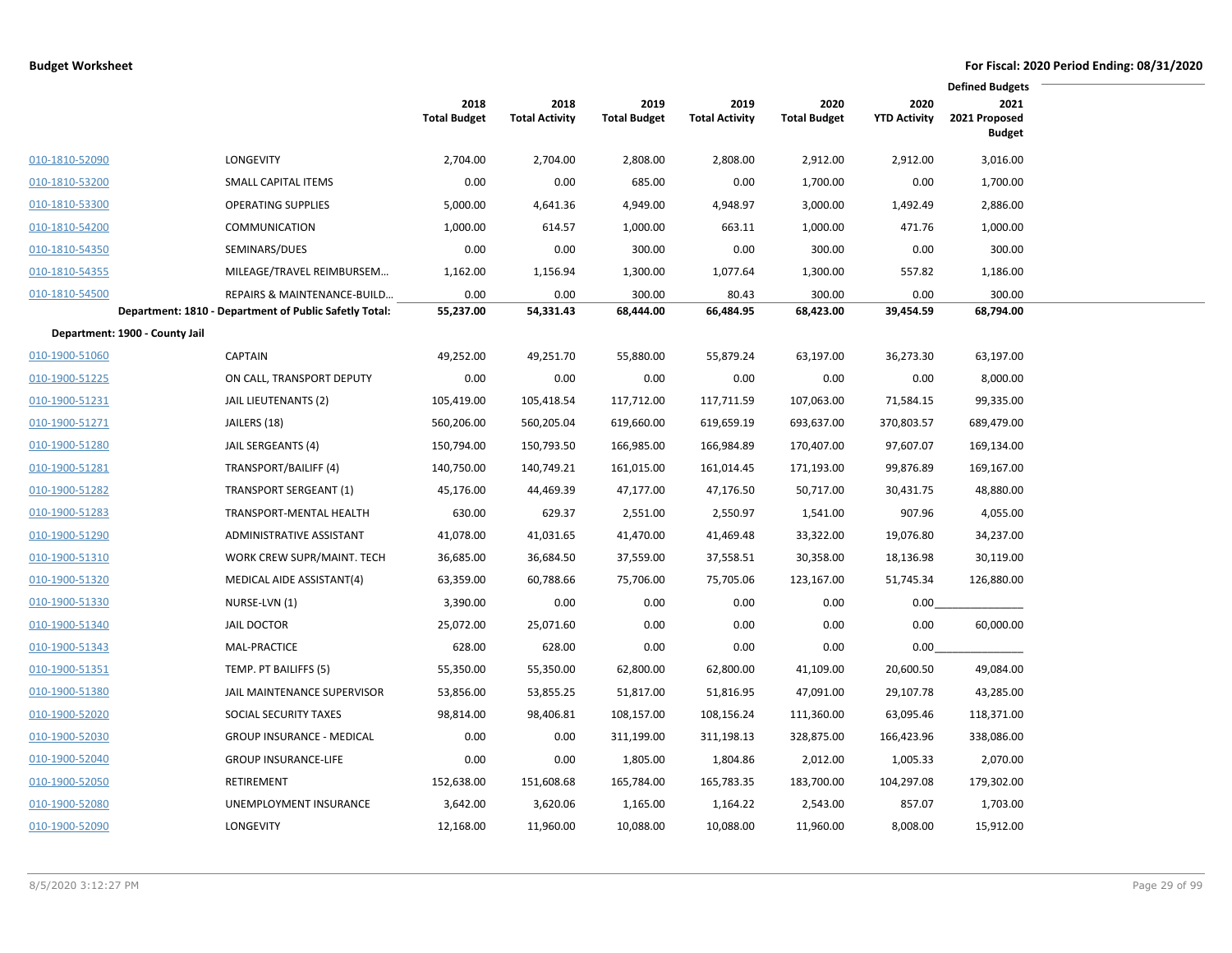**Budget Worksheet** — For Fiscal: 2020 Period Ending: 08/31/2020

| | | 2018 Total Budget | 2018 Total Activity | 2019 Total Budget | 2019 Total Activity | 2020 Total Budget | 2020 YTD Activity | Defined Budgets 2021 2021 Proposed Budget |
|---|---|---|---|---|---|---|---|---|
| 010-1810-52090 | LONGEVITY | 2,704.00 | 2,704.00 | 2,808.00 | 2,808.00 | 2,912.00 | 2,912.00 | 3,016.00 |
| 010-1810-53200 | SMALL CAPITAL ITEMS | 0.00 | 0.00 | 685.00 | 0.00 | 1,700.00 | 0.00 | 1,700.00 |
| 010-1810-53300 | OPERATING SUPPLIES | 5,000.00 | 4,641.36 | 4,949.00 | 4,948.97 | 3,000.00 | 1,492.49 | 2,886.00 |
| 010-1810-54200 | COMMUNICATION | 1,000.00 | 614.57 | 1,000.00 | 663.11 | 1,000.00 | 471.76 | 1,000.00 |
| 010-1810-54350 | SEMINARS/DUES | 0.00 | 0.00 | 300.00 | 0.00 | 300.00 | 0.00 | 300.00 |
| 010-1810-54355 | MILEAGE/TRAVEL REIMBURSEM... | 1,162.00 | 1,156.94 | 1,300.00 | 1,077.64 | 1,300.00 | 557.82 | 1,186.00 |
| 010-1810-54500 | REPAIRS & MAINTENANCE-BUILD... | 0.00 | 0.00 | 300.00 | 80.43 | 300.00 | 0.00 | 300.00 |
| | **Department: 1810 - Department of Public Safetly Total:** | **55,237.00** | **54,331.43** | **68,444.00** | **66,484.95** | **68,423.00** | **39,454.59** | **68,794.00** |
| **Department: 1900 - County Jail** | | | | | | | | |
| 010-1900-51060 | CAPTAIN | 49,252.00 | 49,251.70 | 55,880.00 | 55,879.24 | 63,197.00 | 36,273.30 | 63,197.00 |
| 010-1900-51225 | ON CALL, TRANSPORT DEPUTY | 0.00 | 0.00 | 0.00 | 0.00 | 0.00 | 0.00 | 8,000.00 |
| 010-1900-51231 | JAIL LIEUTENANTS (2) | 105,419.00 | 105,418.54 | 117,712.00 | 117,711.59 | 107,063.00 | 71,584.15 | 99,335.00 |
| 010-1900-51271 | JAILERS (18) | 560,206.00 | 560,205.04 | 619,660.00 | 619,659.19 | 693,637.00 | 370,803.57 | 689,479.00 |
| 010-1900-51280 | JAIL SERGEANTS (4) | 150,794.00 | 150,793.50 | 166,985.00 | 166,984.89 | 170,407.00 | 97,607.07 | 169,134.00 |
| 010-1900-51281 | TRANSPORT/BAILIFF (4) | 140,750.00 | 140,749.21 | 161,015.00 | 161,014.45 | 171,193.00 | 99,876.89 | 169,167.00 |
| 010-1900-51282 | TRANSPORT SERGEANT (1) | 45,176.00 | 44,469.39 | 47,177.00 | 47,176.50 | 50,717.00 | 30,431.75 | 48,880.00 |
| 010-1900-51283 | TRANSPORT-MENTAL HEALTH | 630.00 | 629.37 | 2,551.00 | 2,550.97 | 1,541.00 | 907.96 | 4,055.00 |
| 010-1900-51290 | ADMINISTRATIVE ASSISTANT | 41,078.00 | 41,031.65 | 41,470.00 | 41,469.48 | 33,322.00 | 19,076.80 | 34,237.00 |
| 010-1900-51310 | WORK CREW SUPR/MAINT. TECH | 36,685.00 | 36,684.50 | 37,559.00 | 37,558.51 | 30,358.00 | 18,136.98 | 30,119.00 |
| 010-1900-51320 | MEDICAL AIDE ASSISTANT(4) | 63,359.00 | 60,788.66 | 75,706.00 | 75,705.06 | 123,167.00 | 51,745.34 | 126,880.00 |
| 010-1900-51330 | NURSE-LVN (1) | 3,390.00 | 0.00 | 0.00 | 0.00 | 0.00 | 0.00 | |
| 010-1900-51340 | JAIL DOCTOR | 25,072.00 | 25,071.60 | 0.00 | 0.00 | 0.00 | 0.00 | 60,000.00 |
| 010-1900-51343 | MAL-PRACTICE | 628.00 | 628.00 | 0.00 | 0.00 | 0.00 | 0.00 | |
| 010-1900-51351 | TEMP. PT BAILIFFS (5) | 55,350.00 | 55,350.00 | 62,800.00 | 62,800.00 | 41,109.00 | 20,600.50 | 49,084.00 |
| 010-1900-51380 | JAIL MAINTENANCE SUPERVISOR | 53,856.00 | 53,855.25 | 51,817.00 | 51,816.95 | 47,091.00 | 29,107.78 | 43,285.00 |
| 010-1900-52020 | SOCIAL SECURITY TAXES | 98,814.00 | 98,406.81 | 108,157.00 | 108,156.24 | 111,360.00 | 63,095.46 | 118,371.00 |
| 010-1900-52030 | GROUP INSURANCE - MEDICAL | 0.00 | 0.00 | 311,199.00 | 311,198.13 | 328,875.00 | 166,423.96 | 338,086.00 |
| 010-1900-52040 | GROUP INSURANCE-LIFE | 0.00 | 0.00 | 1,805.00 | 1,804.86 | 2,012.00 | 1,005.33 | 2,070.00 |
| 010-1900-52050 | RETIREMENT | 152,638.00 | 151,608.68 | 165,784.00 | 165,783.35 | 183,700.00 | 104,297.08 | 179,302.00 |
| 010-1900-52080 | UNEMPLOYMENT INSURANCE | 3,642.00 | 3,620.06 | 1,165.00 | 1,164.22 | 2,543.00 | 857.07 | 1,703.00 |
| 010-1900-52090 | LONGEVITY | 12,168.00 | 11,960.00 | 10,088.00 | 10,088.00 | 11,960.00 | 8,008.00 | 15,912.00 |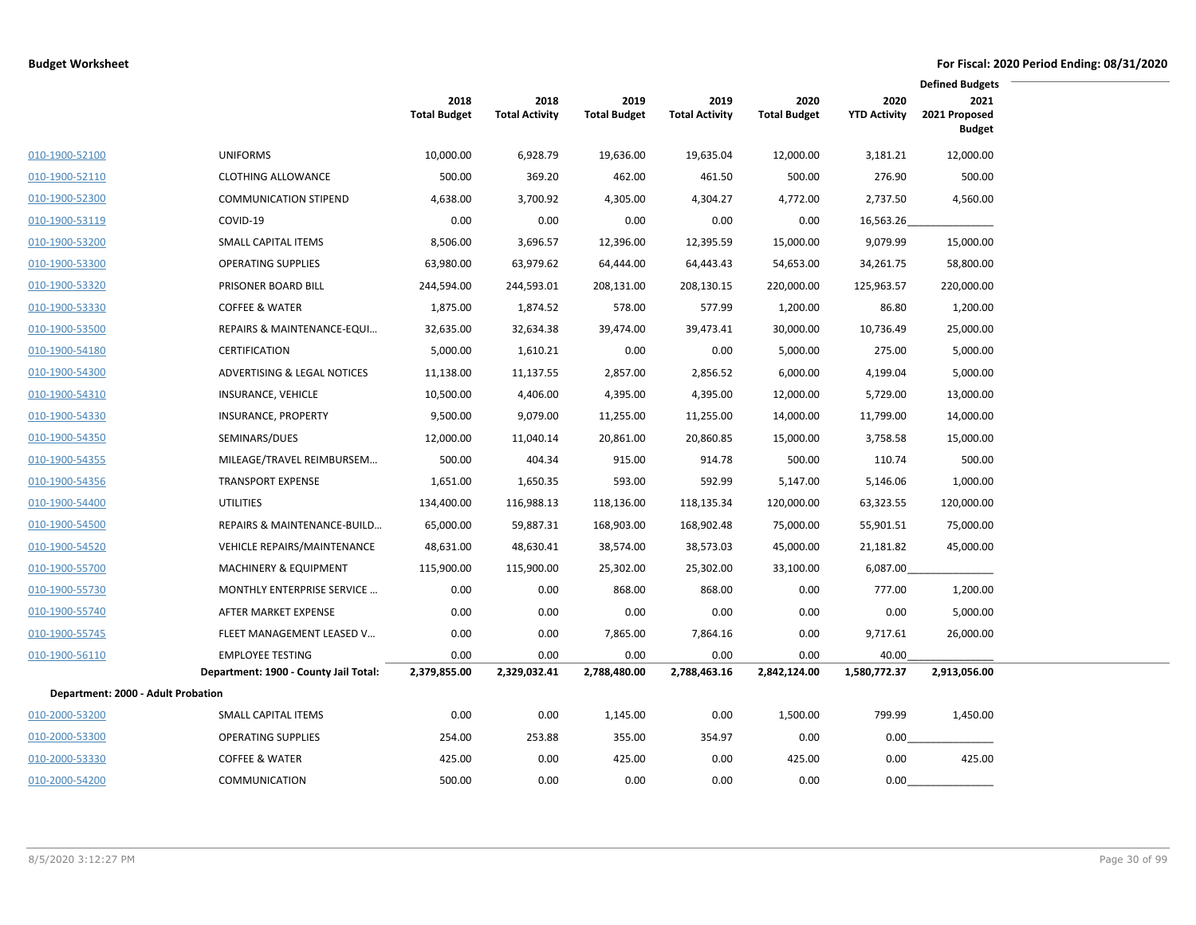**Budget Worksheet**

**For Fiscal: 2020 Period Ending: 08/31/2020**

| | | 2018 Total Budget | 2018 Total Activity | 2019 Total Budget | 2019 Total Activity | 2020 Total Budget | 2020 YTD Activity | Defined Budgets 2021 2021 Proposed Budget |
|---|---|---|---|---|---|---|---|---|
| 010-1900-52100 | UNIFORMS | 10,000.00 | 6,928.79 | 19,636.00 | 19,635.04 | 12,000.00 | 3,181.21 | 12,000.00 |
| 010-1900-52110 | CLOTHING ALLOWANCE | 500.00 | 369.20 | 462.00 | 461.50 | 500.00 | 276.90 | 500.00 |
| 010-1900-52300 | COMMUNICATION STIPEND | 4,638.00 | 3,700.92 | 4,305.00 | 4,304.27 | 4,772.00 | 2,737.50 | 4,560.00 |
| 010-1900-53119 | COVID-19 | 0.00 | 0.00 | 0.00 | 0.00 | 0.00 | 16,563.26 | |
| 010-1900-53200 | SMALL CAPITAL ITEMS | 8,506.00 | 3,696.57 | 12,396.00 | 12,395.59 | 15,000.00 | 9,079.99 | 15,000.00 |
| 010-1900-53300 | OPERATING SUPPLIES | 63,980.00 | 63,979.62 | 64,444.00 | 64,443.43 | 54,653.00 | 34,261.75 | 58,800.00 |
| 010-1900-53320 | PRISONER BOARD BILL | 244,594.00 | 244,593.01 | 208,131.00 | 208,130.15 | 220,000.00 | 125,963.57 | 220,000.00 |
| 010-1900-53330 | COFFEE & WATER | 1,875.00 | 1,874.52 | 578.00 | 577.99 | 1,200.00 | 86.80 | 1,200.00 |
| 010-1900-53500 | REPAIRS & MAINTENANCE-EQUI… | 32,635.00 | 32,634.38 | 39,474.00 | 39,473.41 | 30,000.00 | 10,736.49 | 25,000.00 |
| 010-1900-54180 | CERTIFICATION | 5,000.00 | 1,610.21 | 0.00 | 0.00 | 5,000.00 | 275.00 | 5,000.00 |
| 010-1900-54300 | ADVERTISING & LEGAL NOTICES | 11,138.00 | 11,137.55 | 2,857.00 | 2,856.52 | 6,000.00 | 4,199.04 | 5,000.00 |
| 010-1900-54310 | INSURANCE, VEHICLE | 10,500.00 | 4,406.00 | 4,395.00 | 4,395.00 | 12,000.00 | 5,729.00 | 13,000.00 |
| 010-1900-54330 | INSURANCE, PROPERTY | 9,500.00 | 9,079.00 | 11,255.00 | 11,255.00 | 14,000.00 | 11,799.00 | 14,000.00 |
| 010-1900-54350 | SEMINARS/DUES | 12,000.00 | 11,040.14 | 20,861.00 | 20,860.85 | 15,000.00 | 3,758.58 | 15,000.00 |
| 010-1900-54355 | MILEAGE/TRAVEL REIMBURSEM… | 500.00 | 404.34 | 915.00 | 914.78 | 500.00 | 110.74 | 500.00 |
| 010-1900-54356 | TRANSPORT EXPENSE | 1,651.00 | 1,650.35 | 593.00 | 592.99 | 5,147.00 | 5,146.06 | 1,000.00 |
| 010-1900-54400 | UTILITIES | 134,400.00 | 116,988.13 | 118,136.00 | 118,135.34 | 120,000.00 | 63,323.55 | 120,000.00 |
| 010-1900-54500 | REPAIRS & MAINTENANCE-BUILD… | 65,000.00 | 59,887.31 | 168,903.00 | 168,902.48 | 75,000.00 | 55,901.51 | 75,000.00 |
| 010-1900-54520 | VEHICLE REPAIRS/MAINTENANCE | 48,631.00 | 48,630.41 | 38,574.00 | 38,573.03 | 45,000.00 | 21,181.82 | 45,000.00 |
| 010-1900-55700 | MACHINERY & EQUIPMENT | 115,900.00 | 115,900.00 | 25,302.00 | 25,302.00 | 33,100.00 | 6,087.00 | |
| 010-1900-55730 | MONTHLY ENTERPRISE SERVICE … | 0.00 | 0.00 | 868.00 | 868.00 | 0.00 | 777.00 | 1,200.00 |
| 010-1900-55740 | AFTER MARKET EXPENSE | 0.00 | 0.00 | 0.00 | 0.00 | 0.00 | 0.00 | 5,000.00 |
| 010-1900-55745 | FLEET MANAGEMENT LEASED V… | 0.00 | 0.00 | 7,865.00 | 7,864.16 | 0.00 | 9,717.61 | 26,000.00 |
| 010-1900-56110 | EMPLOYEE TESTING | 0.00 | 0.00 | 0.00 | 0.00 | 0.00 | 40.00 | |
| | **Department: 1900 - County Jail Total:** | **2,379,855.00** | **2,329,032.41** | **2,788,480.00** | **2,788,463.16** | **2,842,124.00** | **1,580,772.37** | **2,913,056.00** |
| **Department: 2000 - Adult Probation** | | | | | | | | |
| 010-2000-53200 | SMALL CAPITAL ITEMS | 0.00 | 0.00 | 1,145.00 | 0.00 | 1,500.00 | 799.99 | 1,450.00 |
| 010-2000-53300 | OPERATING SUPPLIES | 254.00 | 253.88 | 355.00 | 354.97 | 0.00 | 0.00 | |
| 010-2000-53330 | COFFEE & WATER | 425.00 | 0.00 | 425.00 | 0.00 | 425.00 | 0.00 | 425.00 |
| 010-2000-54200 | COMMUNICATION | 500.00 | 0.00 | 0.00 | 0.00 | 0.00 | 0.00 | |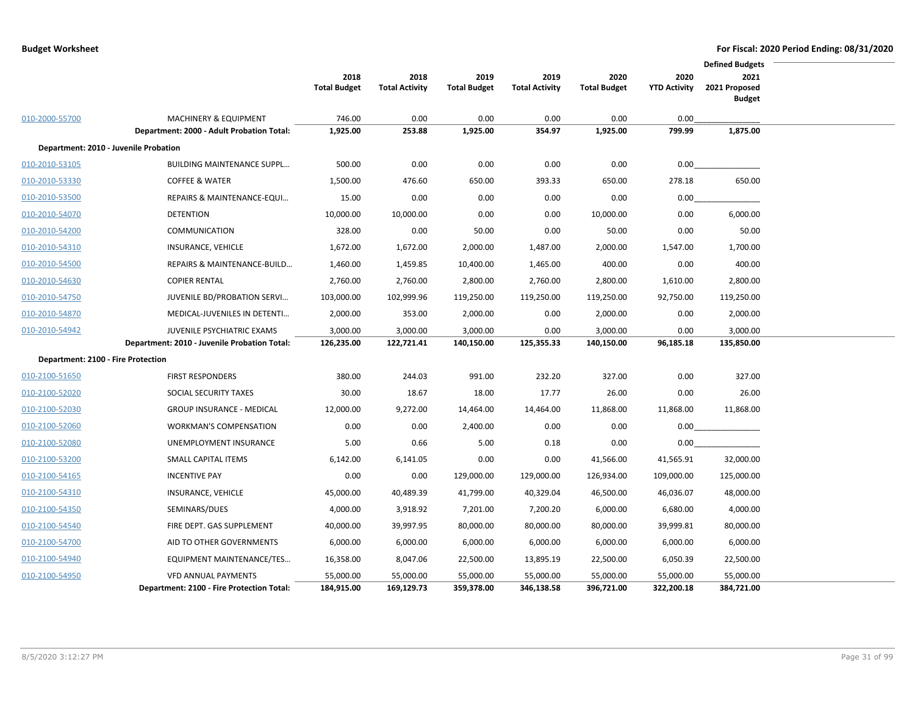**Budget Worksheet** — For Fiscal: 2020 Period Ending: 08/31/2020

| | | 2018 Total Budget | 2018 Total Activity | 2019 Total Budget | 2019 Total Activity | 2020 Total Budget | 2020 YTD Activity | Defined Budgets 2021 2021 Proposed Budget |
|---|---|---|---|---|---|---|---|---|
| 010-2000-55700 | MACHINERY & EQUIPMENT | 746.00 | 0.00 | 0.00 | 0.00 | 0.00 | 0.00 | |
| | **Department: 2000 - Adult Probation Total:** | **1,925.00** | **253.88** | **1,925.00** | **354.97** | **1,925.00** | **799.99** | **1,875.00** |
| **Department: 2010 - Juvenile Probation** | | | | | | | | |
| 010-2010-53105 | BUILDING MAINTENANCE SUPPL… | 500.00 | 0.00 | 0.00 | 0.00 | 0.00 | 0.00 | |
| 010-2010-53330 | COFFEE & WATER | 1,500.00 | 476.60 | 650.00 | 393.33 | 650.00 | 278.18 | 650.00 |
| 010-2010-53500 | REPAIRS & MAINTENANCE-EQUI… | 15.00 | 0.00 | 0.00 | 0.00 | 0.00 | 0.00 | |
| 010-2010-54070 | DETENTION | 10,000.00 | 10,000.00 | 0.00 | 0.00 | 10,000.00 | 0.00 | 6,000.00 |
| 010-2010-54200 | COMMUNICATION | 328.00 | 0.00 | 50.00 | 0.00 | 50.00 | 0.00 | 50.00 |
| 010-2010-54310 | INSURANCE, VEHICLE | 1,672.00 | 1,672.00 | 2,000.00 | 1,487.00 | 2,000.00 | 1,547.00 | 1,700.00 |
| 010-2010-54500 | REPAIRS & MAINTENANCE-BUILD… | 1,460.00 | 1,459.85 | 10,400.00 | 1,465.00 | 400.00 | 0.00 | 400.00 |
| 010-2010-54630 | COPIER RENTAL | 2,760.00 | 2,760.00 | 2,800.00 | 2,760.00 | 2,800.00 | 1,610.00 | 2,800.00 |
| 010-2010-54750 | JUVENILE BD/PROBATION SERVI… | 103,000.00 | 102,999.96 | 119,250.00 | 119,250.00 | 119,250.00 | 92,750.00 | 119,250.00 |
| 010-2010-54870 | MEDICAL-JUVENILES IN DETENTI… | 2,000.00 | 353.00 | 2,000.00 | 0.00 | 2,000.00 | 0.00 | 2,000.00 |
| 010-2010-54942 | JUVENILE PSYCHIATRIC EXAMS | 3,000.00 | 3,000.00 | 3,000.00 | 0.00 | 3,000.00 | 0.00 | 3,000.00 |
| | **Department: 2010 - Juvenile Probation Total:** | **126,235.00** | **122,721.41** | **140,150.00** | **125,355.33** | **140,150.00** | **96,185.18** | **135,850.00** |
| **Department: 2100 - Fire Protection** | | | | | | | | |
| 010-2100-51650 | FIRST RESPONDERS | 380.00 | 244.03 | 991.00 | 232.20 | 327.00 | 0.00 | 327.00 |
| 010-2100-52020 | SOCIAL SECURITY TAXES | 30.00 | 18.67 | 18.00 | 17.77 | 26.00 | 0.00 | 26.00 |
| 010-2100-52030 | GROUP INSURANCE - MEDICAL | 12,000.00 | 9,272.00 | 14,464.00 | 14,464.00 | 11,868.00 | 11,868.00 | 11,868.00 |
| 010-2100-52060 | WORKMAN'S COMPENSATION | 0.00 | 0.00 | 2,400.00 | 0.00 | 0.00 | 0.00 | |
| 010-2100-52080 | UNEMPLOYMENT INSURANCE | 5.00 | 0.66 | 5.00 | 0.18 | 0.00 | 0.00 | |
| 010-2100-53200 | SMALL CAPITAL ITEMS | 6,142.00 | 6,141.05 | 0.00 | 0.00 | 41,566.00 | 41,565.91 | 32,000.00 |
| 010-2100-54165 | INCENTIVE PAY | 0.00 | 0.00 | 129,000.00 | 129,000.00 | 126,934.00 | 109,000.00 | 125,000.00 |
| 010-2100-54310 | INSURANCE, VEHICLE | 45,000.00 | 40,489.39 | 41,799.00 | 40,329.04 | 46,500.00 | 46,036.07 | 48,000.00 |
| 010-2100-54350 | SEMINARS/DUES | 4,000.00 | 3,918.92 | 7,201.00 | 7,200.20 | 6,000.00 | 6,680.00 | 4,000.00 |
| 010-2100-54540 | FIRE DEPT. GAS SUPPLEMENT | 40,000.00 | 39,997.95 | 80,000.00 | 80,000.00 | 80,000.00 | 39,999.81 | 80,000.00 |
| 010-2100-54700 | AID TO OTHER GOVERNMENTS | 6,000.00 | 6,000.00 | 6,000.00 | 6,000.00 | 6,000.00 | 6,000.00 | 6,000.00 |
| 010-2100-54940 | EQUIPMENT MAINTENANCE/TES… | 16,358.00 | 8,047.06 | 22,500.00 | 13,895.19 | 22,500.00 | 6,050.39 | 22,500.00 |
| 010-2100-54950 | VFD ANNUAL PAYMENTS | 55,000.00 | 55,000.00 | 55,000.00 | 55,000.00 | 55,000.00 | 55,000.00 | 55,000.00 |
| | **Department: 2100 - Fire Protection Total:** | **184,915.00** | **169,129.73** | **359,378.00** | **346,138.58** | **396,721.00** | **322,200.18** | **384,721.00** |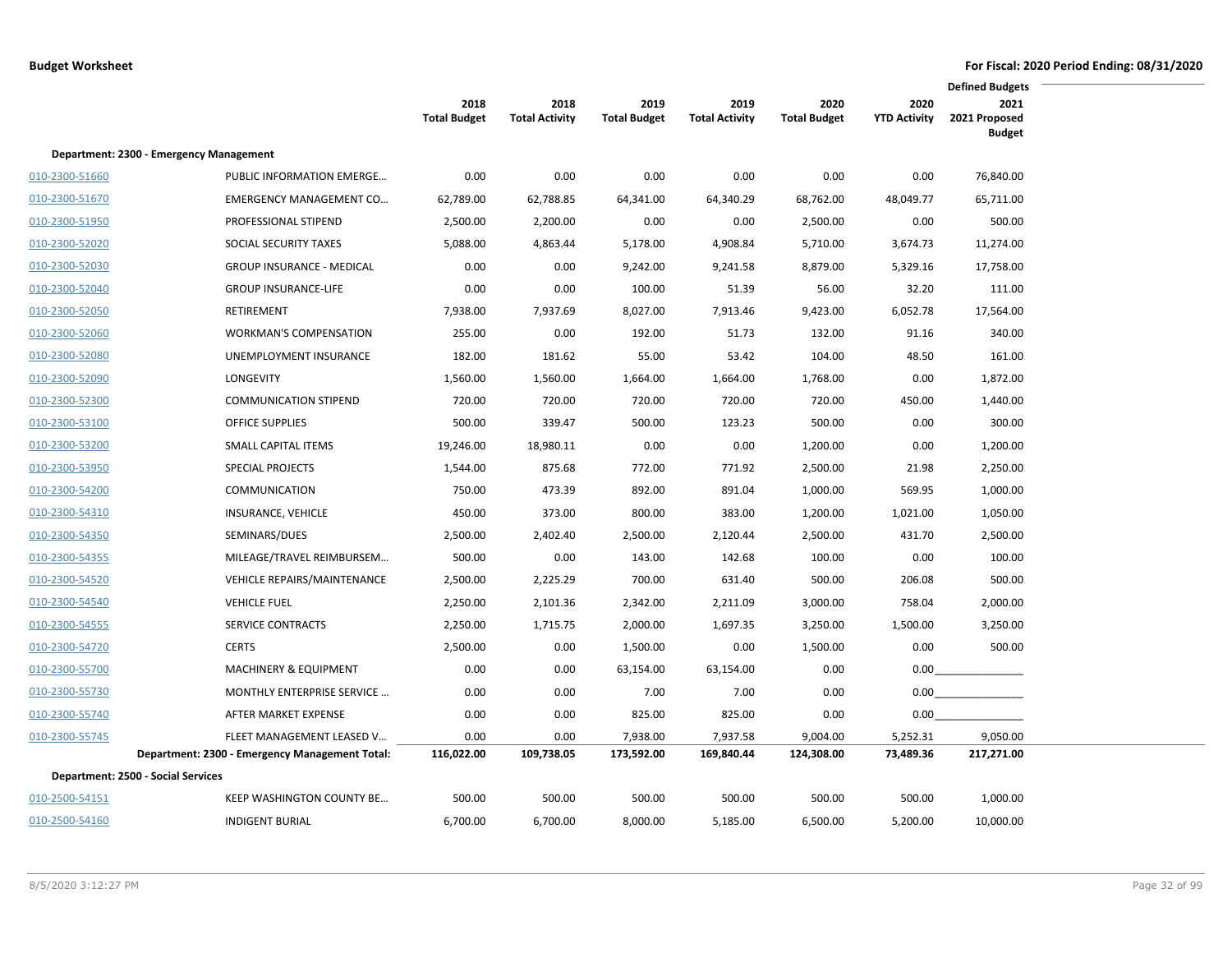**Budget Worksheet**

**For Fiscal: 2020 Period Ending: 08/31/2020**

| | | 2018 Total Budget | 2018 Total Activity | 2019 Total Budget | 2019 Total Activity | 2020 Total Budget | 2020 YTD Activity | Defined Budgets 2021 2021 Proposed Budget |
|---|---|---|---|---|---|---|---|---|
| **Department: 2300 - Emergency Management** | | | | | | | | |
| 010-2300-51660 | PUBLIC INFORMATION EMERGE… | 0.00 | 0.00 | 0.00 | 0.00 | 0.00 | 0.00 | 76,840.00 |
| 010-2300-51670 | EMERGENCY MANAGEMENT CO… | 62,789.00 | 62,788.85 | 64,341.00 | 64,340.29 | 68,762.00 | 48,049.77 | 65,711.00 |
| 010-2300-51950 | PROFESSIONAL STIPEND | 2,500.00 | 2,200.00 | 0.00 | 0.00 | 2,500.00 | 0.00 | 500.00 |
| 010-2300-52020 | SOCIAL SECURITY TAXES | 5,088.00 | 4,863.44 | 5,178.00 | 4,908.84 | 5,710.00 | 3,674.73 | 11,274.00 |
| 010-2300-52030 | GROUP INSURANCE - MEDICAL | 0.00 | 0.00 | 9,242.00 | 9,241.58 | 8,879.00 | 5,329.16 | 17,758.00 |
| 010-2300-52040 | GROUP INSURANCE-LIFE | 0.00 | 0.00 | 100.00 | 51.39 | 56.00 | 32.20 | 111.00 |
| 010-2300-52050 | RETIREMENT | 7,938.00 | 7,937.69 | 8,027.00 | 7,913.46 | 9,423.00 | 6,052.78 | 17,564.00 |
| 010-2300-52060 | WORKMAN'S COMPENSATION | 255.00 | 0.00 | 192.00 | 51.73 | 132.00 | 91.16 | 340.00 |
| 010-2300-52080 | UNEMPLOYMENT INSURANCE | 182.00 | 181.62 | 55.00 | 53.42 | 104.00 | 48.50 | 161.00 |
| 010-2300-52090 | LONGEVITY | 1,560.00 | 1,560.00 | 1,664.00 | 1,664.00 | 1,768.00 | 0.00 | 1,872.00 |
| 010-2300-52300 | COMMUNICATION STIPEND | 720.00 | 720.00 | 720.00 | 720.00 | 720.00 | 450.00 | 1,440.00 |
| 010-2300-53100 | OFFICE SUPPLIES | 500.00 | 339.47 | 500.00 | 123.23 | 500.00 | 0.00 | 300.00 |
| 010-2300-53200 | SMALL CAPITAL ITEMS | 19,246.00 | 18,980.11 | 0.00 | 0.00 | 1,200.00 | 0.00 | 1,200.00 |
| 010-2300-53950 | SPECIAL PROJECTS | 1,544.00 | 875.68 | 772.00 | 771.92 | 2,500.00 | 21.98 | 2,250.00 |
| 010-2300-54200 | COMMUNICATION | 750.00 | 473.39 | 892.00 | 891.04 | 1,000.00 | 569.95 | 1,000.00 |
| 010-2300-54310 | INSURANCE, VEHICLE | 450.00 | 373.00 | 800.00 | 383.00 | 1,200.00 | 1,021.00 | 1,050.00 |
| 010-2300-54350 | SEMINARS/DUES | 2,500.00 | 2,402.40 | 2,500.00 | 2,120.44 | 2,500.00 | 431.70 | 2,500.00 |
| 010-2300-54355 | MILEAGE/TRAVEL REIMBURSEM… | 500.00 | 0.00 | 143.00 | 142.68 | 100.00 | 0.00 | 100.00 |
| 010-2300-54520 | VEHICLE REPAIRS/MAINTENANCE | 2,500.00 | 2,225.29 | 700.00 | 631.40 | 500.00 | 206.08 | 500.00 |
| 010-2300-54540 | VEHICLE FUEL | 2,250.00 | 2,101.36 | 2,342.00 | 2,211.09 | 3,000.00 | 758.04 | 2,000.00 |
| 010-2300-54555 | SERVICE CONTRACTS | 2,250.00 | 1,715.75 | 2,000.00 | 1,697.35 | 3,250.00 | 1,500.00 | 3,250.00 |
| 010-2300-54720 | CERTS | 2,500.00 | 0.00 | 1,500.00 | 0.00 | 1,500.00 | 0.00 | 500.00 |
| 010-2300-55700 | MACHINERY & EQUIPMENT | 0.00 | 0.00 | 63,154.00 | 63,154.00 | 0.00 | 0.00 | |
| 010-2300-55730 | MONTHLY ENTERPRISE SERVICE … | 0.00 | 0.00 | 7.00 | 7.00 | 0.00 | 0.00 | |
| 010-2300-55740 | AFTER MARKET EXPENSE | 0.00 | 0.00 | 825.00 | 825.00 | 0.00 | 0.00 | |
| 010-2300-55745 | FLEET MANAGEMENT LEASED V… | 0.00 | 0.00 | 7,938.00 | 7,937.58 | 9,004.00 | 5,252.31 | 9,050.00 |
| | **Department: 2300 - Emergency Management Total:** | **116,022.00** | **109,738.05** | **173,592.00** | **169,840.44** | **124,308.00** | **73,489.36** | **217,271.00** |
| **Department: 2500 - Social Services** | | | | | | | | |
| 010-2500-54151 | KEEP WASHINGTON COUNTY BE… | 500.00 | 500.00 | 500.00 | 500.00 | 500.00 | 500.00 | 1,000.00 |
| 010-2500-54160 | INDIGENT BURIAL | 6,700.00 | 6,700.00 | 8,000.00 | 5,185.00 | 6,500.00 | 5,200.00 | 10,000.00 |

8/5/2020 3:12:27 PM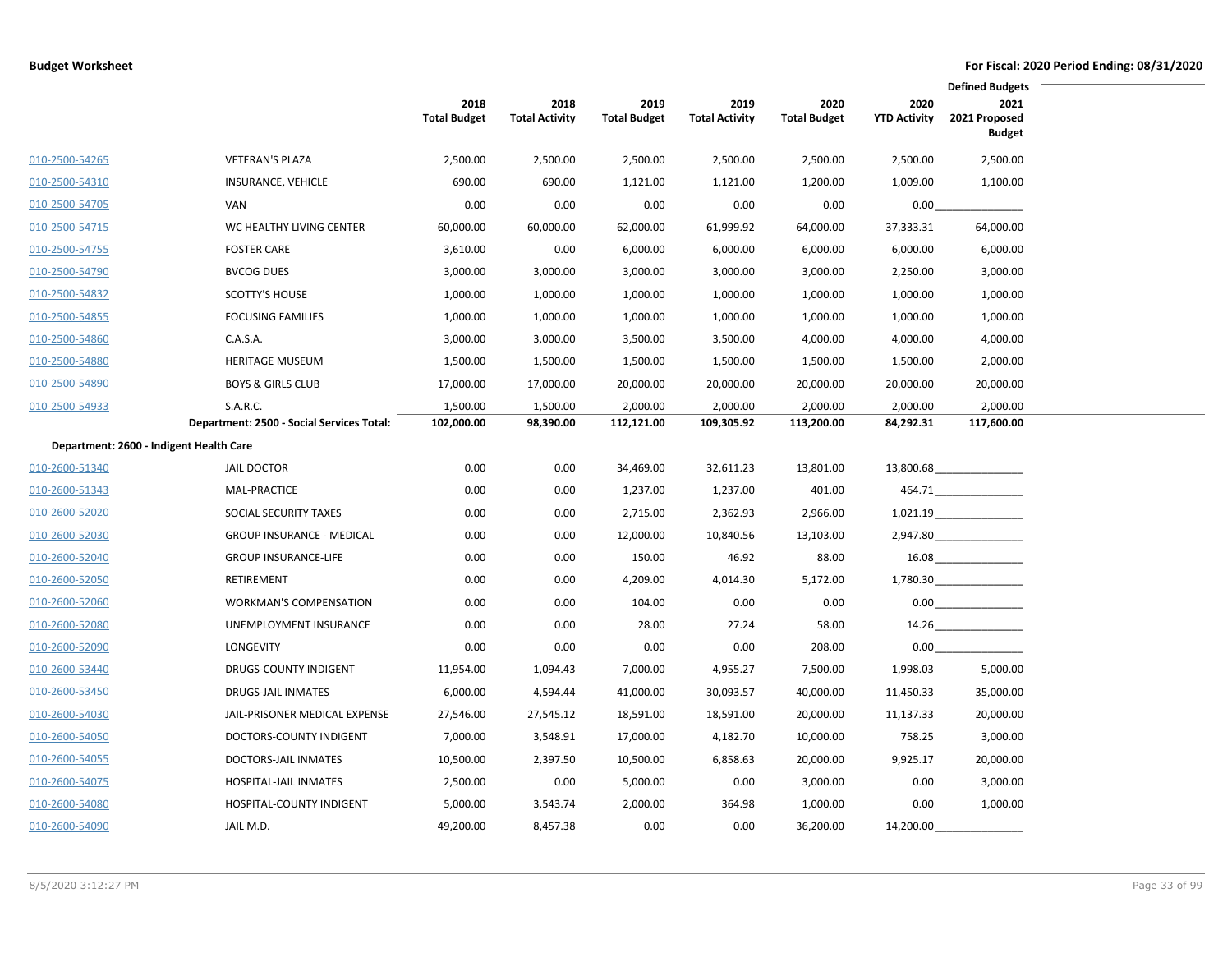**Budget Worksheet** — For Fiscal: 2020 Period Ending: 08/31/2020

| | | 2018 Total Budget | 2018 Total Activity | 2019 Total Budget | 2019 Total Activity | 2020 Total Budget | 2020 YTD Activity | Defined Budgets 2021 2021 Proposed Budget |
|---|---|---|---|---|---|---|---|---|
| 010-2500-54265 | VETERAN'S PLAZA | 2,500.00 | 2,500.00 | 2,500.00 | 2,500.00 | 2,500.00 | 2,500.00 | 2,500.00 |
| 010-2500-54310 | INSURANCE, VEHICLE | 690.00 | 690.00 | 1,121.00 | 1,121.00 | 1,200.00 | 1,009.00 | 1,100.00 |
| 010-2500-54705 | VAN | 0.00 | 0.00 | 0.00 | 0.00 | 0.00 | 0.00 | |
| 010-2500-54715 | WC HEALTHY LIVING CENTER | 60,000.00 | 60,000.00 | 62,000.00 | 61,999.92 | 64,000.00 | 37,333.31 | 64,000.00 |
| 010-2500-54755 | FOSTER CARE | 3,610.00 | 0.00 | 6,000.00 | 6,000.00 | 6,000.00 | 6,000.00 | 6,000.00 |
| 010-2500-54790 | BVCOG DUES | 3,000.00 | 3,000.00 | 3,000.00 | 3,000.00 | 3,000.00 | 2,250.00 | 3,000.00 |
| 010-2500-54832 | SCOTTY'S HOUSE | 1,000.00 | 1,000.00 | 1,000.00 | 1,000.00 | 1,000.00 | 1,000.00 | 1,000.00 |
| 010-2500-54855 | FOCUSING FAMILIES | 1,000.00 | 1,000.00 | 1,000.00 | 1,000.00 | 1,000.00 | 1,000.00 | 1,000.00 |
| 010-2500-54860 | C.A.S.A. | 3,000.00 | 3,000.00 | 3,500.00 | 3,500.00 | 4,000.00 | 4,000.00 | 4,000.00 |
| 010-2500-54880 | HERITAGE MUSEUM | 1,500.00 | 1,500.00 | 1,500.00 | 1,500.00 | 1,500.00 | 1,500.00 | 2,000.00 |
| 010-2500-54890 | BOYS & GIRLS CLUB | 17,000.00 | 17,000.00 | 20,000.00 | 20,000.00 | 20,000.00 | 20,000.00 | 20,000.00 |
| 010-2500-54933 | S.A.R.C. | 1,500.00 | 1,500.00 | 2,000.00 | 2,000.00 | 2,000.00 | 2,000.00 | 2,000.00 |
| | **Department: 2500 - Social Services Total:** | **102,000.00** | **98,390.00** | **112,121.00** | **109,305.92** | **113,200.00** | **84,292.31** | **117,600.00** |
| **Department: 2600 - Indigent Health Care** | | | | | | | | |
| 010-2600-51340 | JAIL DOCTOR | 0.00 | 0.00 | 34,469.00 | 32,611.23 | 13,801.00 | 13,800.68 | |
| 010-2600-51343 | MAL-PRACTICE | 0.00 | 0.00 | 1,237.00 | 1,237.00 | 401.00 | 464.71 | |
| 010-2600-52020 | SOCIAL SECURITY TAXES | 0.00 | 0.00 | 2,715.00 | 2,362.93 | 2,966.00 | 1,021.19 | |
| 010-2600-52030 | GROUP INSURANCE - MEDICAL | 0.00 | 0.00 | 12,000.00 | 10,840.56 | 13,103.00 | 2,947.80 | |
| 010-2600-52040 | GROUP INSURANCE-LIFE | 0.00 | 0.00 | 150.00 | 46.92 | 88.00 | 16.08 | |
| 010-2600-52050 | RETIREMENT | 0.00 | 0.00 | 4,209.00 | 4,014.30 | 5,172.00 | 1,780.30 | |
| 010-2600-52060 | WORKMAN'S COMPENSATION | 0.00 | 0.00 | 104.00 | 0.00 | 0.00 | 0.00 | |
| 010-2600-52080 | UNEMPLOYMENT INSURANCE | 0.00 | 0.00 | 28.00 | 27.24 | 58.00 | 14.26 | |
| 010-2600-52090 | LONGEVITY | 0.00 | 0.00 | 0.00 | 0.00 | 208.00 | 0.00 | |
| 010-2600-53440 | DRUGS-COUNTY INDIGENT | 11,954.00 | 1,094.43 | 7,000.00 | 4,955.27 | 7,500.00 | 1,998.03 | 5,000.00 |
| 010-2600-53450 | DRUGS-JAIL INMATES | 6,000.00 | 4,594.44 | 41,000.00 | 30,093.57 | 40,000.00 | 11,450.33 | 35,000.00 |
| 010-2600-54030 | JAIL-PRISONER MEDICAL EXPENSE | 27,546.00 | 27,545.12 | 18,591.00 | 18,591.00 | 20,000.00 | 11,137.33 | 20,000.00 |
| 010-2600-54050 | DOCTORS-COUNTY INDIGENT | 7,000.00 | 3,548.91 | 17,000.00 | 4,182.70 | 10,000.00 | 758.25 | 3,000.00 |
| 010-2600-54055 | DOCTORS-JAIL INMATES | 10,500.00 | 2,397.50 | 10,500.00 | 6,858.63 | 20,000.00 | 9,925.17 | 20,000.00 |
| 010-2600-54075 | HOSPITAL-JAIL INMATES | 2,500.00 | 0.00 | 5,000.00 | 0.00 | 3,000.00 | 0.00 | 3,000.00 |
| 010-2600-54080 | HOSPITAL-COUNTY INDIGENT | 5,000.00 | 3,543.74 | 2,000.00 | 364.98 | 1,000.00 | 0.00 | 1,000.00 |
| 010-2600-54090 | JAIL M.D. | 49,200.00 | 8,457.38 | 0.00 | 0.00 | 36,200.00 | 14,200.00 | |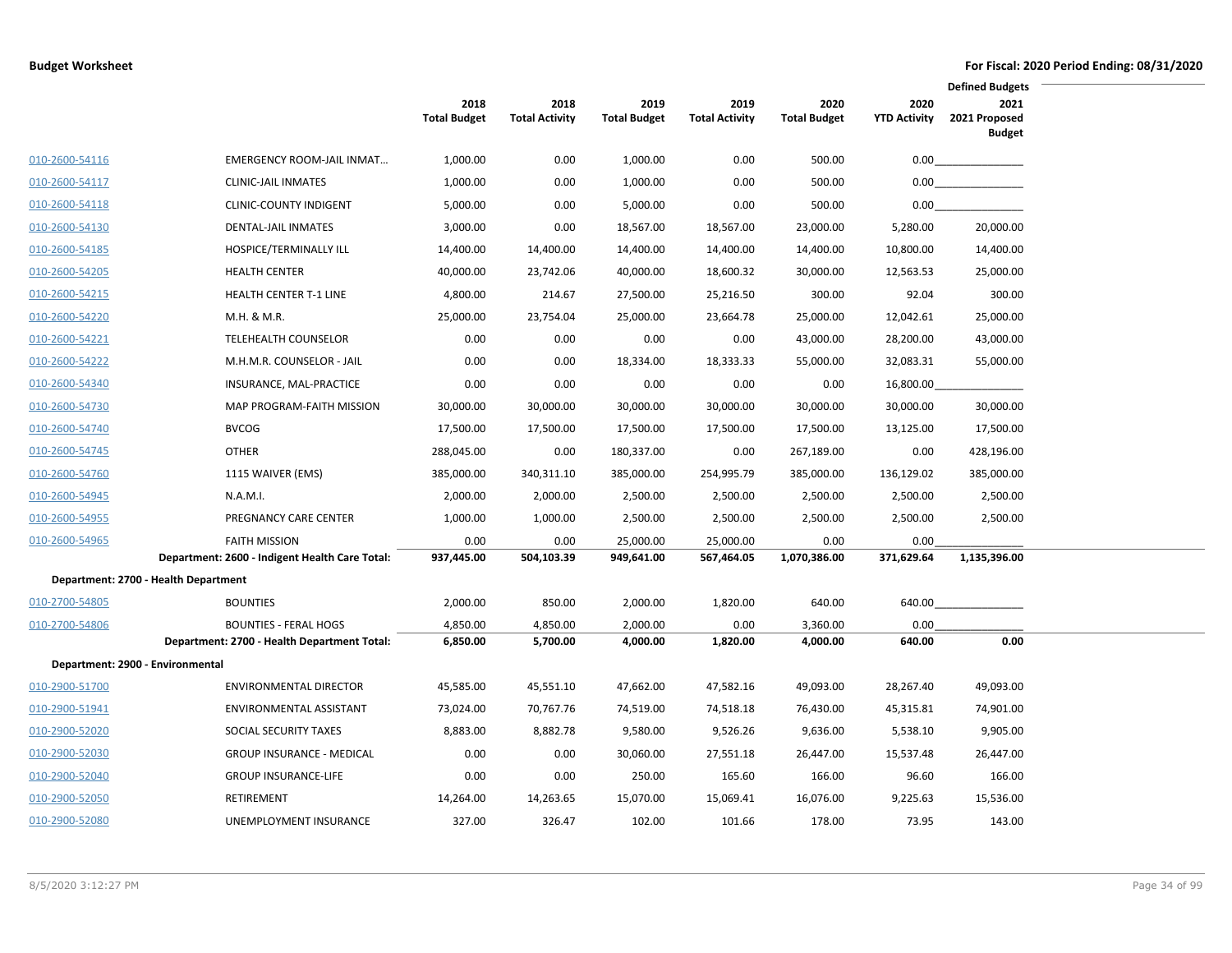| | | 2018 Total Budget | 2018 Total Activity | 2019 Total Budget | 2019 Total Activity | 2020 Total Budget | 2020 YTD Activity | Defined Budgets 2021 2021 Proposed Budget |
|---|---|---|---|---|---|---|---|---|
| 010-2600-54116 | EMERGENCY ROOM-JAIL INMAT... | 1,000.00 | 0.00 | 1,000.00 | 0.00 | 500.00 | 0.00 | |
| 010-2600-54117 | CLINIC-JAIL INMATES | 1,000.00 | 0.00 | 1,000.00 | 0.00 | 500.00 | 0.00 | |
| 010-2600-54118 | CLINIC-COUNTY INDIGENT | 5,000.00 | 0.00 | 5,000.00 | 0.00 | 500.00 | 0.00 | |
| 010-2600-54130 | DENTAL-JAIL INMATES | 3,000.00 | 0.00 | 18,567.00 | 18,567.00 | 23,000.00 | 5,280.00 | 20,000.00 |
| 010-2600-54185 | HOSPICE/TERMINALLY ILL | 14,400.00 | 14,400.00 | 14,400.00 | 14,400.00 | 14,400.00 | 10,800.00 | 14,400.00 |
| 010-2600-54205 | HEALTH CENTER | 40,000.00 | 23,742.06 | 40,000.00 | 18,600.32 | 30,000.00 | 12,563.53 | 25,000.00 |
| 010-2600-54215 | HEALTH CENTER T-1 LINE | 4,800.00 | 214.67 | 27,500.00 | 25,216.50 | 300.00 | 92.04 | 300.00 |
| 010-2600-54220 | M.H. & M.R. | 25,000.00 | 23,754.04 | 25,000.00 | 23,664.78 | 25,000.00 | 12,042.61 | 25,000.00 |
| 010-2600-54221 | TELEHEALTH COUNSELOR | 0.00 | 0.00 | 0.00 | 0.00 | 43,000.00 | 28,200.00 | 43,000.00 |
| 010-2600-54222 | M.H.M.R. COUNSELOR - JAIL | 0.00 | 0.00 | 18,334.00 | 18,333.33 | 55,000.00 | 32,083.31 | 55,000.00 |
| 010-2600-54340 | INSURANCE, MAL-PRACTICE | 0.00 | 0.00 | 0.00 | 0.00 | 0.00 | 16,800.00 | |
| 010-2600-54730 | MAP PROGRAM-FAITH MISSION | 30,000.00 | 30,000.00 | 30,000.00 | 30,000.00 | 30,000.00 | 30,000.00 | 30,000.00 |
| 010-2600-54740 | BVCOG | 17,500.00 | 17,500.00 | 17,500.00 | 17,500.00 | 17,500.00 | 13,125.00 | 17,500.00 |
| 010-2600-54745 | OTHER | 288,045.00 | 0.00 | 180,337.00 | 0.00 | 267,189.00 | 0.00 | 428,196.00 |
| 010-2600-54760 | 1115 WAIVER (EMS) | 385,000.00 | 340,311.10 | 385,000.00 | 254,995.79 | 385,000.00 | 136,129.02 | 385,000.00 |
| 010-2600-54945 | N.A.M.I. | 2,000.00 | 2,000.00 | 2,500.00 | 2,500.00 | 2,500.00 | 2,500.00 | 2,500.00 |
| 010-2600-54955 | PREGNANCY CARE CENTER | 1,000.00 | 1,000.00 | 2,500.00 | 2,500.00 | 2,500.00 | 2,500.00 | 2,500.00 |
| 010-2600-54965 | FAITH MISSION | 0.00 | 0.00 | 25,000.00 | 25,000.00 | 0.00 | 0.00 | |
| | **Department: 2600 - Indigent Health Care Total:** | **937,445.00** | **504,103.39** | **949,641.00** | **567,464.05** | **1,070,386.00** | **371,629.64** | **1,135,396.00** |
| **Department: 2700 - Health Department** | | | | | | | | |
| 010-2700-54805 | BOUNTIES | 2,000.00 | 850.00 | 2,000.00 | 1,820.00 | 640.00 | 640.00 | |
| 010-2700-54806 | BOUNTIES - FERAL HOGS | 4,850.00 | 4,850.00 | 2,000.00 | 0.00 | 3,360.00 | 0.00 | |
| | **Department: 2700 - Health Department Total:** | **6,850.00** | **5,700.00** | **4,000.00** | **1,820.00** | **4,000.00** | **640.00** | **0.00** |
| **Department: 2900 - Environmental** | | | | | | | | |
| 010-2900-51700 | ENVIRONMENTAL DIRECTOR | 45,585.00 | 45,551.10 | 47,662.00 | 47,582.16 | 49,093.00 | 28,267.40 | 49,093.00 |
| 010-2900-51941 | ENVIRONMENTAL ASSISTANT | 73,024.00 | 70,767.76 | 74,519.00 | 74,518.18 | 76,430.00 | 45,315.81 | 74,901.00 |
| 010-2900-52020 | SOCIAL SECURITY TAXES | 8,883.00 | 8,882.78 | 9,580.00 | 9,526.26 | 9,636.00 | 5,538.10 | 9,905.00 |
| 010-2900-52030 | GROUP INSURANCE - MEDICAL | 0.00 | 0.00 | 30,060.00 | 27,551.18 | 26,447.00 | 15,537.48 | 26,447.00 |
| 010-2900-52040 | GROUP INSURANCE-LIFE | 0.00 | 0.00 | 250.00 | 165.60 | 166.00 | 96.60 | 166.00 |
| 010-2900-52050 | RETIREMENT | 14,264.00 | 14,263.65 | 15,070.00 | 15,069.41 | 16,076.00 | 9,225.63 | 15,536.00 |
| 010-2900-52080 | UNEMPLOYMENT INSURANCE | 327.00 | 326.47 | 102.00 | 101.66 | 178.00 | 73.95 | 143.00 |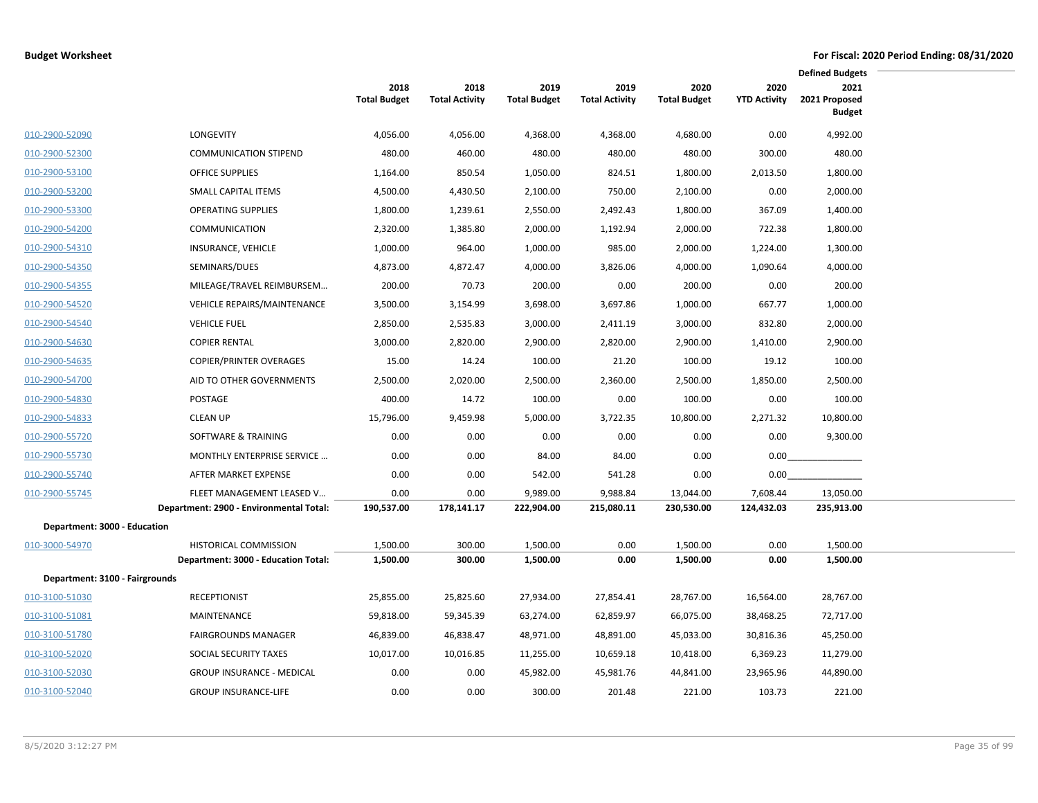**Budget Worksheet** — For Fiscal: 2020 Period Ending: 08/31/2020

| | | 2018 Total Budget | 2018 Total Activity | 2019 Total Budget | 2019 Total Activity | 2020 Total Budget | 2020 YTD Activity | Defined Budgets 2021 2021 Proposed Budget |
|---|---|---|---|---|---|---|---|---|
| 010-2900-52090 | LONGEVITY | 4,056.00 | 4,056.00 | 4,368.00 | 4,368.00 | 4,680.00 | 0.00 | 4,992.00 |
| 010-2900-52300 | COMMUNICATION STIPEND | 480.00 | 460.00 | 480.00 | 480.00 | 480.00 | 300.00 | 480.00 |
| 010-2900-53100 | OFFICE SUPPLIES | 1,164.00 | 850.54 | 1,050.00 | 824.51 | 1,800.00 | 2,013.50 | 1,800.00 |
| 010-2900-53200 | SMALL CAPITAL ITEMS | 4,500.00 | 4,430.50 | 2,100.00 | 750.00 | 2,100.00 | 0.00 | 2,000.00 |
| 010-2900-53300 | OPERATING SUPPLIES | 1,800.00 | 1,239.61 | 2,550.00 | 2,492.43 | 1,800.00 | 367.09 | 1,400.00 |
| 010-2900-54200 | COMMUNICATION | 2,320.00 | 1,385.80 | 2,000.00 | 1,192.94 | 2,000.00 | 722.38 | 1,800.00 |
| 010-2900-54310 | INSURANCE, VEHICLE | 1,000.00 | 964.00 | 1,000.00 | 985.00 | 2,000.00 | 1,224.00 | 1,300.00 |
| 010-2900-54350 | SEMINARS/DUES | 4,873.00 | 4,872.47 | 4,000.00 | 3,826.06 | 4,000.00 | 1,090.64 | 4,000.00 |
| 010-2900-54355 | MILEAGE/TRAVEL REIMBURSEM... | 200.00 | 70.73 | 200.00 | 0.00 | 200.00 | 0.00 | 200.00 |
| 010-2900-54520 | VEHICLE REPAIRS/MAINTENANCE | 3,500.00 | 3,154.99 | 3,698.00 | 3,697.86 | 1,000.00 | 667.77 | 1,000.00 |
| 010-2900-54540 | VEHICLE FUEL | 2,850.00 | 2,535.83 | 3,000.00 | 2,411.19 | 3,000.00 | 832.80 | 2,000.00 |
| 010-2900-54630 | COPIER RENTAL | 3,000.00 | 2,820.00 | 2,900.00 | 2,820.00 | 2,900.00 | 1,410.00 | 2,900.00 |
| 010-2900-54635 | COPIER/PRINTER OVERAGES | 15.00 | 14.24 | 100.00 | 21.20 | 100.00 | 19.12 | 100.00 |
| 010-2900-54700 | AID TO OTHER GOVERNMENTS | 2,500.00 | 2,020.00 | 2,500.00 | 2,360.00 | 2,500.00 | 1,850.00 | 2,500.00 |
| 010-2900-54830 | POSTAGE | 400.00 | 14.72 | 100.00 | 0.00 | 100.00 | 0.00 | 100.00 |
| 010-2900-54833 | CLEAN UP | 15,796.00 | 9,459.98 | 5,000.00 | 3,722.35 | 10,800.00 | 2,271.32 | 10,800.00 |
| 010-2900-55720 | SOFTWARE & TRAINING | 0.00 | 0.00 | 0.00 | 0.00 | 0.00 | 0.00 | 9,300.00 |
| 010-2900-55730 | MONTHLY ENTERPRISE SERVICE ... | 0.00 | 0.00 | 84.00 | 84.00 | 0.00 | 0.00 | |
| 010-2900-55740 | AFTER MARKET EXPENSE | 0.00 | 0.00 | 542.00 | 541.28 | 0.00 | 0.00 | |
| 010-2900-55745 | FLEET MANAGEMENT LEASED V... | 0.00 | 0.00 | 9,989.00 | 9,988.84 | 13,044.00 | 7,608.44 | 13,050.00 |
| | **Department: 2900 - Environmental Total:** | **190,537.00** | **178,141.17** | **222,904.00** | **215,080.11** | **230,530.00** | **124,432.03** | **235,913.00** |
| **Department: 3000 - Education** | | | | | | | | |
| 010-3000-54970 | HISTORICAL COMMISSION | 1,500.00 | 300.00 | 1,500.00 | 0.00 | 1,500.00 | 0.00 | 1,500.00 |
| | **Department: 3000 - Education Total:** | **1,500.00** | **300.00** | **1,500.00** | **0.00** | **1,500.00** | **0.00** | **1,500.00** |
| **Department: 3100 - Fairgrounds** | | | | | | | | |
| 010-3100-51030 | RECEPTIONIST | 25,855.00 | 25,825.60 | 27,934.00 | 27,854.41 | 28,767.00 | 16,564.00 | 28,767.00 |
| 010-3100-51081 | MAINTENANCE | 59,818.00 | 59,345.39 | 63,274.00 | 62,859.97 | 66,075.00 | 38,468.25 | 72,717.00 |
| 010-3100-51780 | FAIRGROUNDS MANAGER | 46,839.00 | 46,838.47 | 48,971.00 | 48,891.00 | 45,033.00 | 30,816.36 | 45,250.00 |
| 010-3100-52020 | SOCIAL SECURITY TAXES | 10,017.00 | 10,016.85 | 11,255.00 | 10,659.18 | 10,418.00 | 6,369.23 | 11,279.00 |
| 010-3100-52030 | GROUP INSURANCE - MEDICAL | 0.00 | 0.00 | 45,982.00 | 45,981.76 | 44,841.00 | 23,965.96 | 44,890.00 |
| 010-3100-52040 | GROUP INSURANCE-LIFE | 0.00 | 0.00 | 300.00 | 201.48 | 221.00 | 103.73 | 221.00 |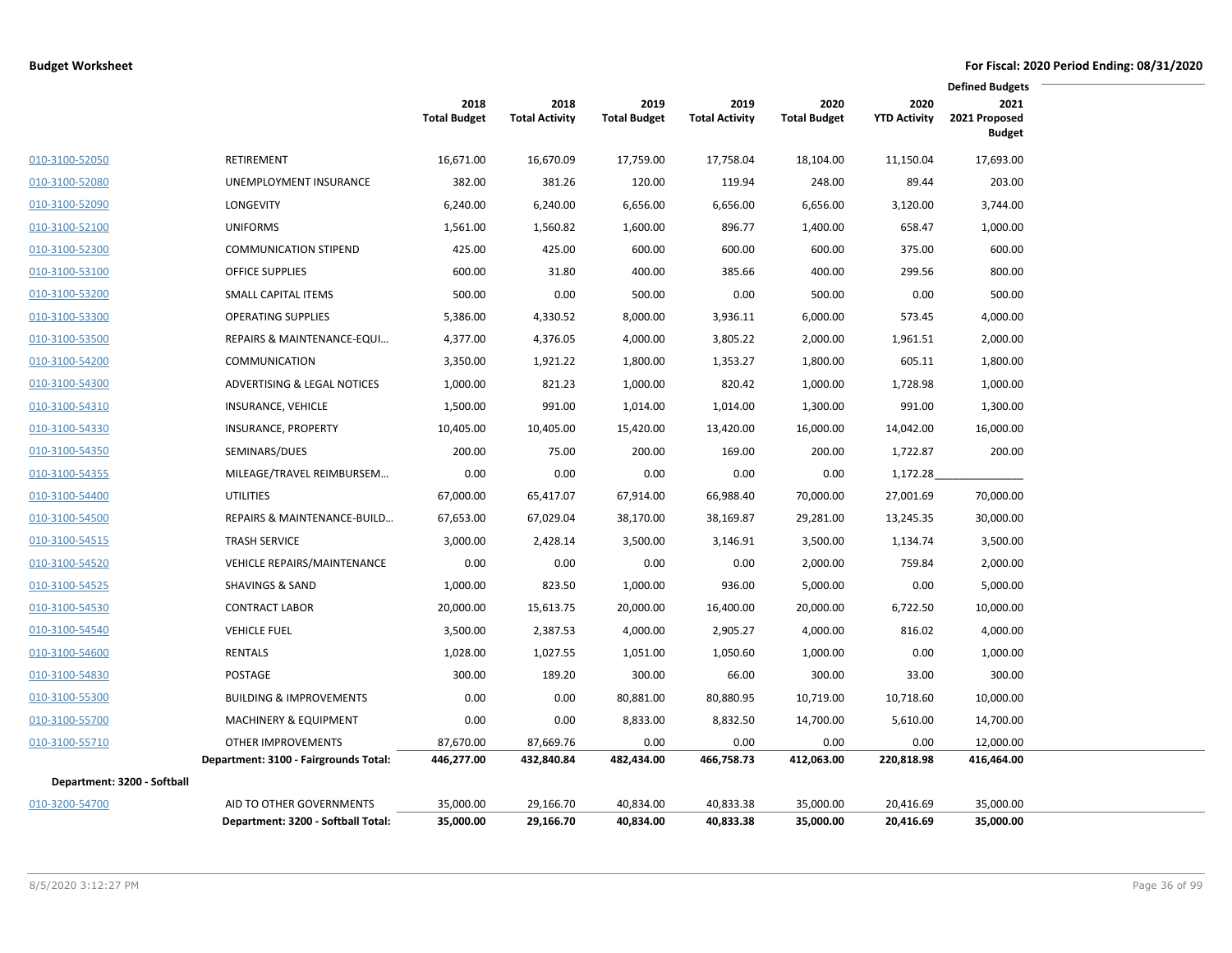**Budget Worksheet** **For Fiscal: 2020 Period Ending: 08/31/2020**

| | | 2018 Total Budget | 2018 Total Activity | 2019 Total Budget | 2019 Total Activity | 2020 Total Budget | 2020 YTD Activity | Defined Budgets 2021 2021 Proposed Budget |
|---|---|---|---|---|---|---|---|---|
| 010-3100-52050 | RETIREMENT | 16,671.00 | 16,670.09 | 17,759.00 | 17,758.04 | 18,104.00 | 11,150.04 | 17,693.00 |
| 010-3100-52080 | UNEMPLOYMENT INSURANCE | 382.00 | 381.26 | 120.00 | 119.94 | 248.00 | 89.44 | 203.00 |
| 010-3100-52090 | LONGEVITY | 6,240.00 | 6,240.00 | 6,656.00 | 6,656.00 | 6,656.00 | 3,120.00 | 3,744.00 |
| 010-3100-52100 | UNIFORMS | 1,561.00 | 1,560.82 | 1,600.00 | 896.77 | 1,400.00 | 658.47 | 1,000.00 |
| 010-3100-52300 | COMMUNICATION STIPEND | 425.00 | 425.00 | 600.00 | 600.00 | 600.00 | 375.00 | 600.00 |
| 010-3100-53100 | OFFICE SUPPLIES | 600.00 | 31.80 | 400.00 | 385.66 | 400.00 | 299.56 | 800.00 |
| 010-3100-53200 | SMALL CAPITAL ITEMS | 500.00 | 0.00 | 500.00 | 0.00 | 500.00 | 0.00 | 500.00 |
| 010-3100-53300 | OPERATING SUPPLIES | 5,386.00 | 4,330.52 | 8,000.00 | 3,936.11 | 6,000.00 | 573.45 | 4,000.00 |
| 010-3100-53500 | REPAIRS & MAINTENANCE-EQUI... | 4,377.00 | 4,376.05 | 4,000.00 | 3,805.22 | 2,000.00 | 1,961.51 | 2,000.00 |
| 010-3100-54200 | COMMUNICATION | 3,350.00 | 1,921.22 | 1,800.00 | 1,353.27 | 1,800.00 | 605.11 | 1,800.00 |
| 010-3100-54300 | ADVERTISING & LEGAL NOTICES | 1,000.00 | 821.23 | 1,000.00 | 820.42 | 1,000.00 | 1,728.98 | 1,000.00 |
| 010-3100-54310 | INSURANCE, VEHICLE | 1,500.00 | 991.00 | 1,014.00 | 1,014.00 | 1,300.00 | 991.00 | 1,300.00 |
| 010-3100-54330 | INSURANCE, PROPERTY | 10,405.00 | 10,405.00 | 15,420.00 | 13,420.00 | 16,000.00 | 14,042.00 | 16,000.00 |
| 010-3100-54350 | SEMINARS/DUES | 200.00 | 75.00 | 200.00 | 169.00 | 200.00 | 1,722.87 | 200.00 |
| 010-3100-54355 | MILEAGE/TRAVEL REIMBURSEM... | 0.00 | 0.00 | 0.00 | 0.00 | 0.00 | 1,172.28 | |
| 010-3100-54400 | UTILITIES | 67,000.00 | 65,417.07 | 67,914.00 | 66,988.40 | 70,000.00 | 27,001.69 | 70,000.00 |
| 010-3100-54500 | REPAIRS & MAINTENANCE-BUILD... | 67,653.00 | 67,029.04 | 38,170.00 | 38,169.87 | 29,281.00 | 13,245.35 | 30,000.00 |
| 010-3100-54515 | TRASH SERVICE | 3,000.00 | 2,428.14 | 3,500.00 | 3,146.91 | 3,500.00 | 1,134.74 | 3,500.00 |
| 010-3100-54520 | VEHICLE REPAIRS/MAINTENANCE | 0.00 | 0.00 | 0.00 | 0.00 | 2,000.00 | 759.84 | 2,000.00 |
| 010-3100-54525 | SHAVINGS & SAND | 1,000.00 | 823.50 | 1,000.00 | 936.00 | 5,000.00 | 0.00 | 5,000.00 |
| 010-3100-54530 | CONTRACT LABOR | 20,000.00 | 15,613.75 | 20,000.00 | 16,400.00 | 20,000.00 | 6,722.50 | 10,000.00 |
| 010-3100-54540 | VEHICLE FUEL | 3,500.00 | 2,387.53 | 4,000.00 | 2,905.27 | 4,000.00 | 816.02 | 4,000.00 |
| 010-3100-54600 | RENTALS | 1,028.00 | 1,027.55 | 1,051.00 | 1,050.60 | 1,000.00 | 0.00 | 1,000.00 |
| 010-3100-54830 | POSTAGE | 300.00 | 189.20 | 300.00 | 66.00 | 300.00 | 33.00 | 300.00 |
| 010-3100-55300 | BUILDING & IMPROVEMENTS | 0.00 | 0.00 | 80,881.00 | 80,880.95 | 10,719.00 | 10,718.60 | 10,000.00 |
| 010-3100-55700 | MACHINERY & EQUIPMENT | 0.00 | 0.00 | 8,833.00 | 8,832.50 | 14,700.00 | 5,610.00 | 14,700.00 |
| 010-3100-55710 | OTHER IMPROVEMENTS | 87,670.00 | 87,669.76 | 0.00 | 0.00 | 0.00 | 0.00 | 12,000.00 |
| | **Department: 3100 - Fairgrounds Total:** | **446,277.00** | **432,840.84** | **482,434.00** | **466,758.73** | **412,063.00** | **220,818.98** | **416,464.00** |
| **Department: 3200 - Softball** | | | | | | | | |
| 010-3200-54700 | AID TO OTHER GOVERNMENTS | 35,000.00 | 29,166.70 | 40,834.00 | 40,833.38 | 35,000.00 | 20,416.69 | 35,000.00 |
| | **Department: 3200 - Softball Total:** | **35,000.00** | **29,166.70** | **40,834.00** | **40,833.38** | **35,000.00** | **20,416.69** | **35,000.00** |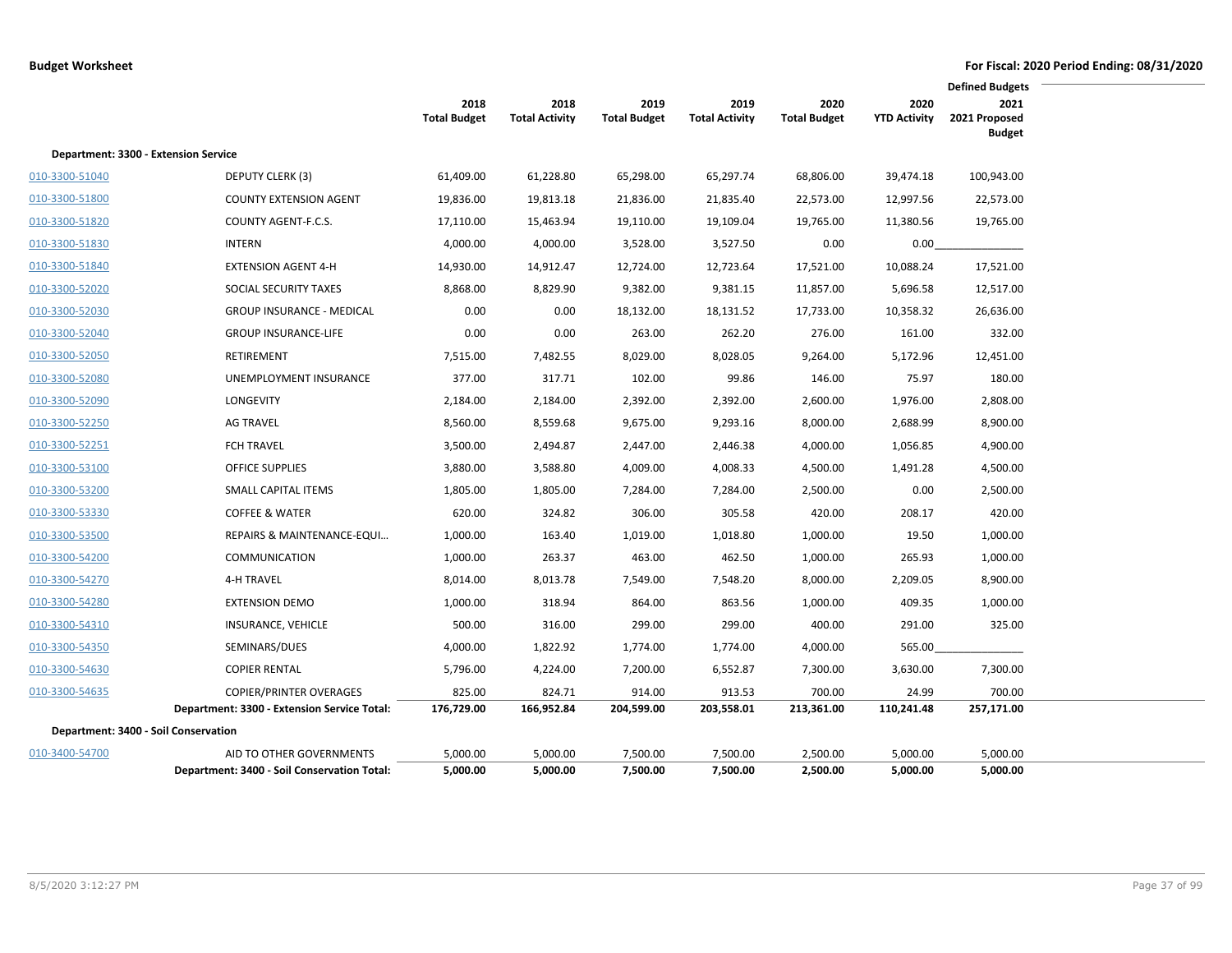**Budget Worksheet** — For Fiscal: 2020 Period Ending: 08/31/2020

| | | 2018 Total Budget | 2018 Total Activity | 2019 Total Budget | 2019 Total Activity | 2020 Total Budget | 2020 YTD Activity | Defined Budgets 2021 2021 Proposed Budget |
|---|---|---|---|---|---|---|---|---|
| **Department: 3300 - Extension Service** | | | | | | | | |
| 010-3300-51040 | DEPUTY CLERK (3) | 61,409.00 | 61,228.80 | 65,298.00 | 65,297.74 | 68,806.00 | 39,474.18 | 100,943.00 |
| 010-3300-51800 | COUNTY EXTENSION AGENT | 19,836.00 | 19,813.18 | 21,836.00 | 21,835.40 | 22,573.00 | 12,997.56 | 22,573.00 |
| 010-3300-51820 | COUNTY AGENT-F.C.S. | 17,110.00 | 15,463.94 | 19,110.00 | 19,109.04 | 19,765.00 | 11,380.56 | 19,765.00 |
| 010-3300-51830 | INTERN | 4,000.00 | 4,000.00 | 3,528.00 | 3,527.50 | 0.00 | 0.00 | |
| 010-3300-51840 | EXTENSION AGENT 4-H | 14,930.00 | 14,912.47 | 12,724.00 | 12,723.64 | 17,521.00 | 10,088.24 | 17,521.00 |
| 010-3300-52020 | SOCIAL SECURITY TAXES | 8,868.00 | 8,829.90 | 9,382.00 | 9,381.15 | 11,857.00 | 5,696.58 | 12,517.00 |
| 010-3300-52030 | GROUP INSURANCE - MEDICAL | 0.00 | 0.00 | 18,132.00 | 18,131.52 | 17,733.00 | 10,358.32 | 26,636.00 |
| 010-3300-52040 | GROUP INSURANCE-LIFE | 0.00 | 0.00 | 263.00 | 262.20 | 276.00 | 161.00 | 332.00 |
| 010-3300-52050 | RETIREMENT | 7,515.00 | 7,482.55 | 8,029.00 | 8,028.05 | 9,264.00 | 5,172.96 | 12,451.00 |
| 010-3300-52080 | UNEMPLOYMENT INSURANCE | 377.00 | 317.71 | 102.00 | 99.86 | 146.00 | 75.97 | 180.00 |
| 010-3300-52090 | LONGEVITY | 2,184.00 | 2,184.00 | 2,392.00 | 2,392.00 | 2,600.00 | 1,976.00 | 2,808.00 |
| 010-3300-52250 | AG TRAVEL | 8,560.00 | 8,559.68 | 9,675.00 | 9,293.16 | 8,000.00 | 2,688.99 | 8,900.00 |
| 010-3300-52251 | FCH TRAVEL | 3,500.00 | 2,494.87 | 2,447.00 | 2,446.38 | 4,000.00 | 1,056.85 | 4,900.00 |
| 010-3300-53100 | OFFICE SUPPLIES | 3,880.00 | 3,588.80 | 4,009.00 | 4,008.33 | 4,500.00 | 1,491.28 | 4,500.00 |
| 010-3300-53200 | SMALL CAPITAL ITEMS | 1,805.00 | 1,805.00 | 7,284.00 | 7,284.00 | 2,500.00 | 0.00 | 2,500.00 |
| 010-3300-53330 | COFFEE & WATER | 620.00 | 324.82 | 306.00 | 305.58 | 420.00 | 208.17 | 420.00 |
| 010-3300-53500 | REPAIRS & MAINTENANCE-EQUI... | 1,000.00 | 163.40 | 1,019.00 | 1,018.80 | 1,000.00 | 19.50 | 1,000.00 |
| 010-3300-54200 | COMMUNICATION | 1,000.00 | 263.37 | 463.00 | 462.50 | 1,000.00 | 265.93 | 1,000.00 |
| 010-3300-54270 | 4-H TRAVEL | 8,014.00 | 8,013.78 | 7,549.00 | 7,548.20 | 8,000.00 | 2,209.05 | 8,900.00 |
| 010-3300-54280 | EXTENSION DEMO | 1,000.00 | 318.94 | 864.00 | 863.56 | 1,000.00 | 409.35 | 1,000.00 |
| 010-3300-54310 | INSURANCE, VEHICLE | 500.00 | 316.00 | 299.00 | 299.00 | 400.00 | 291.00 | 325.00 |
| 010-3300-54350 | SEMINARS/DUES | 4,000.00 | 1,822.92 | 1,774.00 | 1,774.00 | 4,000.00 | 565.00 | |
| 010-3300-54630 | COPIER RENTAL | 5,796.00 | 4,224.00 | 7,200.00 | 6,552.87 | 7,300.00 | 3,630.00 | 7,300.00 |
| 010-3300-54635 | COPIER/PRINTER OVERAGES | 825.00 | 824.71 | 914.00 | 913.53 | 700.00 | 24.99 | 700.00 |
| | **Department: 3300 - Extension Service Total:** | **176,729.00** | **166,952.84** | **204,599.00** | **203,558.01** | **213,361.00** | **110,241.48** | **257,171.00** |
| **Department: 3400 - Soil Conservation** | | | | | | | | |
| 010-3400-54700 | AID TO OTHER GOVERNMENTS | 5,000.00 | 5,000.00 | 7,500.00 | 7,500.00 | 2,500.00 | 5,000.00 | 5,000.00 |
| | **Department: 3400 - Soil Conservation Total:** | **5,000.00** | **5,000.00** | **7,500.00** | **7,500.00** | **2,500.00** | **5,000.00** | **5,000.00** |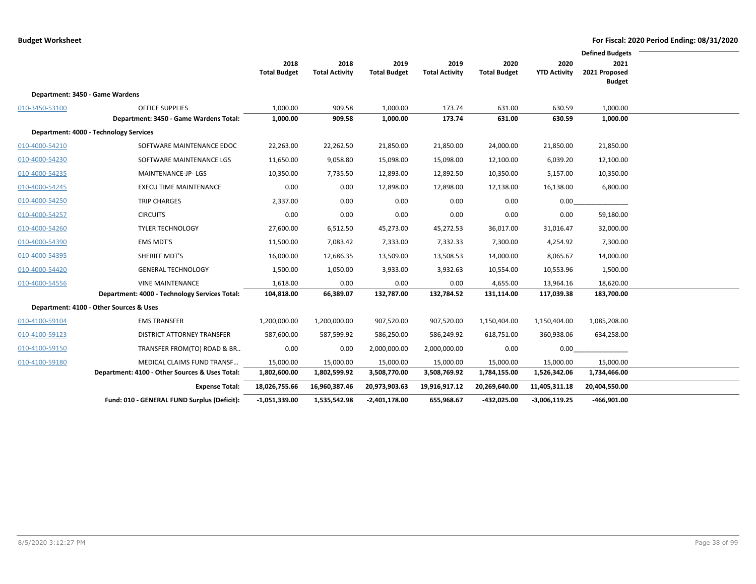**Budget Worksheet** — For Fiscal: 2020 Period Ending: 08/31/2020

| | | 2018 Total Budget | 2018 Total Activity | 2019 Total Budget | 2019 Total Activity | 2020 Total Budget | 2020 YTD Activity | Defined Budgets 2021 2021 Proposed Budget |
|---|---|---|---|---|---|---|---|---|
| **Department: 3450 - Game Wardens** | | | | | | | | |
| 010-3450-53100 | OFFICE SUPPLIES | 1,000.00 | 909.58 | 1,000.00 | 173.74 | 631.00 | 630.59 | 1,000.00 |
| | **Department: 3450 - Game Wardens Total:** | **1,000.00** | **909.58** | **1,000.00** | **173.74** | **631.00** | **630.59** | **1,000.00** |
| **Department: 4000 - Technology Services** | | | | | | | | |
| 010-4000-54210 | SOFTWARE MAINTENANCE EDOC | 22,263.00 | 22,262.50 | 21,850.00 | 21,850.00 | 24,000.00 | 21,850.00 | 21,850.00 |
| 010-4000-54230 | SOFTWARE MAINTENANCE LGS | 11,650.00 | 9,058.80 | 15,098.00 | 15,098.00 | 12,100.00 | 6,039.20 | 12,100.00 |
| 010-4000-54235 | MAINTENANCE-JP- LGS | 10,350.00 | 7,735.50 | 12,893.00 | 12,892.50 | 10,350.00 | 5,157.00 | 10,350.00 |
| 010-4000-54245 | EXECU TIME MAINTENANCE | 0.00 | 0.00 | 12,898.00 | 12,898.00 | 12,138.00 | 16,138.00 | 6,800.00 |
| 010-4000-54250 | TRIP CHARGES | 2,337.00 | 0.00 | 0.00 | 0.00 | 0.00 | 0.00 | |
| 010-4000-54257 | CIRCUITS | 0.00 | 0.00 | 0.00 | 0.00 | 0.00 | 0.00 | 59,180.00 |
| 010-4000-54260 | TYLER TECHNOLOGY | 27,600.00 | 6,512.50 | 45,273.00 | 45,272.53 | 36,017.00 | 31,016.47 | 32,000.00 |
| 010-4000-54390 | EMS MDT'S | 11,500.00 | 7,083.42 | 7,333.00 | 7,332.33 | 7,300.00 | 4,254.92 | 7,300.00 |
| 010-4000-54395 | SHERIFF MDT'S | 16,000.00 | 12,686.35 | 13,509.00 | 13,508.53 | 14,000.00 | 8,065.67 | 14,000.00 |
| 010-4000-54420 | GENERAL TECHNOLOGY | 1,500.00 | 1,050.00 | 3,933.00 | 3,932.63 | 10,554.00 | 10,553.96 | 1,500.00 |
| 010-4000-54556 | VINE MAINTENANCE | 1,618.00 | 0.00 | 0.00 | 0.00 | 4,655.00 | 13,964.16 | 18,620.00 |
| | **Department: 4000 - Technology Services Total:** | **104,818.00** | **66,389.07** | **132,787.00** | **132,784.52** | **131,114.00** | **117,039.38** | **183,700.00** |
| **Department: 4100 - Other Sources & Uses** | | | | | | | | |
| 010-4100-59104 | EMS TRANSFER | 1,200,000.00 | 1,200,000.00 | 907,520.00 | 907,520.00 | 1,150,404.00 | 1,150,404.00 | 1,085,208.00 |
| 010-4100-59123 | DISTRICT ATTORNEY TRANSFER | 587,600.00 | 587,599.92 | 586,250.00 | 586,249.92 | 618,751.00 | 360,938.06 | 634,258.00 |
| 010-4100-59150 | TRANSFER FROM(TO) ROAD & BR... | 0.00 | 0.00 | 2,000,000.00 | 2,000,000.00 | 0.00 | 0.00 | |
| 010-4100-59180 | MEDICAL CLAIMS FUND TRANSF... | 15,000.00 | 15,000.00 | 15,000.00 | 15,000.00 | 15,000.00 | 15,000.00 | 15,000.00 |
| | **Department: 4100 - Other Sources & Uses Total:** | **1,802,600.00** | **1,802,599.92** | **3,508,770.00** | **3,508,769.92** | **1,784,155.00** | **1,526,342.06** | **1,734,466.00** |
| | **Expense Total:** | **18,026,755.66** | **16,960,387.46** | **20,973,903.63** | **19,916,917.12** | **20,269,640.00** | **11,405,311.18** | **20,404,550.00** |
| | **Fund: 010 - GENERAL FUND Surplus (Deficit):** | **-1,051,339.00** | **1,535,542.98** | **-2,401,178.00** | **655,968.67** | **-432,025.00** | **-3,006,119.25** | **-466,901.00** |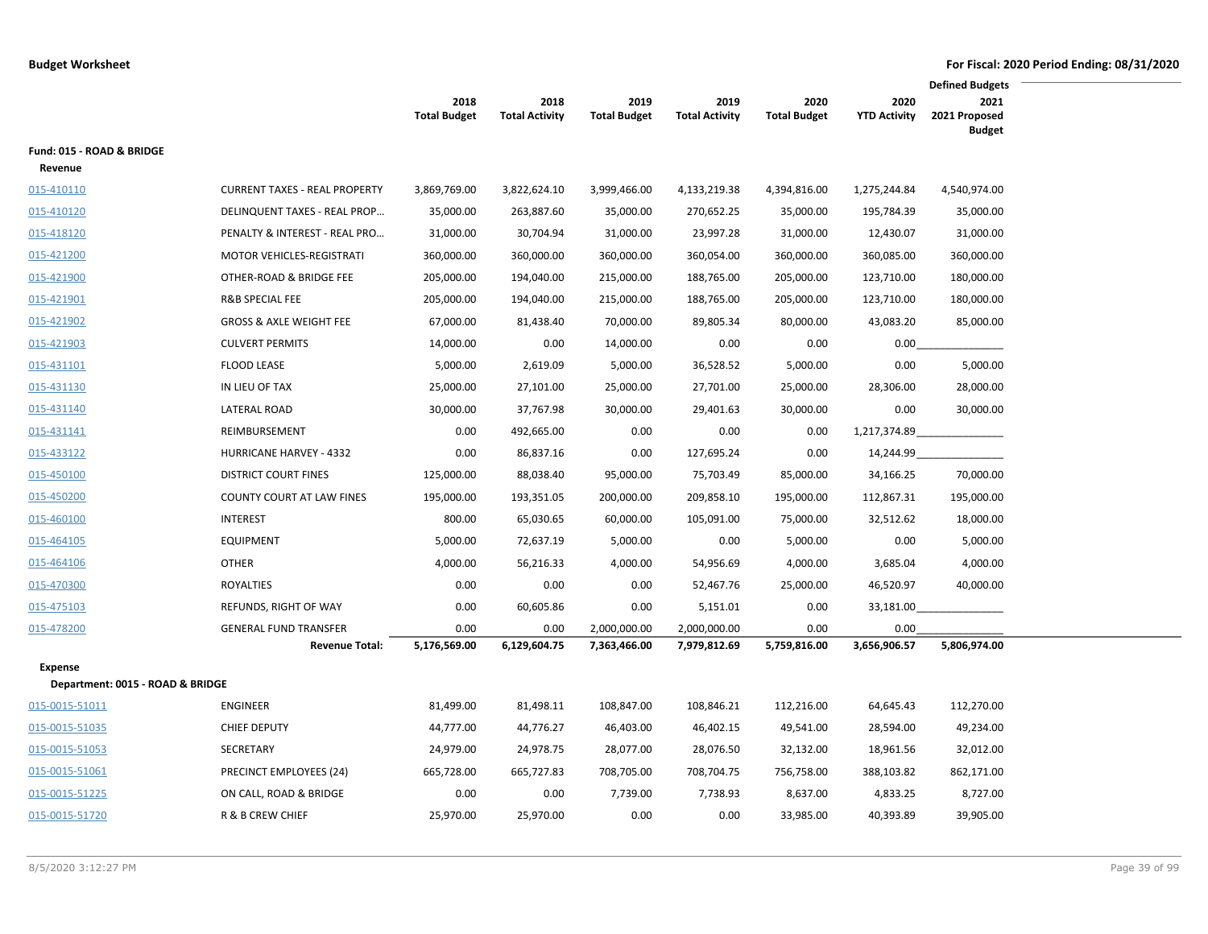**Budget Worksheet** | **For Fiscal: 2020 Period Ending: 08/31/2020**

| | | 2018 Total Budget | 2018 Total Activity | 2019 Total Budget | 2019 Total Activity | 2020 Total Budget | 2020 YTD Activity | Defined Budgets 2021 2021 Proposed Budget |
|---|---|---|---|---|---|---|---|---|
| **Fund: 015 - ROAD & BRIDGE** | | | | | | | | |
| **Revenue** | | | | | | | | |
| 015-410110 | CURRENT TAXES - REAL PROPERTY | 3,869,769.00 | 3,822,624.10 | 3,999,466.00 | 4,133,219.38 | 4,394,816.00 | 1,275,244.84 | 4,540,974.00 |
| 015-410120 | DELINQUENT TAXES - REAL PROP… | 35,000.00 | 263,887.60 | 35,000.00 | 270,652.25 | 35,000.00 | 195,784.39 | 35,000.00 |
| 015-418120 | PENALTY & INTEREST - REAL PRO… | 31,000.00 | 30,704.94 | 31,000.00 | 23,997.28 | 31,000.00 | 12,430.07 | 31,000.00 |
| 015-421200 | MOTOR VEHICLES-REGISTRATI | 360,000.00 | 360,000.00 | 360,000.00 | 360,054.00 | 360,000.00 | 360,085.00 | 360,000.00 |
| 015-421900 | OTHER-ROAD & BRIDGE FEE | 205,000.00 | 194,040.00 | 215,000.00 | 188,765.00 | 205,000.00 | 123,710.00 | 180,000.00 |
| 015-421901 | R&B SPECIAL FEE | 205,000.00 | 194,040.00 | 215,000.00 | 188,765.00 | 205,000.00 | 123,710.00 | 180,000.00 |
| 015-421902 | GROSS & AXLE WEIGHT FEE | 67,000.00 | 81,438.40 | 70,000.00 | 89,805.34 | 80,000.00 | 43,083.20 | 85,000.00 |
| 015-421903 | CULVERT PERMITS | 14,000.00 | 0.00 | 14,000.00 | 0.00 | 0.00 | 0.00 | |
| 015-431101 | FLOOD LEASE | 5,000.00 | 2,619.09 | 5,000.00 | 36,528.52 | 5,000.00 | 0.00 | 5,000.00 |
| 015-431130 | IN LIEU OF TAX | 25,000.00 | 27,101.00 | 25,000.00 | 27,701.00 | 25,000.00 | 28,306.00 | 28,000.00 |
| 015-431140 | LATERAL ROAD | 30,000.00 | 37,767.98 | 30,000.00 | 29,401.63 | 30,000.00 | 0.00 | 30,000.00 |
| 015-431141 | REIMBURSEMENT | 0.00 | 492,665.00 | 0.00 | 0.00 | 0.00 | 1,217,374.89 | |
| 015-433122 | HURRICANE HARVEY - 4332 | 0.00 | 86,837.16 | 0.00 | 127,695.24 | 0.00 | 14,244.99 | |
| 015-450100 | DISTRICT COURT FINES | 125,000.00 | 88,038.40 | 95,000.00 | 75,703.49 | 85,000.00 | 34,166.25 | 70,000.00 |
| 015-450200 | COUNTY COURT AT LAW FINES | 195,000.00 | 193,351.05 | 200,000.00 | 209,858.10 | 195,000.00 | 112,867.31 | 195,000.00 |
| 015-460100 | INTEREST | 800.00 | 65,030.65 | 60,000.00 | 105,091.00 | 75,000.00 | 32,512.62 | 18,000.00 |
| 015-464105 | EQUIPMENT | 5,000.00 | 72,637.19 | 5,000.00 | 0.00 | 5,000.00 | 0.00 | 5,000.00 |
| 015-464106 | OTHER | 4,000.00 | 56,216.33 | 4,000.00 | 54,956.69 | 4,000.00 | 3,685.04 | 4,000.00 |
| 015-470300 | ROYALTIES | 0.00 | 0.00 | 0.00 | 52,467.76 | 25,000.00 | 46,520.97 | 40,000.00 |
| 015-475103 | REFUNDS, RIGHT OF WAY | 0.00 | 60,605.86 | 0.00 | 5,151.01 | 0.00 | 33,181.00 | |
| 015-478200 | GENERAL FUND TRANSFER | 0.00 | 0.00 | 2,000,000.00 | 2,000,000.00 | 0.00 | 0.00 | |
| | **Revenue Total:** | **5,176,569.00** | **6,129,604.75** | **7,363,466.00** | **7,979,812.69** | **5,759,816.00** | **3,656,906.57** | **5,806,974.00** |
| **Expense** | | | | | | | | |
| **Department: 0015 - ROAD & BRIDGE** | | | | | | | | |
| 015-0015-51011 | ENGINEER | 81,499.00 | 81,498.11 | 108,847.00 | 108,846.21 | 112,216.00 | 64,645.43 | 112,270.00 |
| 015-0015-51035 | CHIEF DEPUTY | 44,777.00 | 44,776.27 | 46,403.00 | 46,402.15 | 49,541.00 | 28,594.00 | 49,234.00 |
| 015-0015-51053 | SECRETARY | 24,979.00 | 24,978.75 | 28,077.00 | 28,076.50 | 32,132.00 | 18,961.56 | 32,012.00 |
| 015-0015-51061 | PRECINCT EMPLOYEES (24) | 665,728.00 | 665,727.83 | 708,705.00 | 708,704.75 | 756,758.00 | 388,103.82 | 862,171.00 |
| 015-0015-51225 | ON CALL, ROAD & BRIDGE | 0.00 | 0.00 | 7,739.00 | 7,738.93 | 8,637.00 | 4,833.25 | 8,727.00 |
| 015-0015-51720 | R & B CREW CHIEF | 25,970.00 | 25,970.00 | 0.00 | 0.00 | 33,985.00 | 40,393.89 | 39,905.00 |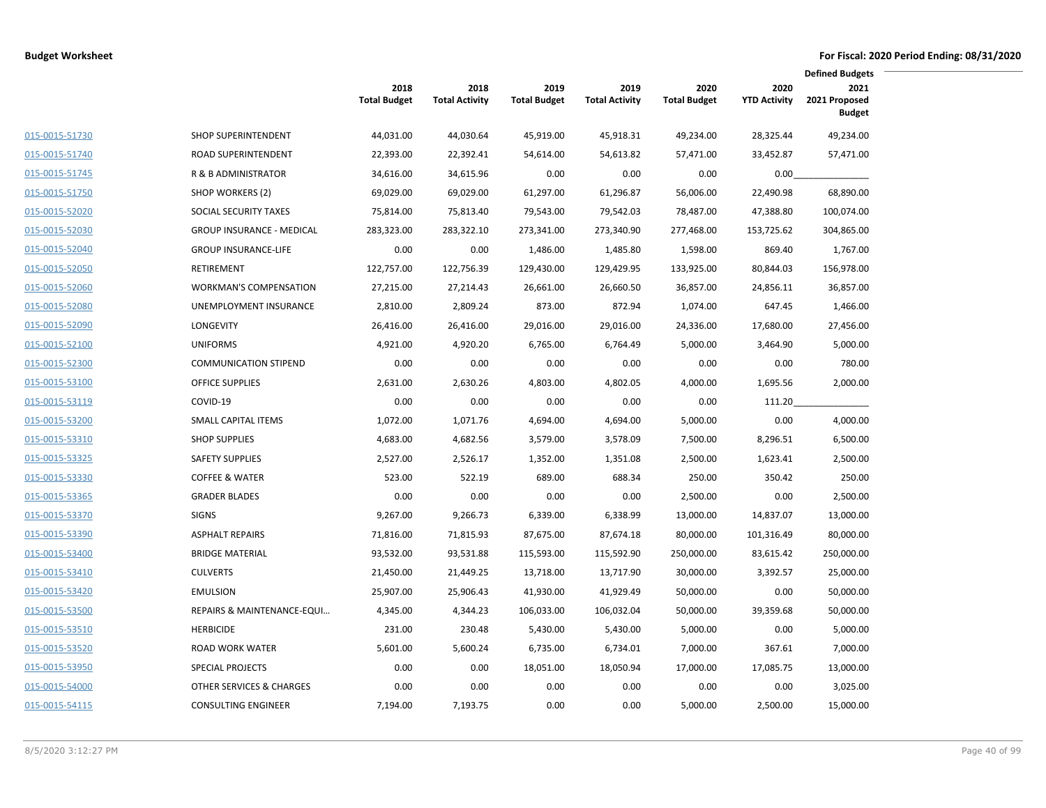**Budget Worksheet** **For Fiscal: 2020 Period Ending: 08/31/2020**

| | | 2018 Total Budget | 2018 Total Activity | 2019 Total Budget | 2019 Total Activity | 2020 Total Budget | 2020 YTD Activity | Defined Budgets 2021 2021 Proposed Budget |
|---|---|---|---|---|---|---|---|---|
| 015-0015-51730 | SHOP SUPERINTENDENT | 44,031.00 | 44,030.64 | 45,919.00 | 45,918.31 | 49,234.00 | 28,325.44 | 49,234.00 |
| 015-0015-51740 | ROAD SUPERINTENDENT | 22,393.00 | 22,392.41 | 54,614.00 | 54,613.82 | 57,471.00 | 33,452.87 | 57,471.00 |
| 015-0015-51745 | R & B ADMINISTRATOR | 34,616.00 | 34,615.96 | 0.00 | 0.00 | 0.00 | 0.00 | |
| 015-0015-51750 | SHOP WORKERS (2) | 69,029.00 | 69,029.00 | 61,297.00 | 61,296.87 | 56,006.00 | 22,490.98 | 68,890.00 |
| 015-0015-52020 | SOCIAL SECURITY TAXES | 75,814.00 | 75,813.40 | 79,543.00 | 79,542.03 | 78,487.00 | 47,388.80 | 100,074.00 |
| 015-0015-52030 | GROUP INSURANCE - MEDICAL | 283,323.00 | 283,322.10 | 273,341.00 | 273,340.90 | 277,468.00 | 153,725.62 | 304,865.00 |
| 015-0015-52040 | GROUP INSURANCE-LIFE | 0.00 | 0.00 | 1,486.00 | 1,485.80 | 1,598.00 | 869.40 | 1,767.00 |
| 015-0015-52050 | RETIREMENT | 122,757.00 | 122,756.39 | 129,430.00 | 129,429.95 | 133,925.00 | 80,844.03 | 156,978.00 |
| 015-0015-52060 | WORKMAN'S COMPENSATION | 27,215.00 | 27,214.43 | 26,661.00 | 26,660.50 | 36,857.00 | 24,856.11 | 36,857.00 |
| 015-0015-52080 | UNEMPLOYMENT INSURANCE | 2,810.00 | 2,809.24 | 873.00 | 872.94 | 1,074.00 | 647.45 | 1,466.00 |
| 015-0015-52090 | LONGEVITY | 26,416.00 | 26,416.00 | 29,016.00 | 29,016.00 | 24,336.00 | 17,680.00 | 27,456.00 |
| 015-0015-52100 | UNIFORMS | 4,921.00 | 4,920.20 | 6,765.00 | 6,764.49 | 5,000.00 | 3,464.90 | 5,000.00 |
| 015-0015-52300 | COMMUNICATION STIPEND | 0.00 | 0.00 | 0.00 | 0.00 | 0.00 | 0.00 | 780.00 |
| 015-0015-53100 | OFFICE SUPPLIES | 2,631.00 | 2,630.26 | 4,803.00 | 4,802.05 | 4,000.00 | 1,695.56 | 2,000.00 |
| 015-0015-53119 | COVID-19 | 0.00 | 0.00 | 0.00 | 0.00 | 0.00 | 111.20 | |
| 015-0015-53200 | SMALL CAPITAL ITEMS | 1,072.00 | 1,071.76 | 4,694.00 | 4,694.00 | 5,000.00 | 0.00 | 4,000.00 |
| 015-0015-53310 | SHOP SUPPLIES | 4,683.00 | 4,682.56 | 3,579.00 | 3,578.09 | 7,500.00 | 8,296.51 | 6,500.00 |
| 015-0015-53325 | SAFETY SUPPLIES | 2,527.00 | 2,526.17 | 1,352.00 | 1,351.08 | 2,500.00 | 1,623.41 | 2,500.00 |
| 015-0015-53330 | COFFEE & WATER | 523.00 | 522.19 | 689.00 | 688.34 | 250.00 | 350.42 | 250.00 |
| 015-0015-53365 | GRADER BLADES | 0.00 | 0.00 | 0.00 | 0.00 | 2,500.00 | 0.00 | 2,500.00 |
| 015-0015-53370 | SIGNS | 9,267.00 | 9,266.73 | 6,339.00 | 6,338.99 | 13,000.00 | 14,837.07 | 13,000.00 |
| 015-0015-53390 | ASPHALT REPAIRS | 71,816.00 | 71,815.93 | 87,675.00 | 87,674.18 | 80,000.00 | 101,316.49 | 80,000.00 |
| 015-0015-53400 | BRIDGE MATERIAL | 93,532.00 | 93,531.88 | 115,593.00 | 115,592.90 | 250,000.00 | 83,615.42 | 250,000.00 |
| 015-0015-53410 | CULVERTS | 21,450.00 | 21,449.25 | 13,718.00 | 13,717.90 | 30,000.00 | 3,392.57 | 25,000.00 |
| 015-0015-53420 | EMULSION | 25,907.00 | 25,906.43 | 41,930.00 | 41,929.49 | 50,000.00 | 0.00 | 50,000.00 |
| 015-0015-53500 | REPAIRS & MAINTENANCE-EQUI... | 4,345.00 | 4,344.23 | 106,033.00 | 106,032.04 | 50,000.00 | 39,359.68 | 50,000.00 |
| 015-0015-53510 | HERBICIDE | 231.00 | 230.48 | 5,430.00 | 5,430.00 | 5,000.00 | 0.00 | 5,000.00 |
| 015-0015-53520 | ROAD WORK WATER | 5,601.00 | 5,600.24 | 6,735.00 | 6,734.01 | 7,000.00 | 367.61 | 7,000.00 |
| 015-0015-53950 | SPECIAL PROJECTS | 0.00 | 0.00 | 18,051.00 | 18,050.94 | 17,000.00 | 17,085.75 | 13,000.00 |
| 015-0015-54000 | OTHER SERVICES & CHARGES | 0.00 | 0.00 | 0.00 | 0.00 | 0.00 | 0.00 | 3,025.00 |
| 015-0015-54115 | CONSULTING ENGINEER | 7,194.00 | 7,193.75 | 0.00 | 0.00 | 5,000.00 | 2,500.00 | 15,000.00 |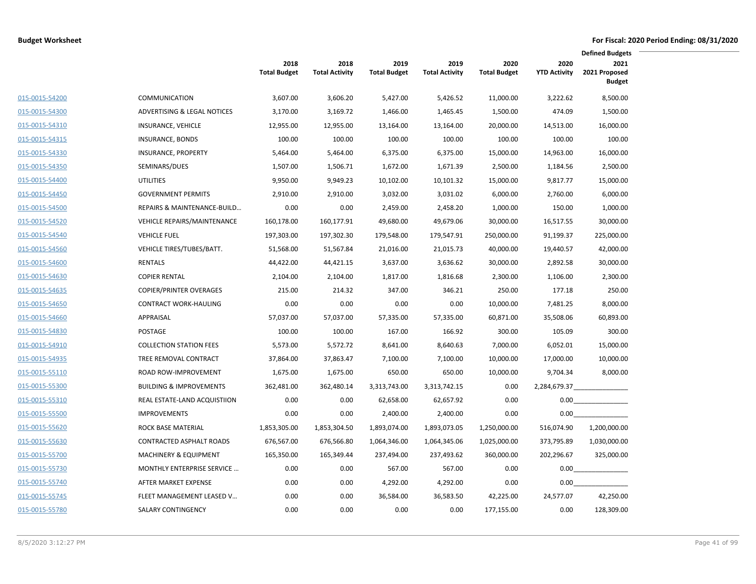**Budget Worksheet** | **For Fiscal: 2020 Period Ending: 08/31/2020**

| | | 2018 Total Budget | 2018 Total Activity | 2019 Total Budget | 2019 Total Activity | 2020 Total Budget | 2020 YTD Activity | Defined Budgets 2021 2021 Proposed Budget |
|---|---|---|---|---|---|---|---|---|
| 015-0015-54200 | COMMUNICATION | 3,607.00 | 3,606.20 | 5,427.00 | 5,426.52 | 11,000.00 | 3,222.62 | 8,500.00 |
| 015-0015-54300 | ADVERTISING & LEGAL NOTICES | 3,170.00 | 3,169.72 | 1,466.00 | 1,465.45 | 1,500.00 | 474.09 | 1,500.00 |
| 015-0015-54310 | INSURANCE, VEHICLE | 12,955.00 | 12,955.00 | 13,164.00 | 13,164.00 | 20,000.00 | 14,513.00 | 16,000.00 |
| 015-0015-54315 | INSURANCE, BONDS | 100.00 | 100.00 | 100.00 | 100.00 | 100.00 | 100.00 | 100.00 |
| 015-0015-54330 | INSURANCE, PROPERTY | 5,464.00 | 5,464.00 | 6,375.00 | 6,375.00 | 15,000.00 | 14,963.00 | 16,000.00 |
| 015-0015-54350 | SEMINARS/DUES | 1,507.00 | 1,506.71 | 1,672.00 | 1,671.39 | 2,500.00 | 1,184.56 | 2,500.00 |
| 015-0015-54400 | UTILITIES | 9,950.00 | 9,949.23 | 10,102.00 | 10,101.32 | 15,000.00 | 9,817.77 | 15,000.00 |
| 015-0015-54450 | GOVERNMENT PERMITS | 2,910.00 | 2,910.00 | 3,032.00 | 3,031.02 | 6,000.00 | 2,760.00 | 6,000.00 |
| 015-0015-54500 | REPAIRS & MAINTENANCE-BUILD… | 0.00 | 0.00 | 2,459.00 | 2,458.20 | 1,000.00 | 150.00 | 1,000.00 |
| 015-0015-54520 | VEHICLE REPAIRS/MAINTENANCE | 160,178.00 | 160,177.91 | 49,680.00 | 49,679.06 | 30,000.00 | 16,517.55 | 30,000.00 |
| 015-0015-54540 | VEHICLE FUEL | 197,303.00 | 197,302.30 | 179,548.00 | 179,547.91 | 250,000.00 | 91,199.37 | 225,000.00 |
| 015-0015-54560 | VEHICLE TIRES/TUBES/BATT. | 51,568.00 | 51,567.84 | 21,016.00 | 21,015.73 | 40,000.00 | 19,440.57 | 42,000.00 |
| 015-0015-54600 | RENTALS | 44,422.00 | 44,421.15 | 3,637.00 | 3,636.62 | 30,000.00 | 2,892.58 | 30,000.00 |
| 015-0015-54630 | COPIER RENTAL | 2,104.00 | 2,104.00 | 1,817.00 | 1,816.68 | 2,300.00 | 1,106.00 | 2,300.00 |
| 015-0015-54635 | COPIER/PRINTER OVERAGES | 215.00 | 214.32 | 347.00 | 346.21 | 250.00 | 177.18 | 250.00 |
| 015-0015-54650 | CONTRACT WORK-HAULING | 0.00 | 0.00 | 0.00 | 0.00 | 10,000.00 | 7,481.25 | 8,000.00 |
| 015-0015-54660 | APPRAISAL | 57,037.00 | 57,037.00 | 57,335.00 | 57,335.00 | 60,871.00 | 35,508.06 | 60,893.00 |
| 015-0015-54830 | POSTAGE | 100.00 | 100.00 | 167.00 | 166.92 | 300.00 | 105.09 | 300.00 |
| 015-0015-54910 | COLLECTION STATION FEES | 5,573.00 | 5,572.72 | 8,641.00 | 8,640.63 | 7,000.00 | 6,052.01 | 15,000.00 |
| 015-0015-54935 | TREE REMOVAL CONTRACT | 37,864.00 | 37,863.47 | 7,100.00 | 7,100.00 | 10,000.00 | 17,000.00 | 10,000.00 |
| 015-0015-55110 | ROAD ROW-IMPROVEMENT | 1,675.00 | 1,675.00 | 650.00 | 650.00 | 10,000.00 | 9,704.34 | 8,000.00 |
| 015-0015-55300 | BUILDING & IMPROVEMENTS | 362,481.00 | 362,480.14 | 3,313,743.00 | 3,313,742.15 | 0.00 | 2,284,679.37 | |
| 015-0015-55310 | REAL ESTATE-LAND ACQUISTIION | 0.00 | 0.00 | 62,658.00 | 62,657.92 | 0.00 | 0.00 | |
| 015-0015-55500 | IMPROVEMENTS | 0.00 | 0.00 | 2,400.00 | 2,400.00 | 0.00 | 0.00 | |
| 015-0015-55620 | ROCK BASE MATERIAL | 1,853,305.00 | 1,853,304.50 | 1,893,074.00 | 1,893,073.05 | 1,250,000.00 | 516,074.90 | 1,200,000.00 |
| 015-0015-55630 | CONTRACTED ASPHALT ROADS | 676,567.00 | 676,566.80 | 1,064,346.00 | 1,064,345.06 | 1,025,000.00 | 373,795.89 | 1,030,000.00 |
| 015-0015-55700 | MACHINERY & EQUIPMENT | 165,350.00 | 165,349.44 | 237,494.00 | 237,493.62 | 360,000.00 | 202,296.67 | 325,000.00 |
| 015-0015-55730 | MONTHLY ENTERPRISE SERVICE … | 0.00 | 0.00 | 567.00 | 567.00 | 0.00 | 0.00 | |
| 015-0015-55740 | AFTER MARKET EXPENSE | 0.00 | 0.00 | 4,292.00 | 4,292.00 | 0.00 | 0.00 | |
| 015-0015-55745 | FLEET MANAGEMENT LEASED V… | 0.00 | 0.00 | 36,584.00 | 36,583.50 | 42,225.00 | 24,577.07 | 42,250.00 |
| 015-0015-55780 | SALARY CONTINGENCY | 0.00 | 0.00 | 0.00 | 0.00 | 177,155.00 | 0.00 | 128,309.00 |

8/5/2020 3:12:27 PM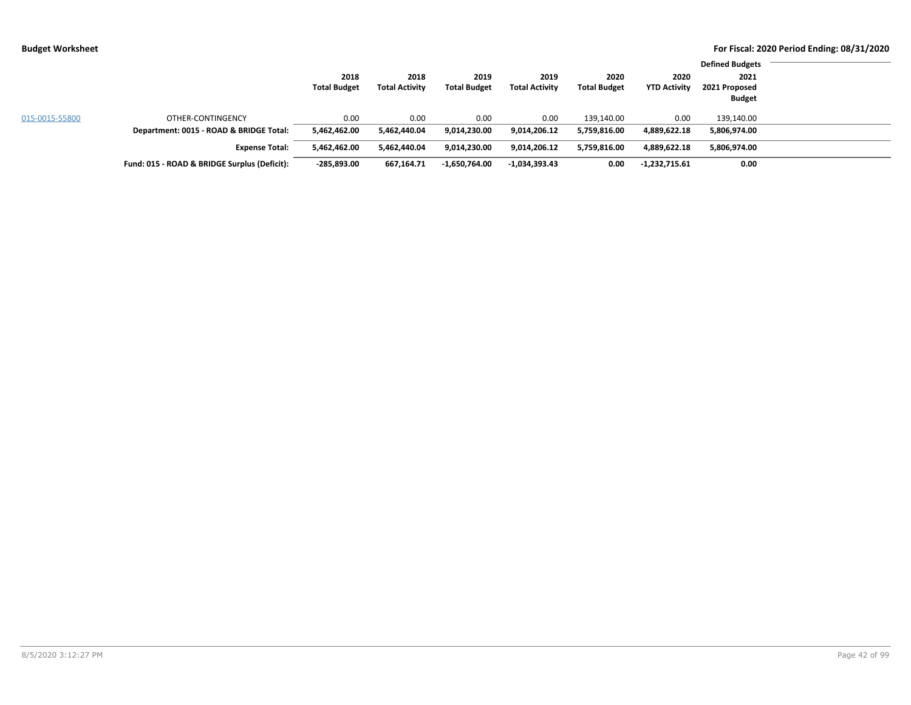**Budget Worksheet**

**For Fiscal: 2020 Period Ending: 08/31/2020**

| | | 2018 Total Budget | 2018 Total Activity | 2019 Total Budget | 2019 Total Activity | 2020 Total Budget | 2020 YTD Activity | Defined Budgets<br>2021 2021 Proposed Budget |
|---|---|---|---|---|---|---|---|---|
| 015-0015-55800 | OTHER-CONTINGENCY | 0.00 | 0.00 | 0.00 | 0.00 | 139,140.00 | 0.00 | 139,140.00 |
| | **Department: 0015 - ROAD & BRIDGE Total:** | **5,462,462.00** | **5,462,440.04** | **9,014,230.00** | **9,014,206.12** | **5,759,816.00** | **4,889,622.18** | **5,806,974.00** |
| | **Expense Total:** | **5,462,462.00** | **5,462,440.04** | **9,014,230.00** | **9,014,206.12** | **5,759,816.00** | **4,889,622.18** | **5,806,974.00** |
| | **Fund: 015 - ROAD & BRIDGE Surplus (Deficit):** | **-285,893.00** | **667,164.71** | **-1,650,764.00** | **-1,034,393.43** | **0.00** | **-1,232,715.61** | **0.00** |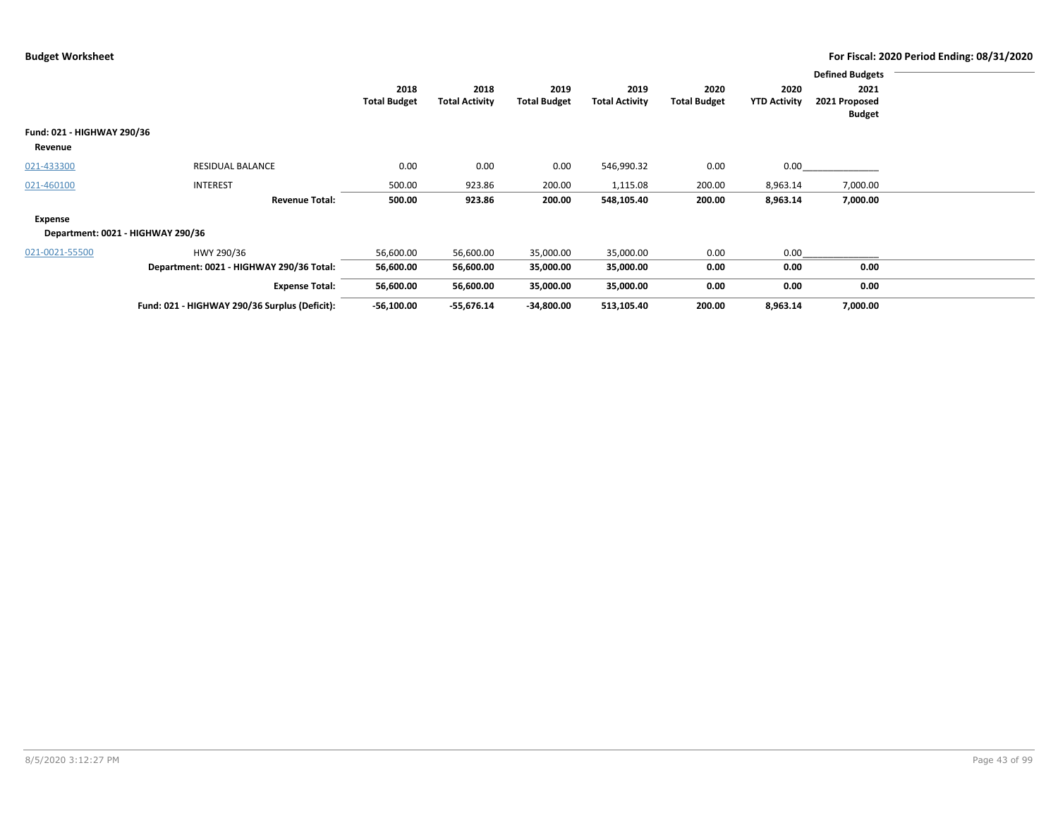**Budget Worksheet** — For Fiscal: 2020 Period Ending: 08/31/2020

| | | 2018 Total Budget | 2018 Total Activity | 2019 Total Budget | 2019 Total Activity | 2020 Total Budget | 2020 YTD Activity | Defined Budgets 2021 2021 Proposed Budget |
|---|---|---|---|---|---|---|---|---|
| **Fund: 021 - HIGHWAY 290/36** | | | | | | | | |
| **Revenue** | | | | | | | | |
| 021-433300 | RESIDUAL BALANCE | 0.00 | 0.00 | 0.00 | 546,990.32 | 0.00 | 0.00 | |
| 021-460100 | INTEREST | 500.00 | 923.86 | 200.00 | 1,115.08 | 200.00 | 8,963.14 | 7,000.00 |
| | **Revenue Total:** | **500.00** | **923.86** | **200.00** | **548,105.40** | **200.00** | **8,963.14** | **7,000.00** |
| **Expense** | | | | | | | | |
| **Department: 0021 - HIGHWAY 290/36** | | | | | | | | |
| 021-0021-55500 | HWY 290/36 | 56,600.00 | 56,600.00 | 35,000.00 | 35,000.00 | 0.00 | 0.00 | |
| | **Department: 0021 - HIGHWAY 290/36 Total:** | **56,600.00** | **56,600.00** | **35,000.00** | **35,000.00** | **0.00** | **0.00** | **0.00** |
| | **Expense Total:** | **56,600.00** | **56,600.00** | **35,000.00** | **35,000.00** | **0.00** | **0.00** | **0.00** |
| | **Fund: 021 - HIGHWAY 290/36 Surplus (Deficit):** | **-56,100.00** | **-55,676.14** | **-34,800.00** | **513,105.40** | **200.00** | **8,963.14** | **7,000.00** |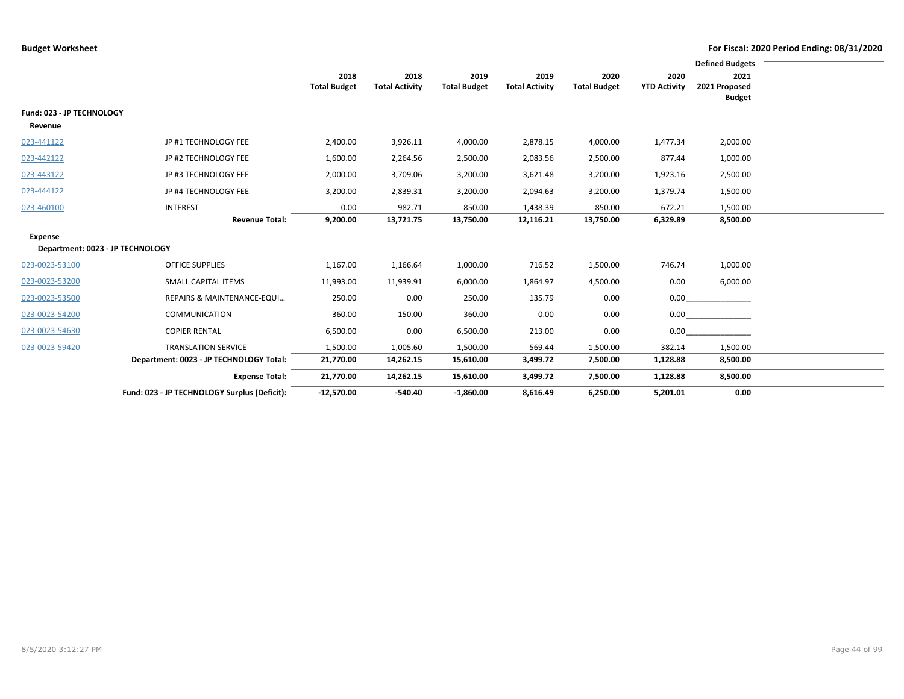**Budget Worksheet** — For Fiscal: 2020 Period Ending: 08/31/2020

| | | 2018 Total Budget | 2018 Total Activity | 2019 Total Budget | 2019 Total Activity | 2020 Total Budget | 2020 YTD Activity | Defined Budgets 2021 2021 Proposed Budget |
|---|---|---|---|---|---|---|---|---|
| **Fund: 023 - JP TECHNOLOGY** | | | | | | | | |
| **Revenue** | | | | | | | | |
| 023-441122 | JP #1 TECHNOLOGY FEE | 2,400.00 | 3,926.11 | 4,000.00 | 2,878.15 | 4,000.00 | 1,477.34 | 2,000.00 |
| 023-442122 | JP #2 TECHNOLOGY FEE | 1,600.00 | 2,264.56 | 2,500.00 | 2,083.56 | 2,500.00 | 877.44 | 1,000.00 |
| 023-443122 | JP #3 TECHNOLOGY FEE | 2,000.00 | 3,709.06 | 3,200.00 | 3,621.48 | 3,200.00 | 1,923.16 | 2,500.00 |
| 023-444122 | JP #4 TECHNOLOGY FEE | 3,200.00 | 2,839.31 | 3,200.00 | 2,094.63 | 3,200.00 | 1,379.74 | 1,500.00 |
| 023-460100 | INTEREST | 0.00 | 982.71 | 850.00 | 1,438.39 | 850.00 | 672.21 | 1,500.00 |
| | **Revenue Total:** | **9,200.00** | **13,721.75** | **13,750.00** | **12,116.21** | **13,750.00** | **6,329.89** | **8,500.00** |
| **Expense** | | | | | | | | |
| **Department: 0023 - JP TECHNOLOGY** | | | | | | | | |
| 023-0023-53100 | OFFICE SUPPLIES | 1,167.00 | 1,166.64 | 1,000.00 | 716.52 | 1,500.00 | 746.74 | 1,000.00 |
| 023-0023-53200 | SMALL CAPITAL ITEMS | 11,993.00 | 11,939.91 | 6,000.00 | 1,864.97 | 4,500.00 | 0.00 | 6,000.00 |
| 023-0023-53500 | REPAIRS & MAINTENANCE-EQUI… | 250.00 | 0.00 | 250.00 | 135.79 | 0.00 | 0.00 | |
| 023-0023-54200 | COMMUNICATION | 360.00 | 150.00 | 360.00 | 0.00 | 0.00 | 0.00 | |
| 023-0023-54630 | COPIER RENTAL | 6,500.00 | 0.00 | 6,500.00 | 213.00 | 0.00 | 0.00 | |
| 023-0023-59420 | TRANSLATION SERVICE | 1,500.00 | 1,005.60 | 1,500.00 | 569.44 | 1,500.00 | 382.14 | 1,500.00 |
| | **Department: 0023 - JP TECHNOLOGY Total:** | **21,770.00** | **14,262.15** | **15,610.00** | **3,499.72** | **7,500.00** | **1,128.88** | **8,500.00** |
| | **Expense Total:** | **21,770.00** | **14,262.15** | **15,610.00** | **3,499.72** | **7,500.00** | **1,128.88** | **8,500.00** |
| | **Fund: 023 - JP TECHNOLOGY Surplus (Deficit):** | **-12,570.00** | **-540.40** | **-1,860.00** | **8,616.49** | **6,250.00** | **5,201.01** | **0.00** |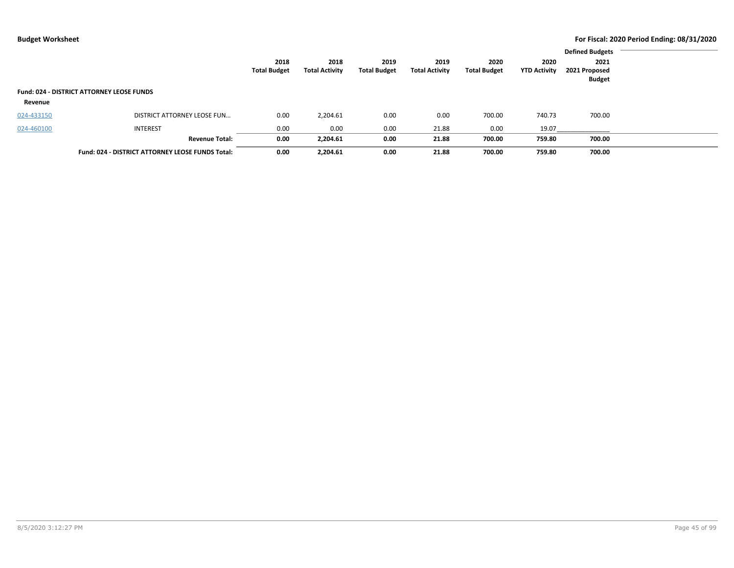**Budget Worksheet** — **For Fiscal: 2020 Period Ending: 08/31/2020**

| | | 2018 Total Budget | 2018 Total Activity | 2019 Total Budget | 2019 Total Activity | 2020 Total Budget | 2020 YTD Activity | Defined Budgets 2021 2021 Proposed Budget |
|---|---|---|---|---|---|---|---|---|
| **Fund: 024 - DISTRICT ATTORNEY LEOSE FUNDS** | | | | | | | | |
| **Revenue** | | | | | | | | |
| 024-433150 | DISTRICT ATTORNEY LEOSE FUN... | 0.00 | 2,204.61 | 0.00 | 0.00 | 700.00 | 740.73 | 700.00 |
| 024-460100 | INTEREST | 0.00 | 0.00 | 0.00 | 21.88 | 0.00 | 19.07 | |
| | **Revenue Total:** | **0.00** | **2,204.61** | **0.00** | **21.88** | **700.00** | **759.80** | **700.00** |
| | **Fund: 024 - DISTRICT ATTORNEY LEOSE FUNDS Total:** | **0.00** | **2,204.61** | **0.00** | **21.88** | **700.00** | **759.80** | **700.00** |

8/5/2020 3:12:27 PM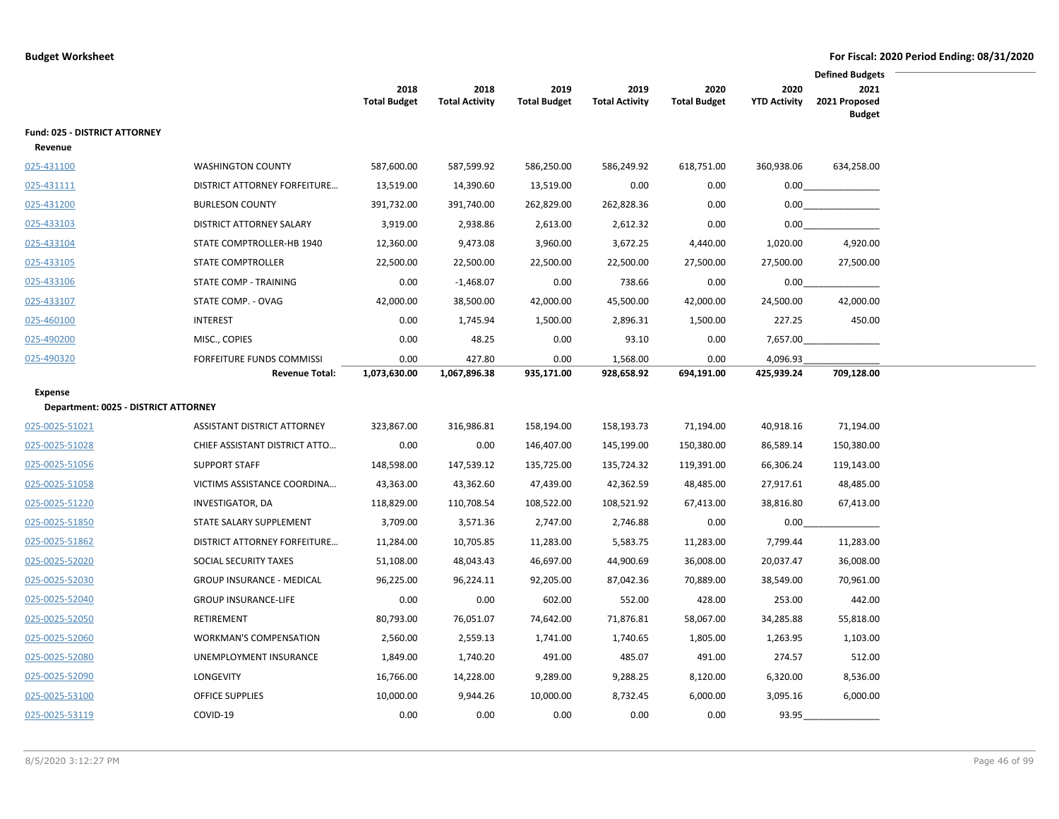**Budget Worksheet** — **For Fiscal: 2020 Period Ending: 08/31/2020**

| | | 2018 Total Budget | 2018 Total Activity | 2019 Total Budget | 2019 Total Activity | 2020 Total Budget | 2020 YTD Activity | Defined Budgets 2021 2021 Proposed Budget |
|---|---|---|---|---|---|---|---|---|
| **Fund: 025 - DISTRICT ATTORNEY** | | | | | | | | |
| **Revenue** | | | | | | | | |
| 025-431100 | WASHINGTON COUNTY | 587,600.00 | 587,599.92 | 586,250.00 | 586,249.92 | 618,751.00 | 360,938.06 | 634,258.00 |
| 025-431111 | DISTRICT ATTORNEY FORFEITURE… | 13,519.00 | 14,390.60 | 13,519.00 | 0.00 | 0.00 | 0.00 | |
| 025-431200 | BURLESON COUNTY | 391,732.00 | 391,740.00 | 262,829.00 | 262,828.36 | 0.00 | 0.00 | |
| 025-433103 | DISTRICT ATTORNEY SALARY | 3,919.00 | 2,938.86 | 2,613.00 | 2,612.32 | 0.00 | 0.00 | |
| 025-433104 | STATE COMPTROLLER-HB 1940 | 12,360.00 | 9,473.08 | 3,960.00 | 3,672.25 | 4,440.00 | 1,020.00 | 4,920.00 |
| 025-433105 | STATE COMPTROLLER | 22,500.00 | 22,500.00 | 22,500.00 | 22,500.00 | 27,500.00 | 27,500.00 | 27,500.00 |
| 025-433106 | STATE COMP - TRAINING | 0.00 | -1,468.07 | 0.00 | 738.66 | 0.00 | 0.00 | |
| 025-433107 | STATE COMP. - OVAG | 42,000.00 | 38,500.00 | 42,000.00 | 45,500.00 | 42,000.00 | 24,500.00 | 42,000.00 |
| 025-460100 | INTEREST | 0.00 | 1,745.94 | 1,500.00 | 2,896.31 | 1,500.00 | 227.25 | 450.00 |
| 025-490200 | MISC., COPIES | 0.00 | 48.25 | 0.00 | 93.10 | 0.00 | 7,657.00 | |
| 025-490320 | FORFEITURE FUNDS COMMISSI | 0.00 | 427.80 | 0.00 | 1,568.00 | 0.00 | 4,096.93 | |
| | **Revenue Total:** | **1,073,630.00** | **1,067,896.38** | **935,171.00** | **928,658.92** | **694,191.00** | **425,939.24** | **709,128.00** |
| **Expense** | | | | | | | | |
| **Department: 0025 - DISTRICT ATTORNEY** | | | | | | | | |
| 025-0025-51021 | ASSISTANT DISTRICT ATTORNEY | 323,867.00 | 316,986.81 | 158,194.00 | 158,193.73 | 71,194.00 | 40,918.16 | 71,194.00 |
| 025-0025-51028 | CHIEF ASSISTANT DISTRICT ATTO… | 0.00 | 0.00 | 146,407.00 | 145,199.00 | 150,380.00 | 86,589.14 | 150,380.00 |
| 025-0025-51056 | SUPPORT STAFF | 148,598.00 | 147,539.12 | 135,725.00 | 135,724.32 | 119,391.00 | 66,306.24 | 119,143.00 |
| 025-0025-51058 | VICTIMS ASSISTANCE COORDINA… | 43,363.00 | 43,362.60 | 47,439.00 | 42,362.59 | 48,485.00 | 27,917.61 | 48,485.00 |
| 025-0025-51220 | INVESTIGATOR, DA | 118,829.00 | 110,708.54 | 108,522.00 | 108,521.92 | 67,413.00 | 38,816.80 | 67,413.00 |
| 025-0025-51850 | STATE SALARY SUPPLEMENT | 3,709.00 | 3,571.36 | 2,747.00 | 2,746.88 | 0.00 | 0.00 | |
| 025-0025-51862 | DISTRICT ATTORNEY FORFEITURE… | 11,284.00 | 10,705.85 | 11,283.00 | 5,583.75 | 11,283.00 | 7,799.44 | 11,283.00 |
| 025-0025-52020 | SOCIAL SECURITY TAXES | 51,108.00 | 48,043.43 | 46,697.00 | 44,900.69 | 36,008.00 | 20,037.47 | 36,008.00 |
| 025-0025-52030 | GROUP INSURANCE - MEDICAL | 96,225.00 | 96,224.11 | 92,205.00 | 87,042.36 | 70,889.00 | 38,549.00 | 70,961.00 |
| 025-0025-52040 | GROUP INSURANCE-LIFE | 0.00 | 0.00 | 602.00 | 552.00 | 428.00 | 253.00 | 442.00 |
| 025-0025-52050 | RETIREMENT | 80,793.00 | 76,051.07 | 74,642.00 | 71,876.81 | 58,067.00 | 34,285.88 | 55,818.00 |
| 025-0025-52060 | WORKMAN'S COMPENSATION | 2,560.00 | 2,559.13 | 1,741.00 | 1,740.65 | 1,805.00 | 1,263.95 | 1,103.00 |
| 025-0025-52080 | UNEMPLOYMENT INSURANCE | 1,849.00 | 1,740.20 | 491.00 | 485.07 | 491.00 | 274.57 | 512.00 |
| 025-0025-52090 | LONGEVITY | 16,766.00 | 14,228.00 | 9,289.00 | 9,288.25 | 8,120.00 | 6,320.00 | 8,536.00 |
| 025-0025-53100 | OFFICE SUPPLIES | 10,000.00 | 9,944.26 | 10,000.00 | 8,732.45 | 6,000.00 | 3,095.16 | 6,000.00 |
| 025-0025-53119 | COVID-19 | 0.00 | 0.00 | 0.00 | 0.00 | 0.00 | 93.95 | |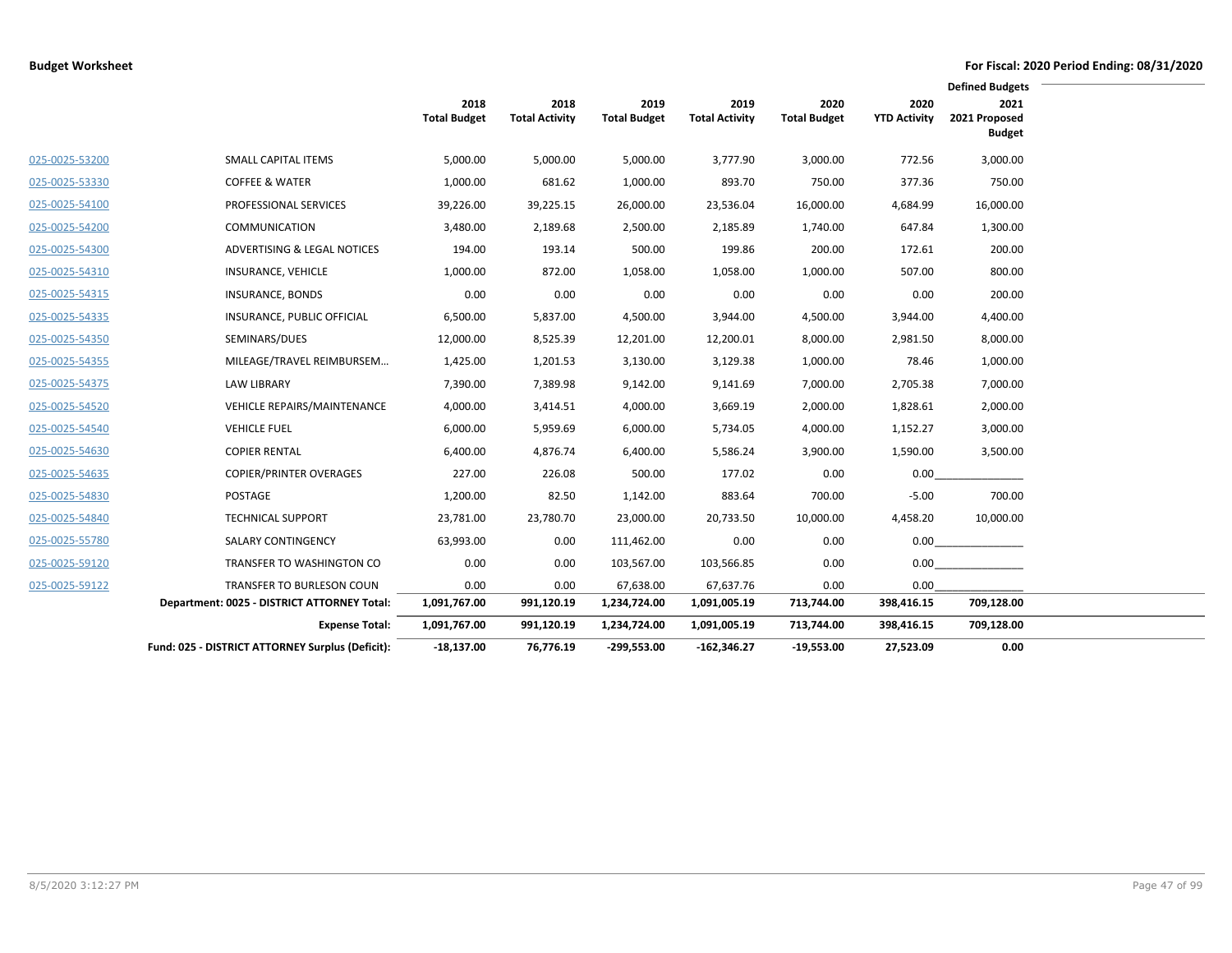**Budget Worksheet** | **For Fiscal: 2020 Period Ending: 08/31/2020**

| | | 2018 Total Budget | 2018 Total Activity | 2019 Total Budget | 2019 Total Activity | 2020 Total Budget | 2020 YTD Activity | Defined Budgets 2021 2021 Proposed Budget |
|---|---|---|---|---|---|---|---|---|
| 025-0025-53200 | SMALL CAPITAL ITEMS | 5,000.00 | 5,000.00 | 5,000.00 | 3,777.90 | 3,000.00 | 772.56 | 3,000.00 |
| 025-0025-53330 | COFFEE & WATER | 1,000.00 | 681.62 | 1,000.00 | 893.70 | 750.00 | 377.36 | 750.00 |
| 025-0025-54100 | PROFESSIONAL SERVICES | 39,226.00 | 39,225.15 | 26,000.00 | 23,536.04 | 16,000.00 | 4,684.99 | 16,000.00 |
| 025-0025-54200 | COMMUNICATION | 3,480.00 | 2,189.68 | 2,500.00 | 2,185.89 | 1,740.00 | 647.84 | 1,300.00 |
| 025-0025-54300 | ADVERTISING & LEGAL NOTICES | 194.00 | 193.14 | 500.00 | 199.86 | 200.00 | 172.61 | 200.00 |
| 025-0025-54310 | INSURANCE, VEHICLE | 1,000.00 | 872.00 | 1,058.00 | 1,058.00 | 1,000.00 | 507.00 | 800.00 |
| 025-0025-54315 | INSURANCE, BONDS | 0.00 | 0.00 | 0.00 | 0.00 | 0.00 | 0.00 | 200.00 |
| 025-0025-54335 | INSURANCE, PUBLIC OFFICIAL | 6,500.00 | 5,837.00 | 4,500.00 | 3,944.00 | 4,500.00 | 3,944.00 | 4,400.00 |
| 025-0025-54350 | SEMINARS/DUES | 12,000.00 | 8,525.39 | 12,201.00 | 12,200.01 | 8,000.00 | 2,981.50 | 8,000.00 |
| 025-0025-54355 | MILEAGE/TRAVEL REIMBURSEM... | 1,425.00 | 1,201.53 | 3,130.00 | 3,129.38 | 1,000.00 | 78.46 | 1,000.00 |
| 025-0025-54375 | LAW LIBRARY | 7,390.00 | 7,389.98 | 9,142.00 | 9,141.69 | 7,000.00 | 2,705.38 | 7,000.00 |
| 025-0025-54520 | VEHICLE REPAIRS/MAINTENANCE | 4,000.00 | 3,414.51 | 4,000.00 | 3,669.19 | 2,000.00 | 1,828.61 | 2,000.00 |
| 025-0025-54540 | VEHICLE FUEL | 6,000.00 | 5,959.69 | 6,000.00 | 5,734.05 | 4,000.00 | 1,152.27 | 3,000.00 |
| 025-0025-54630 | COPIER RENTAL | 6,400.00 | 4,876.74 | 6,400.00 | 5,586.24 | 3,900.00 | 1,590.00 | 3,500.00 |
| 025-0025-54635 | COPIER/PRINTER OVERAGES | 227.00 | 226.08 | 500.00 | 177.02 | 0.00 | 0.00 | |
| 025-0025-54830 | POSTAGE | 1,200.00 | 82.50 | 1,142.00 | 883.64 | 700.00 | -5.00 | 700.00 |
| 025-0025-54840 | TECHNICAL SUPPORT | 23,781.00 | 23,780.70 | 23,000.00 | 20,733.50 | 10,000.00 | 4,458.20 | 10,000.00 |
| 025-0025-55780 | SALARY CONTINGENCY | 63,993.00 | 0.00 | 111,462.00 | 0.00 | 0.00 | 0.00 | |
| 025-0025-59120 | TRANSFER TO WASHINGTON CO | 0.00 | 0.00 | 103,567.00 | 103,566.85 | 0.00 | 0.00 | |
| 025-0025-59122 | TRANSFER TO BURLESON COUN | 0.00 | 0.00 | 67,638.00 | 67,637.76 | 0.00 | 0.00 | |
| | **Department: 0025 - DISTRICT ATTORNEY Total:** | **1,091,767.00** | **991,120.19** | **1,234,724.00** | **1,091,005.19** | **713,744.00** | **398,416.15** | **709,128.00** |
| | **Expense Total:** | **1,091,767.00** | **991,120.19** | **1,234,724.00** | **1,091,005.19** | **713,744.00** | **398,416.15** | **709,128.00** |
| | **Fund: 025 - DISTRICT ATTORNEY Surplus (Deficit):** | **-18,137.00** | **76,776.19** | **-299,553.00** | **-162,346.27** | **-19,553.00** | **27,523.09** | **0.00** |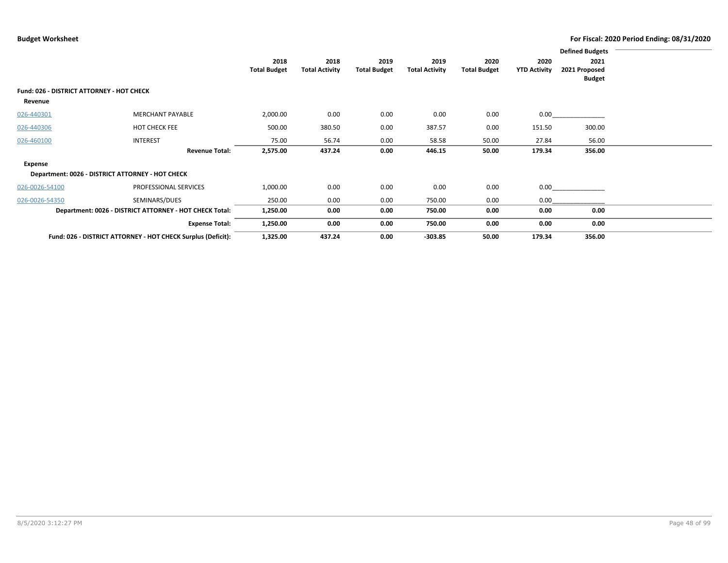**Budget Worksheet**

**For Fiscal: 2020 Period Ending: 08/31/2020**

| | | 2018 Total Budget | 2018 Total Activity | 2019 Total Budget | 2019 Total Activity | 2020 Total Budget | 2020 YTD Activity | Defined Budgets 2021 2021 Proposed Budget |
|---|---|---|---|---|---|---|---|---|
| **Fund: 026 - DISTRICT ATTORNEY - HOT CHECK** | | | | | | | | |
| **Revenue** | | | | | | | | |
| 026-440301 | MERCHANT PAYABLE | 2,000.00 | 0.00 | 0.00 | 0.00 | 0.00 | 0.00 | |
| 026-440306 | HOT CHECK FEE | 500.00 | 380.50 | 0.00 | 387.57 | 0.00 | 151.50 | 300.00 |
| 026-460100 | INTEREST | 75.00 | 56.74 | 0.00 | 58.58 | 50.00 | 27.84 | 56.00 |
| | **Revenue Total:** | **2,575.00** | **437.24** | **0.00** | **446.15** | **50.00** | **179.34** | **356.00** |
| **Expense** | | | | | | | | |
| **Department: 0026 - DISTRICT ATTORNEY - HOT CHECK** | | | | | | | | |
| 026-0026-54100 | PROFESSIONAL SERVICES | 1,000.00 | 0.00 | 0.00 | 0.00 | 0.00 | 0.00 | |
| 026-0026-54350 | SEMINARS/DUES | 250.00 | 0.00 | 0.00 | 750.00 | 0.00 | 0.00 | |
| | **Department: 0026 - DISTRICT ATTORNEY - HOT CHECK Total:** | **1,250.00** | **0.00** | **0.00** | **750.00** | **0.00** | **0.00** | **0.00** |
| | **Expense Total:** | **1,250.00** | **0.00** | **0.00** | **750.00** | **0.00** | **0.00** | **0.00** |
| | **Fund: 026 - DISTRICT ATTORNEY - HOT CHECK Surplus (Deficit):** | **1,325.00** | **437.24** | **0.00** | **-303.85** | **50.00** | **179.34** | **356.00** |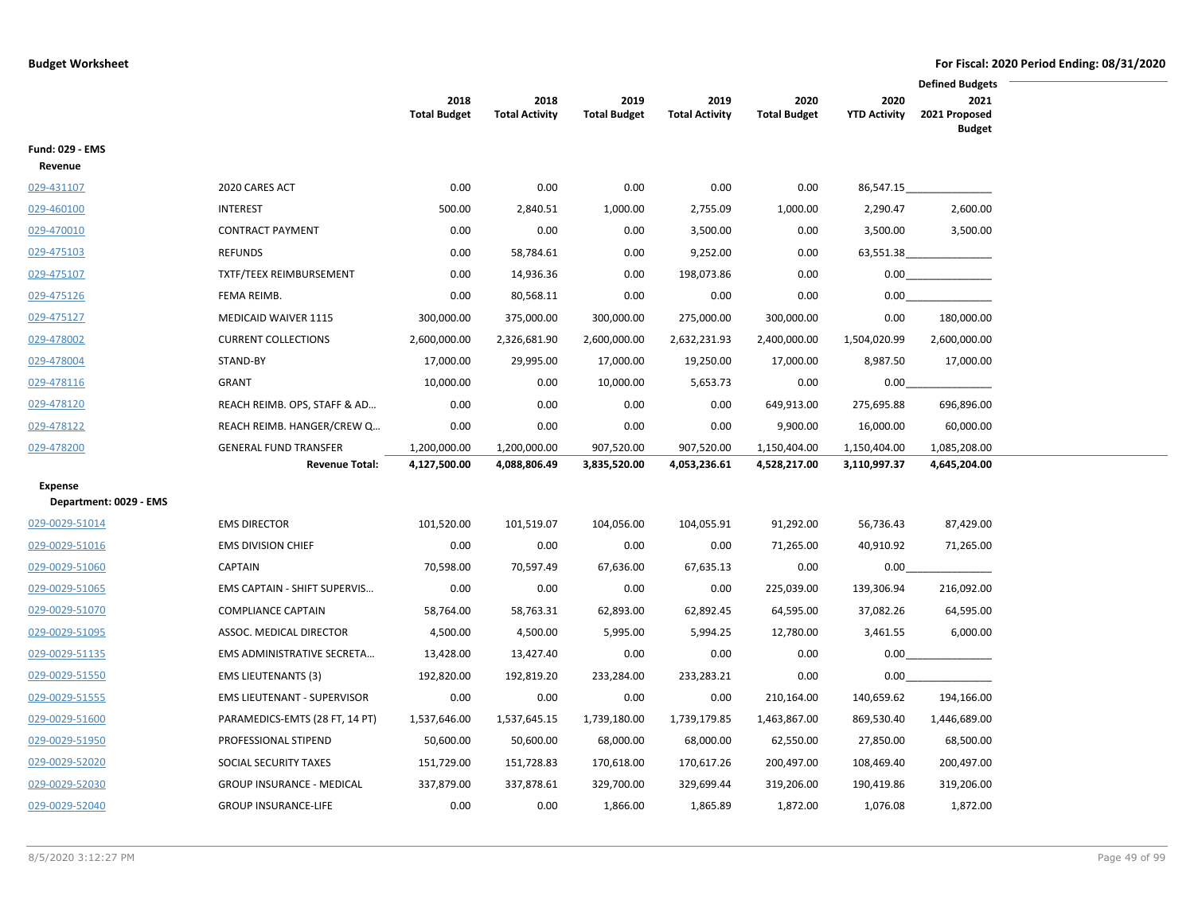**Budget Worksheet**

**For Fiscal: 2020 Period Ending: 08/31/2020**

| | | 2018 Total Budget | 2018 Total Activity | 2019 Total Budget | 2019 Total Activity | 2020 Total Budget | 2020 YTD Activity | Defined Budgets 2021 2021 Proposed Budget |
|---|---|---|---|---|---|---|---|---|
| **Fund: 029 - EMS** | | | | | | | | |
| **Revenue** | | | | | | | | |
| 029-431107 | 2020 CARES ACT | 0.00 | 0.00 | 0.00 | 0.00 | 0.00 | 86,547.15 | |
| 029-460100 | INTEREST | 500.00 | 2,840.51 | 1,000.00 | 2,755.09 | 1,000.00 | 2,290.47 | 2,600.00 |
| 029-470010 | CONTRACT PAYMENT | 0.00 | 0.00 | 0.00 | 3,500.00 | 0.00 | 3,500.00 | 3,500.00 |
| 029-475103 | REFUNDS | 0.00 | 58,784.61 | 0.00 | 9,252.00 | 0.00 | 63,551.38 | |
| 029-475107 | TXTF/TEEX REIMBURSEMENT | 0.00 | 14,936.36 | 0.00 | 198,073.86 | 0.00 | 0.00 | |
| 029-475126 | FEMA REIMB. | 0.00 | 80,568.11 | 0.00 | 0.00 | 0.00 | 0.00 | |
| 029-475127 | MEDICAID WAIVER 1115 | 300,000.00 | 375,000.00 | 300,000.00 | 275,000.00 | 300,000.00 | 0.00 | 180,000.00 |
| 029-478002 | CURRENT COLLECTIONS | 2,600,000.00 | 2,326,681.90 | 2,600,000.00 | 2,632,231.93 | 2,400,000.00 | 1,504,020.99 | 2,600,000.00 |
| 029-478004 | STAND-BY | 17,000.00 | 29,995.00 | 17,000.00 | 19,250.00 | 17,000.00 | 8,987.50 | 17,000.00 |
| 029-478116 | GRANT | 10,000.00 | 0.00 | 10,000.00 | 5,653.73 | 0.00 | 0.00 | |
| 029-478120 | REACH REIMB. OPS, STAFF & AD… | 0.00 | 0.00 | 0.00 | 0.00 | 649,913.00 | 275,695.88 | 696,896.00 |
| 029-478122 | REACH REIMB. HANGER/CREW Q… | 0.00 | 0.00 | 0.00 | 0.00 | 9,900.00 | 16,000.00 | 60,000.00 |
| 029-478200 | GENERAL FUND TRANSFER | 1,200,000.00 | 1,200,000.00 | 907,520.00 | 907,520.00 | 1,150,404.00 | 1,150,404.00 | 1,085,208.00 |
| | **Revenue Total:** | **4,127,500.00** | **4,088,806.49** | **3,835,520.00** | **4,053,236.61** | **4,528,217.00** | **3,110,997.37** | **4,645,204.00** |
| **Expense** | | | | | | | | |
| **Department: 0029 - EMS** | | | | | | | | |
| 029-0029-51014 | EMS DIRECTOR | 101,520.00 | 101,519.07 | 104,056.00 | 104,055.91 | 91,292.00 | 56,736.43 | 87,429.00 |
| 029-0029-51016 | EMS DIVISION CHIEF | 0.00 | 0.00 | 0.00 | 0.00 | 71,265.00 | 40,910.92 | 71,265.00 |
| 029-0029-51060 | CAPTAIN | 70,598.00 | 70,597.49 | 67,636.00 | 67,635.13 | 0.00 | 0.00 | |
| 029-0029-51065 | EMS CAPTAIN - SHIFT SUPERVIS… | 0.00 | 0.00 | 0.00 | 0.00 | 225,039.00 | 139,306.94 | 216,092.00 |
| 029-0029-51070 | COMPLIANCE CAPTAIN | 58,764.00 | 58,763.31 | 62,893.00 | 62,892.45 | 64,595.00 | 37,082.26 | 64,595.00 |
| 029-0029-51095 | ASSOC. MEDICAL DIRECTOR | 4,500.00 | 4,500.00 | 5,995.00 | 5,994.25 | 12,780.00 | 3,461.55 | 6,000.00 |
| 029-0029-51135 | EMS ADMINISTRATIVE SECRETA… | 13,428.00 | 13,427.40 | 0.00 | 0.00 | 0.00 | 0.00 | |
| 029-0029-51550 | EMS LIEUTENANTS (3) | 192,820.00 | 192,819.20 | 233,284.00 | 233,283.21 | 0.00 | 0.00 | |
| 029-0029-51555 | EMS LIEUTENANT - SUPERVISOR | 0.00 | 0.00 | 0.00 | 0.00 | 210,164.00 | 140,659.62 | 194,166.00 |
| 029-0029-51600 | PARAMEDICS-EMTS (28 FT, 14 PT) | 1,537,646.00 | 1,537,645.15 | 1,739,180.00 | 1,739,179.85 | 1,463,867.00 | 869,530.40 | 1,446,689.00 |
| 029-0029-51950 | PROFESSIONAL STIPEND | 50,600.00 | 50,600.00 | 68,000.00 | 68,000.00 | 62,550.00 | 27,850.00 | 68,500.00 |
| 029-0029-52020 | SOCIAL SECURITY TAXES | 151,729.00 | 151,728.83 | 170,618.00 | 170,617.26 | 200,497.00 | 108,469.40 | 200,497.00 |
| 029-0029-52030 | GROUP INSURANCE - MEDICAL | 337,879.00 | 337,878.61 | 329,700.00 | 329,699.44 | 319,206.00 | 190,419.86 | 319,206.00 |
| 029-0029-52040 | GROUP INSURANCE-LIFE | 0.00 | 0.00 | 1,866.00 | 1,865.89 | 1,872.00 | 1,076.08 | 1,872.00 |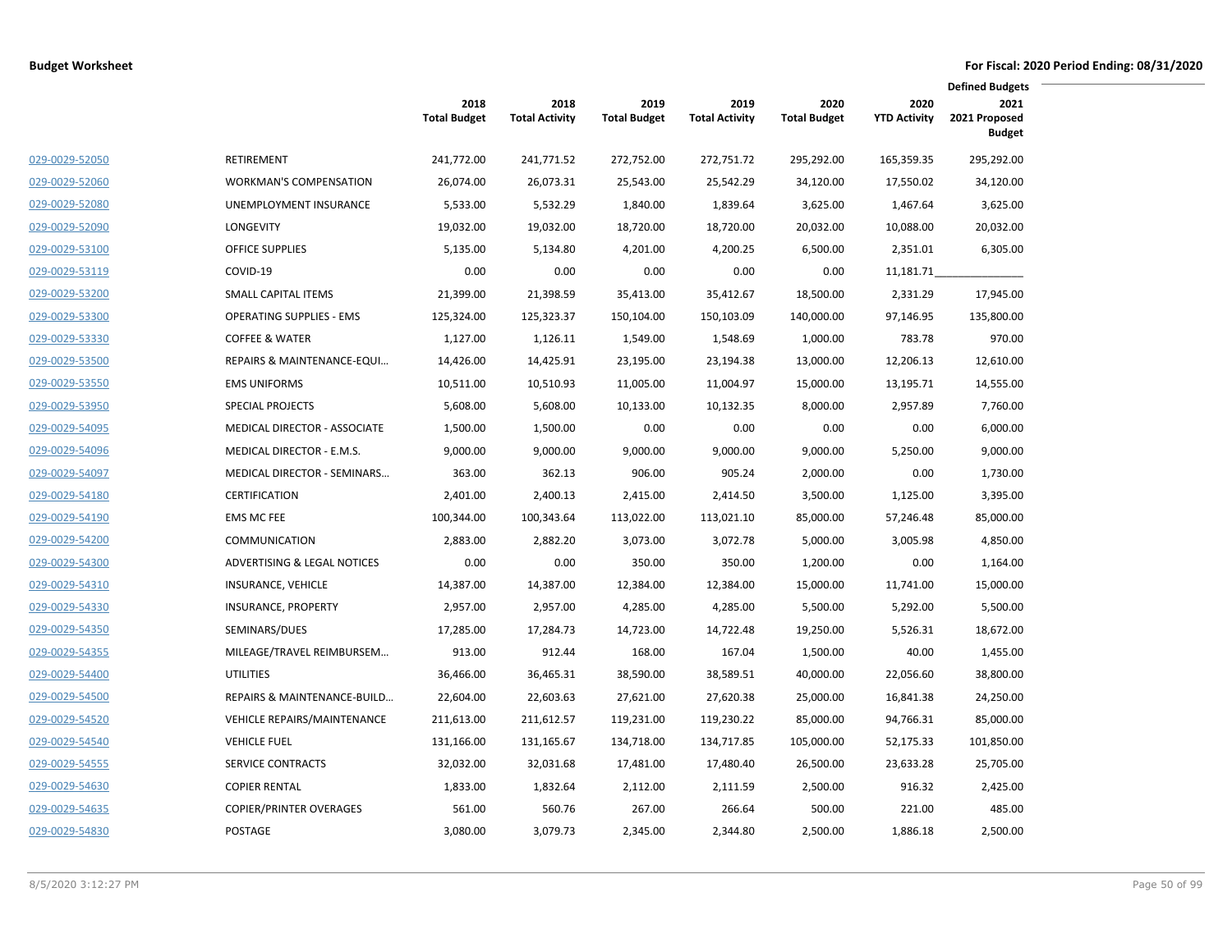**Budget Worksheet** **For Fiscal: 2020 Period Ending: 08/31/2020**

| | | 2018 Total Budget | 2018 Total Activity | 2019 Total Budget | 2019 Total Activity | 2020 Total Budget | 2020 YTD Activity | Defined Budgets 2021 2021 Proposed Budget |
|---|---|---|---|---|---|---|---|---|
| 029-0029-52050 | RETIREMENT | 241,772.00 | 241,771.52 | 272,752.00 | 272,751.72 | 295,292.00 | 165,359.35 | 295,292.00 |
| 029-0029-52060 | WORKMAN'S COMPENSATION | 26,074.00 | 26,073.31 | 25,543.00 | 25,542.29 | 34,120.00 | 17,550.02 | 34,120.00 |
| 029-0029-52080 | UNEMPLOYMENT INSURANCE | 5,533.00 | 5,532.29 | 1,840.00 | 1,839.64 | 3,625.00 | 1,467.64 | 3,625.00 |
| 029-0029-52090 | LONGEVITY | 19,032.00 | 19,032.00 | 18,720.00 | 18,720.00 | 20,032.00 | 10,088.00 | 20,032.00 |
| 029-0029-53100 | OFFICE SUPPLIES | 5,135.00 | 5,134.80 | 4,201.00 | 4,200.25 | 6,500.00 | 2,351.01 | 6,305.00 |
| 029-0029-53119 | COVID-19 | 0.00 | 0.00 | 0.00 | 0.00 | 0.00 | 11,181.71 | |
| 029-0029-53200 | SMALL CAPITAL ITEMS | 21,399.00 | 21,398.59 | 35,413.00 | 35,412.67 | 18,500.00 | 2,331.29 | 17,945.00 |
| 029-0029-53300 | OPERATING SUPPLIES - EMS | 125,324.00 | 125,323.37 | 150,104.00 | 150,103.09 | 140,000.00 | 97,146.95 | 135,800.00 |
| 029-0029-53330 | COFFEE & WATER | 1,127.00 | 1,126.11 | 1,549.00 | 1,548.69 | 1,000.00 | 783.78 | 970.00 |
| 029-0029-53500 | REPAIRS & MAINTENANCE-EQUI… | 14,426.00 | 14,425.91 | 23,195.00 | 23,194.38 | 13,000.00 | 12,206.13 | 12,610.00 |
| 029-0029-53550 | EMS UNIFORMS | 10,511.00 | 10,510.93 | 11,005.00 | 11,004.97 | 15,000.00 | 13,195.71 | 14,555.00 |
| 029-0029-53950 | SPECIAL PROJECTS | 5,608.00 | 5,608.00 | 10,133.00 | 10,132.35 | 8,000.00 | 2,957.89 | 7,760.00 |
| 029-0029-54095 | MEDICAL DIRECTOR - ASSOCIATE | 1,500.00 | 1,500.00 | 0.00 | 0.00 | 0.00 | 0.00 | 6,000.00 |
| 029-0029-54096 | MEDICAL DIRECTOR - E.M.S. | 9,000.00 | 9,000.00 | 9,000.00 | 9,000.00 | 9,000.00 | 5,250.00 | 9,000.00 |
| 029-0029-54097 | MEDICAL DIRECTOR - SEMINARS… | 363.00 | 362.13 | 906.00 | 905.24 | 2,000.00 | 0.00 | 1,730.00 |
| 029-0029-54180 | CERTIFICATION | 2,401.00 | 2,400.13 | 2,415.00 | 2,414.50 | 3,500.00 | 1,125.00 | 3,395.00 |
| 029-0029-54190 | EMS MC FEE | 100,344.00 | 100,343.64 | 113,022.00 | 113,021.10 | 85,000.00 | 57,246.48 | 85,000.00 |
| 029-0029-54200 | COMMUNICATION | 2,883.00 | 2,882.20 | 3,073.00 | 3,072.78 | 5,000.00 | 3,005.98 | 4,850.00 |
| 029-0029-54300 | ADVERTISING & LEGAL NOTICES | 0.00 | 0.00 | 350.00 | 350.00 | 1,200.00 | 0.00 | 1,164.00 |
| 029-0029-54310 | INSURANCE, VEHICLE | 14,387.00 | 14,387.00 | 12,384.00 | 12,384.00 | 15,000.00 | 11,741.00 | 15,000.00 |
| 029-0029-54330 | INSURANCE, PROPERTY | 2,957.00 | 2,957.00 | 4,285.00 | 4,285.00 | 5,500.00 | 5,292.00 | 5,500.00 |
| 029-0029-54350 | SEMINARS/DUES | 17,285.00 | 17,284.73 | 14,723.00 | 14,722.48 | 19,250.00 | 5,526.31 | 18,672.00 |
| 029-0029-54355 | MILEAGE/TRAVEL REIMBURSEM… | 913.00 | 912.44 | 168.00 | 167.04 | 1,500.00 | 40.00 | 1,455.00 |
| 029-0029-54400 | UTILITIES | 36,466.00 | 36,465.31 | 38,590.00 | 38,589.51 | 40,000.00 | 22,056.60 | 38,800.00 |
| 029-0029-54500 | REPAIRS & MAINTENANCE-BUILD… | 22,604.00 | 22,603.63 | 27,621.00 | 27,620.38 | 25,000.00 | 16,841.38 | 24,250.00 |
| 029-0029-54520 | VEHICLE REPAIRS/MAINTENANCE | 211,613.00 | 211,612.57 | 119,231.00 | 119,230.22 | 85,000.00 | 94,766.31 | 85,000.00 |
| 029-0029-54540 | VEHICLE FUEL | 131,166.00 | 131,165.67 | 134,718.00 | 134,717.85 | 105,000.00 | 52,175.33 | 101,850.00 |
| 029-0029-54555 | SERVICE CONTRACTS | 32,032.00 | 32,031.68 | 17,481.00 | 17,480.40 | 26,500.00 | 23,633.28 | 25,705.00 |
| 029-0029-54630 | COPIER RENTAL | 1,833.00 | 1,832.64 | 2,112.00 | 2,111.59 | 2,500.00 | 916.32 | 2,425.00 |
| 029-0029-54635 | COPIER/PRINTER OVERAGES | 561.00 | 560.76 | 267.00 | 266.64 | 500.00 | 221.00 | 485.00 |
| 029-0029-54830 | POSTAGE | 3,080.00 | 3,079.73 | 2,345.00 | 2,344.80 | 2,500.00 | 1,886.18 | 2,500.00 |

8/5/2020 3:12:27 PM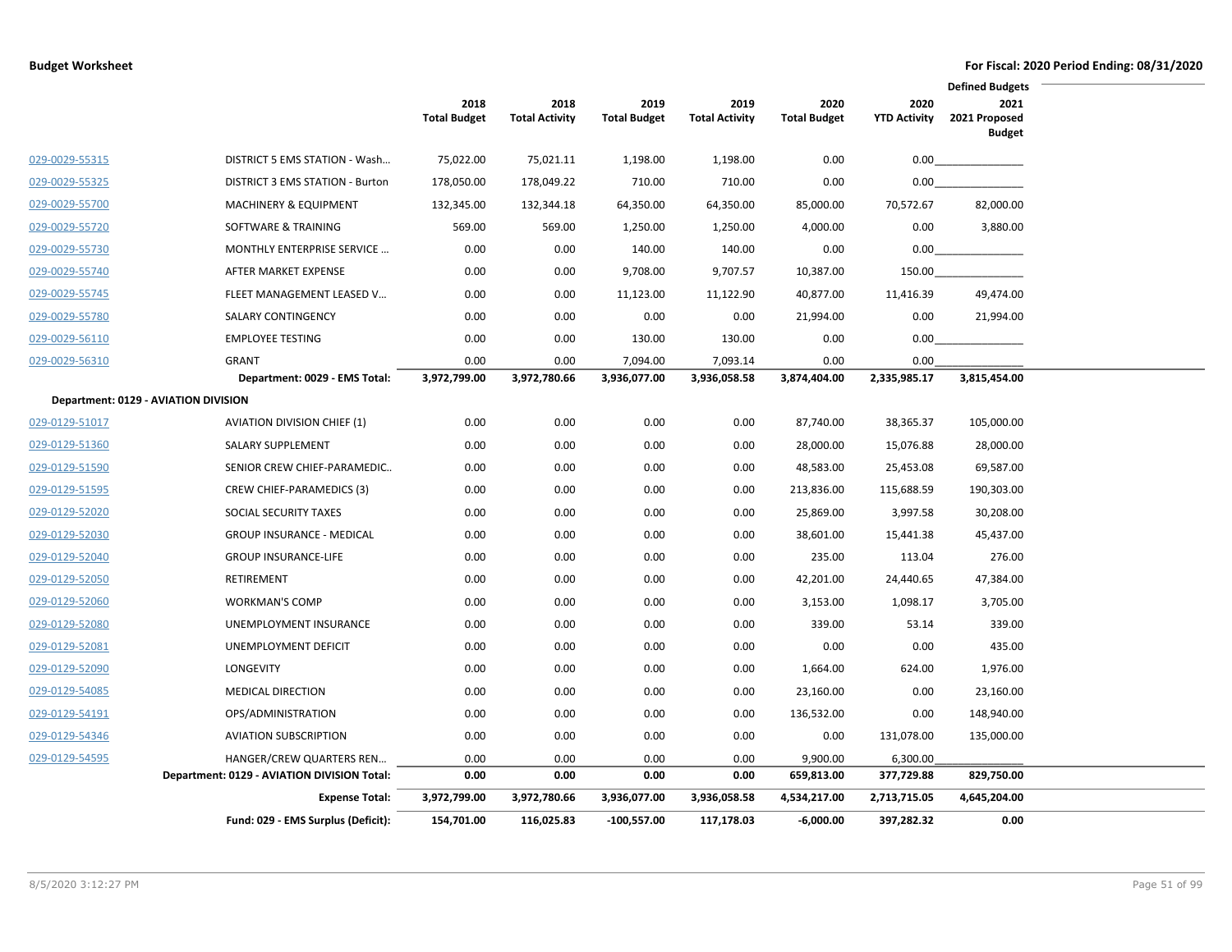**Budget Worksheet** — For Fiscal: 2020 Period Ending: 08/31/2020

| | | 2018 Total Budget | 2018 Total Activity | 2019 Total Budget | 2019 Total Activity | 2020 Total Budget | 2020 YTD Activity | Defined Budgets 2021 2021 Proposed Budget |
|---|---|---|---|---|---|---|---|---|
| 029-0029-55315 | DISTRICT 5 EMS STATION - Wash… | 75,022.00 | 75,021.11 | 1,198.00 | 1,198.00 | 0.00 | 0.00 | |
| 029-0029-55325 | DISTRICT 3 EMS STATION - Burton | 178,050.00 | 178,049.22 | 710.00 | 710.00 | 0.00 | 0.00 | |
| 029-0029-55700 | MACHINERY & EQUIPMENT | 132,345.00 | 132,344.18 | 64,350.00 | 64,350.00 | 85,000.00 | 70,572.67 | 82,000.00 |
| 029-0029-55720 | SOFTWARE & TRAINING | 569.00 | 569.00 | 1,250.00 | 1,250.00 | 4,000.00 | 0.00 | 3,880.00 |
| 029-0029-55730 | MONTHLY ENTERPRISE SERVICE … | 0.00 | 0.00 | 140.00 | 140.00 | 0.00 | 0.00 | |
| 029-0029-55740 | AFTER MARKET EXPENSE | 0.00 | 0.00 | 9,708.00 | 9,707.57 | 10,387.00 | 150.00 | |
| 029-0029-55745 | FLEET MANAGEMENT LEASED V… | 0.00 | 0.00 | 11,123.00 | 11,122.90 | 40,877.00 | 11,416.39 | 49,474.00 |
| 029-0029-55780 | SALARY CONTINGENCY | 0.00 | 0.00 | 0.00 | 0.00 | 21,994.00 | 0.00 | 21,994.00 |
| 029-0029-56110 | EMPLOYEE TESTING | 0.00 | 0.00 | 130.00 | 130.00 | 0.00 | 0.00 | |
| 029-0029-56310 | GRANT | 0.00 | 0.00 | 7,094.00 | 7,093.14 | 0.00 | 0.00 | |
| | **Department: 0029 - EMS Total:** | **3,972,799.00** | **3,972,780.66** | **3,936,077.00** | **3,936,058.58** | **3,874,404.00** | **2,335,985.17** | **3,815,454.00** |
| **Department: 0129 - AVIATION DIVISION** | | | | | | | | |
| 029-0129-51017 | AVIATION DIVISION CHIEF (1) | 0.00 | 0.00 | 0.00 | 0.00 | 87,740.00 | 38,365.37 | 105,000.00 |
| 029-0129-51360 | SALARY SUPPLEMENT | 0.00 | 0.00 | 0.00 | 0.00 | 28,000.00 | 15,076.88 | 28,000.00 |
| 029-0129-51590 | SENIOR CREW CHIEF-PARAMEDIC.. | 0.00 | 0.00 | 0.00 | 0.00 | 48,583.00 | 25,453.08 | 69,587.00 |
| 029-0129-51595 | CREW CHIEF-PARAMEDICS (3) | 0.00 | 0.00 | 0.00 | 0.00 | 213,836.00 | 115,688.59 | 190,303.00 |
| 029-0129-52020 | SOCIAL SECURITY TAXES | 0.00 | 0.00 | 0.00 | 0.00 | 25,869.00 | 3,997.58 | 30,208.00 |
| 029-0129-52030 | GROUP INSURANCE - MEDICAL | 0.00 | 0.00 | 0.00 | 0.00 | 38,601.00 | 15,441.38 | 45,437.00 |
| 029-0129-52040 | GROUP INSURANCE-LIFE | 0.00 | 0.00 | 0.00 | 0.00 | 235.00 | 113.04 | 276.00 |
| 029-0129-52050 | RETIREMENT | 0.00 | 0.00 | 0.00 | 0.00 | 42,201.00 | 24,440.65 | 47,384.00 |
| 029-0129-52060 | WORKMAN'S COMP | 0.00 | 0.00 | 0.00 | 0.00 | 3,153.00 | 1,098.17 | 3,705.00 |
| 029-0129-52080 | UNEMPLOYMENT INSURANCE | 0.00 | 0.00 | 0.00 | 0.00 | 339.00 | 53.14 | 339.00 |
| 029-0129-52081 | UNEMPLOYMENT DEFICIT | 0.00 | 0.00 | 0.00 | 0.00 | 0.00 | 0.00 | 435.00 |
| 029-0129-52090 | LONGEVITY | 0.00 | 0.00 | 0.00 | 0.00 | 1,664.00 | 624.00 | 1,976.00 |
| 029-0129-54085 | MEDICAL DIRECTION | 0.00 | 0.00 | 0.00 | 0.00 | 23,160.00 | 0.00 | 23,160.00 |
| 029-0129-54191 | OPS/ADMINISTRATION | 0.00 | 0.00 | 0.00 | 0.00 | 136,532.00 | 0.00 | 148,940.00 |
| 029-0129-54346 | AVIATION SUBSCRIPTION | 0.00 | 0.00 | 0.00 | 0.00 | 0.00 | 131,078.00 | 135,000.00 |
| 029-0129-54595 | HANGER/CREW QUARTERS REN… | 0.00 | 0.00 | 0.00 | 0.00 | 9,900.00 | 6,300.00 | |
| | **Department: 0129 - AVIATION DIVISION Total:** | **0.00** | **0.00** | **0.00** | **0.00** | **659,813.00** | **377,729.88** | **829,750.00** |
| | **Expense Total:** | **3,972,799.00** | **3,972,780.66** | **3,936,077.00** | **3,936,058.58** | **4,534,217.00** | **2,713,715.05** | **4,645,204.00** |
| | **Fund: 029 - EMS Surplus (Deficit):** | **154,701.00** | **116,025.83** | **-100,557.00** | **117,178.03** | **-6,000.00** | **397,282.32** | **0.00** |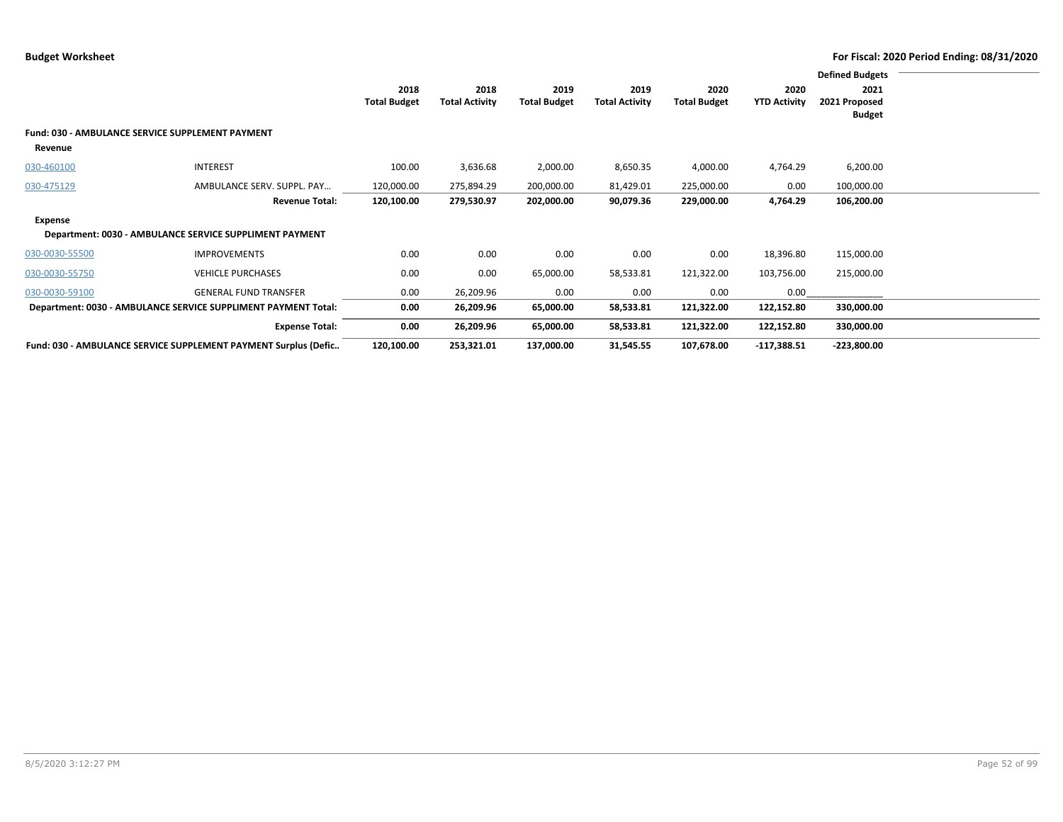**Budget Worksheet** — For Fiscal: 2020 Period Ending: 08/31/2020

| | | 2018 Total Budget | 2018 Total Activity | 2019 Total Budget | 2019 Total Activity | 2020 Total Budget | 2020 YTD Activity | Defined Budgets 2021 2021 Proposed Budget |
|---|---|---|---|---|---|---|---|---|
| **Fund: 030 - AMBULANCE SERVICE SUPPLEMENT PAYMENT** | | | | | | | | |
| **Revenue** | | | | | | | | |
| 030-460100 | INTEREST | 100.00 | 3,636.68 | 2,000.00 | 8,650.35 | 4,000.00 | 4,764.29 | 6,200.00 |
| 030-475129 | AMBULANCE SERV. SUPPL. PAY... | 120,000.00 | 275,894.29 | 200,000.00 | 81,429.01 | 225,000.00 | 0.00 | 100,000.00 |
| | **Revenue Total:** | **120,100.00** | **279,530.97** | **202,000.00** | **90,079.36** | **229,000.00** | **4,764.29** | **106,200.00** |
| **Expense** | | | | | | | | |
| **Department: 0030 - AMBULANCE SERVICE SUPPLIMENT PAYMENT** | | | | | | | | |
| 030-0030-55500 | IMPROVEMENTS | 0.00 | 0.00 | 0.00 | 0.00 | 0.00 | 18,396.80 | 115,000.00 |
| 030-0030-55750 | VEHICLE PURCHASES | 0.00 | 0.00 | 65,000.00 | 58,533.81 | 121,322.00 | 103,756.00 | 215,000.00 |
| 030-0030-59100 | GENERAL FUND TRANSFER | 0.00 | 26,209.96 | 0.00 | 0.00 | 0.00 | 0.00 | |
| **Department: 0030 - AMBULANCE SERVICE SUPPLIMENT PAYMENT Total:** | | **0.00** | **26,209.96** | **65,000.00** | **58,533.81** | **121,322.00** | **122,152.80** | **330,000.00** |
| | **Expense Total:** | **0.00** | **26,209.96** | **65,000.00** | **58,533.81** | **121,322.00** | **122,152.80** | **330,000.00** |
| **Fund: 030 - AMBULANCE SERVICE SUPPLEMENT PAYMENT Surplus (Defic..** | | **120,100.00** | **253,321.01** | **137,000.00** | **31,545.55** | **107,678.00** | **-117,388.51** | **-223,800.00** |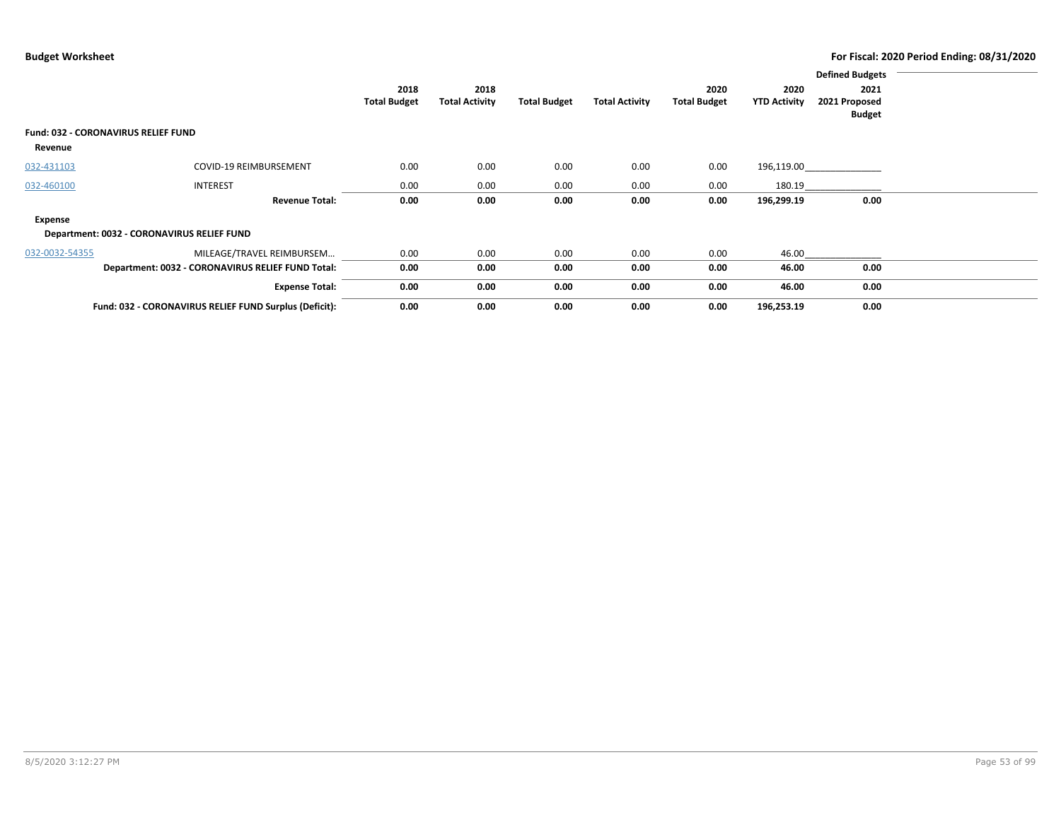**Budget Worksheet** | **For Fiscal: 2020 Period Ending: 08/31/2020**

| | | 2018 Total Budget | 2018 Total Activity | Total Budget | Total Activity | 2020 Total Budget | 2020 YTD Activity | Defined Budgets 2021 2021 Proposed Budget |
|---|---|---|---|---|---|---|---|---|
| **Fund: 032 - CORONAVIRUS RELIEF FUND** | | | | | | | | |
| **Revenue** | | | | | | | | |
| 032-431103 | COVID-19 REIMBURSEMENT | 0.00 | 0.00 | 0.00 | 0.00 | 0.00 | 196,119.00 | |
| 032-460100 | INTEREST | 0.00 | 0.00 | 0.00 | 0.00 | 0.00 | 180.19 | |
| | **Revenue Total:** | **0.00** | **0.00** | **0.00** | **0.00** | **0.00** | **196,299.19** | **0.00** |
| **Expense** | | | | | | | | |
| **Department: 0032 - CORONAVIRUS RELIEF FUND** | | | | | | | | |
| 032-0032-54355 | MILEAGE/TRAVEL REIMBURSEM… | 0.00 | 0.00 | 0.00 | 0.00 | 0.00 | 46.00 | |
| | **Department: 0032 - CORONAVIRUS RELIEF FUND Total:** | **0.00** | **0.00** | **0.00** | **0.00** | **0.00** | **46.00** | **0.00** |
| | **Expense Total:** | **0.00** | **0.00** | **0.00** | **0.00** | **0.00** | **46.00** | **0.00** |
| | **Fund: 032 - CORONAVIRUS RELIEF FUND Surplus (Deficit):** | **0.00** | **0.00** | **0.00** | **0.00** | **0.00** | **196,253.19** | **0.00** |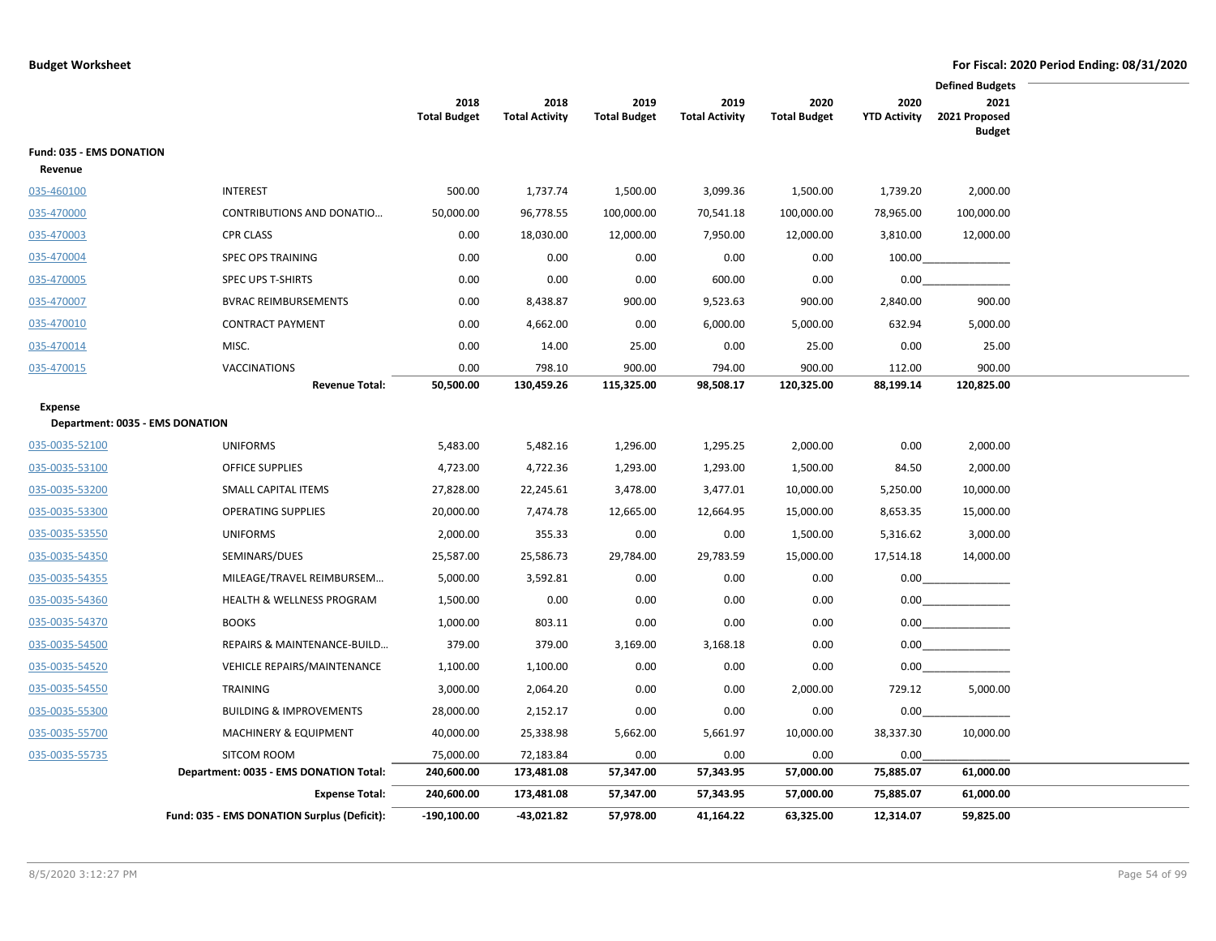**Budget Worksheet** | **For Fiscal: 2020 Period Ending: 08/31/2020**

| | | 2018 Total Budget | 2018 Total Activity | 2019 Total Budget | 2019 Total Activity | 2020 Total Budget | 2020 YTD Activity | Defined Budgets 2021 2021 Proposed Budget |
|---|---|---|---|---|---|---|---|---|
| **Fund: 035 - EMS DONATION** | | | | | | | | |
| **Revenue** | | | | | | | | |
| 035-460100 | INTEREST | 500.00 | 1,737.74 | 1,500.00 | 3,099.36 | 1,500.00 | 1,739.20 | 2,000.00 |
| 035-470000 | CONTRIBUTIONS AND DONATIO... | 50,000.00 | 96,778.55 | 100,000.00 | 70,541.18 | 100,000.00 | 78,965.00 | 100,000.00 |
| 035-470003 | CPR CLASS | 0.00 | 18,030.00 | 12,000.00 | 7,950.00 | 12,000.00 | 3,810.00 | 12,000.00 |
| 035-470004 | SPEC OPS TRAINING | 0.00 | 0.00 | 0.00 | 0.00 | 0.00 | 100.00 | |
| 035-470005 | SPEC UPS T-SHIRTS | 0.00 | 0.00 | 0.00 | 600.00 | 0.00 | 0.00 | |
| 035-470007 | BVRAC REIMBURSEMENTS | 0.00 | 8,438.87 | 900.00 | 9,523.63 | 900.00 | 2,840.00 | 900.00 |
| 035-470010 | CONTRACT PAYMENT | 0.00 | 4,662.00 | 0.00 | 6,000.00 | 5,000.00 | 632.94 | 5,000.00 |
| 035-470014 | MISC. | 0.00 | 14.00 | 25.00 | 0.00 | 25.00 | 0.00 | 25.00 |
| 035-470015 | VACCINATIONS | 0.00 | 798.10 | 900.00 | 794.00 | 900.00 | 112.00 | 900.00 |
| | **Revenue Total:** | **50,500.00** | **130,459.26** | **115,325.00** | **98,508.17** | **120,325.00** | **88,199.14** | **120,825.00** |
| **Expense** | | | | | | | | |
| **Department: 0035 - EMS DONATION** | | | | | | | | |
| 035-0035-52100 | UNIFORMS | 5,483.00 | 5,482.16 | 1,296.00 | 1,295.25 | 2,000.00 | 0.00 | 2,000.00 |
| 035-0035-53100 | OFFICE SUPPLIES | 4,723.00 | 4,722.36 | 1,293.00 | 1,293.00 | 1,500.00 | 84.50 | 2,000.00 |
| 035-0035-53200 | SMALL CAPITAL ITEMS | 27,828.00 | 22,245.61 | 3,478.00 | 3,477.01 | 10,000.00 | 5,250.00 | 10,000.00 |
| 035-0035-53300 | OPERATING SUPPLIES | 20,000.00 | 7,474.78 | 12,665.00 | 12,664.95 | 15,000.00 | 8,653.35 | 15,000.00 |
| 035-0035-53550 | UNIFORMS | 2,000.00 | 355.33 | 0.00 | 0.00 | 1,500.00 | 5,316.62 | 3,000.00 |
| 035-0035-54350 | SEMINARS/DUES | 25,587.00 | 25,586.73 | 29,784.00 | 29,783.59 | 15,000.00 | 17,514.18 | 14,000.00 |
| 035-0035-54355 | MILEAGE/TRAVEL REIMBURSEM... | 5,000.00 | 3,592.81 | 0.00 | 0.00 | 0.00 | 0.00 | |
| 035-0035-54360 | HEALTH & WELLNESS PROGRAM | 1,500.00 | 0.00 | 0.00 | 0.00 | 0.00 | 0.00 | |
| 035-0035-54370 | BOOKS | 1,000.00 | 803.11 | 0.00 | 0.00 | 0.00 | 0.00 | |
| 035-0035-54500 | REPAIRS & MAINTENANCE-BUILD... | 379.00 | 379.00 | 3,169.00 | 3,168.18 | 0.00 | 0.00 | |
| 035-0035-54520 | VEHICLE REPAIRS/MAINTENANCE | 1,100.00 | 1,100.00 | 0.00 | 0.00 | 0.00 | 0.00 | |
| 035-0035-54550 | TRAINING | 3,000.00 | 2,064.20 | 0.00 | 0.00 | 2,000.00 | 729.12 | 5,000.00 |
| 035-0035-55300 | BUILDING & IMPROVEMENTS | 28,000.00 | 2,152.17 | 0.00 | 0.00 | 0.00 | 0.00 | |
| 035-0035-55700 | MACHINERY & EQUIPMENT | 40,000.00 | 25,338.98 | 5,662.00 | 5,661.97 | 10,000.00 | 38,337.30 | 10,000.00 |
| 035-0035-55735 | SITCOM ROOM | 75,000.00 | 72,183.84 | 0.00 | 0.00 | 0.00 | 0.00 | |
| | **Department: 0035 - EMS DONATION Total:** | **240,600.00** | **173,481.08** | **57,347.00** | **57,343.95** | **57,000.00** | **75,885.07** | **61,000.00** |
| | **Expense Total:** | **240,600.00** | **173,481.08** | **57,347.00** | **57,343.95** | **57,000.00** | **75,885.07** | **61,000.00** |
| | **Fund: 035 - EMS DONATION Surplus (Deficit):** | **-190,100.00** | **-43,021.82** | **57,978.00** | **41,164.22** | **63,325.00** | **12,314.07** | **59,825.00** |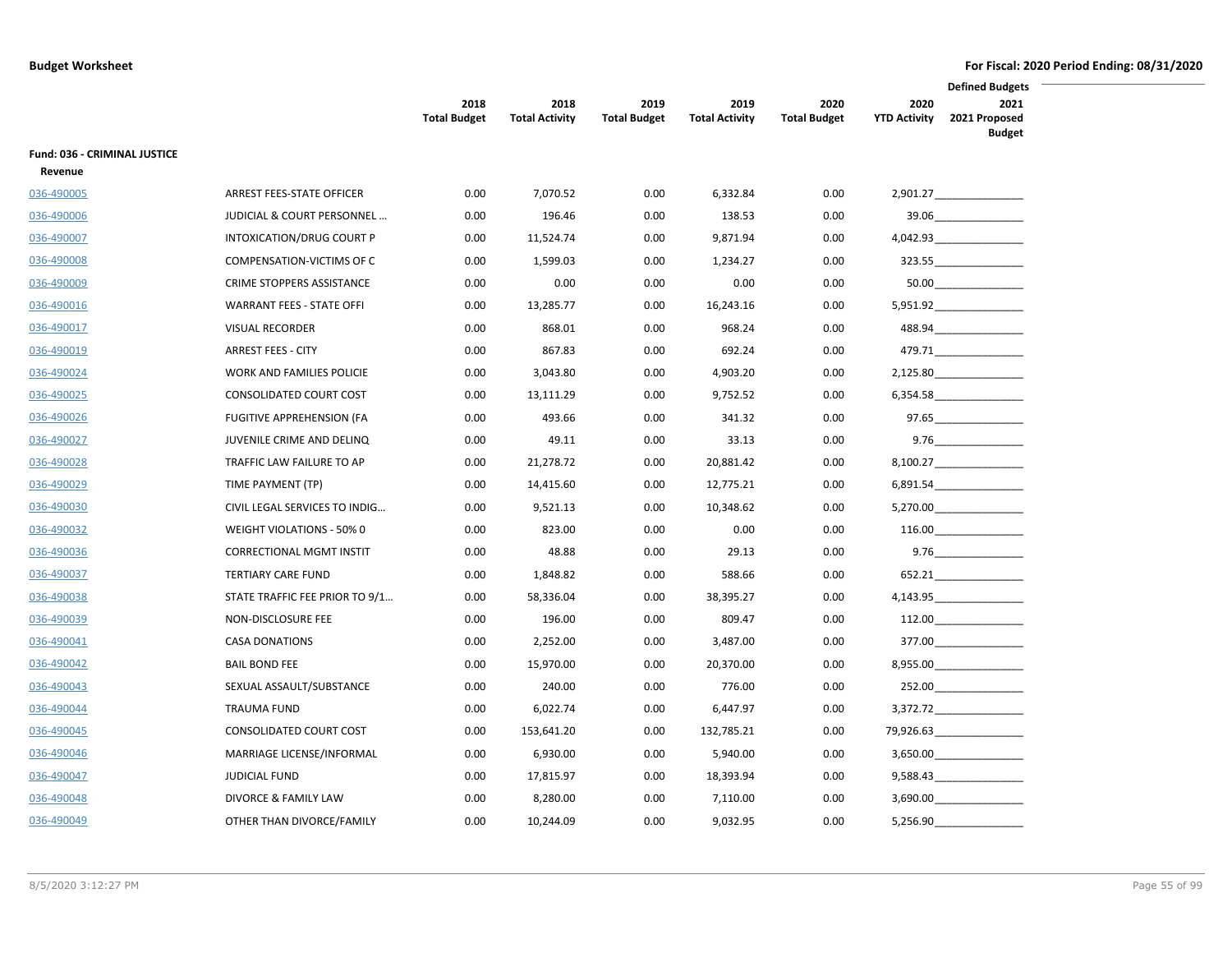**Budget Worksheet**

**For Fiscal: 2020 Period Ending: 08/31/2020**

| | | 2018 Total Budget | 2018 Total Activity | 2019 Total Budget | 2019 Total Activity | 2020 Total Budget | 2020 YTD Activity | Defined Budgets 2021 2021 Proposed Budget |
|---|---|---|---|---|---|---|---|---|
| **Fund: 036 - CRIMINAL JUSTICE** | | | | | | | | |
| **Revenue** | | | | | | | | |
| 036-490005 | ARREST FEES-STATE OFFICER | 0.00 | 7,070.52 | 0.00 | 6,332.84 | 0.00 | 2,901.27 | |
| 036-490006 | JUDICIAL & COURT PERSONNEL … | 0.00 | 196.46 | 0.00 | 138.53 | 0.00 | 39.06 | |
| 036-490007 | INTOXICATION/DRUG COURT P | 0.00 | 11,524.74 | 0.00 | 9,871.94 | 0.00 | 4,042.93 | |
| 036-490008 | COMPENSATION-VICTIMS OF C | 0.00 | 1,599.03 | 0.00 | 1,234.27 | 0.00 | 323.55 | |
| 036-490009 | CRIME STOPPERS ASSISTANCE | 0.00 | 0.00 | 0.00 | 0.00 | 0.00 | 50.00 | |
| 036-490016 | WARRANT FEES - STATE OFFI | 0.00 | 13,285.77 | 0.00 | 16,243.16 | 0.00 | 5,951.92 | |
| 036-490017 | VISUAL RECORDER | 0.00 | 868.01 | 0.00 | 968.24 | 0.00 | 488.94 | |
| 036-490019 | ARREST FEES - CITY | 0.00 | 867.83 | 0.00 | 692.24 | 0.00 | 479.71 | |
| 036-490024 | WORK AND FAMILIES POLICIE | 0.00 | 3,043.80 | 0.00 | 4,903.20 | 0.00 | 2,125.80 | |
| 036-490025 | CONSOLIDATED COURT COST | 0.00 | 13,111.29 | 0.00 | 9,752.52 | 0.00 | 6,354.58 | |
| 036-490026 | FUGITIVE APPREHENSION (FA | 0.00 | 493.66 | 0.00 | 341.32 | 0.00 | 97.65 | |
| 036-490027 | JUVENILE CRIME AND DELINQ | 0.00 | 49.11 | 0.00 | 33.13 | 0.00 | 9.76 | |
| 036-490028 | TRAFFIC LAW FAILURE TO AP | 0.00 | 21,278.72 | 0.00 | 20,881.42 | 0.00 | 8,100.27 | |
| 036-490029 | TIME PAYMENT (TP) | 0.00 | 14,415.60 | 0.00 | 12,775.21 | 0.00 | 6,891.54 | |
| 036-490030 | CIVIL LEGAL SERVICES TO INDIG… | 0.00 | 9,521.13 | 0.00 | 10,348.62 | 0.00 | 5,270.00 | |
| 036-490032 | WEIGHT VIOLATIONS - 50% 0 | 0.00 | 823.00 | 0.00 | 0.00 | 0.00 | 116.00 | |
| 036-490036 | CORRECTIONAL MGMT INSTIT | 0.00 | 48.88 | 0.00 | 29.13 | 0.00 | 9.76 | |
| 036-490037 | TERTIARY CARE FUND | 0.00 | 1,848.82 | 0.00 | 588.66 | 0.00 | 652.21 | |
| 036-490038 | STATE TRAFFIC FEE PRIOR TO 9/1… | 0.00 | 58,336.04 | 0.00 | 38,395.27 | 0.00 | 4,143.95 | |
| 036-490039 | NON-DISCLOSURE FEE | 0.00 | 196.00 | 0.00 | 809.47 | 0.00 | 112.00 | |
| 036-490041 | CASA DONATIONS | 0.00 | 2,252.00 | 0.00 | 3,487.00 | 0.00 | 377.00 | |
| 036-490042 | BAIL BOND FEE | 0.00 | 15,970.00 | 0.00 | 20,370.00 | 0.00 | 8,955.00 | |
| 036-490043 | SEXUAL ASSAULT/SUBSTANCE | 0.00 | 240.00 | 0.00 | 776.00 | 0.00 | 252.00 | |
| 036-490044 | TRAUMA FUND | 0.00 | 6,022.74 | 0.00 | 6,447.97 | 0.00 | 3,372.72 | |
| 036-490045 | CONSOLIDATED COURT COST | 0.00 | 153,641.20 | 0.00 | 132,785.21 | 0.00 | 79,926.63 | |
| 036-490046 | MARRIAGE LICENSE/INFORMAL | 0.00 | 6,930.00 | 0.00 | 5,940.00 | 0.00 | 3,650.00 | |
| 036-490047 | JUDICIAL FUND | 0.00 | 17,815.97 | 0.00 | 18,393.94 | 0.00 | 9,588.43 | |
| 036-490048 | DIVORCE & FAMILY LAW | 0.00 | 8,280.00 | 0.00 | 7,110.00 | 0.00 | 3,690.00 | |
| 036-490049 | OTHER THAN DIVORCE/FAMILY | 0.00 | 10,244.09 | 0.00 | 9,032.95 | 0.00 | 5,256.90 | |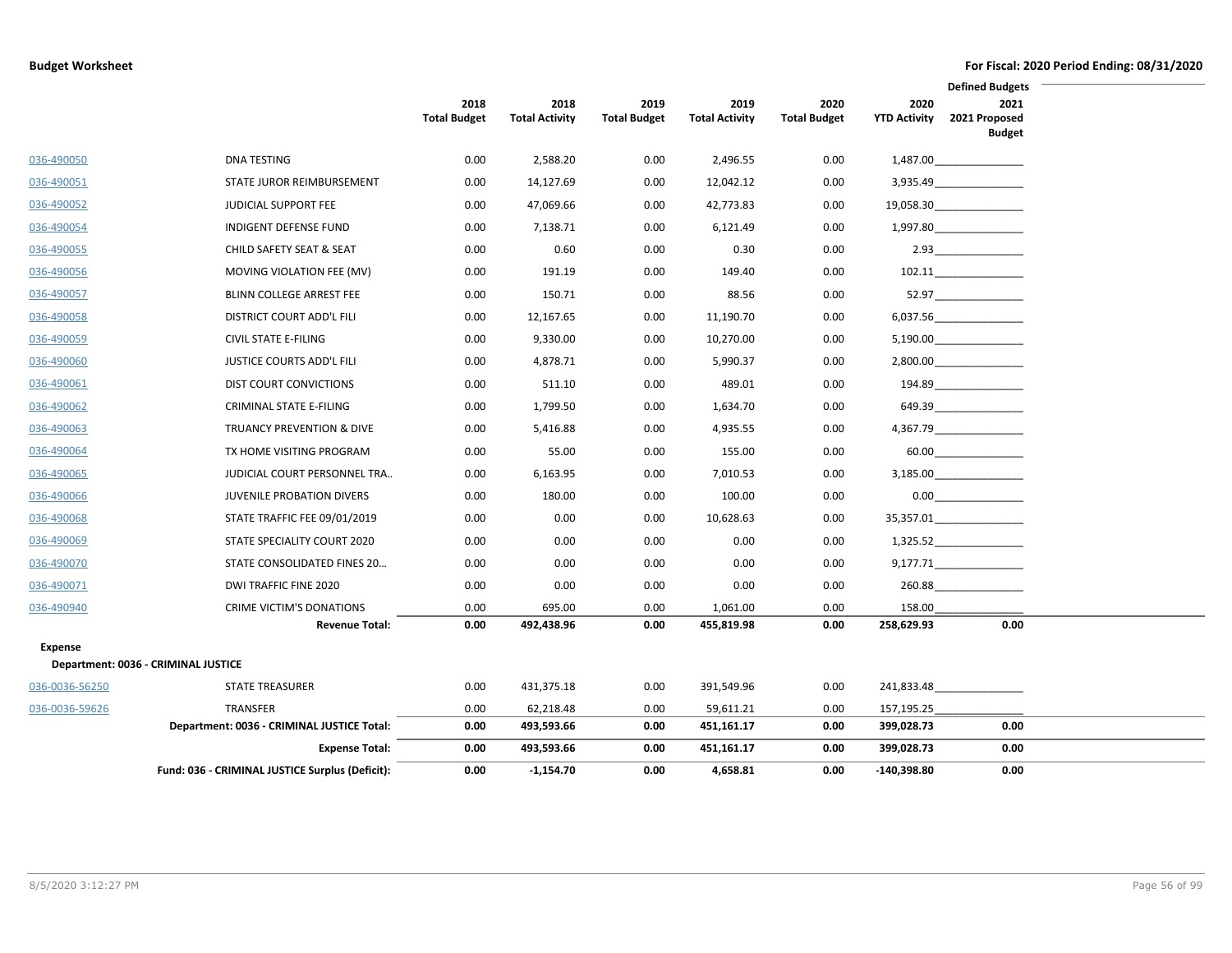**Budget Worksheet** — For Fiscal: 2020 Period Ending: 08/31/2020

| | | 2018 Total Budget | 2018 Total Activity | 2019 Total Budget | 2019 Total Activity | 2020 Total Budget | 2020 YTD Activity | Defined Budgets 2021 2021 Proposed Budget |
|---|---|---|---|---|---|---|---|---|
| 036-490050 | DNA TESTING | 0.00 | 2,588.20 | 0.00 | 2,496.55 | 0.00 | 1,487.00 | |
| 036-490051 | STATE JUROR REIMBURSEMENT | 0.00 | 14,127.69 | 0.00 | 12,042.12 | 0.00 | 3,935.49 | |
| 036-490052 | JUDICIAL SUPPORT FEE | 0.00 | 47,069.66 | 0.00 | 42,773.83 | 0.00 | 19,058.30 | |
| 036-490054 | INDIGENT DEFENSE FUND | 0.00 | 7,138.71 | 0.00 | 6,121.49 | 0.00 | 1,997.80 | |
| 036-490055 | CHILD SAFETY SEAT & SEAT | 0.00 | 0.60 | 0.00 | 0.30 | 0.00 | 2.93 | |
| 036-490056 | MOVING VIOLATION FEE (MV) | 0.00 | 191.19 | 0.00 | 149.40 | 0.00 | 102.11 | |
| 036-490057 | BLINN COLLEGE ARREST FEE | 0.00 | 150.71 | 0.00 | 88.56 | 0.00 | 52.97 | |
| 036-490058 | DISTRICT COURT ADD'L FILI | 0.00 | 12,167.65 | 0.00 | 11,190.70 | 0.00 | 6,037.56 | |
| 036-490059 | CIVIL STATE E-FILING | 0.00 | 9,330.00 | 0.00 | 10,270.00 | 0.00 | 5,190.00 | |
| 036-490060 | JUSTICE COURTS ADD'L FILI | 0.00 | 4,878.71 | 0.00 | 5,990.37 | 0.00 | 2,800.00 | |
| 036-490061 | DIST COURT CONVICTIONS | 0.00 | 511.10 | 0.00 | 489.01 | 0.00 | 194.89 | |
| 036-490062 | CRIMINAL STATE E-FILING | 0.00 | 1,799.50 | 0.00 | 1,634.70 | 0.00 | 649.39 | |
| 036-490063 | TRUANCY PREVENTION & DIVE | 0.00 | 5,416.88 | 0.00 | 4,935.55 | 0.00 | 4,367.79 | |
| 036-490064 | TX HOME VISITING PROGRAM | 0.00 | 55.00 | 0.00 | 155.00 | 0.00 | 60.00 | |
| 036-490065 | JUDICIAL COURT PERSONNEL TRA.. | 0.00 | 6,163.95 | 0.00 | 7,010.53 | 0.00 | 3,185.00 | |
| 036-490066 | JUVENILE PROBATION DIVERS | 0.00 | 180.00 | 0.00 | 100.00 | 0.00 | 0.00 | |
| 036-490068 | STATE TRAFFIC FEE 09/01/2019 | 0.00 | 0.00 | 0.00 | 10,628.63 | 0.00 | 35,357.01 | |
| 036-490069 | STATE SPECIALITY COURT 2020 | 0.00 | 0.00 | 0.00 | 0.00 | 0.00 | 1,325.52 | |
| 036-490070 | STATE CONSOLIDATED FINES 20... | 0.00 | 0.00 | 0.00 | 0.00 | 0.00 | 9,177.71 | |
| 036-490071 | DWI TRAFFIC FINE 2020 | 0.00 | 0.00 | 0.00 | 0.00 | 0.00 | 260.88 | |
| 036-490940 | CRIME VICTIM'S DONATIONS | 0.00 | 695.00 | 0.00 | 1,061.00 | 0.00 | 158.00 | |
| | **Revenue Total:** | **0.00** | **492,438.96** | **0.00** | **455,819.98** | **0.00** | **258,629.93** | **0.00** |
| **Expense** | | | | | | | | |
| **Department: 0036 - CRIMINAL JUSTICE** | | | | | | | | |
| 036-0036-56250 | STATE TREASURER | 0.00 | 431,375.18 | 0.00 | 391,549.96 | 0.00 | 241,833.48 | |
| 036-0036-59626 | TRANSFER | 0.00 | 62,218.48 | 0.00 | 59,611.21 | 0.00 | 157,195.25 | |
| | **Department: 0036 - CRIMINAL JUSTICE Total:** | **0.00** | **493,593.66** | **0.00** | **451,161.17** | **0.00** | **399,028.73** | **0.00** |
| | **Expense Total:** | **0.00** | **493,593.66** | **0.00** | **451,161.17** | **0.00** | **399,028.73** | **0.00** |
| | **Fund: 036 - CRIMINAL JUSTICE Surplus (Deficit):** | **0.00** | **-1,154.70** | **0.00** | **4,658.81** | **0.00** | **-140,398.80** | **0.00** |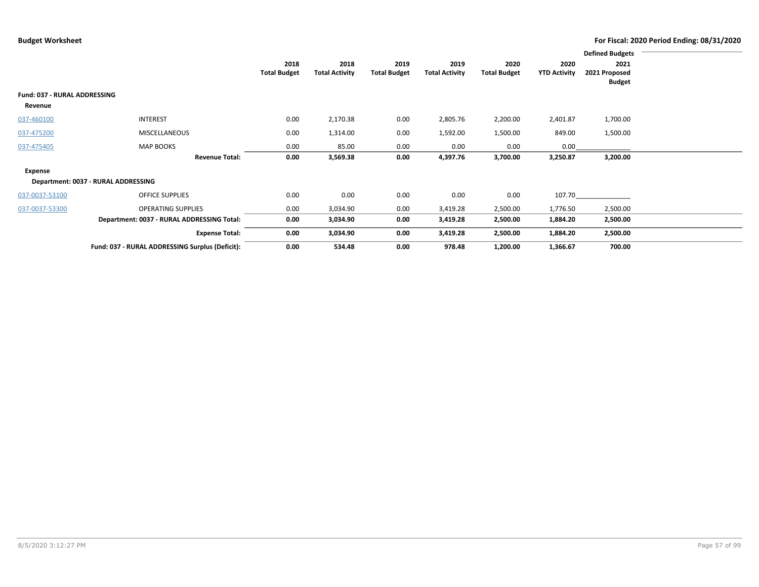**Budget Worksheet**

**For Fiscal: 2020 Period Ending: 08/31/2020**

| | | 2018 Total Budget | 2018 Total Activity | 2019 Total Budget | 2019 Total Activity | 2020 Total Budget | 2020 YTD Activity | Defined Budgets 2021 2021 Proposed Budget |
|---|---|---|---|---|---|---|---|---|
| **Fund: 037 - RURAL ADDRESSING** | | | | | | | | |
| **Revenue** | | | | | | | | |
| 037-460100 | INTEREST | 0.00 | 2,170.38 | 0.00 | 2,805.76 | 2,200.00 | 2,401.87 | 1,700.00 |
| 037-475200 | MISCELLANEOUS | 0.00 | 1,314.00 | 0.00 | 1,592.00 | 1,500.00 | 849.00 | 1,500.00 |
| 037-475405 | MAP BOOKS | 0.00 | 85.00 | 0.00 | 0.00 | 0.00 | 0.00 | |
| | **Revenue Total:** | **0.00** | **3,569.38** | **0.00** | **4,397.76** | **3,700.00** | **3,250.87** | **3,200.00** |
| **Expense** | | | | | | | | |
| **Department: 0037 - RURAL ADDRESSING** | | | | | | | | |
| 037-0037-53100 | OFFICE SUPPLIES | 0.00 | 0.00 | 0.00 | 0.00 | 0.00 | 107.70 | |
| 037-0037-53300 | OPERATING SUPPLIES | 0.00 | 3,034.90 | 0.00 | 3,419.28 | 2,500.00 | 1,776.50 | 2,500.00 |
| | **Department: 0037 - RURAL ADDRESSING Total:** | **0.00** | **3,034.90** | **0.00** | **3,419.28** | **2,500.00** | **1,884.20** | **2,500.00** |
| | **Expense Total:** | **0.00** | **3,034.90** | **0.00** | **3,419.28** | **2,500.00** | **1,884.20** | **2,500.00** |
| | **Fund: 037 - RURAL ADDRESSING Surplus (Deficit):** | **0.00** | **534.48** | **0.00** | **978.48** | **1,200.00** | **1,366.67** | **700.00** |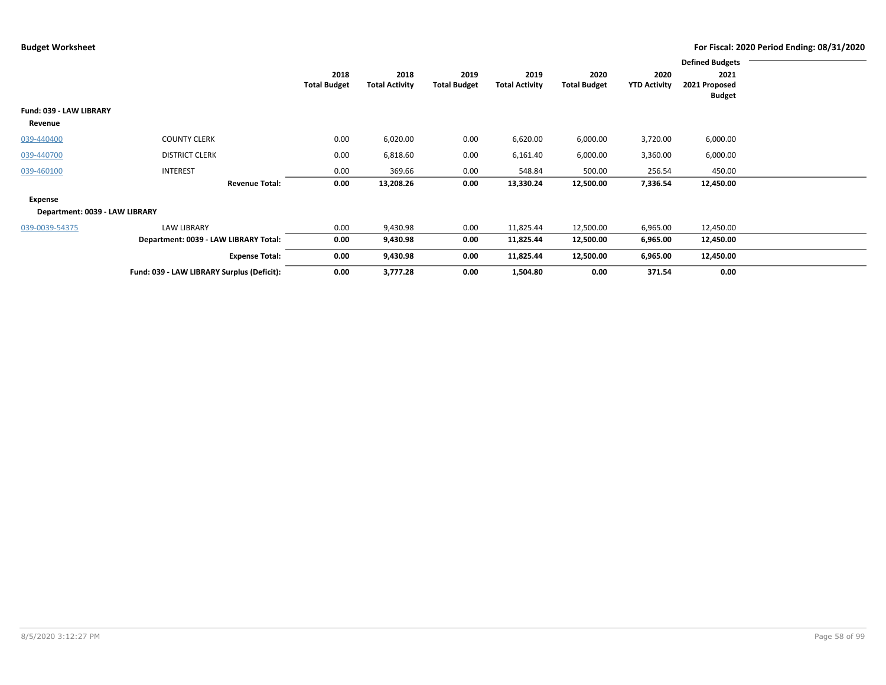**Budget Worksheet**

**For Fiscal: 2020 Period Ending: 08/31/2020**

| | | 2018 Total Budget | 2018 Total Activity | 2019 Total Budget | 2019 Total Activity | 2020 Total Budget | 2020 YTD Activity | Defined Budgets 2021 2021 Proposed Budget |
|---|---|---|---|---|---|---|---|---|
| **Fund: 039 - LAW LIBRARY** | | | | | | | | |
| **Revenue** | | | | | | | | |
| 039-440400 | COUNTY CLERK | 0.00 | 6,020.00 | 0.00 | 6,620.00 | 6,000.00 | 3,720.00 | 6,000.00 |
| 039-440700 | DISTRICT CLERK | 0.00 | 6,818.60 | 0.00 | 6,161.40 | 6,000.00 | 3,360.00 | 6,000.00 |
| 039-460100 | INTEREST | 0.00 | 369.66 | 0.00 | 548.84 | 500.00 | 256.54 | 450.00 |
| | **Revenue Total:** | **0.00** | **13,208.26** | **0.00** | **13,330.24** | **12,500.00** | **7,336.54** | **12,450.00** |
| **Expense** | | | | | | | | |
| **Department: 0039 - LAW LIBRARY** | | | | | | | | |
| 039-0039-54375 | LAW LIBRARY | 0.00 | 9,430.98 | 0.00 | 11,825.44 | 12,500.00 | 6,965.00 | 12,450.00 |
| | **Department: 0039 - LAW LIBRARY Total:** | **0.00** | **9,430.98** | **0.00** | **11,825.44** | **12,500.00** | **6,965.00** | **12,450.00** |
| | **Expense Total:** | **0.00** | **9,430.98** | **0.00** | **11,825.44** | **12,500.00** | **6,965.00** | **12,450.00** |
| | **Fund: 039 - LAW LIBRARY Surplus (Deficit):** | **0.00** | **3,777.28** | **0.00** | **1,504.80** | **0.00** | **371.54** | **0.00** |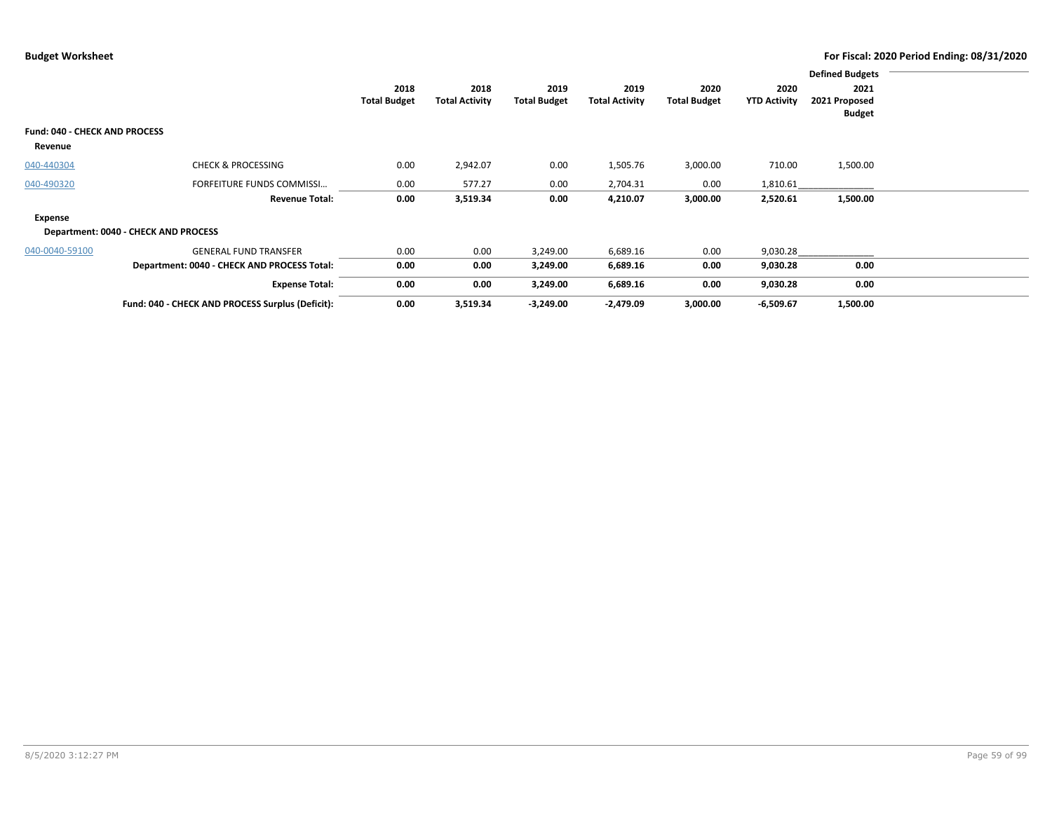**Budget Worksheet** — **For Fiscal: 2020 Period Ending: 08/31/2020**

| | | 2018 Total Budget | 2018 Total Activity | 2019 Total Budget | 2019 Total Activity | 2020 Total Budget | 2020 YTD Activity | Defined Budgets 2021 2021 Proposed Budget |
|---|---|---|---|---|---|---|---|---|
| **Fund: 040 - CHECK AND PROCESS** | | | | | | | | |
| **Revenue** | | | | | | | | |
| 040-440304 | CHECK & PROCESSING | 0.00 | 2,942.07 | 0.00 | 1,505.76 | 3,000.00 | 710.00 | 1,500.00 |
| 040-490320 | FORFEITURE FUNDS COMMISSI… | 0.00 | 577.27 | 0.00 | 2,704.31 | 0.00 | 1,810.61 | |
| | **Revenue Total:** | **0.00** | **3,519.34** | **0.00** | **4,210.07** | **3,000.00** | **2,520.61** | **1,500.00** |
| **Expense** | | | | | | | | |
| **Department: 0040 - CHECK AND PROCESS** | | | | | | | | |
| 040-0040-59100 | GENERAL FUND TRANSFER | 0.00 | 0.00 | 3,249.00 | 6,689.16 | 0.00 | 9,030.28 | |
| | **Department: 0040 - CHECK AND PROCESS Total:** | **0.00** | **0.00** | **3,249.00** | **6,689.16** | **0.00** | **9,030.28** | **0.00** |
| | **Expense Total:** | **0.00** | **0.00** | **3,249.00** | **6,689.16** | **0.00** | **9,030.28** | **0.00** |
| | **Fund: 040 - CHECK AND PROCESS Surplus (Deficit):** | **0.00** | **3,519.34** | **-3,249.00** | **-2,479.09** | **3,000.00** | **-6,509.67** | **1,500.00** |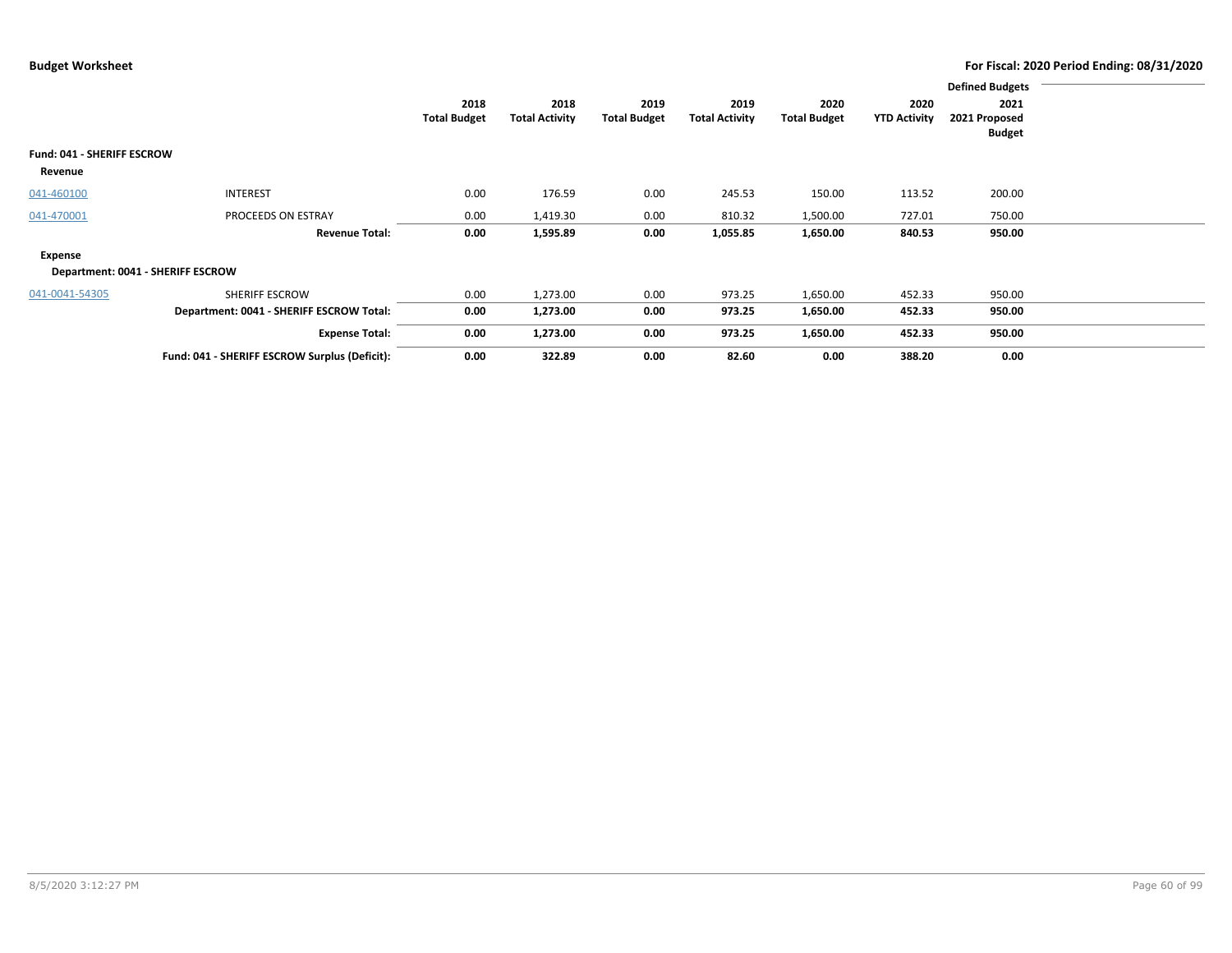**Budget Worksheet** — **For Fiscal: 2020 Period Ending: 08/31/2020**

| | | 2018 Total Budget | 2018 Total Activity | 2019 Total Budget | 2019 Total Activity | 2020 Total Budget | 2020 YTD Activity | Defined Budgets 2021 2021 Proposed Budget |
|---|---|---|---|---|---|---|---|---|
| **Fund: 041 - SHERIFF ESCROW** | | | | | | | | |
| **Revenue** | | | | | | | | |
| 041-460100 | INTEREST | 0.00 | 176.59 | 0.00 | 245.53 | 150.00 | 113.52 | 200.00 |
| 041-470001 | PROCEEDS ON ESTRAY | 0.00 | 1,419.30 | 0.00 | 810.32 | 1,500.00 | 727.01 | 750.00 |
| | **Revenue Total:** | **0.00** | **1,595.89** | **0.00** | **1,055.85** | **1,650.00** | **840.53** | **950.00** |
| **Expense** | | | | | | | | |
| **Department: 0041 - SHERIFF ESCROW** | | | | | | | | |
| 041-0041-54305 | SHERIFF ESCROW | 0.00 | 1,273.00 | 0.00 | 973.25 | 1,650.00 | 452.33 | 950.00 |
| | **Department: 0041 - SHERIFF ESCROW Total:** | **0.00** | **1,273.00** | **0.00** | **973.25** | **1,650.00** | **452.33** | **950.00** |
| | **Expense Total:** | **0.00** | **1,273.00** | **0.00** | **973.25** | **1,650.00** | **452.33** | **950.00** |
| | **Fund: 041 - SHERIFF ESCROW Surplus (Deficit):** | **0.00** | **322.89** | **0.00** | **82.60** | **0.00** | **388.20** | **0.00** |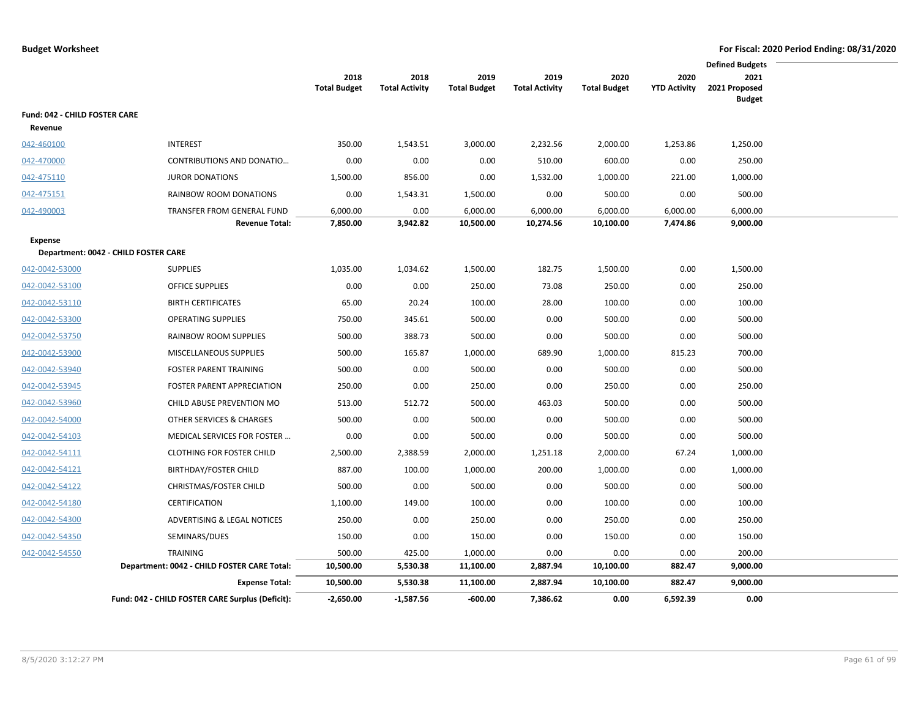**Budget Worksheet** — For Fiscal: 2020 Period Ending: 08/31/2020

| | | 2018 Total Budget | 2018 Total Activity | 2019 Total Budget | 2019 Total Activity | 2020 Total Budget | 2020 YTD Activity | Defined Budgets 2021 2021 Proposed Budget |
|---|---|---|---|---|---|---|---|---|
| **Fund: 042 - CHILD FOSTER CARE** | | | | | | | | |
| **Revenue** | | | | | | | | |
| 042-460100 | INTEREST | 350.00 | 1,543.51 | 3,000.00 | 2,232.56 | 2,000.00 | 1,253.86 | 1,250.00 |
| 042-470000 | CONTRIBUTIONS AND DONATIO… | 0.00 | 0.00 | 0.00 | 510.00 | 600.00 | 0.00 | 250.00 |
| 042-475110 | JUROR DONATIONS | 1,500.00 | 856.00 | 0.00 | 1,532.00 | 1,000.00 | 221.00 | 1,000.00 |
| 042-475151 | RAINBOW ROOM DONATIONS | 0.00 | 1,543.31 | 1,500.00 | 0.00 | 500.00 | 0.00 | 500.00 |
| 042-490003 | TRANSFER FROM GENERAL FUND | 6,000.00 | 0.00 | 6,000.00 | 6,000.00 | 6,000.00 | 6,000.00 | 6,000.00 |
| | **Revenue Total:** | **7,850.00** | **3,942.82** | **10,500.00** | **10,274.56** | **10,100.00** | **7,474.86** | **9,000.00** |
| **Expense** | | | | | | | | |
| **Department: 0042 - CHILD FOSTER CARE** | | | | | | | | |
| 042-0042-53000 | SUPPLIES | 1,035.00 | 1,034.62 | 1,500.00 | 182.75 | 1,500.00 | 0.00 | 1,500.00 |
| 042-0042-53100 | OFFICE SUPPLIES | 0.00 | 0.00 | 250.00 | 73.08 | 250.00 | 0.00 | 250.00 |
| 042-0042-53110 | BIRTH CERTIFICATES | 65.00 | 20.24 | 100.00 | 28.00 | 100.00 | 0.00 | 100.00 |
| 042-0042-53300 | OPERATING SUPPLIES | 750.00 | 345.61 | 500.00 | 0.00 | 500.00 | 0.00 | 500.00 |
| 042-0042-53750 | RAINBOW ROOM SUPPLIES | 500.00 | 388.73 | 500.00 | 0.00 | 500.00 | 0.00 | 500.00 |
| 042-0042-53900 | MISCELLANEOUS SUPPLIES | 500.00 | 165.87 | 1,000.00 | 689.90 | 1,000.00 | 815.23 | 700.00 |
| 042-0042-53940 | FOSTER PARENT TRAINING | 500.00 | 0.00 | 500.00 | 0.00 | 500.00 | 0.00 | 500.00 |
| 042-0042-53945 | FOSTER PARENT APPRECIATION | 250.00 | 0.00 | 250.00 | 0.00 | 250.00 | 0.00 | 250.00 |
| 042-0042-53960 | CHILD ABUSE PREVENTION MO | 513.00 | 512.72 | 500.00 | 463.03 | 500.00 | 0.00 | 500.00 |
| 042-0042-54000 | OTHER SERVICES & CHARGES | 500.00 | 0.00 | 500.00 | 0.00 | 500.00 | 0.00 | 500.00 |
| 042-0042-54103 | MEDICAL SERVICES FOR FOSTER … | 0.00 | 0.00 | 500.00 | 0.00 | 500.00 | 0.00 | 500.00 |
| 042-0042-54111 | CLOTHING FOR FOSTER CHILD | 2,500.00 | 2,388.59 | 2,000.00 | 1,251.18 | 2,000.00 | 67.24 | 1,000.00 |
| 042-0042-54121 | BIRTHDAY/FOSTER CHILD | 887.00 | 100.00 | 1,000.00 | 200.00 | 1,000.00 | 0.00 | 1,000.00 |
| 042-0042-54122 | CHRISTMAS/FOSTER CHILD | 500.00 | 0.00 | 500.00 | 0.00 | 500.00 | 0.00 | 500.00 |
| 042-0042-54180 | CERTIFICATION | 1,100.00 | 149.00 | 100.00 | 0.00 | 100.00 | 0.00 | 100.00 |
| 042-0042-54300 | ADVERTISING & LEGAL NOTICES | 250.00 | 0.00 | 250.00 | 0.00 | 250.00 | 0.00 | 250.00 |
| 042-0042-54350 | SEMINARS/DUES | 150.00 | 0.00 | 150.00 | 0.00 | 150.00 | 0.00 | 150.00 |
| 042-0042-54550 | TRAINING | 500.00 | 425.00 | 1,000.00 | 0.00 | 0.00 | 0.00 | 200.00 |
| | **Department: 0042 - CHILD FOSTER CARE Total:** | **10,500.00** | **5,530.38** | **11,100.00** | **2,887.94** | **10,100.00** | **882.47** | **9,000.00** |
| | **Expense Total:** | **10,500.00** | **5,530.38** | **11,100.00** | **2,887.94** | **10,100.00** | **882.47** | **9,000.00** |
| | **Fund: 042 - CHILD FOSTER CARE Surplus (Deficit):** | **-2,650.00** | **-1,587.56** | **-600.00** | **7,386.62** | **0.00** | **6,592.39** | **0.00** |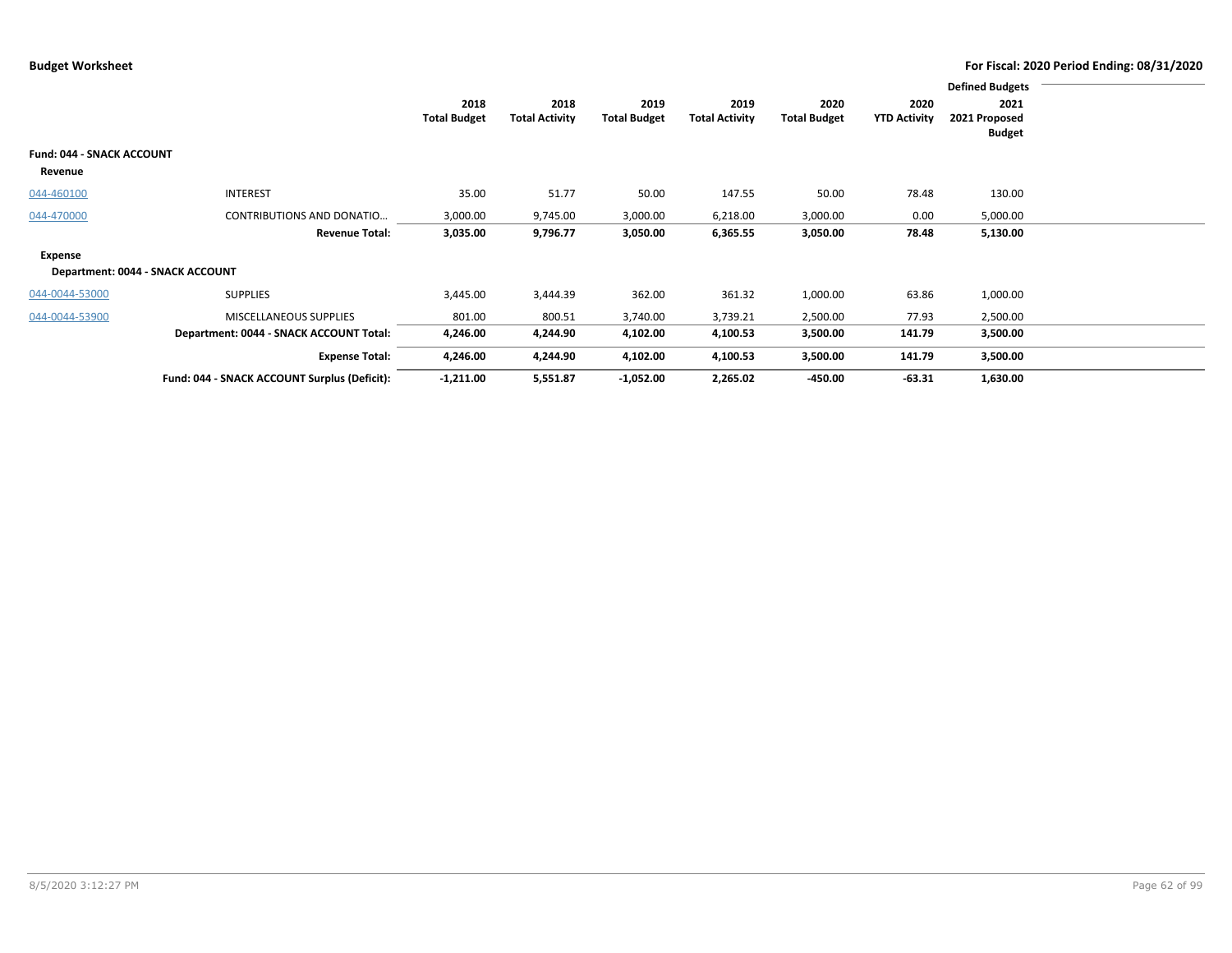**Budget Worksheet** — For Fiscal: 2020 Period Ending: 08/31/2020

| | | 2018 Total Budget | 2018 Total Activity | 2019 Total Budget | 2019 Total Activity | 2020 Total Budget | 2020 YTD Activity | Defined Budgets 2021 2021 Proposed Budget |
|---|---|---|---|---|---|---|---|---|
| **Fund: 044 - SNACK ACCOUNT** | | | | | | | | |
| **Revenue** | | | | | | | | |
| 044-460100 | INTEREST | 35.00 | 51.77 | 50.00 | 147.55 | 50.00 | 78.48 | 130.00 |
| 044-470000 | CONTRIBUTIONS AND DONATIO... | 3,000.00 | 9,745.00 | 3,000.00 | 6,218.00 | 3,000.00 | 0.00 | 5,000.00 |
| | **Revenue Total:** | **3,035.00** | **9,796.77** | **3,050.00** | **6,365.55** | **3,050.00** | **78.48** | **5,130.00** |
| **Expense** | | | | | | | | |
| **Department: 0044 - SNACK ACCOUNT** | | | | | | | | |
| 044-0044-53000 | SUPPLIES | 3,445.00 | 3,444.39 | 362.00 | 361.32 | 1,000.00 | 63.86 | 1,000.00 |
| 044-0044-53900 | MISCELLANEOUS SUPPLIES | 801.00 | 800.51 | 3,740.00 | 3,739.21 | 2,500.00 | 77.93 | 2,500.00 |
| | **Department: 0044 - SNACK ACCOUNT Total:** | **4,246.00** | **4,244.90** | **4,102.00** | **4,100.53** | **3,500.00** | **141.79** | **3,500.00** |
| | **Expense Total:** | **4,246.00** | **4,244.90** | **4,102.00** | **4,100.53** | **3,500.00** | **141.79** | **3,500.00** |
| | **Fund: 044 - SNACK ACCOUNT Surplus (Deficit):** | **-1,211.00** | **5,551.87** | **-1,052.00** | **2,265.02** | **-450.00** | **-63.31** | **1,630.00** |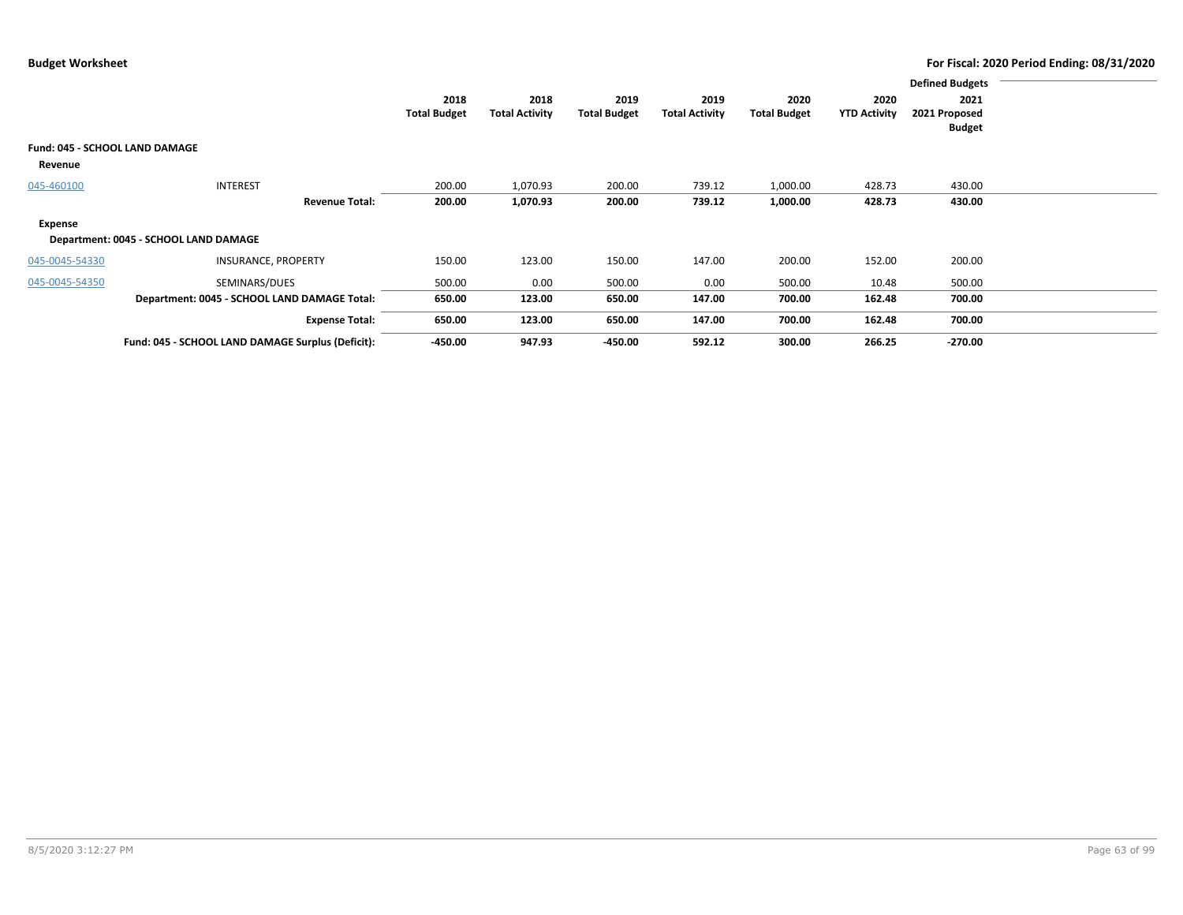**Budget Worksheet** — For Fiscal: 2020 Period Ending: 08/31/2020

| | | 2018 Total Budget | 2018 Total Activity | 2019 Total Budget | 2019 Total Activity | 2020 Total Budget | 2020 YTD Activity | Defined Budgets 2021 2021 Proposed Budget |
|---|---|---|---|---|---|---|---|---|
| **Fund: 045 - SCHOOL LAND DAMAGE** | | | | | | | | |
| **Revenue** | | | | | | | | |
| 045-460100 | INTEREST | 200.00 | 1,070.93 | 200.00 | 739.12 | 1,000.00 | 428.73 | 430.00 |
| | **Revenue Total:** | **200.00** | **1,070.93** | **200.00** | **739.12** | **1,000.00** | **428.73** | **430.00** |
| **Expense** | | | | | | | | |
| **Department: 0045 - SCHOOL LAND DAMAGE** | | | | | | | | |
| 045-0045-54330 | INSURANCE, PROPERTY | 150.00 | 123.00 | 150.00 | 147.00 | 200.00 | 152.00 | 200.00 |
| 045-0045-54350 | SEMINARS/DUES | 500.00 | 0.00 | 500.00 | 0.00 | 500.00 | 10.48 | 500.00 |
| | **Department: 0045 - SCHOOL LAND DAMAGE Total:** | **650.00** | **123.00** | **650.00** | **147.00** | **700.00** | **162.48** | **700.00** |
| | **Expense Total:** | **650.00** | **123.00** | **650.00** | **147.00** | **700.00** | **162.48** | **700.00** |
| | **Fund: 045 - SCHOOL LAND DAMAGE Surplus (Deficit):** | **-450.00** | **947.93** | **-450.00** | **592.12** | **300.00** | **266.25** | **-270.00** |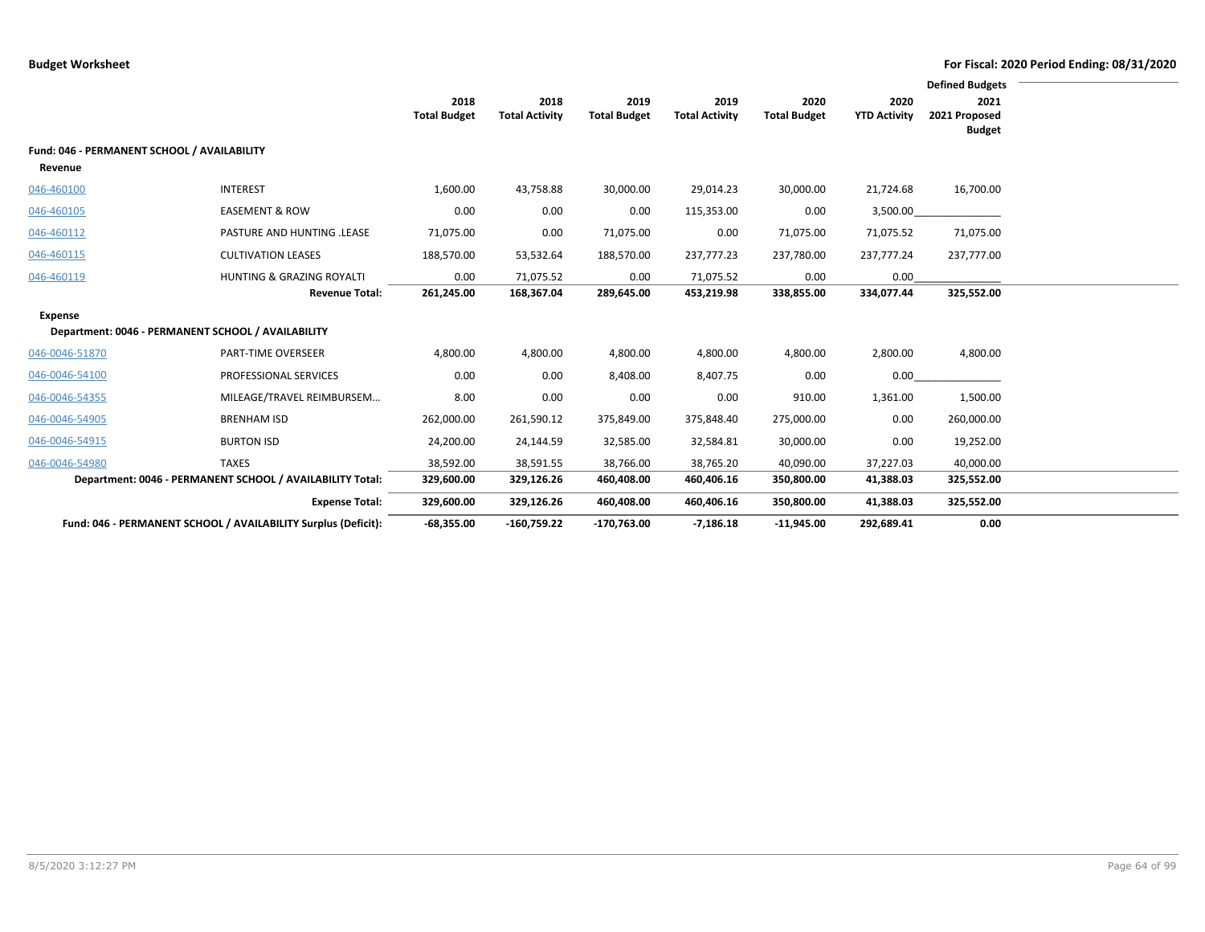**Budget Worksheet** — For Fiscal: 2020 Period Ending: 08/31/2020

| | | 2018 Total Budget | 2018 Total Activity | 2019 Total Budget | 2019 Total Activity | 2020 Total Budget | 2020 YTD Activity | Defined Budgets 2021 2021 Proposed Budget |
|---|---|---|---|---|---|---|---|---|
| **Fund: 046 - PERMANENT SCHOOL / AVAILABILITY** | | | | | | | | |
| **Revenue** | | | | | | | | |
| 046-460100 | INTEREST | 1,600.00 | 43,758.88 | 30,000.00 | 29,014.23 | 30,000.00 | 21,724.68 | 16,700.00 |
| 046-460105 | EASEMENT & ROW | 0.00 | 0.00 | 0.00 | 115,353.00 | 0.00 | 3,500.00 | |
| 046-460112 | PASTURE AND HUNTING .LEASE | 71,075.00 | 0.00 | 71,075.00 | 0.00 | 71,075.00 | 71,075.52 | 71,075.00 |
| 046-460115 | CULTIVATION LEASES | 188,570.00 | 53,532.64 | 188,570.00 | 237,777.23 | 237,780.00 | 237,777.24 | 237,777.00 |
| 046-460119 | HUNTING & GRAZING ROYALTI | 0.00 | 71,075.52 | 0.00 | 71,075.52 | 0.00 | 0.00 | |
| | **Revenue Total:** | **261,245.00** | **168,367.04** | **289,645.00** | **453,219.98** | **338,855.00** | **334,077.44** | **325,552.00** |
| **Expense** | | | | | | | | |
| **Department: 0046 - PERMANENT SCHOOL / AVAILABILITY** | | | | | | | | |
| 046-0046-51870 | PART-TIME OVERSEER | 4,800.00 | 4,800.00 | 4,800.00 | 4,800.00 | 4,800.00 | 2,800.00 | 4,800.00 |
| 046-0046-54100 | PROFESSIONAL SERVICES | 0.00 | 0.00 | 8,408.00 | 8,407.75 | 0.00 | 0.00 | |
| 046-0046-54355 | MILEAGE/TRAVEL REIMBURSEM… | 8.00 | 0.00 | 0.00 | 0.00 | 910.00 | 1,361.00 | 1,500.00 |
| 046-0046-54905 | BRENHAM ISD | 262,000.00 | 261,590.12 | 375,849.00 | 375,848.40 | 275,000.00 | 0.00 | 260,000.00 |
| 046-0046-54915 | BURTON ISD | 24,200.00 | 24,144.59 | 32,585.00 | 32,584.81 | 30,000.00 | 0.00 | 19,252.00 |
| 046-0046-54980 | TAXES | 38,592.00 | 38,591.55 | 38,766.00 | 38,765.20 | 40,090.00 | 37,227.03 | 40,000.00 |
| **Department: 0046 - PERMANENT SCHOOL / AVAILABILITY Total:** | | **329,600.00** | **329,126.26** | **460,408.00** | **460,406.16** | **350,800.00** | **41,388.03** | **325,552.00** |
| | **Expense Total:** | **329,600.00** | **329,126.26** | **460,408.00** | **460,406.16** | **350,800.00** | **41,388.03** | **325,552.00** |
| **Fund: 046 - PERMANENT SCHOOL / AVAILABILITY Surplus (Deficit):** | | **-68,355.00** | **-160,759.22** | **-170,763.00** | **-7,186.18** | **-11,945.00** | **292,689.41** | **0.00** |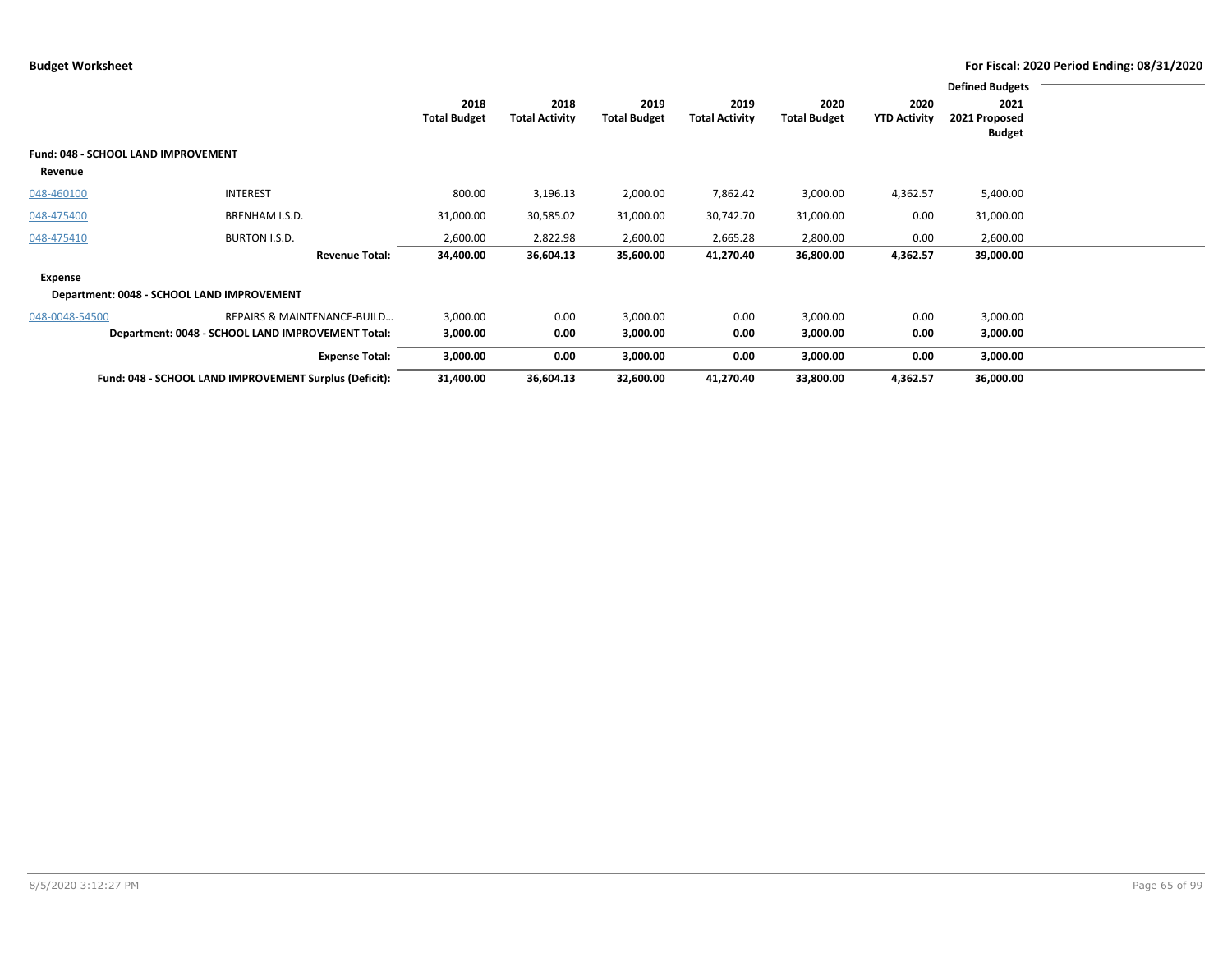**Budget Worksheet**

**For Fiscal: 2020 Period Ending: 08/31/2020**

| | | 2018 Total Budget | 2018 Total Activity | 2019 Total Budget | 2019 Total Activity | 2020 Total Budget | 2020 YTD Activity | Defined Budgets 2021 2021 Proposed Budget |
|---|---|---|---|---|---|---|---|---|
| **Fund: 048 - SCHOOL LAND IMPROVEMENT** | | | | | | | | |
| **Revenue** | | | | | | | | |
| 048-460100 | INTEREST | 800.00 | 3,196.13 | 2,000.00 | 7,862.42 | 3,000.00 | 4,362.57 | 5,400.00 |
| 048-475400 | BRENHAM I.S.D. | 31,000.00 | 30,585.02 | 31,000.00 | 30,742.70 | 31,000.00 | 0.00 | 31,000.00 |
| 048-475410 | BURTON I.S.D. | 2,600.00 | 2,822.98 | 2,600.00 | 2,665.28 | 2,800.00 | 0.00 | 2,600.00 |
| | **Revenue Total:** | **34,400.00** | **36,604.13** | **35,600.00** | **41,270.40** | **36,800.00** | **4,362.57** | **39,000.00** |
| **Expense** | | | | | | | | |
| **Department: 0048 - SCHOOL LAND IMPROVEMENT** | | | | | | | | |
| 048-0048-54500 | REPAIRS & MAINTENANCE-BUILD… | 3,000.00 | 0.00 | 3,000.00 | 0.00 | 3,000.00 | 0.00 | 3,000.00 |
| | **Department: 0048 - SCHOOL LAND IMPROVEMENT Total:** | **3,000.00** | **0.00** | **3,000.00** | **0.00** | **3,000.00** | **0.00** | **3,000.00** |
| | **Expense Total:** | **3,000.00** | **0.00** | **3,000.00** | **0.00** | **3,000.00** | **0.00** | **3,000.00** |
| | **Fund: 048 - SCHOOL LAND IMPROVEMENT Surplus (Deficit):** | **31,400.00** | **36,604.13** | **32,600.00** | **41,270.40** | **33,800.00** | **4,362.57** | **36,000.00** |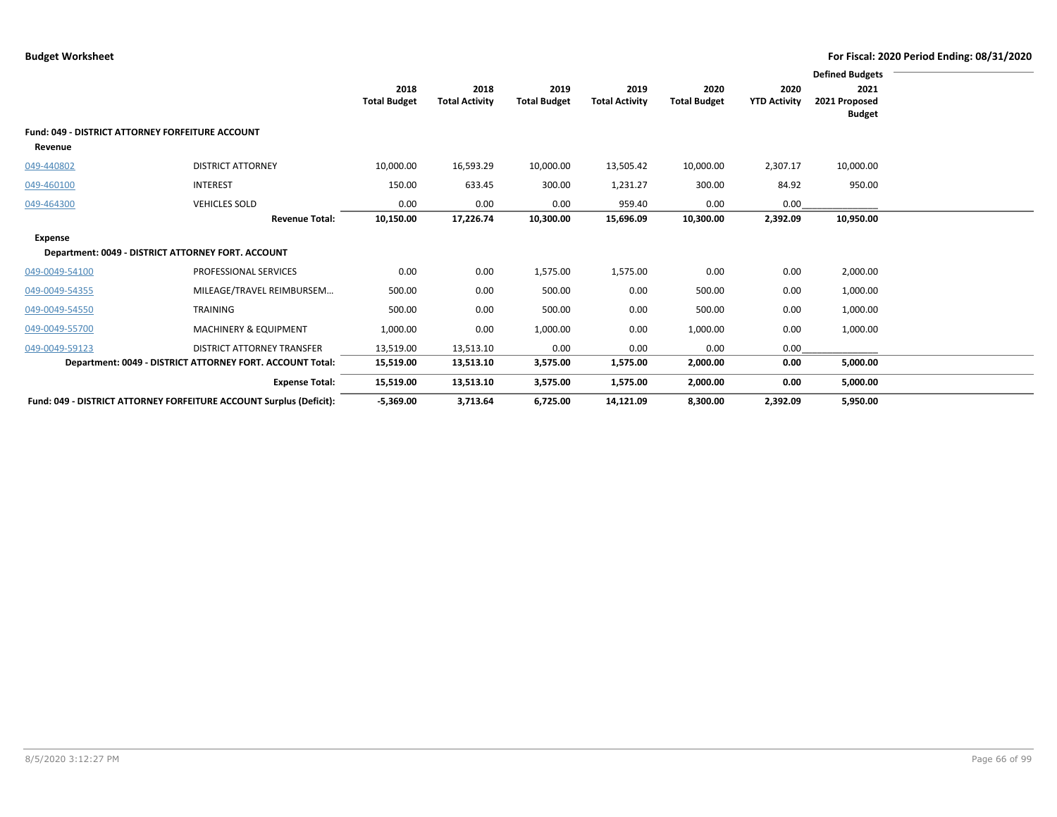**Budget Worksheet**

**For Fiscal: 2020 Period Ending: 08/31/2020**

| | | 2018 Total Budget | 2018 Total Activity | 2019 Total Budget | 2019 Total Activity | 2020 Total Budget | 2020 YTD Activity | Defined Budgets 2021 2021 Proposed Budget |
|---|---|---|---|---|---|---|---|---|
| **Fund: 049 - DISTRICT ATTORNEY FORFEITURE ACCOUNT** | | | | | | | | |
| **Revenue** | | | | | | | | |
| 049-440802 | DISTRICT ATTORNEY | 10,000.00 | 16,593.29 | 10,000.00 | 13,505.42 | 10,000.00 | 2,307.17 | 10,000.00 |
| 049-460100 | INTEREST | 150.00 | 633.45 | 300.00 | 1,231.27 | 300.00 | 84.92 | 950.00 |
| 049-464300 | VEHICLES SOLD | 0.00 | 0.00 | 0.00 | 959.40 | 0.00 | 0.00 | |
| | **Revenue Total:** | **10,150.00** | **17,226.74** | **10,300.00** | **15,696.09** | **10,300.00** | **2,392.09** | **10,950.00** |
| **Expense** | | | | | | | | |
| **Department: 0049 - DISTRICT ATTORNEY FORT. ACCOUNT** | | | | | | | | |
| 049-0049-54100 | PROFESSIONAL SERVICES | 0.00 | 0.00 | 1,575.00 | 1,575.00 | 0.00 | 0.00 | 2,000.00 |
| 049-0049-54355 | MILEAGE/TRAVEL REIMBURSEM… | 500.00 | 0.00 | 500.00 | 0.00 | 500.00 | 0.00 | 1,000.00 |
| 049-0049-54550 | TRAINING | 500.00 | 0.00 | 500.00 | 0.00 | 500.00 | 0.00 | 1,000.00 |
| 049-0049-55700 | MACHINERY & EQUIPMENT | 1,000.00 | 0.00 | 1,000.00 | 0.00 | 1,000.00 | 0.00 | 1,000.00 |
| 049-0049-59123 | DISTRICT ATTORNEY TRANSFER | 13,519.00 | 13,513.10 | 0.00 | 0.00 | 0.00 | 0.00 | |
| | **Department: 0049 - DISTRICT ATTORNEY FORT. ACCOUNT Total:** | **15,519.00** | **13,513.10** | **3,575.00** | **1,575.00** | **2,000.00** | **0.00** | **5,000.00** |
| | **Expense Total:** | **15,519.00** | **13,513.10** | **3,575.00** | **1,575.00** | **2,000.00** | **0.00** | **5,000.00** |
| | **Fund: 049 - DISTRICT ATTORNEY FORFEITURE ACCOUNT Surplus (Deficit):** | **-5,369.00** | **3,713.64** | **6,725.00** | **14,121.09** | **8,300.00** | **2,392.09** | **5,950.00** |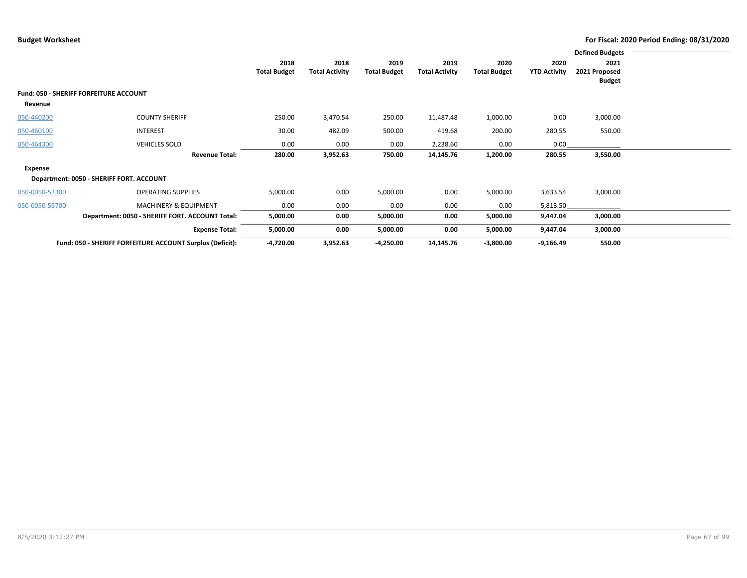**Budget Worksheet** **For Fiscal: 2020 Period Ending: 08/31/2020**

| | | 2018 Total Budget | 2018 Total Activity | 2019 Total Budget | 2019 Total Activity | 2020 Total Budget | 2020 YTD Activity | Defined Budgets 2021 2021 Proposed Budget |
|---|---|---|---|---|---|---|---|---|
| **Fund: 050 - SHERIFF FORFEITURE ACCOUNT** | | | | | | | | |
| **Revenue** | | | | | | | | |
| 050-440200 | COUNTY SHERIFF | 250.00 | 3,470.54 | 250.00 | 11,487.48 | 1,000.00 | 0.00 | 3,000.00 |
| 050-460100 | INTEREST | 30.00 | 482.09 | 500.00 | 419.68 | 200.00 | 280.55 | 550.00 |
| 050-464300 | VEHICLES SOLD | 0.00 | 0.00 | 0.00 | 2,238.60 | 0.00 | 0.00 | |
| | **Revenue Total:** | **280.00** | **3,952.63** | **750.00** | **14,145.76** | **1,200.00** | **280.55** | **3,550.00** |
| **Expense** | | | | | | | | |
| **Department: 0050 - SHERIFF FORT. ACCOUNT** | | | | | | | | |
| 050-0050-53300 | OPERATING SUPPLIES | 5,000.00 | 0.00 | 5,000.00 | 0.00 | 5,000.00 | 3,633.54 | 3,000.00 |
| 050-0050-55700 | MACHINERY & EQUIPMENT | 0.00 | 0.00 | 0.00 | 0.00 | 0.00 | 5,813.50 | |
| | **Department: 0050 - SHERIFF FORT. ACCOUNT Total:** | **5,000.00** | **0.00** | **5,000.00** | **0.00** | **5,000.00** | **9,447.04** | **3,000.00** |
| | **Expense Total:** | **5,000.00** | **0.00** | **5,000.00** | **0.00** | **5,000.00** | **9,447.04** | **3,000.00** |
| | **Fund: 050 - SHERIFF FORFEITURE ACCOUNT Surplus (Deficit):** | **-4,720.00** | **3,952.63** | **-4,250.00** | **14,145.76** | **-3,800.00** | **-9,166.49** | **550.00** |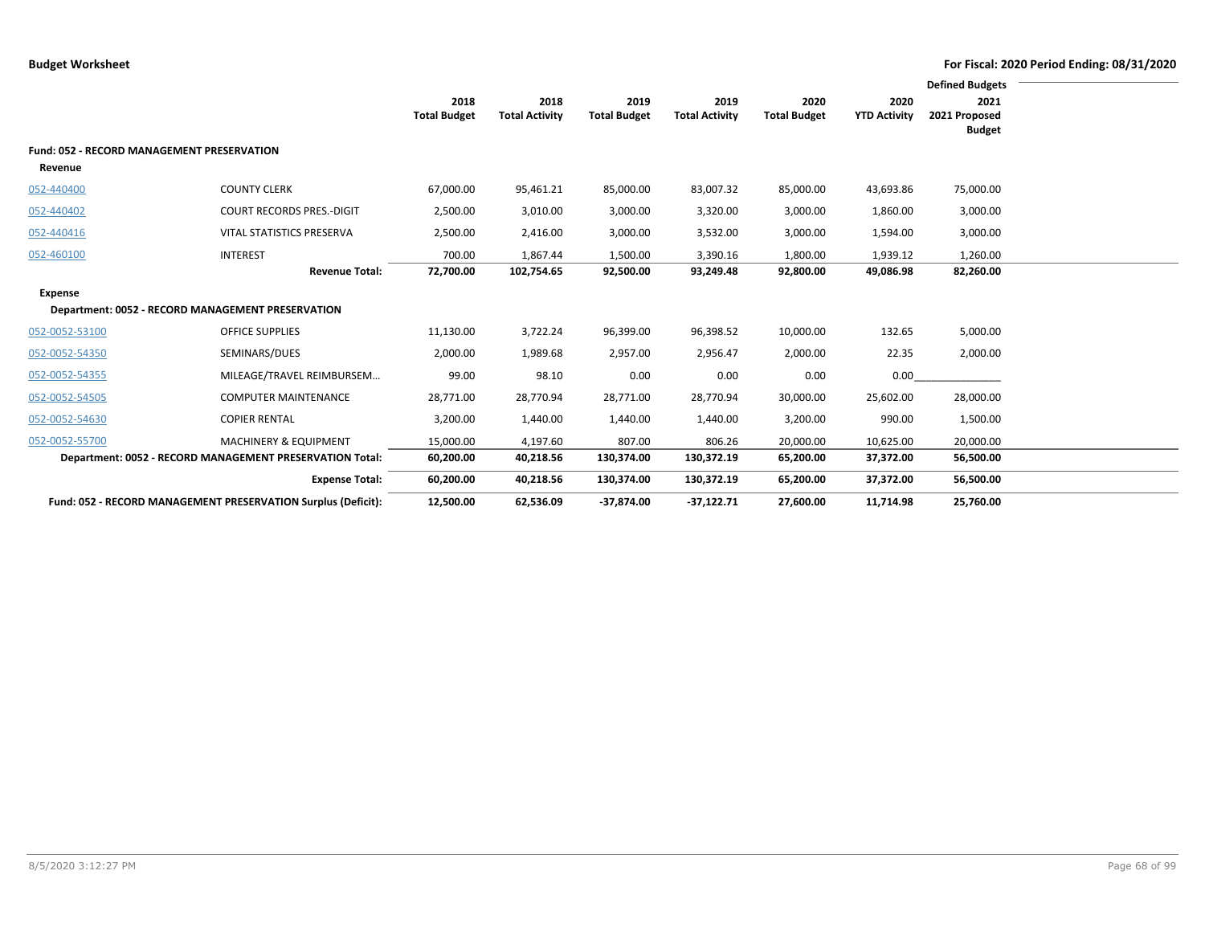**Budget Worksheet** — **For Fiscal: 2020 Period Ending: 08/31/2020**

| | | 2018 Total Budget | 2018 Total Activity | 2019 Total Budget | 2019 Total Activity | 2020 Total Budget | 2020 YTD Activity | Defined Budgets 2021 2021 Proposed Budget |
|---|---|---|---|---|---|---|---|---|
| **Fund: 052 - RECORD MANAGEMENT PRESERVATION** | | | | | | | | |
| **Revenue** | | | | | | | | |
| 052-440400 | COUNTY CLERK | 67,000.00 | 95,461.21 | 85,000.00 | 83,007.32 | 85,000.00 | 43,693.86 | 75,000.00 |
| 052-440402 | COURT RECORDS PRES.-DIGIT | 2,500.00 | 3,010.00 | 3,000.00 | 3,320.00 | 3,000.00 | 1,860.00 | 3,000.00 |
| 052-440416 | VITAL STATISTICS PRESERVA | 2,500.00 | 2,416.00 | 3,000.00 | 3,532.00 | 3,000.00 | 1,594.00 | 3,000.00 |
| 052-460100 | INTEREST | 700.00 | 1,867.44 | 1,500.00 | 3,390.16 | 1,800.00 | 1,939.12 | 1,260.00 |
| | **Revenue Total:** | **72,700.00** | **102,754.65** | **92,500.00** | **93,249.48** | **92,800.00** | **49,086.98** | **82,260.00** |
| **Expense** | | | | | | | | |
| **Department: 0052 - RECORD MANAGEMENT PRESERVATION** | | | | | | | | |
| 052-0052-53100 | OFFICE SUPPLIES | 11,130.00 | 3,722.24 | 96,399.00 | 96,398.52 | 10,000.00 | 132.65 | 5,000.00 |
| 052-0052-54350 | SEMINARS/DUES | 2,000.00 | 1,989.68 | 2,957.00 | 2,956.47 | 2,000.00 | 22.35 | 2,000.00 |
| 052-0052-54355 | MILEAGE/TRAVEL REIMBURSEM… | 99.00 | 98.10 | 0.00 | 0.00 | 0.00 | 0.00 | |
| 052-0052-54505 | COMPUTER MAINTENANCE | 28,771.00 | 28,770.94 | 28,771.00 | 28,770.94 | 30,000.00 | 25,602.00 | 28,000.00 |
| 052-0052-54630 | COPIER RENTAL | 3,200.00 | 1,440.00 | 1,440.00 | 1,440.00 | 3,200.00 | 990.00 | 1,500.00 |
| 052-0052-55700 | MACHINERY & EQUIPMENT | 15,000.00 | 4,197.60 | 807.00 | 806.26 | 20,000.00 | 10,625.00 | 20,000.00 |
| **Department: 0052 - RECORD MANAGEMENT PRESERVATION Total:** | | **60,200.00** | **40,218.56** | **130,374.00** | **130,372.19** | **65,200.00** | **37,372.00** | **56,500.00** |
| | **Expense Total:** | **60,200.00** | **40,218.56** | **130,374.00** | **130,372.19** | **65,200.00** | **37,372.00** | **56,500.00** |
| **Fund: 052 - RECORD MANAGEMENT PRESERVATION Surplus (Deficit):** | | **12,500.00** | **62,536.09** | **-37,874.00** | **-37,122.71** | **27,600.00** | **11,714.98** | **25,760.00** |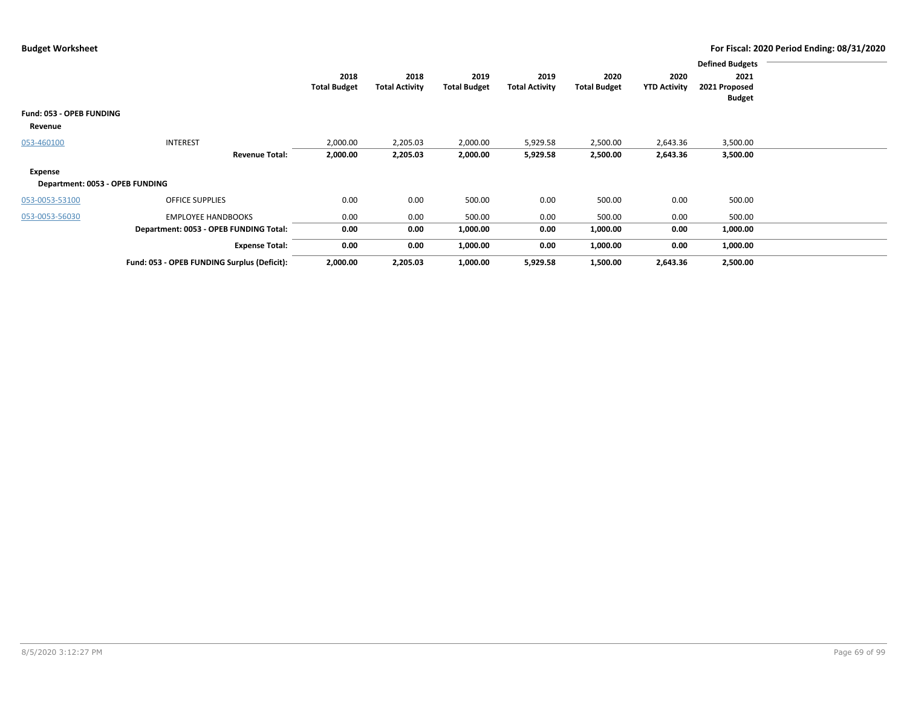**Budget Worksheet** | **For Fiscal: 2020 Period Ending: 08/31/2020**

| | | 2018 Total Budget | 2018 Total Activity | 2019 Total Budget | 2019 Total Activity | 2020 Total Budget | 2020 YTD Activity | Defined Budgets 2021 2021 Proposed Budget |
|---|---|---|---|---|---|---|---|---|
| **Fund: 053 - OPEB FUNDING** | | | | | | | | |
| **Revenue** | | | | | | | | |
| 053-460100 | INTEREST | 2,000.00 | 2,205.03 | 2,000.00 | 5,929.58 | 2,500.00 | 2,643.36 | 3,500.00 |
| | **Revenue Total:** | **2,000.00** | **2,205.03** | **2,000.00** | **5,929.58** | **2,500.00** | **2,643.36** | **3,500.00** |
| **Expense** | | | | | | | | |
| **Department: 0053 - OPEB FUNDING** | | | | | | | | |
| 053-0053-53100 | OFFICE SUPPLIES | 0.00 | 0.00 | 500.00 | 0.00 | 500.00 | 0.00 | 500.00 |
| 053-0053-56030 | EMPLOYEE HANDBOOKS | 0.00 | 0.00 | 500.00 | 0.00 | 500.00 | 0.00 | 500.00 |
| | **Department: 0053 - OPEB FUNDING Total:** | **0.00** | **0.00** | **1,000.00** | **0.00** | **1,000.00** | **0.00** | **1,000.00** |
| | **Expense Total:** | **0.00** | **0.00** | **1,000.00** | **0.00** | **1,000.00** | **0.00** | **1,000.00** |
| | **Fund: 053 - OPEB FUNDING Surplus (Deficit):** | **2,000.00** | **2,205.03** | **1,000.00** | **5,929.58** | **1,500.00** | **2,643.36** | **2,500.00** |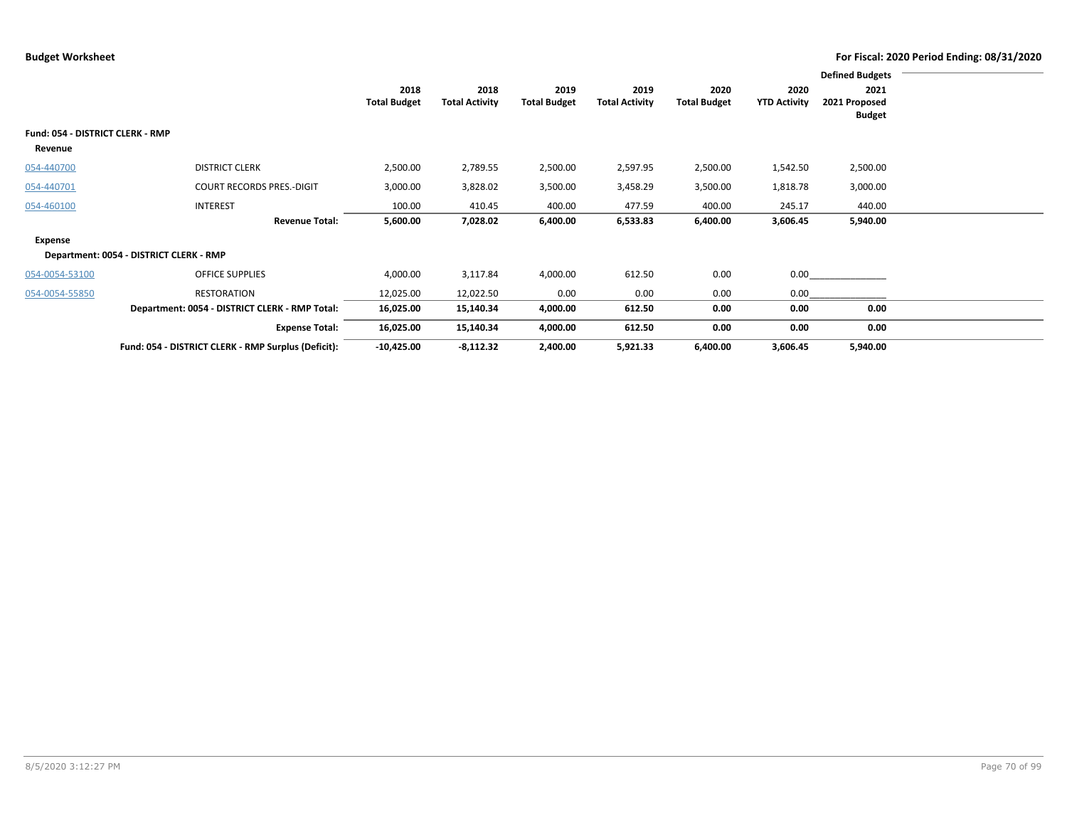**Budget Worksheet** — For Fiscal: 2020 Period Ending: 08/31/2020

| | | 2018 Total Budget | 2018 Total Activity | 2019 Total Budget | 2019 Total Activity | 2020 Total Budget | 2020 YTD Activity | Defined Budgets 2021 2021 Proposed Budget |
|---|---|---|---|---|---|---|---|---|
| **Fund: 054 - DISTRICT CLERK - RMP** | | | | | | | | |
| **Revenue** | | | | | | | | |
| 054-440700 | DISTRICT CLERK | 2,500.00 | 2,789.55 | 2,500.00 | 2,597.95 | 2,500.00 | 1,542.50 | 2,500.00 |
| 054-440701 | COURT RECORDS PRES.-DIGIT | 3,000.00 | 3,828.02 | 3,500.00 | 3,458.29 | 3,500.00 | 1,818.78 | 3,000.00 |
| 054-460100 | INTEREST | 100.00 | 410.45 | 400.00 | 477.59 | 400.00 | 245.17 | 440.00 |
| | **Revenue Total:** | **5,600.00** | **7,028.02** | **6,400.00** | **6,533.83** | **6,400.00** | **3,606.45** | **5,940.00** |
| **Expense** | | | | | | | | |
| **Department: 0054 - DISTRICT CLERK - RMP** | | | | | | | | |
| 054-0054-53100 | OFFICE SUPPLIES | 4,000.00 | 3,117.84 | 4,000.00 | 612.50 | 0.00 | 0.00 | |
| 054-0054-55850 | RESTORATION | 12,025.00 | 12,022.50 | 0.00 | 0.00 | 0.00 | 0.00 | |
| | **Department: 0054 - DISTRICT CLERK - RMP Total:** | **16,025.00** | **15,140.34** | **4,000.00** | **612.50** | **0.00** | **0.00** | **0.00** |
| | **Expense Total:** | **16,025.00** | **15,140.34** | **4,000.00** | **612.50** | **0.00** | **0.00** | **0.00** |
| | **Fund: 054 - DISTRICT CLERK - RMP Surplus (Deficit):** | **-10,425.00** | **-8,112.32** | **2,400.00** | **5,921.33** | **6,400.00** | **3,606.45** | **5,940.00** |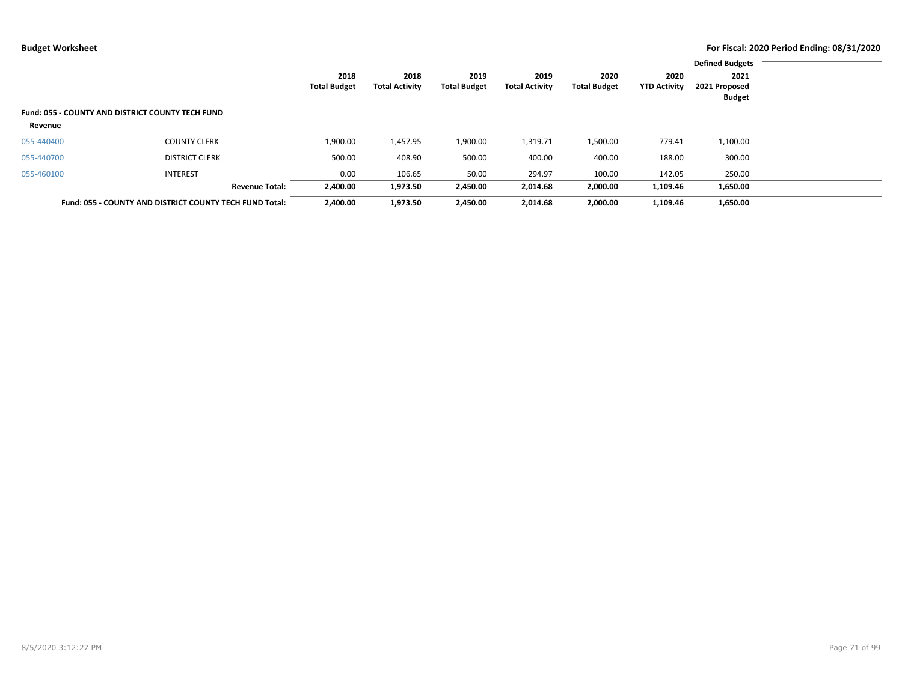| | | 2018 Total Budget | 2018 Total Activity | 2019 Total Budget | 2019 Total Activity | 2020 Total Budget | 2020 YTD Activity | Defined Budgets 2021 2021 Proposed Budget |
|---|---|---|---|---|---|---|---|---|
| **Fund: 055 - COUNTY AND DISTRICT COUNTY TECH FUND** | | | | | | | | |
| **Revenue** | | | | | | | | |
| 055-440400 | COUNTY CLERK | 1,900.00 | 1,457.95 | 1,900.00 | 1,319.71 | 1,500.00 | 779.41 | 1,100.00 |
| 055-440700 | DISTRICT CLERK | 500.00 | 408.90 | 500.00 | 400.00 | 400.00 | 188.00 | 300.00 |
| 055-460100 | INTEREST | 0.00 | 106.65 | 50.00 | 294.97 | 100.00 | 142.05 | 250.00 |
| | **Revenue Total:** | **2,400.00** | **1,973.50** | **2,450.00** | **2,014.68** | **2,000.00** | **1,109.46** | **1,650.00** |
| | **Fund: 055 - COUNTY AND DISTRICT COUNTY TECH FUND Total:** | **2,400.00** | **1,973.50** | **2,450.00** | **2,014.68** | **2,000.00** | **1,109.46** | **1,650.00** |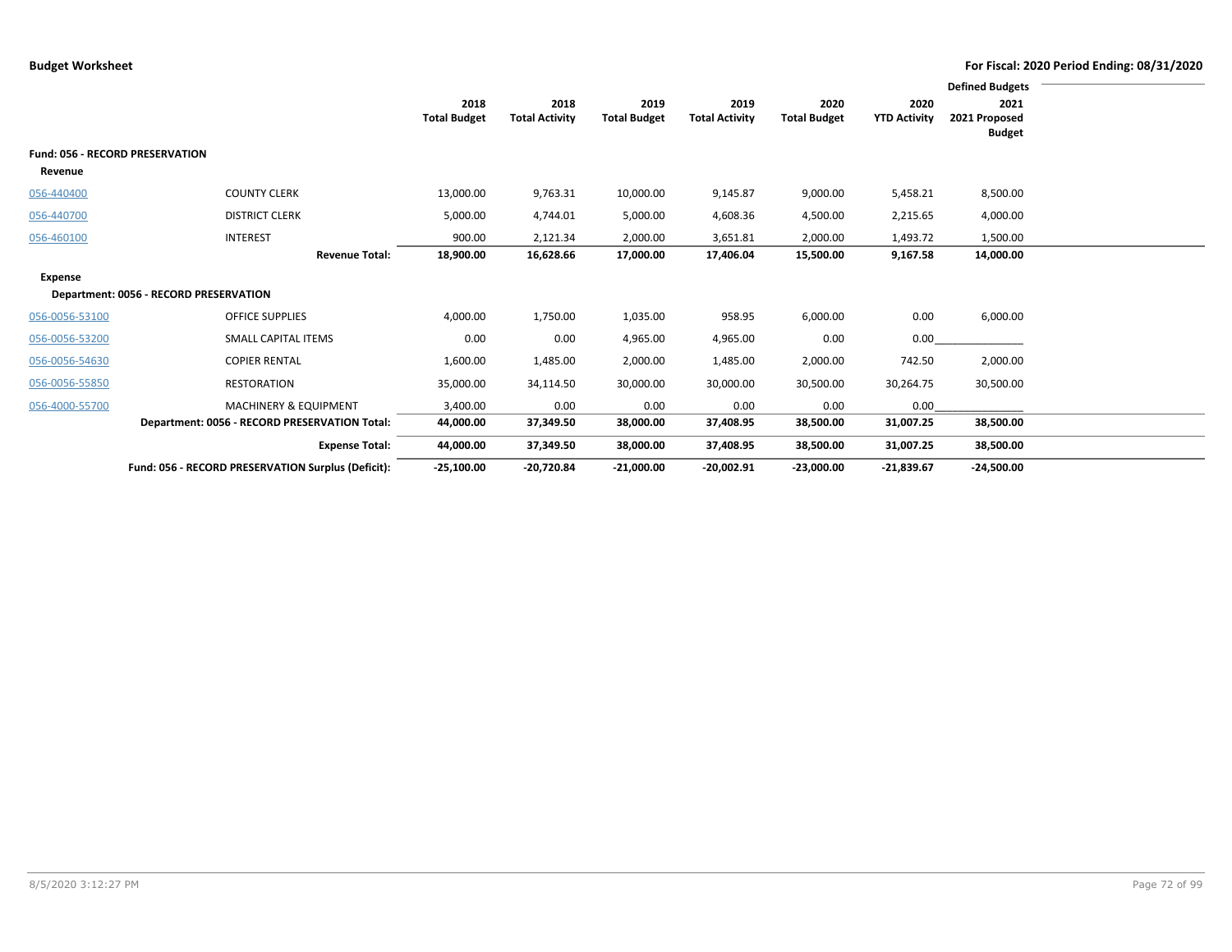**Budget Worksheet** | **For Fiscal: 2020 Period Ending: 08/31/2020**

| | | 2018 Total Budget | 2018 Total Activity | 2019 Total Budget | 2019 Total Activity | 2020 Total Budget | 2020 YTD Activity | Defined Budgets 2021 2021 Proposed Budget |
|---|---|---|---|---|---|---|---|---|
| **Fund: 056 - RECORD PRESERVATION** | | | | | | | | |
| **Revenue** | | | | | | | | |
| 056-440400 | COUNTY CLERK | 13,000.00 | 9,763.31 | 10,000.00 | 9,145.87 | 9,000.00 | 5,458.21 | 8,500.00 |
| 056-440700 | DISTRICT CLERK | 5,000.00 | 4,744.01 | 5,000.00 | 4,608.36 | 4,500.00 | 2,215.65 | 4,000.00 |
| 056-460100 | INTEREST | 900.00 | 2,121.34 | 2,000.00 | 3,651.81 | 2,000.00 | 1,493.72 | 1,500.00 |
| | **Revenue Total:** | **18,900.00** | **16,628.66** | **17,000.00** | **17,406.04** | **15,500.00** | **9,167.58** | **14,000.00** |
| **Expense** | | | | | | | | |
| **Department: 0056 - RECORD PRESERVATION** | | | | | | | | |
| 056-0056-53100 | OFFICE SUPPLIES | 4,000.00 | 1,750.00 | 1,035.00 | 958.95 | 6,000.00 | 0.00 | 6,000.00 |
| 056-0056-53200 | SMALL CAPITAL ITEMS | 0.00 | 0.00 | 4,965.00 | 4,965.00 | 0.00 | 0.00 | |
| 056-0056-54630 | COPIER RENTAL | 1,600.00 | 1,485.00 | 2,000.00 | 1,485.00 | 2,000.00 | 742.50 | 2,000.00 |
| 056-0056-55850 | RESTORATION | 35,000.00 | 34,114.50 | 30,000.00 | 30,000.00 | 30,500.00 | 30,264.75 | 30,500.00 |
| 056-4000-55700 | MACHINERY & EQUIPMENT | 3,400.00 | 0.00 | 0.00 | 0.00 | 0.00 | 0.00 | |
| | **Department: 0056 - RECORD PRESERVATION Total:** | **44,000.00** | **37,349.50** | **38,000.00** | **37,408.95** | **38,500.00** | **31,007.25** | **38,500.00** |
| | **Expense Total:** | **44,000.00** | **37,349.50** | **38,000.00** | **37,408.95** | **38,500.00** | **31,007.25** | **38,500.00** |
| | **Fund: 056 - RECORD PRESERVATION Surplus (Deficit):** | **-25,100.00** | **-20,720.84** | **-21,000.00** | **-20,002.91** | **-23,000.00** | **-21,839.67** | **-24,500.00** |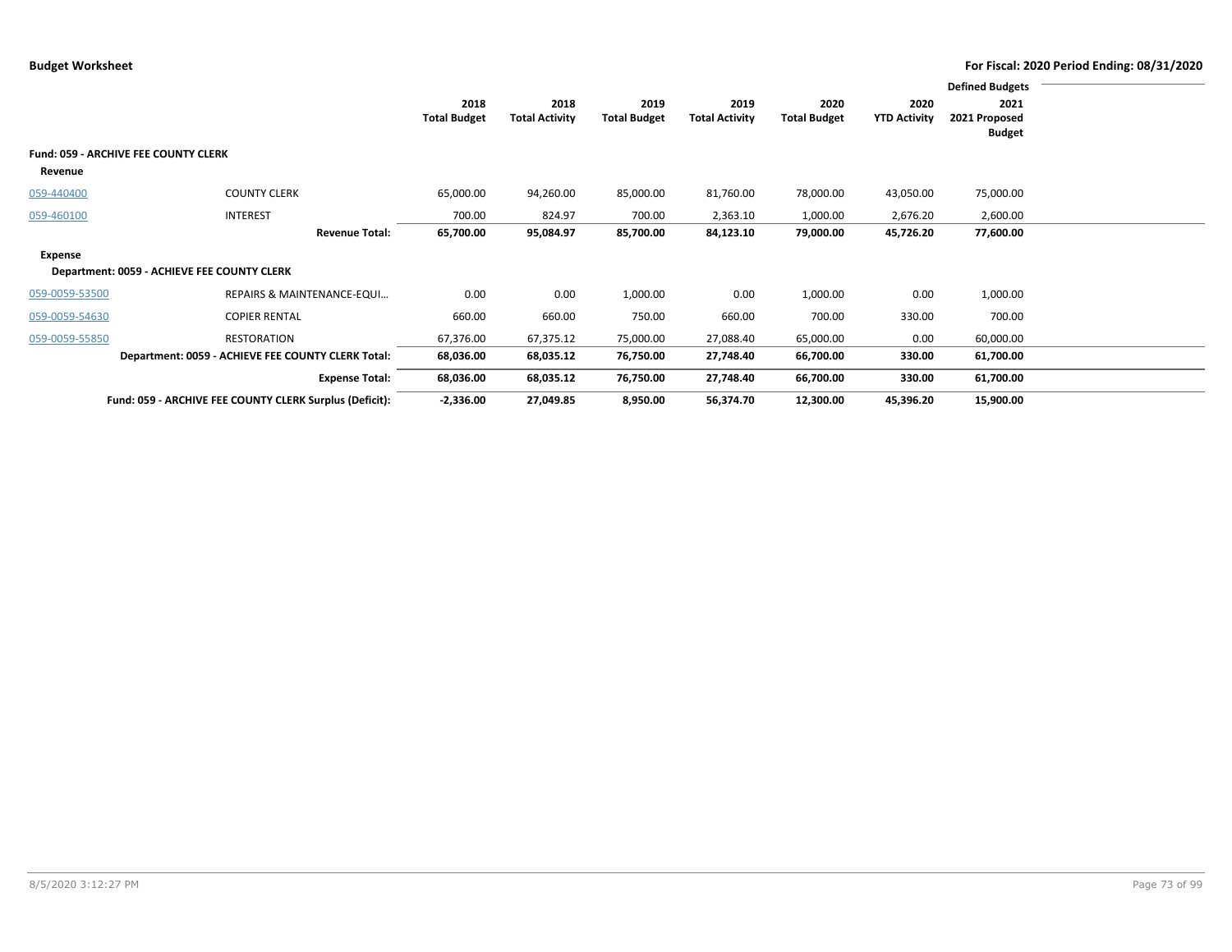**Budget Worksheet** — For Fiscal: 2020 Period Ending: 08/31/2020

| | | 2018 Total Budget | 2018 Total Activity | 2019 Total Budget | 2019 Total Activity | 2020 Total Budget | 2020 YTD Activity | Defined Budgets 2021 2021 Proposed Budget |
|---|---|---|---|---|---|---|---|---|
| **Fund: 059 - ARCHIVE FEE COUNTY CLERK** | | | | | | | | |
| **Revenue** | | | | | | | | |
| 059-440400 | COUNTY CLERK | 65,000.00 | 94,260.00 | 85,000.00 | 81,760.00 | 78,000.00 | 43,050.00 | 75,000.00 |
| 059-460100 | INTEREST | 700.00 | 824.97 | 700.00 | 2,363.10 | 1,000.00 | 2,676.20 | 2,600.00 |
| | **Revenue Total:** | **65,700.00** | **95,084.97** | **85,700.00** | **84,123.10** | **79,000.00** | **45,726.20** | **77,600.00** |
| **Expense** | | | | | | | | |
| **Department: 0059 - ACHIEVE FEE COUNTY CLERK** | | | | | | | | |
| 059-0059-53500 | REPAIRS & MAINTENANCE-EQUI… | 0.00 | 0.00 | 1,000.00 | 0.00 | 1,000.00 | 0.00 | 1,000.00 |
| 059-0059-54630 | COPIER RENTAL | 660.00 | 660.00 | 750.00 | 660.00 | 700.00 | 330.00 | 700.00 |
| 059-0059-55850 | RESTORATION | 67,376.00 | 67,375.12 | 75,000.00 | 27,088.40 | 65,000.00 | 0.00 | 60,000.00 |
| | **Department: 0059 - ACHIEVE FEE COUNTY CLERK Total:** | **68,036.00** | **68,035.12** | **76,750.00** | **27,748.40** | **66,700.00** | **330.00** | **61,700.00** |
| | **Expense Total:** | **68,036.00** | **68,035.12** | **76,750.00** | **27,748.40** | **66,700.00** | **330.00** | **61,700.00** |
| | **Fund: 059 - ARCHIVE FEE COUNTY CLERK Surplus (Deficit):** | **-2,336.00** | **27,049.85** | **8,950.00** | **56,374.70** | **12,300.00** | **45,396.20** | **15,900.00** |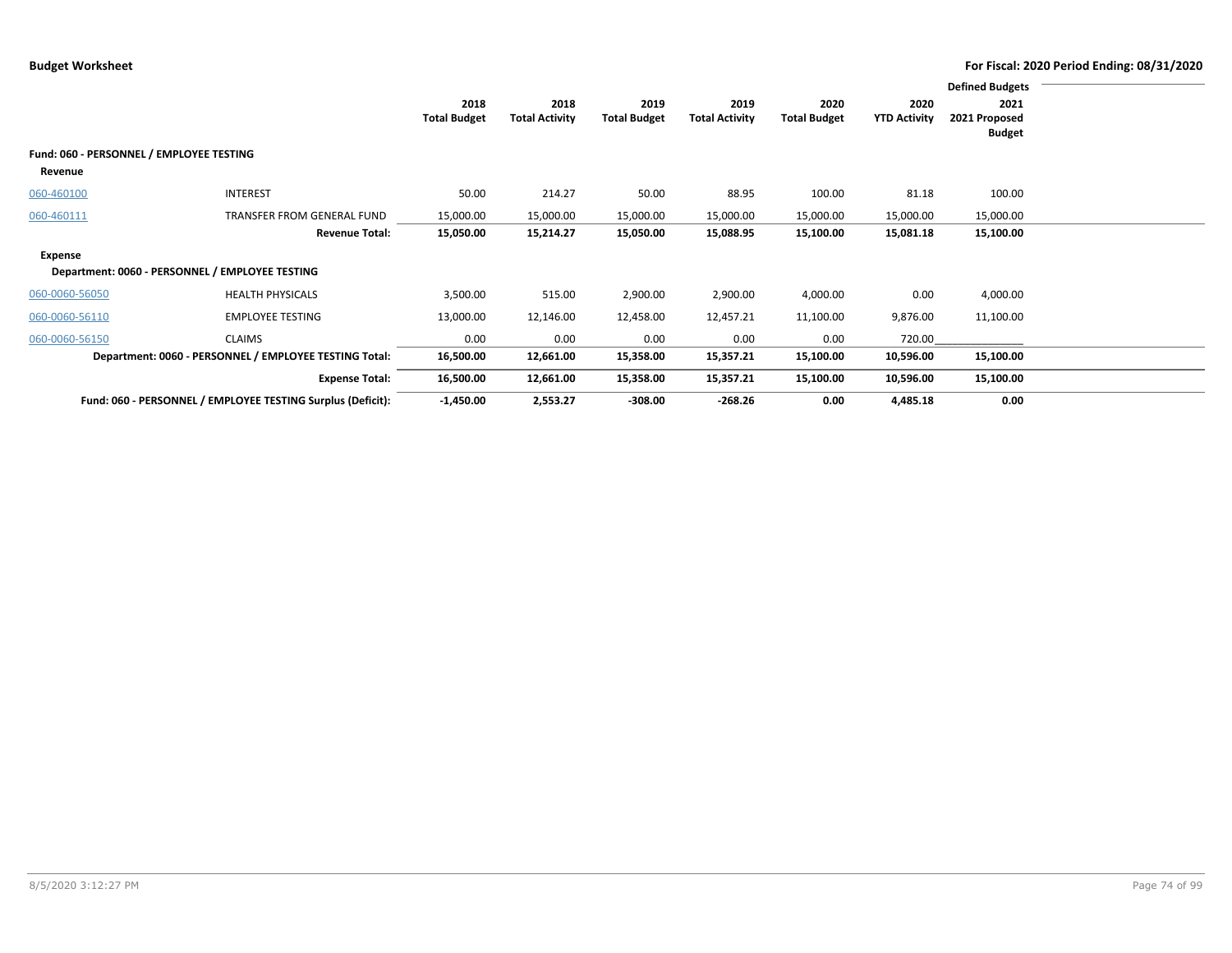**Budget Worksheet** — **For Fiscal: 2020 Period Ending: 08/31/2020**

| | | 2018 Total Budget | 2018 Total Activity | 2019 Total Budget | 2019 Total Activity | 2020 Total Budget | 2020 YTD Activity | Defined Budgets 2021 2021 Proposed Budget |
|---|---|---|---|---|---|---|---|---|
| **Fund: 060 - PERSONNEL / EMPLOYEE TESTING** | | | | | | | | |
| **Revenue** | | | | | | | | |
| 060-460100 | INTEREST | 50.00 | 214.27 | 50.00 | 88.95 | 100.00 | 81.18 | 100.00 |
| 060-460111 | TRANSFER FROM GENERAL FUND | 15,000.00 | 15,000.00 | 15,000.00 | 15,000.00 | 15,000.00 | 15,000.00 | 15,000.00 |
| | **Revenue Total:** | **15,050.00** | **15,214.27** | **15,050.00** | **15,088.95** | **15,100.00** | **15,081.18** | **15,100.00** |
| **Expense** | | | | | | | | |
| **Department: 0060 - PERSONNEL / EMPLOYEE TESTING** | | | | | | | | |
| 060-0060-56050 | HEALTH PHYSICALS | 3,500.00 | 515.00 | 2,900.00 | 2,900.00 | 4,000.00 | 0.00 | 4,000.00 |
| 060-0060-56110 | EMPLOYEE TESTING | 13,000.00 | 12,146.00 | 12,458.00 | 12,457.21 | 11,100.00 | 9,876.00 | 11,100.00 |
| 060-0060-56150 | CLAIMS | 0.00 | 0.00 | 0.00 | 0.00 | 0.00 | 720.00 | |
| | **Department: 0060 - PERSONNEL / EMPLOYEE TESTING Total:** | **16,500.00** | **12,661.00** | **15,358.00** | **15,357.21** | **15,100.00** | **10,596.00** | **15,100.00** |
| | **Expense Total:** | **16,500.00** | **12,661.00** | **15,358.00** | **15,357.21** | **15,100.00** | **10,596.00** | **15,100.00** |
| | **Fund: 060 - PERSONNEL / EMPLOYEE TESTING Surplus (Deficit):** | **-1,450.00** | **2,553.27** | **-308.00** | **-268.26** | **0.00** | **4,485.18** | **0.00** |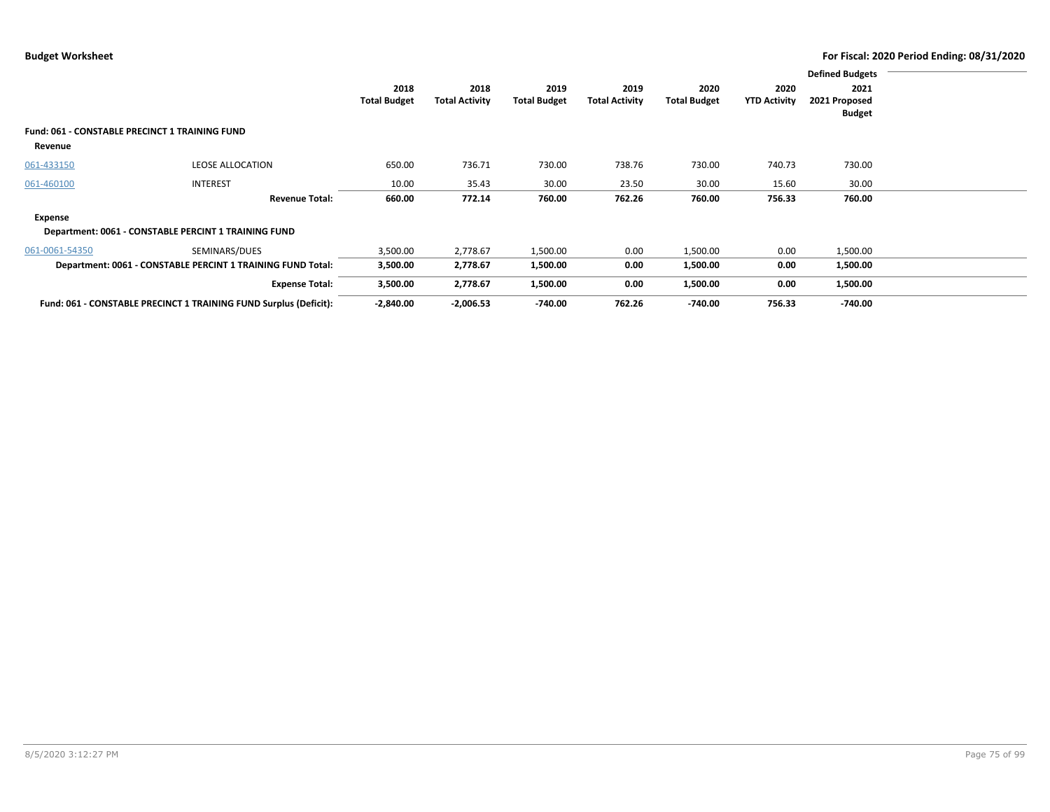**Budget Worksheet** — For Fiscal: 2020 Period Ending: 08/31/2020

| | | 2018 Total Budget | 2018 Total Activity | 2019 Total Budget | 2019 Total Activity | 2020 Total Budget | 2020 YTD Activity | Defined Budgets 2021 2021 Proposed Budget |
|---|---|---|---|---|---|---|---|---|
| **Fund: 061 - CONSTABLE PRECINCT 1 TRAINING FUND** | | | | | | | | |
| **Revenue** | | | | | | | | |
| 061-433150 | LEOSE ALLOCATION | 650.00 | 736.71 | 730.00 | 738.76 | 730.00 | 740.73 | 730.00 |
| 061-460100 | INTEREST | 10.00 | 35.43 | 30.00 | 23.50 | 30.00 | 15.60 | 30.00 |
| | **Revenue Total:** | **660.00** | **772.14** | **760.00** | **762.26** | **760.00** | **756.33** | **760.00** |
| **Expense** | | | | | | | | |
| **Department: 0061 - CONSTABLE PERCINT 1 TRAINING FUND** | | | | | | | | |
| 061-0061-54350 | SEMINARS/DUES | 3,500.00 | 2,778.67 | 1,500.00 | 0.00 | 1,500.00 | 0.00 | 1,500.00 |
| | **Department: 0061 - CONSTABLE PERCINT 1 TRAINING FUND Total:** | **3,500.00** | **2,778.67** | **1,500.00** | **0.00** | **1,500.00** | **0.00** | **1,500.00** |
| | **Expense Total:** | **3,500.00** | **2,778.67** | **1,500.00** | **0.00** | **1,500.00** | **0.00** | **1,500.00** |
| | **Fund: 061 - CONSTABLE PRECINCT 1 TRAINING FUND Surplus (Deficit):** | **-2,840.00** | **-2,006.53** | **-740.00** | **762.26** | **-740.00** | **756.33** | **-740.00** |

8/5/2020 3:12:27 PM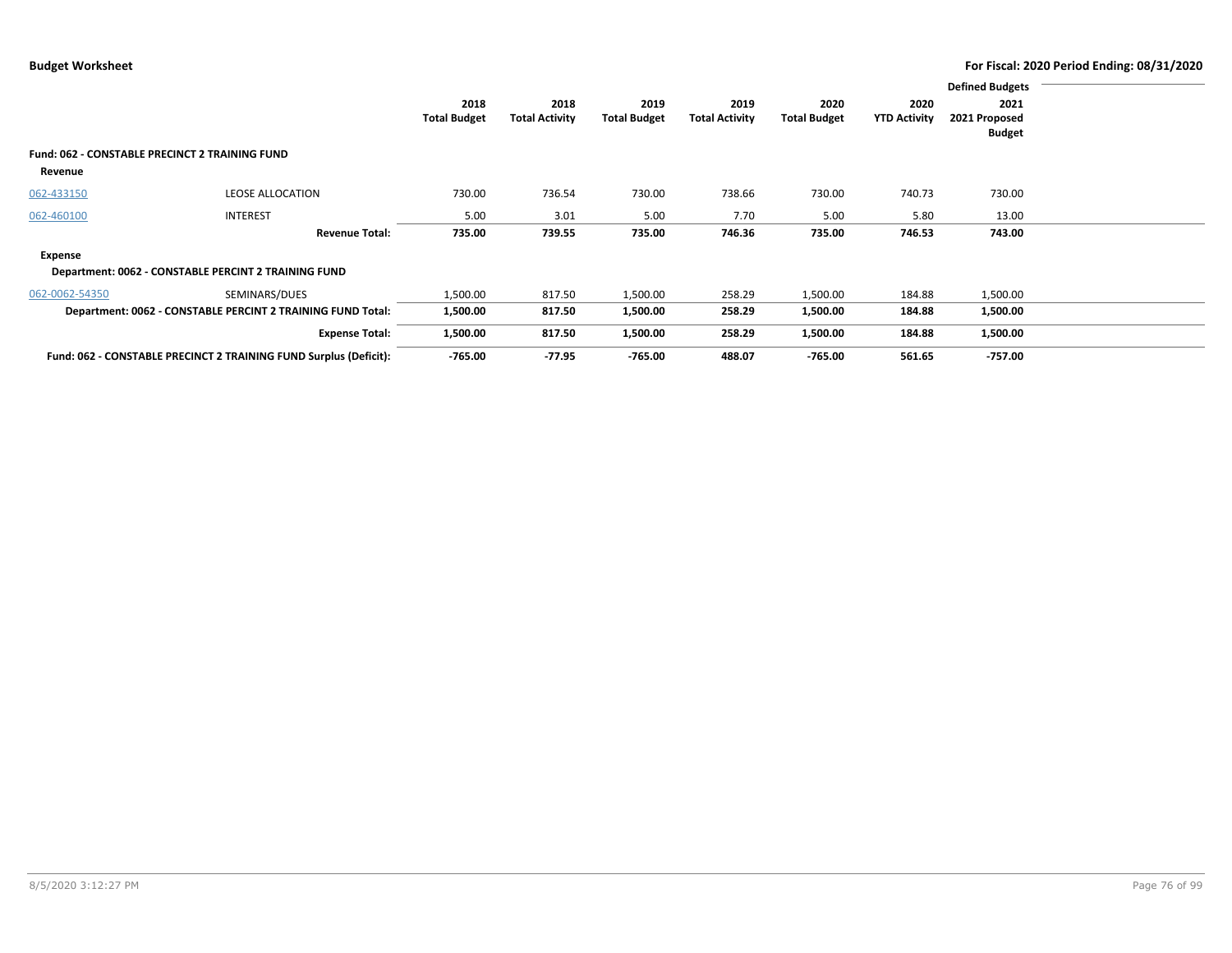**Budget Worksheet** | **For Fiscal: 2020 Period Ending: 08/31/2020**

| | | 2018 Total Budget | 2018 Total Activity | 2019 Total Budget | 2019 Total Activity | 2020 Total Budget | 2020 YTD Activity | Defined Budgets 2021 2021 Proposed Budget |
|---|---|---|---|---|---|---|---|---|
| **Fund: 062 - CONSTABLE PRECINCT 2 TRAINING FUND** | | | | | | | | |
| **Revenue** | | | | | | | | |
| 062-433150 | LEOSE ALLOCATION | 730.00 | 736.54 | 730.00 | 738.66 | 730.00 | 740.73 | 730.00 |
| 062-460100 | INTEREST | 5.00 | 3.01 | 5.00 | 7.70 | 5.00 | 5.80 | 13.00 |
| | **Revenue Total:** | **735.00** | **739.55** | **735.00** | **746.36** | **735.00** | **746.53** | **743.00** |
| **Expense** | | | | | | | | |
| **Department: 0062 - CONSTABLE PERCINT 2 TRAINING FUND** | | | | | | | | |
| 062-0062-54350 | SEMINARS/DUES | 1,500.00 | 817.50 | 1,500.00 | 258.29 | 1,500.00 | 184.88 | 1,500.00 |
| **Department: 0062 - CONSTABLE PERCINT 2 TRAINING FUND Total:** | | **1,500.00** | **817.50** | **1,500.00** | **258.29** | **1,500.00** | **184.88** | **1,500.00** |
| | **Expense Total:** | **1,500.00** | **817.50** | **1,500.00** | **258.29** | **1,500.00** | **184.88** | **1,500.00** |
| **Fund: 062 - CONSTABLE PRECINCT 2 TRAINING FUND Surplus (Deficit):** | | **-765.00** | **-77.95** | **-765.00** | **488.07** | **-765.00** | **561.65** | **-757.00** |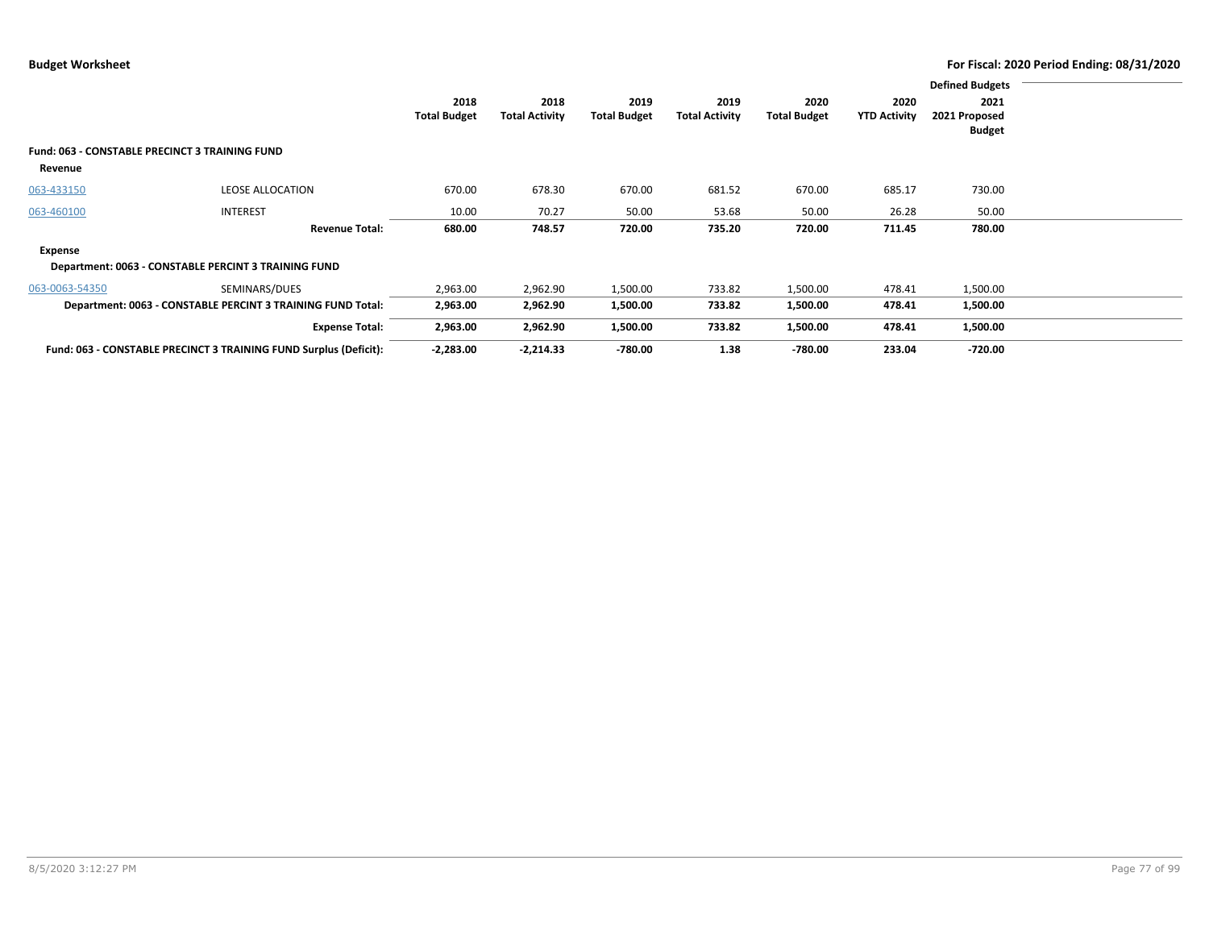**Budget Worksheet** — For Fiscal: 2020 Period Ending: 08/31/2020

| | | 2018 Total Budget | 2018 Total Activity | 2019 Total Budget | 2019 Total Activity | 2020 Total Budget | 2020 YTD Activity | Defined Budgets 2021 2021 Proposed Budget |
|---|---|---|---|---|---|---|---|---|
| **Fund: 063 - CONSTABLE PRECINCT 3 TRAINING FUND** | | | | | | | | |
| **Revenue** | | | | | | | | |
| 063-433150 | LEOSE ALLOCATION | 670.00 | 678.30 | 670.00 | 681.52 | 670.00 | 685.17 | 730.00 |
| 063-460100 | INTEREST | 10.00 | 70.27 | 50.00 | 53.68 | 50.00 | 26.28 | 50.00 |
| | **Revenue Total:** | **680.00** | **748.57** | **720.00** | **735.20** | **720.00** | **711.45** | **780.00** |
| **Expense** | | | | | | | | |
| **Department: 0063 - CONSTABLE PERCINT 3 TRAINING FUND** | | | | | | | | |
| 063-0063-54350 | SEMINARS/DUES | 2,963.00 | 2,962.90 | 1,500.00 | 733.82 | 1,500.00 | 478.41 | 1,500.00 |
| **Department: 0063 - CONSTABLE PERCINT 3 TRAINING FUND Total:** | | **2,963.00** | **2,962.90** | **1,500.00** | **733.82** | **1,500.00** | **478.41** | **1,500.00** |
| | **Expense Total:** | **2,963.00** | **2,962.90** | **1,500.00** | **733.82** | **1,500.00** | **478.41** | **1,500.00** |
| **Fund: 063 - CONSTABLE PRECINCT 3 TRAINING FUND Surplus (Deficit):** | | **-2,283.00** | **-2,214.33** | **-780.00** | **1.38** | **-780.00** | **233.04** | **-720.00** |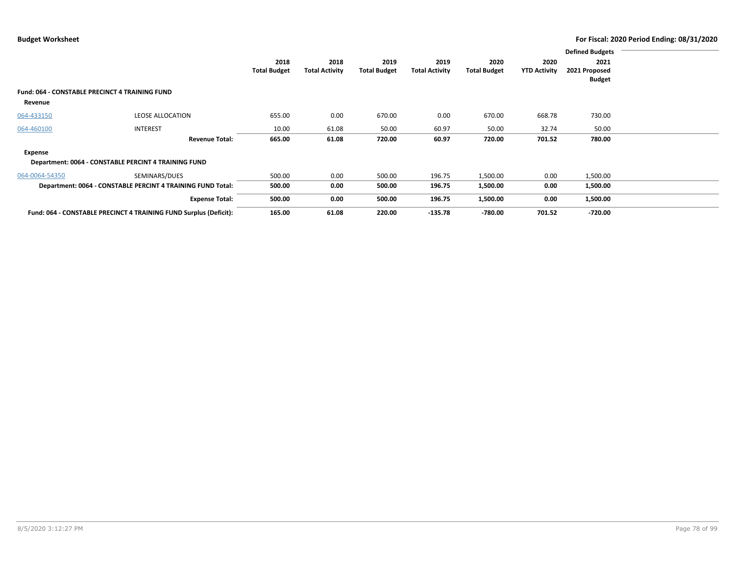**Budget Worksheet** — For Fiscal: 2020 Period Ending: 08/31/2020

| | | 2018 Total Budget | 2018 Total Activity | 2019 Total Budget | 2019 Total Activity | 2020 Total Budget | 2020 YTD Activity | Defined Budgets 2021 2021 Proposed Budget |
|---|---|---|---|---|---|---|---|---|
| **Fund: 064 - CONSTABLE PRECINCT 4 TRAINING FUND** | | | | | | | | |
| **Revenue** | | | | | | | | |
| 064-433150 | LEOSE ALLOCATION | 655.00 | 0.00 | 670.00 | 0.00 | 670.00 | 668.78 | 730.00 |
| 064-460100 | INTEREST | 10.00 | 61.08 | 50.00 | 60.97 | 50.00 | 32.74 | 50.00 |
| | **Revenue Total:** | **665.00** | **61.08** | **720.00** | **60.97** | **720.00** | **701.52** | **780.00** |
| **Expense** | | | | | | | | |
| **Department: 0064 - CONSTABLE PERCINT 4 TRAINING FUND** | | | | | | | | |
| 064-0064-54350 | SEMINARS/DUES | 500.00 | 0.00 | 500.00 | 196.75 | 1,500.00 | 0.00 | 1,500.00 |
| | **Department: 0064 - CONSTABLE PERCINT 4 TRAINING FUND Total:** | **500.00** | **0.00** | **500.00** | **196.75** | **1,500.00** | **0.00** | **1,500.00** |
| | **Expense Total:** | **500.00** | **0.00** | **500.00** | **196.75** | **1,500.00** | **0.00** | **1,500.00** |
| | **Fund: 064 - CONSTABLE PRECINCT 4 TRAINING FUND Surplus (Deficit):** | **165.00** | **61.08** | **220.00** | **-135.78** | **-780.00** | **701.52** | **-720.00** |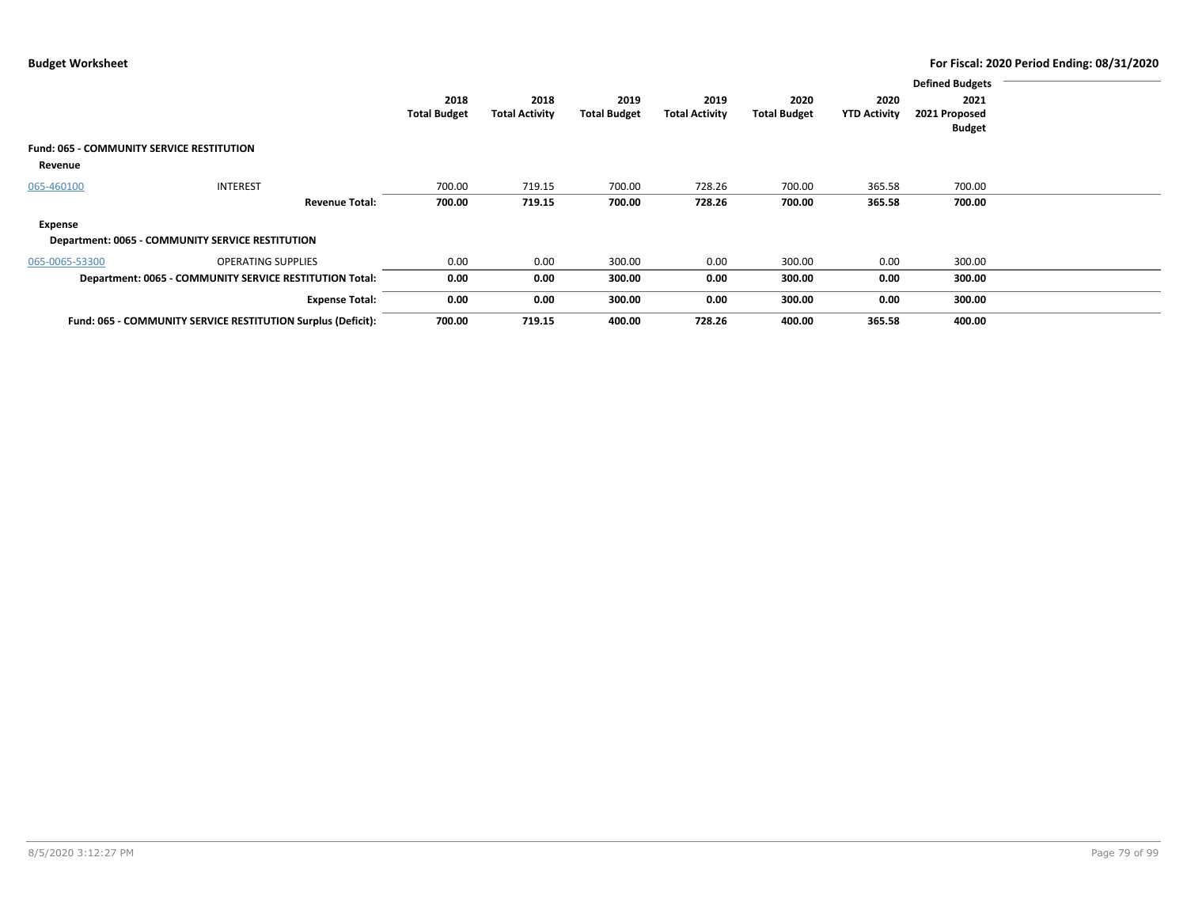**Budget Worksheet** | **For Fiscal: 2020 Period Ending: 08/31/2020**

| | | 2018 Total Budget | 2018 Total Activity | 2019 Total Budget | 2019 Total Activity | 2020 Total Budget | 2020 YTD Activity | Defined Budgets 2021 2021 Proposed Budget |
|---|---|---|---|---|---|---|---|---|
| **Fund: 065 - COMMUNITY SERVICE RESTITUTION** | | | | | | | | |
| **Revenue** | | | | | | | | |
| 065-460100 | INTEREST | 700.00 | 719.15 | 700.00 | 728.26 | 700.00 | 365.58 | 700.00 |
| | **Revenue Total:** | **700.00** | **719.15** | **700.00** | **728.26** | **700.00** | **365.58** | **700.00** |
| **Expense** | | | | | | | | |
| **Department: 0065 - COMMUNITY SERVICE RESTITUTION** | | | | | | | | |
| 065-0065-53300 | OPERATING SUPPLIES | 0.00 | 0.00 | 300.00 | 0.00 | 300.00 | 0.00 | 300.00 |
| | **Department: 0065 - COMMUNITY SERVICE RESTITUTION Total:** | **0.00** | **0.00** | **300.00** | **0.00** | **300.00** | **0.00** | **300.00** |
| | **Expense Total:** | **0.00** | **0.00** | **300.00** | **0.00** | **300.00** | **0.00** | **300.00** |
| | **Fund: 065 - COMMUNITY SERVICE RESTITUTION Surplus (Deficit):** | **700.00** | **719.15** | **400.00** | **728.26** | **400.00** | **365.58** | **400.00** |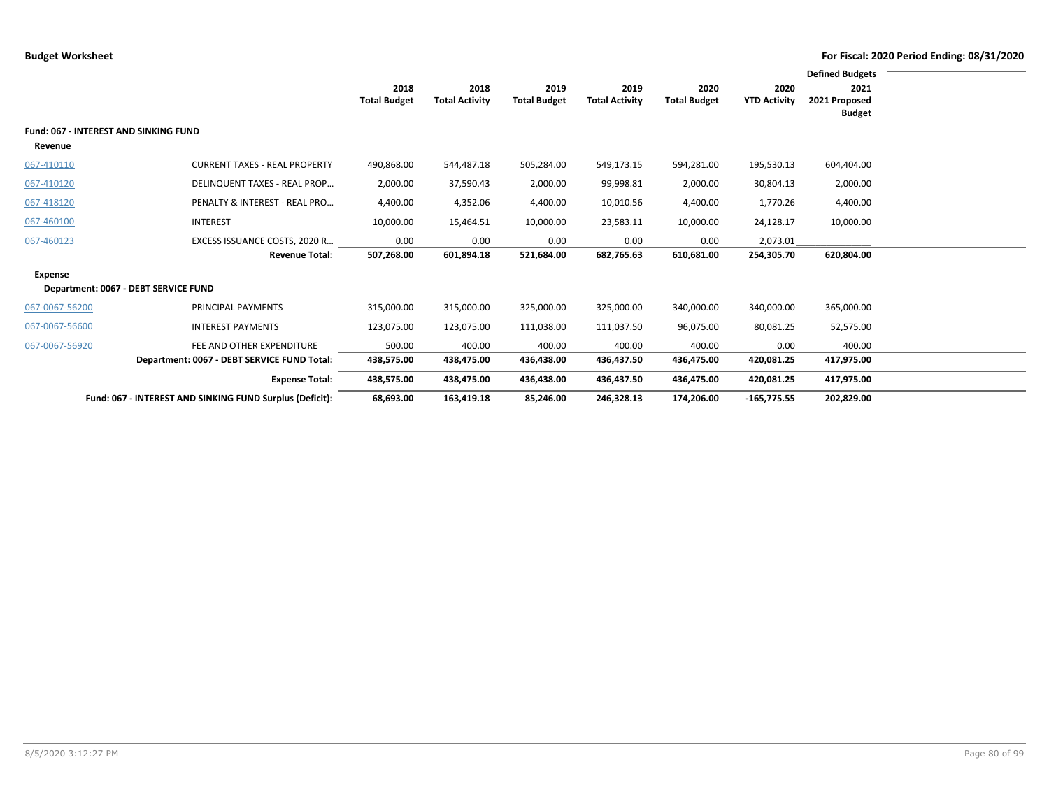**Budget Worksheet** — **For Fiscal: 2020 Period Ending: 08/31/2020**

| | | 2018 Total Budget | 2018 Total Activity | 2019 Total Budget | 2019 Total Activity | 2020 Total Budget | 2020 YTD Activity | Defined Budgets 2021 2021 Proposed Budget |
|---|---|---|---|---|---|---|---|---|
| **Fund: 067 - INTEREST AND SINKING FUND** | | | | | | | | |
| **Revenue** | | | | | | | | |
| 067-410110 | CURRENT TAXES - REAL PROPERTY | 490,868.00 | 544,487.18 | 505,284.00 | 549,173.15 | 594,281.00 | 195,530.13 | 604,404.00 |
| 067-410120 | DELINQUENT TAXES - REAL PROP… | 2,000.00 | 37,590.43 | 2,000.00 | 99,998.81 | 2,000.00 | 30,804.13 | 2,000.00 |
| 067-418120 | PENALTY & INTEREST - REAL PRO… | 4,400.00 | 4,352.06 | 4,400.00 | 10,010.56 | 4,400.00 | 1,770.26 | 4,400.00 |
| 067-460100 | INTEREST | 10,000.00 | 15,464.51 | 10,000.00 | 23,583.11 | 10,000.00 | 24,128.17 | 10,000.00 |
| 067-460123 | EXCESS ISSUANCE COSTS, 2020 R… | 0.00 | 0.00 | 0.00 | 0.00 | 0.00 | 2,073.01 | |
| | **Revenue Total:** | **507,268.00** | **601,894.18** | **521,684.00** | **682,765.63** | **610,681.00** | **254,305.70** | **620,804.00** |
| **Expense** | | | | | | | | |
| **Department: 0067 - DEBT SERVICE FUND** | | | | | | | | |
| 067-0067-56200 | PRINCIPAL PAYMENTS | 315,000.00 | 315,000.00 | 325,000.00 | 325,000.00 | 340,000.00 | 340,000.00 | 365,000.00 |
| 067-0067-56600 | INTEREST PAYMENTS | 123,075.00 | 123,075.00 | 111,038.00 | 111,037.50 | 96,075.00 | 80,081.25 | 52,575.00 |
| 067-0067-56920 | FEE AND OTHER EXPENDITURE | 500.00 | 400.00 | 400.00 | 400.00 | 400.00 | 0.00 | 400.00 |
| | **Department: 0067 - DEBT SERVICE FUND Total:** | **438,575.00** | **438,475.00** | **436,438.00** | **436,437.50** | **436,475.00** | **420,081.25** | **417,975.00** |
| | **Expense Total:** | **438,575.00** | **438,475.00** | **436,438.00** | **436,437.50** | **436,475.00** | **420,081.25** | **417,975.00** |
| | **Fund: 067 - INTEREST AND SINKING FUND Surplus (Deficit):** | **68,693.00** | **163,419.18** | **85,246.00** | **246,328.13** | **174,206.00** | **-165,775.55** | **202,829.00** |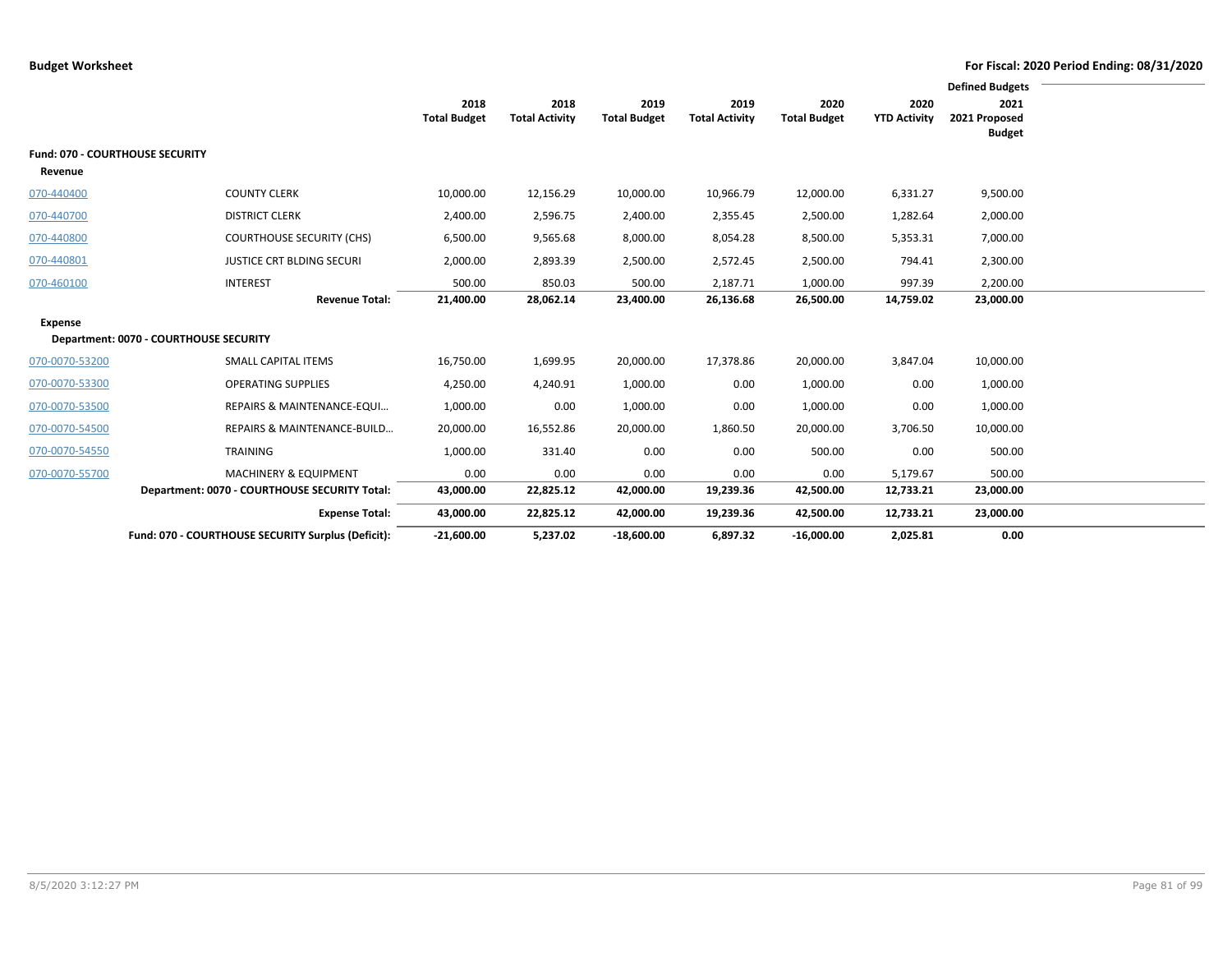**Budget Worksheet** — For Fiscal: 2020 Period Ending: 08/31/2020

| | | 2018 Total Budget | 2018 Total Activity | 2019 Total Budget | 2019 Total Activity | 2020 Total Budget | 2020 YTD Activity | Defined Budgets 2021 2021 Proposed Budget |
|---|---|---|---|---|---|---|---|---|
| **Fund: 070 - COURTHOUSE SECURITY** | | | | | | | | |
| **Revenue** | | | | | | | | |
| 070-440400 | COUNTY CLERK | 10,000.00 | 12,156.29 | 10,000.00 | 10,966.79 | 12,000.00 | 6,331.27 | 9,500.00 |
| 070-440700 | DISTRICT CLERK | 2,400.00 | 2,596.75 | 2,400.00 | 2,355.45 | 2,500.00 | 1,282.64 | 2,000.00 |
| 070-440800 | COURTHOUSE SECURITY (CHS) | 6,500.00 | 9,565.68 | 8,000.00 | 8,054.28 | 8,500.00 | 5,353.31 | 7,000.00 |
| 070-440801 | JUSTICE CRT BLDING SECURI | 2,000.00 | 2,893.39 | 2,500.00 | 2,572.45 | 2,500.00 | 794.41 | 2,300.00 |
| 070-460100 | INTEREST | 500.00 | 850.03 | 500.00 | 2,187.71 | 1,000.00 | 997.39 | 2,200.00 |
| | **Revenue Total:** | **21,400.00** | **28,062.14** | **23,400.00** | **26,136.68** | **26,500.00** | **14,759.02** | **23,000.00** |
| **Expense** | | | | | | | | |
| **Department: 0070 - COURTHOUSE SECURITY** | | | | | | | | |
| 070-0070-53200 | SMALL CAPITAL ITEMS | 16,750.00 | 1,699.95 | 20,000.00 | 17,378.86 | 20,000.00 | 3,847.04 | 10,000.00 |
| 070-0070-53300 | OPERATING SUPPLIES | 4,250.00 | 4,240.91 | 1,000.00 | 0.00 | 1,000.00 | 0.00 | 1,000.00 |
| 070-0070-53500 | REPAIRS & MAINTENANCE-EQUI… | 1,000.00 | 0.00 | 1,000.00 | 0.00 | 1,000.00 | 0.00 | 1,000.00 |
| 070-0070-54500 | REPAIRS & MAINTENANCE-BUILD… | 20,000.00 | 16,552.86 | 20,000.00 | 1,860.50 | 20,000.00 | 3,706.50 | 10,000.00 |
| 070-0070-54550 | TRAINING | 1,000.00 | 331.40 | 0.00 | 0.00 | 500.00 | 0.00 | 500.00 |
| 070-0070-55700 | MACHINERY & EQUIPMENT | 0.00 | 0.00 | 0.00 | 0.00 | 0.00 | 5,179.67 | 500.00 |
| | **Department: 0070 - COURTHOUSE SECURITY Total:** | **43,000.00** | **22,825.12** | **42,000.00** | **19,239.36** | **42,500.00** | **12,733.21** | **23,000.00** |
| | **Expense Total:** | **43,000.00** | **22,825.12** | **42,000.00** | **19,239.36** | **42,500.00** | **12,733.21** | **23,000.00** |
| | **Fund: 070 - COURTHOUSE SECURITY Surplus (Deficit):** | **-21,600.00** | **5,237.02** | **-18,600.00** | **6,897.32** | **-16,000.00** | **2,025.81** | **0.00** |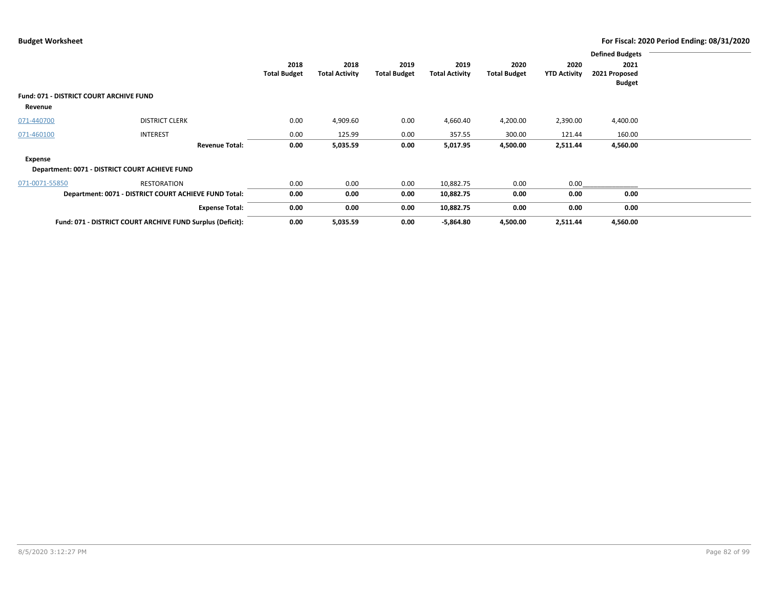**Budget Worksheet** — For Fiscal: 2020 Period Ending: 08/31/2020

| | | 2018 Total Budget | 2018 Total Activity | 2019 Total Budget | 2019 Total Activity | 2020 Total Budget | 2020 YTD Activity | Defined Budgets 2021 2021 Proposed Budget |
|---|---|---|---|---|---|---|---|---|
| **Fund: 071 - DISTRICT COURT ARCHIVE FUND** | | | | | | | | |
| **Revenue** | | | | | | | | |
| 071-440700 | DISTRICT CLERK | 0.00 | 4,909.60 | 0.00 | 4,660.40 | 4,200.00 | 2,390.00 | 4,400.00 |
| 071-460100 | INTEREST | 0.00 | 125.99 | 0.00 | 357.55 | 300.00 | 121.44 | 160.00 |
| | **Revenue Total:** | **0.00** | **5,035.59** | **0.00** | **5,017.95** | **4,500.00** | **2,511.44** | **4,560.00** |
| **Expense** | | | | | | | | |
| **Department: 0071 - DISTRICT COURT ACHIEVE FUND** | | | | | | | | |
| 071-0071-55850 | RESTORATION | 0.00 | 0.00 | 0.00 | 10,882.75 | 0.00 | 0.00 | |
| | **Department: 0071 - DISTRICT COURT ACHIEVE FUND Total:** | **0.00** | **0.00** | **0.00** | **10,882.75** | **0.00** | **0.00** | **0.00** |
| | **Expense Total:** | **0.00** | **0.00** | **0.00** | **10,882.75** | **0.00** | **0.00** | **0.00** |
| | **Fund: 071 - DISTRICT COURT ARCHIVE FUND Surplus (Deficit):** | **0.00** | **5,035.59** | **0.00** | **-5,864.80** | **4,500.00** | **2,511.44** | **4,560.00** |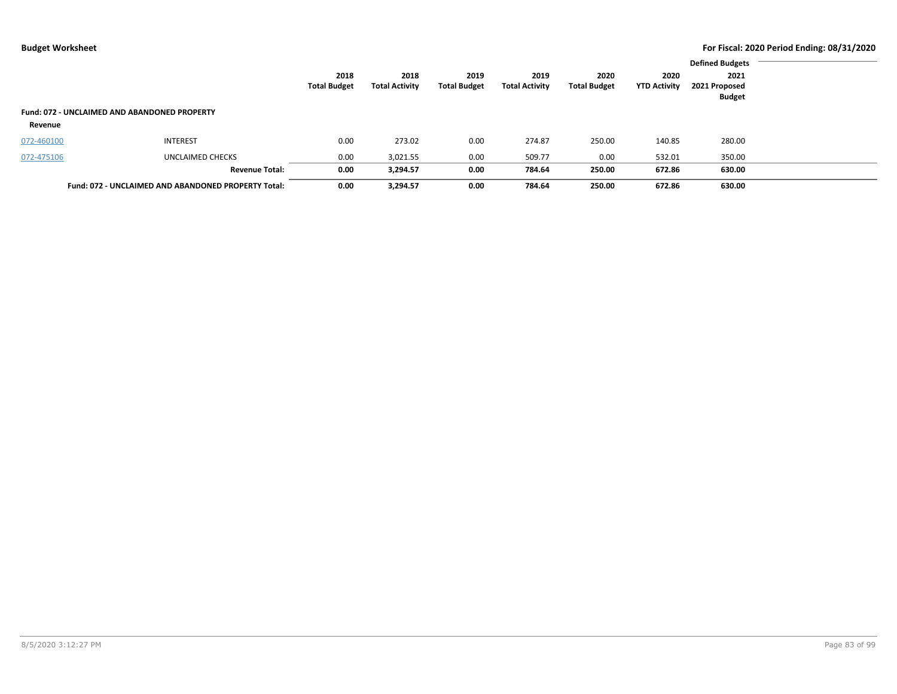**Budget Worksheet** — **For Fiscal: 2020 Period Ending: 08/31/2020**

| | | 2018 Total Budget | 2018 Total Activity | 2019 Total Budget | 2019 Total Activity | 2020 Total Budget | 2020 YTD Activity | Defined Budgets 2021 2021 Proposed Budget |
|---|---|---|---|---|---|---|---|---|
| **Fund: 072 - UNCLAIMED AND ABANDONED PROPERTY** | | | | | | | | |
| **Revenue** | | | | | | | | |
| 072-460100 | INTEREST | 0.00 | 273.02 | 0.00 | 274.87 | 250.00 | 140.85 | 280.00 |
| 072-475106 | UNCLAIMED CHECKS | 0.00 | 3,021.55 | 0.00 | 509.77 | 0.00 | 532.01 | 350.00 |
| | **Revenue Total:** | **0.00** | **3,294.57** | **0.00** | **784.64** | **250.00** | **672.86** | **630.00** |
| | **Fund: 072 - UNCLAIMED AND ABANDONED PROPERTY Total:** | **0.00** | **3,294.57** | **0.00** | **784.64** | **250.00** | **672.86** | **630.00** |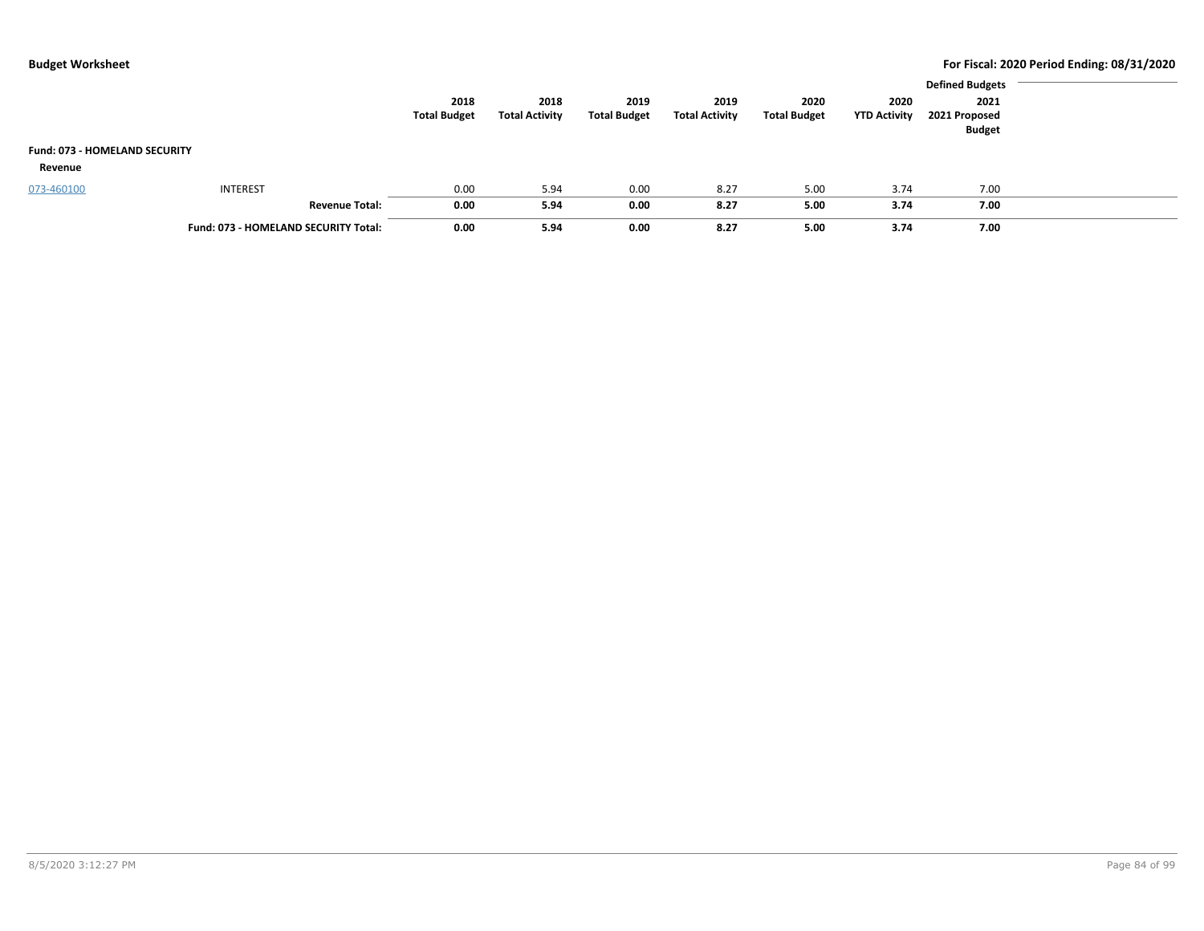**Budget Worksheet** **For Fiscal: 2020 Period Ending: 08/31/2020**

| | | 2018 Total Budget | 2018 Total Activity | 2019 Total Budget | 2019 Total Activity | 2020 Total Budget | 2020 YTD Activity | Defined Budgets 2021 2021 Proposed Budget |
|---|---|---|---|---|---|---|---|---|
| **Fund: 073 - HOMELAND SECURITY** | | | | | | | | |
| **Revenue** | | | | | | | | |
| 073-460100 | INTEREST | 0.00 | 5.94 | 0.00 | 8.27 | 5.00 | 3.74 | 7.00 |
| | **Revenue Total:** | **0.00** | **5.94** | **0.00** | **8.27** | **5.00** | **3.74** | **7.00** |
| | **Fund: 073 - HOMELAND SECURITY Total:** | **0.00** | **5.94** | **0.00** | **8.27** | **5.00** | **3.74** | **7.00** |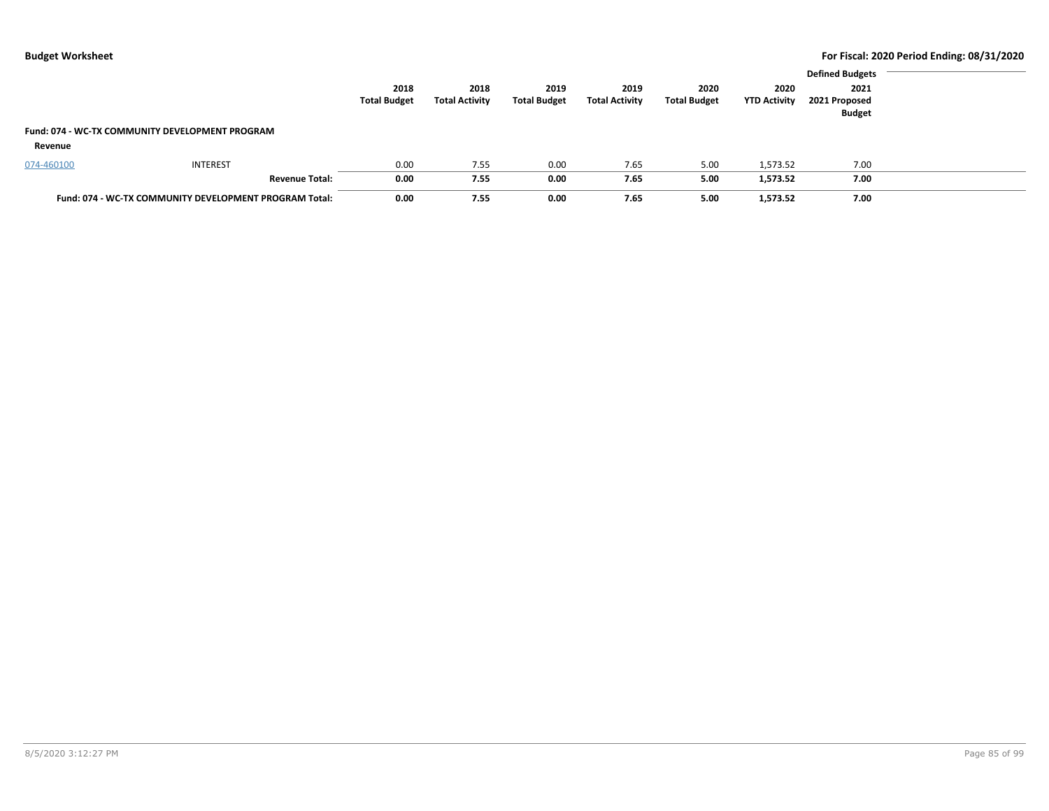| | | 2018 Total Budget | 2018 Total Activity | 2019 Total Budget | 2019 Total Activity | 2020 Total Budget | 2020 YTD Activity | Defined Budgets 2021 2021 Proposed Budget |
|---|---|---|---|---|---|---|---|---|
| **Fund: 074 - WC-TX COMMUNITY DEVELOPMENT PROGRAM** | | | | | | | | |
| **Revenue** | | | | | | | | |
| 074-460100 | INTEREST | 0.00 | 7.55 | 0.00 | 7.65 | 5.00 | 1,573.52 | 7.00 |
| | **Revenue Total:** | **0.00** | **7.55** | **0.00** | **7.65** | **5.00** | **1,573.52** | **7.00** |
| **Fund: 074 - WC-TX COMMUNITY DEVELOPMENT PROGRAM Total:** | | **0.00** | **7.55** | **0.00** | **7.65** | **5.00** | **1,573.52** | **7.00** |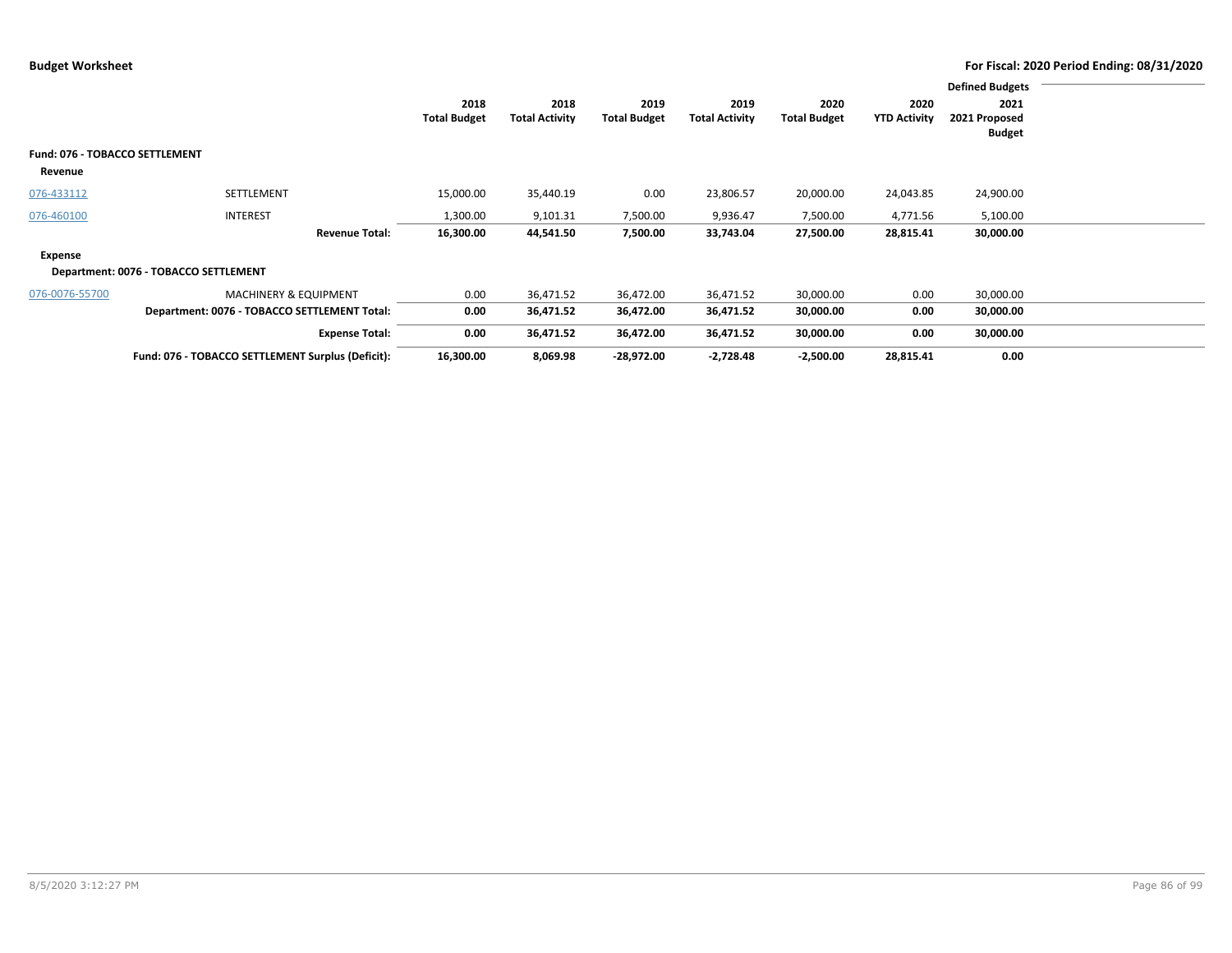**Budget Worksheet** — For Fiscal: 2020 Period Ending: 08/31/2020

| | | 2018 Total Budget | 2018 Total Activity | 2019 Total Budget | 2019 Total Activity | 2020 Total Budget | 2020 YTD Activity | Defined Budgets 2021 2021 Proposed Budget |
|---|---|---|---|---|---|---|---|---|
| **Fund: 076 - TOBACCO SETTLEMENT** | | | | | | | | |
| **Revenue** | | | | | | | | |
| 076-433112 | SETTLEMENT | 15,000.00 | 35,440.19 | 0.00 | 23,806.57 | 20,000.00 | 24,043.85 | 24,900.00 |
| 076-460100 | INTEREST | 1,300.00 | 9,101.31 | 7,500.00 | 9,936.47 | 7,500.00 | 4,771.56 | 5,100.00 |
| | **Revenue Total:** | **16,300.00** | **44,541.50** | **7,500.00** | **33,743.04** | **27,500.00** | **28,815.41** | **30,000.00** |
| **Expense** | | | | | | | | |
| **Department: 0076 - TOBACCO SETTLEMENT** | | | | | | | | |
| 076-0076-55700 | MACHINERY & EQUIPMENT | 0.00 | 36,471.52 | 36,472.00 | 36,471.52 | 30,000.00 | 0.00 | 30,000.00 |
| | **Department: 0076 - TOBACCO SETTLEMENT Total:** | **0.00** | **36,471.52** | **36,472.00** | **36,471.52** | **30,000.00** | **0.00** | **30,000.00** |
| | **Expense Total:** | **0.00** | **36,471.52** | **36,472.00** | **36,471.52** | **30,000.00** | **0.00** | **30,000.00** |
| | **Fund: 076 - TOBACCO SETTLEMENT Surplus (Deficit):** | **16,300.00** | **8,069.98** | **-28,972.00** | **-2,728.48** | **-2,500.00** | **28,815.41** | **0.00** |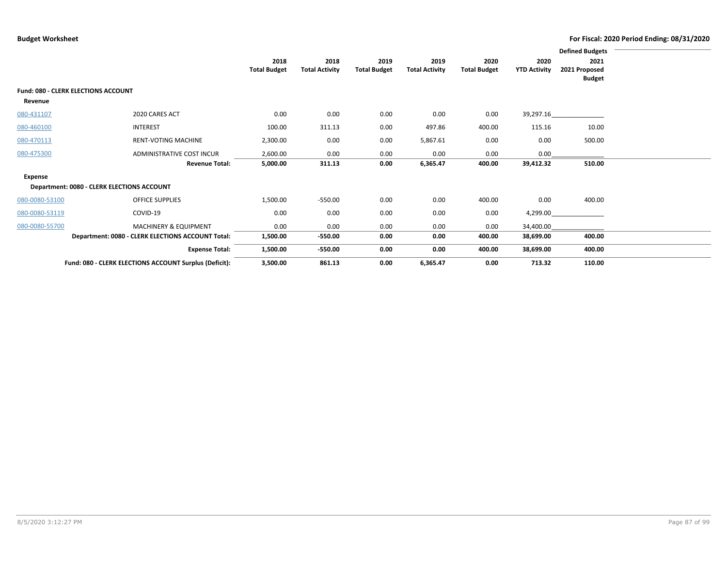**Budget Worksheet**

**For Fiscal: 2020 Period Ending: 08/31/2020**

| | | 2018 Total Budget | 2018 Total Activity | 2019 Total Budget | 2019 Total Activity | 2020 Total Budget | 2020 YTD Activity | Defined Budgets 2021 2021 Proposed Budget |
|---|---|---|---|---|---|---|---|---|
| **Fund: 080 - CLERK ELECTIONS ACCOUNT** | | | | | | | | |
| **Revenue** | | | | | | | | |
| 080-431107 | 2020 CARES ACT | 0.00 | 0.00 | 0.00 | 0.00 | 0.00 | 39,297.16 | ______________ |
| 080-460100 | INTEREST | 100.00 | 311.13 | 0.00 | 497.86 | 400.00 | 115.16 | 10.00 |
| 080-470113 | RENT-VOTING MACHINE | 2,300.00 | 0.00 | 0.00 | 5,867.61 | 0.00 | 0.00 | 500.00 |
| 080-475300 | ADMINISTRATIVE COST INCUR | 2,600.00 | 0.00 | 0.00 | 0.00 | 0.00 | 0.00 | ______________ |
| | **Revenue Total:** | **5,000.00** | **311.13** | **0.00** | **6,365.47** | **400.00** | **39,412.32** | **510.00** |
| **Expense** | | | | | | | | |
| **Department: 0080 - CLERK ELECTIONS ACCOUNT** | | | | | | | | |
| 080-0080-53100 | OFFICE SUPPLIES | 1,500.00 | -550.00 | 0.00 | 0.00 | 400.00 | 0.00 | 400.00 |
| 080-0080-53119 | COVID-19 | 0.00 | 0.00 | 0.00 | 0.00 | 0.00 | 4,299.00 | ______________ |
| 080-0080-55700 | MACHINERY & EQUIPMENT | 0.00 | 0.00 | 0.00 | 0.00 | 0.00 | 34,400.00 | ______________ |
| | **Department: 0080 - CLERK ELECTIONS ACCOUNT Total:** | **1,500.00** | **-550.00** | **0.00** | **0.00** | **400.00** | **38,699.00** | **400.00** |
| | **Expense Total:** | **1,500.00** | **-550.00** | **0.00** | **0.00** | **400.00** | **38,699.00** | **400.00** |
| | **Fund: 080 - CLERK ELECTIONS ACCOUNT Surplus (Deficit):** | **3,500.00** | **861.13** | **0.00** | **6,365.47** | **0.00** | **713.32** | **110.00** |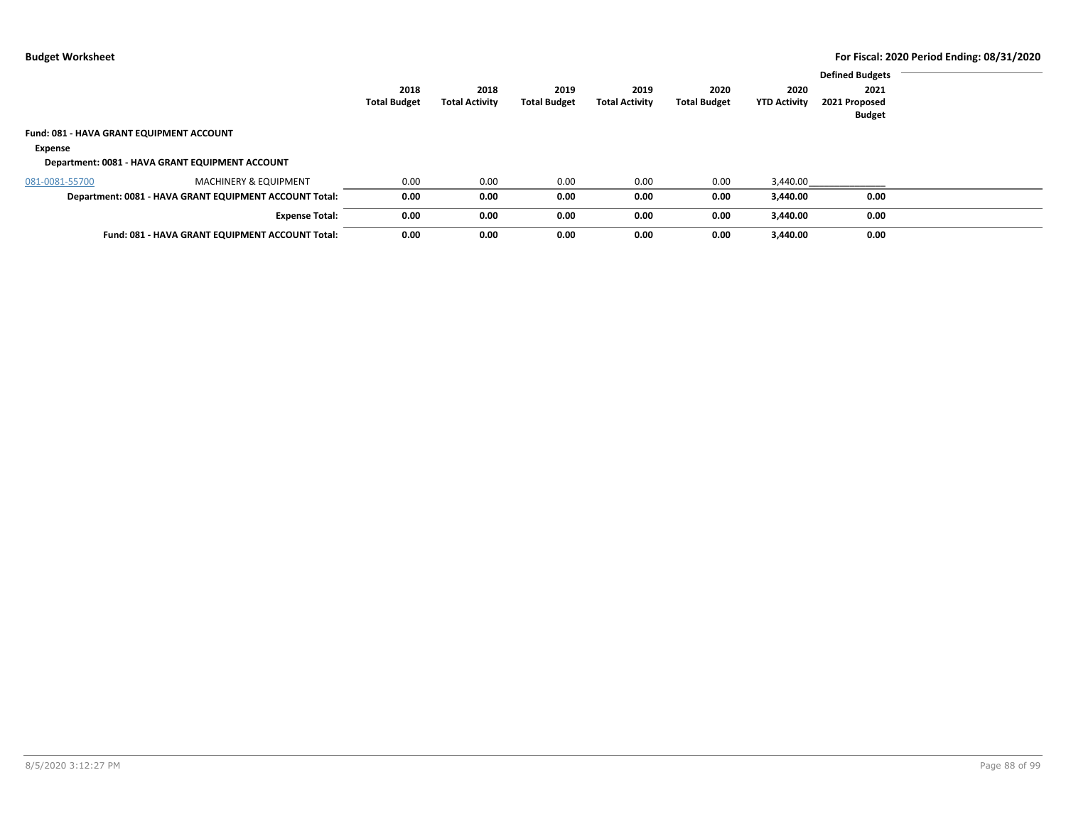**Budget Worksheet** — **For Fiscal: 2020 Period Ending: 08/31/2020**

| | | 2018 Total Budget | 2018 Total Activity | 2019 Total Budget | 2019 Total Activity | 2020 Total Budget | 2020 YTD Activity | Defined Budgets 2021 2021 Proposed Budget |
|---|---|---|---|---|---|---|---|---|
| **Fund: 081 - HAVA GRANT EQUIPMENT ACCOUNT** | | | | | | | | |
| **Expense** | | | | | | | | |
| **Department: 0081 - HAVA GRANT EQUIPMENT ACCOUNT** | | | | | | | | |
| 081-0081-55700 | MACHINERY & EQUIPMENT | 0.00 | 0.00 | 0.00 | 0.00 | 0.00 | 3,440.00 | |
| **Department: 0081 - HAVA GRANT EQUIPMENT ACCOUNT Total:** | | **0.00** | **0.00** | **0.00** | **0.00** | **0.00** | **3,440.00** | **0.00** |
| **Expense Total:** | | **0.00** | **0.00** | **0.00** | **0.00** | **0.00** | **3,440.00** | **0.00** |
| **Fund: 081 - HAVA GRANT EQUIPMENT ACCOUNT Total:** | | **0.00** | **0.00** | **0.00** | **0.00** | **0.00** | **3,440.00** | **0.00** |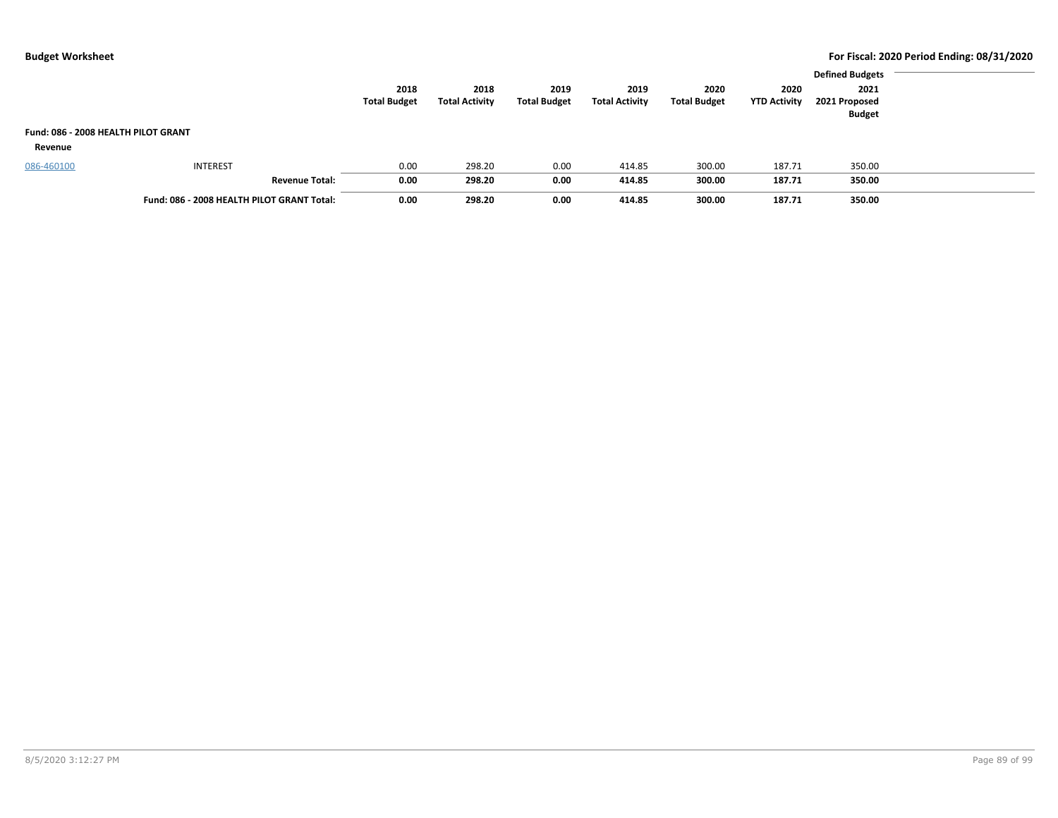| | | 2018 Total Budget | 2018 Total Activity | 2019 Total Budget | 2019 Total Activity | 2020 Total Budget | 2020 YTD Activity | Defined Budgets 2021 2021 Proposed Budget |
|---|---|---|---|---|---|---|---|---|
| **Fund: 086 - 2008 HEALTH PILOT GRANT** | | | | | | | | |
| **Revenue** | | | | | | | | |
| 086-460100 | INTEREST | 0.00 | 298.20 | 0.00 | 414.85 | 300.00 | 187.71 | 350.00 |
| | **Revenue Total:** | **0.00** | **298.20** | **0.00** | **414.85** | **300.00** | **187.71** | **350.00** |
| | **Fund: 086 - 2008 HEALTH PILOT GRANT Total:** | **0.00** | **298.20** | **0.00** | **414.85** | **300.00** | **187.71** | **350.00** |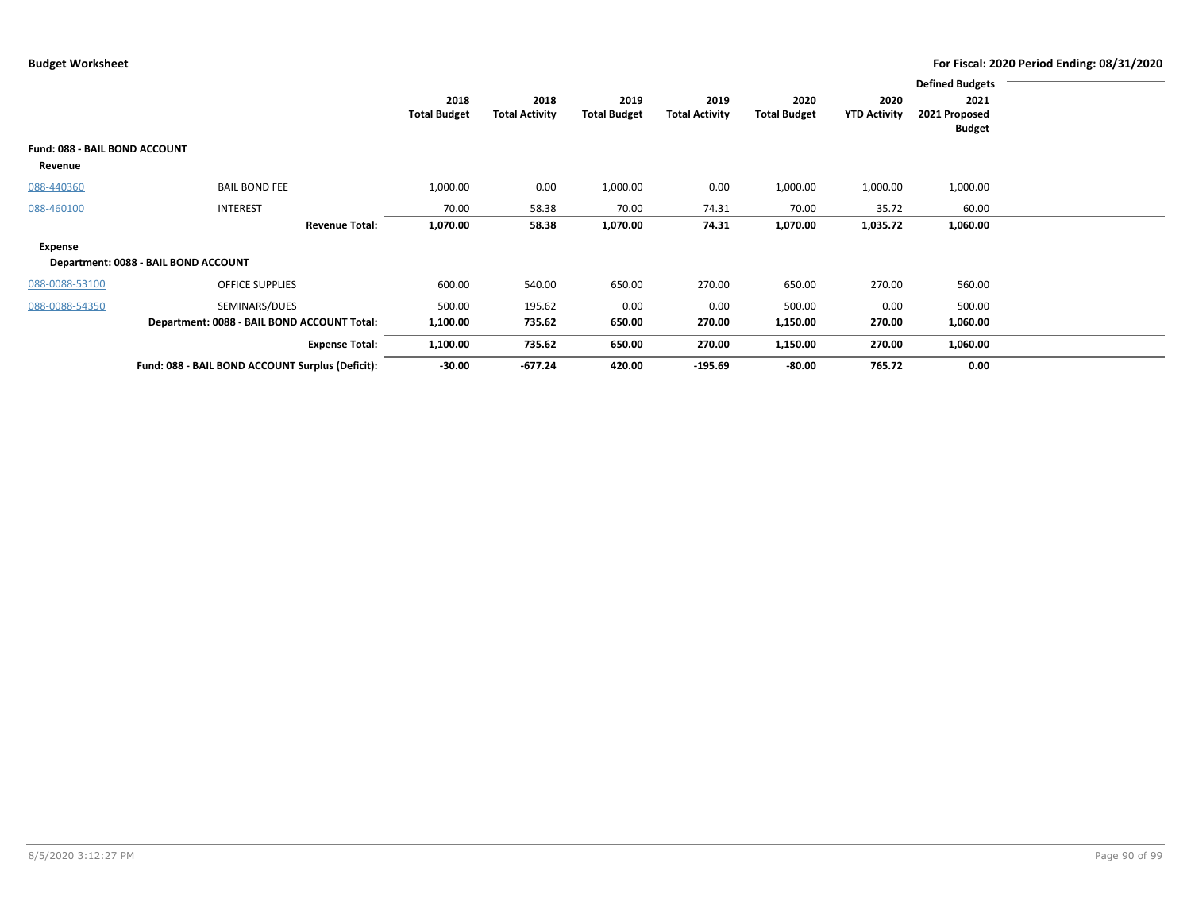**Budget Worksheet**

**For Fiscal: 2020 Period Ending: 08/31/2020**

| | | 2018 Total Budget | 2018 Total Activity | 2019 Total Budget | 2019 Total Activity | 2020 Total Budget | 2020 YTD Activity | Defined Budgets 2021 2021 Proposed Budget |
|---|---|---|---|---|---|---|---|---|
| **Fund: 088 - BAIL BOND ACCOUNT** | | | | | | | | |
| **Revenue** | | | | | | | | |
| 088-440360 | BAIL BOND FEE | 1,000.00 | 0.00 | 1,000.00 | 0.00 | 1,000.00 | 1,000.00 | 1,000.00 |
| 088-460100 | INTEREST | 70.00 | 58.38 | 70.00 | 74.31 | 70.00 | 35.72 | 60.00 |
| | **Revenue Total:** | **1,070.00** | **58.38** | **1,070.00** | **74.31** | **1,070.00** | **1,035.72** | **1,060.00** |
| **Expense** | | | | | | | | |
| **Department: 0088 - BAIL BOND ACCOUNT** | | | | | | | | |
| 088-0088-53100 | OFFICE SUPPLIES | 600.00 | 540.00 | 650.00 | 270.00 | 650.00 | 270.00 | 560.00 |
| 088-0088-54350 | SEMINARS/DUES | 500.00 | 195.62 | 0.00 | 0.00 | 500.00 | 0.00 | 500.00 |
| | **Department: 0088 - BAIL BOND ACCOUNT Total:** | **1,100.00** | **735.62** | **650.00** | **270.00** | **1,150.00** | **270.00** | **1,060.00** |
| | **Expense Total:** | **1,100.00** | **735.62** | **650.00** | **270.00** | **1,150.00** | **270.00** | **1,060.00** |
| | **Fund: 088 - BAIL BOND ACCOUNT Surplus (Deficit):** | **-30.00** | **-677.24** | **420.00** | **-195.69** | **-80.00** | **765.72** | **0.00** |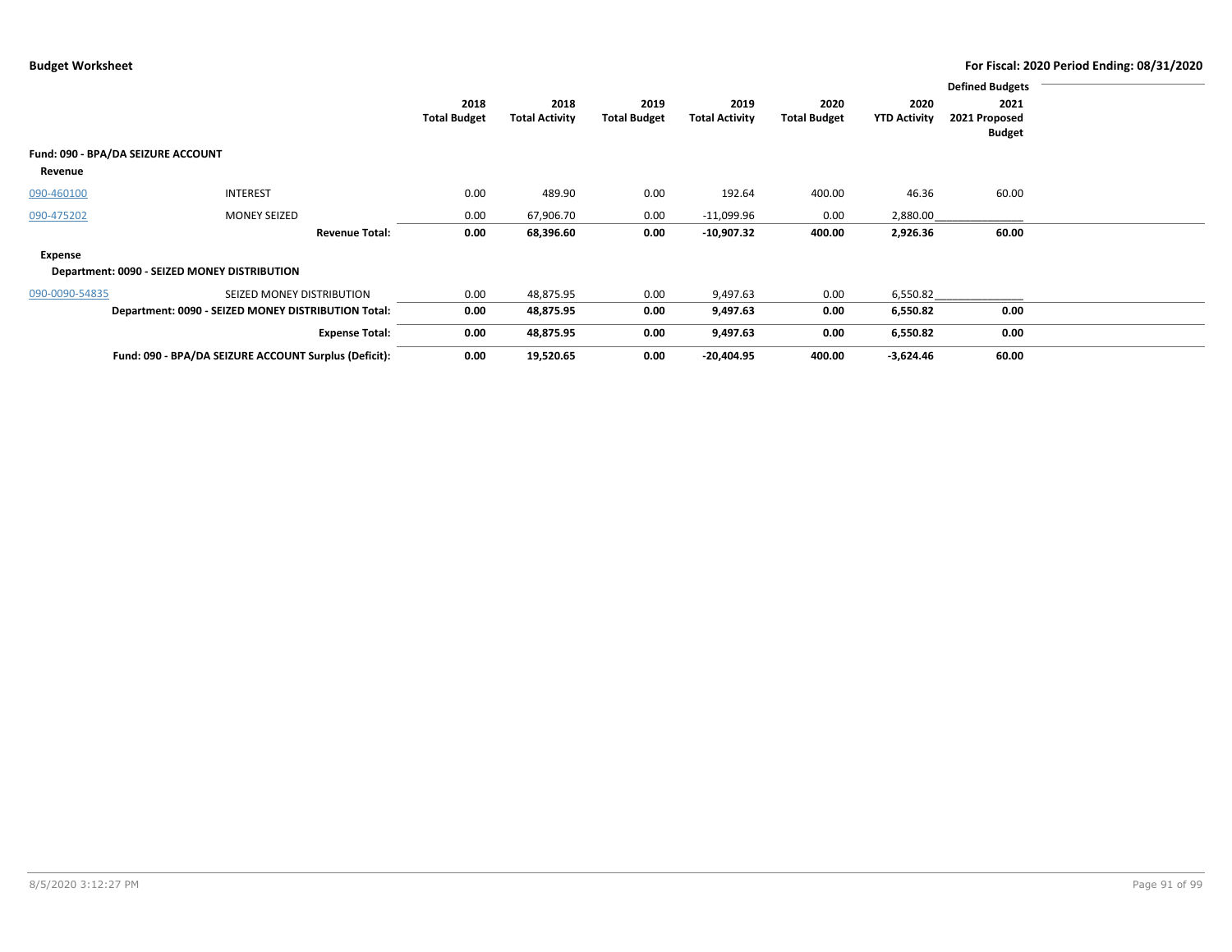**Budget Worksheet** — For Fiscal: 2020 Period Ending: 08/31/2020

| | | 2018 Total Budget | 2018 Total Activity | 2019 Total Budget | 2019 Total Activity | 2020 Total Budget | 2020 YTD Activity | Defined Budgets 2021 2021 Proposed Budget |
|---|---|---|---|---|---|---|---|---|
| **Fund: 090 - BPA/DA SEIZURE ACCOUNT** | | | | | | | | |
| **Revenue** | | | | | | | | |
| 090-460100 | INTEREST | 0.00 | 489.90 | 0.00 | 192.64 | 400.00 | 46.36 | 60.00 |
| 090-475202 | MONEY SEIZED | 0.00 | 67,906.70 | 0.00 | -11,099.96 | 0.00 | 2,880.00 | |
| | **Revenue Total:** | **0.00** | **68,396.60** | **0.00** | **-10,907.32** | **400.00** | **2,926.36** | **60.00** |
| **Expense** | | | | | | | | |
| **Department: 0090 - SEIZED MONEY DISTRIBUTION** | | | | | | | | |
| 090-0090-54835 | SEIZED MONEY DISTRIBUTION | 0.00 | 48,875.95 | 0.00 | 9,497.63 | 0.00 | 6,550.82 | |
| | **Department: 0090 - SEIZED MONEY DISTRIBUTION Total:** | **0.00** | **48,875.95** | **0.00** | **9,497.63** | **0.00** | **6,550.82** | **0.00** |
| | **Expense Total:** | **0.00** | **48,875.95** | **0.00** | **9,497.63** | **0.00** | **6,550.82** | **0.00** |
| | **Fund: 090 - BPA/DA SEIZURE ACCOUNT Surplus (Deficit):** | **0.00** | **19,520.65** | **0.00** | **-20,404.95** | **400.00** | **-3,624.46** | **60.00** |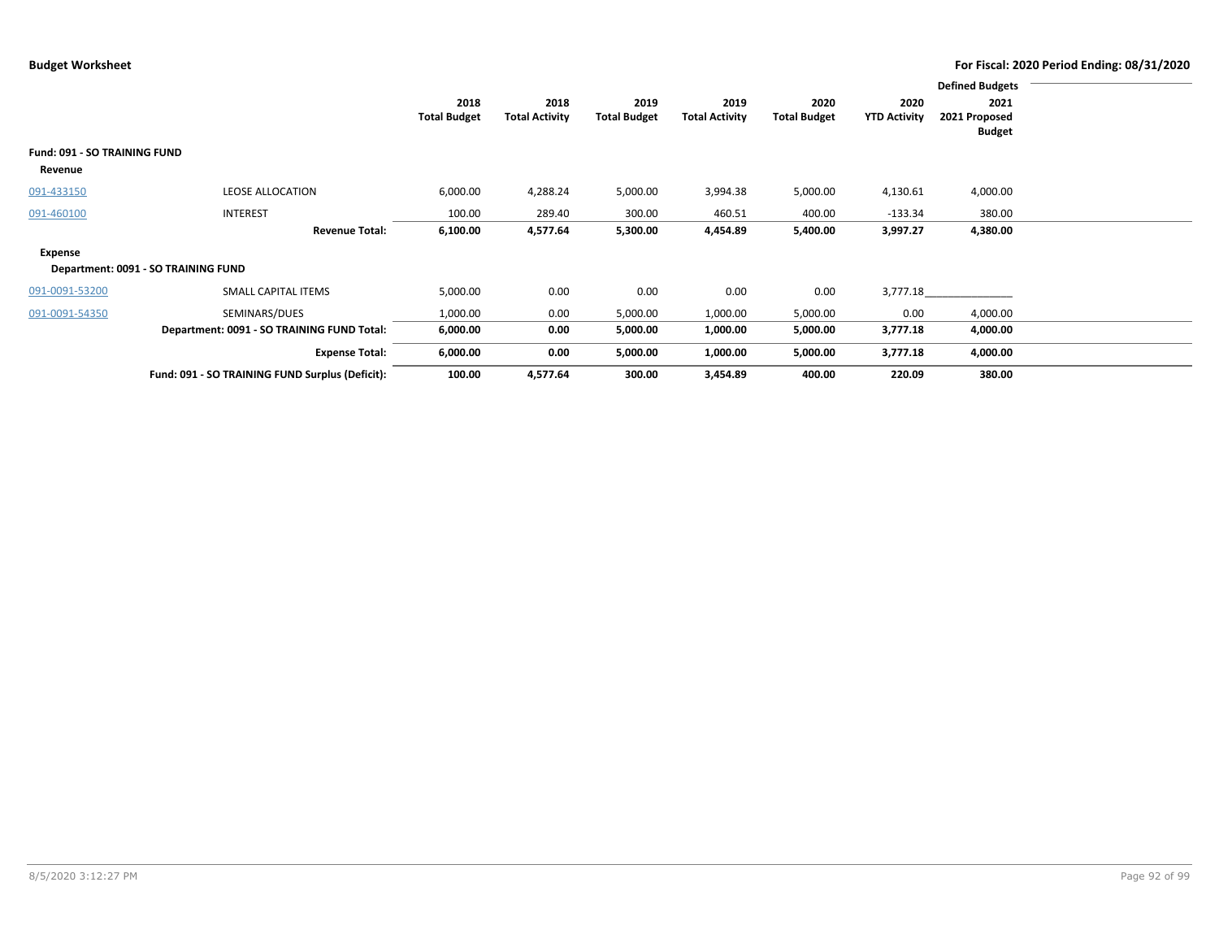**Budget Worksheet**

**For Fiscal: 2020 Period Ending: 08/31/2020**

| | | 2018 Total Budget | 2018 Total Activity | 2019 Total Budget | 2019 Total Activity | 2020 Total Budget | 2020 YTD Activity | Defined Budgets 2021 2021 Proposed Budget |
|---|---|---|---|---|---|---|---|---|
| **Fund: 091 - SO TRAINING FUND** | | | | | | | | |
| **Revenue** | | | | | | | | |
| 091-433150 | LEOSE ALLOCATION | 6,000.00 | 4,288.24 | 5,000.00 | 3,994.38 | 5,000.00 | 4,130.61 | 4,000.00 |
| 091-460100 | INTEREST | 100.00 | 289.40 | 300.00 | 460.51 | 400.00 | -133.34 | 380.00 |
| | **Revenue Total:** | **6,100.00** | **4,577.64** | **5,300.00** | **4,454.89** | **5,400.00** | **3,997.27** | **4,380.00** |
| **Expense** | | | | | | | | |
| **Department: 0091 - SO TRAINING FUND** | | | | | | | | |
| 091-0091-53200 | SMALL CAPITAL ITEMS | 5,000.00 | 0.00 | 0.00 | 0.00 | 0.00 | 3,777.18 | |
| 091-0091-54350 | SEMINARS/DUES | 1,000.00 | 0.00 | 5,000.00 | 1,000.00 | 5,000.00 | 0.00 | 4,000.00 |
| | **Department: 0091 - SO TRAINING FUND Total:** | **6,000.00** | **0.00** | **5,000.00** | **1,000.00** | **5,000.00** | **3,777.18** | **4,000.00** |
| | **Expense Total:** | **6,000.00** | **0.00** | **5,000.00** | **1,000.00** | **5,000.00** | **3,777.18** | **4,000.00** |
| | **Fund: 091 - SO TRAINING FUND Surplus (Deficit):** | **100.00** | **4,577.64** | **300.00** | **3,454.89** | **400.00** | **220.09** | **380.00** |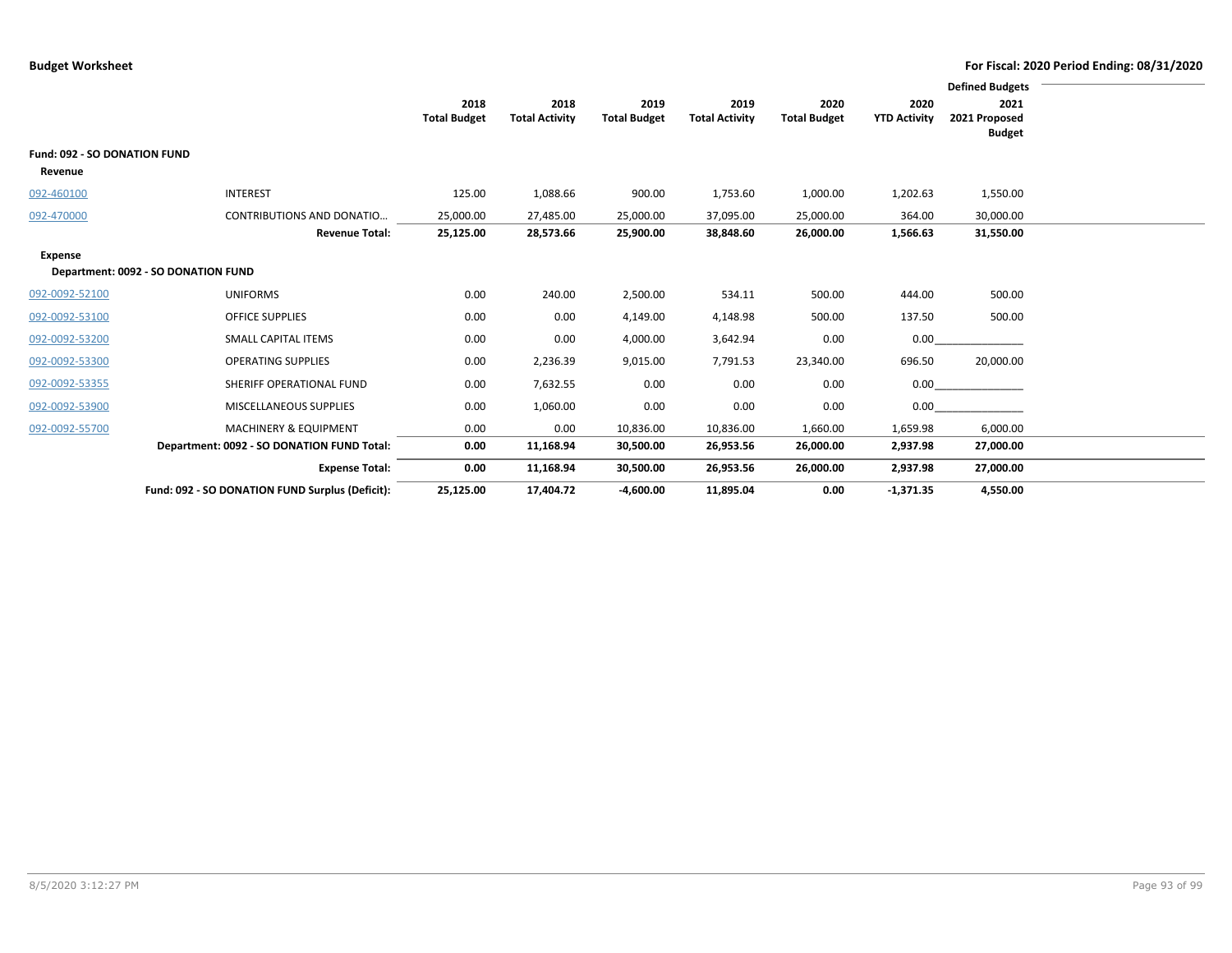**Budget Worksheet** — For Fiscal: 2020 Period Ending: 08/31/2020

| | | 2018 Total Budget | 2018 Total Activity | 2019 Total Budget | 2019 Total Activity | 2020 Total Budget | 2020 YTD Activity | Defined Budgets 2021 2021 Proposed Budget |
|---|---|---|---|---|---|---|---|---|
| **Fund: 092 - SO DONATION FUND** | | | | | | | | |
| **Revenue** | | | | | | | | |
| 092-460100 | INTEREST | 125.00 | 1,088.66 | 900.00 | 1,753.60 | 1,000.00 | 1,202.63 | 1,550.00 |
| 092-470000 | CONTRIBUTIONS AND DONATIO... | 25,000.00 | 27,485.00 | 25,000.00 | 37,095.00 | 25,000.00 | 364.00 | 30,000.00 |
| | **Revenue Total:** | **25,125.00** | **28,573.66** | **25,900.00** | **38,848.60** | **26,000.00** | **1,566.63** | **31,550.00** |
| **Expense** | | | | | | | | |
| **Department: 0092 - SO DONATION FUND** | | | | | | | | |
| 092-0092-52100 | UNIFORMS | 0.00 | 240.00 | 2,500.00 | 534.11 | 500.00 | 444.00 | 500.00 |
| 092-0092-53100 | OFFICE SUPPLIES | 0.00 | 0.00 | 4,149.00 | 4,148.98 | 500.00 | 137.50 | 500.00 |
| 092-0092-53200 | SMALL CAPITAL ITEMS | 0.00 | 0.00 | 4,000.00 | 3,642.94 | 0.00 | 0.00 | |
| 092-0092-53300 | OPERATING SUPPLIES | 0.00 | 2,236.39 | 9,015.00 | 7,791.53 | 23,340.00 | 696.50 | 20,000.00 |
| 092-0092-53355 | SHERIFF OPERATIONAL FUND | 0.00 | 7,632.55 | 0.00 | 0.00 | 0.00 | 0.00 | |
| 092-0092-53900 | MISCELLANEOUS SUPPLIES | 0.00 | 1,060.00 | 0.00 | 0.00 | 0.00 | 0.00 | |
| 092-0092-55700 | MACHINERY & EQUIPMENT | 0.00 | 0.00 | 10,836.00 | 10,836.00 | 1,660.00 | 1,659.98 | 6,000.00 |
| | **Department: 0092 - SO DONATION FUND Total:** | **0.00** | **11,168.94** | **30,500.00** | **26,953.56** | **26,000.00** | **2,937.98** | **27,000.00** |
| | **Expense Total:** | **0.00** | **11,168.94** | **30,500.00** | **26,953.56** | **26,000.00** | **2,937.98** | **27,000.00** |
| | **Fund: 092 - SO DONATION FUND Surplus (Deficit):** | **25,125.00** | **17,404.72** | **-4,600.00** | **11,895.04** | **0.00** | **-1,371.35** | **4,550.00** |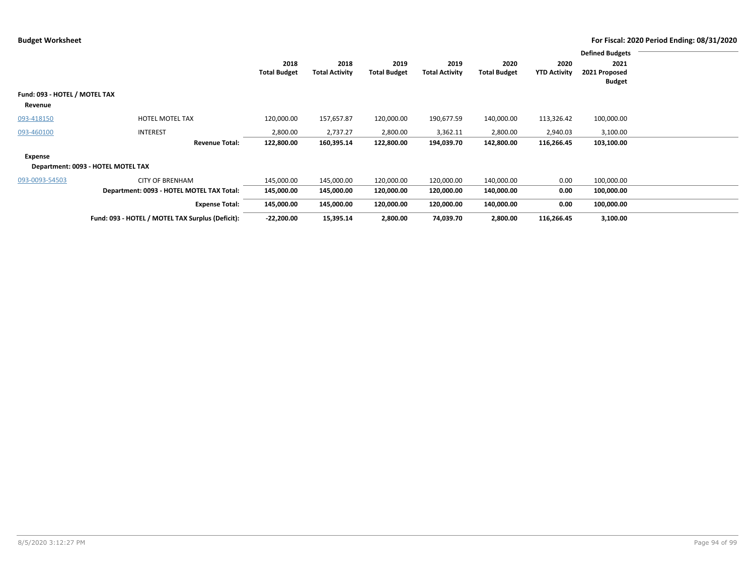**Budget Worksheet**

**For Fiscal: 2020 Period Ending: 08/31/2020**

| | | 2018 Total Budget | 2018 Total Activity | 2019 Total Budget | 2019 Total Activity | 2020 Total Budget | 2020 YTD Activity | Defined Budgets 2021 2021 Proposed Budget |
|---|---|---|---|---|---|---|---|---|
| **Fund: 093 - HOTEL / MOTEL TAX** | | | | | | | | |
| **Revenue** | | | | | | | | |
| 093-418150 | HOTEL MOTEL TAX | 120,000.00 | 157,657.87 | 120,000.00 | 190,677.59 | 140,000.00 | 113,326.42 | 100,000.00 |
| 093-460100 | INTEREST | 2,800.00 | 2,737.27 | 2,800.00 | 3,362.11 | 2,800.00 | 2,940.03 | 3,100.00 |
| | **Revenue Total:** | **122,800.00** | **160,395.14** | **122,800.00** | **194,039.70** | **142,800.00** | **116,266.45** | **103,100.00** |
| **Expense** | | | | | | | | |
| **Department: 0093 - HOTEL MOTEL TAX** | | | | | | | | |
| 093-0093-54503 | CITY OF BRENHAM | 145,000.00 | 145,000.00 | 120,000.00 | 120,000.00 | 140,000.00 | 0.00 | 100,000.00 |
| | **Department: 0093 - HOTEL MOTEL TAX Total:** | **145,000.00** | **145,000.00** | **120,000.00** | **120,000.00** | **140,000.00** | **0.00** | **100,000.00** |
| | **Expense Total:** | **145,000.00** | **145,000.00** | **120,000.00** | **120,000.00** | **140,000.00** | **0.00** | **100,000.00** |
| | **Fund: 093 - HOTEL / MOTEL TAX Surplus (Deficit):** | **-22,200.00** | **15,395.14** | **2,800.00** | **74,039.70** | **2,800.00** | **116,266.45** | **3,100.00** |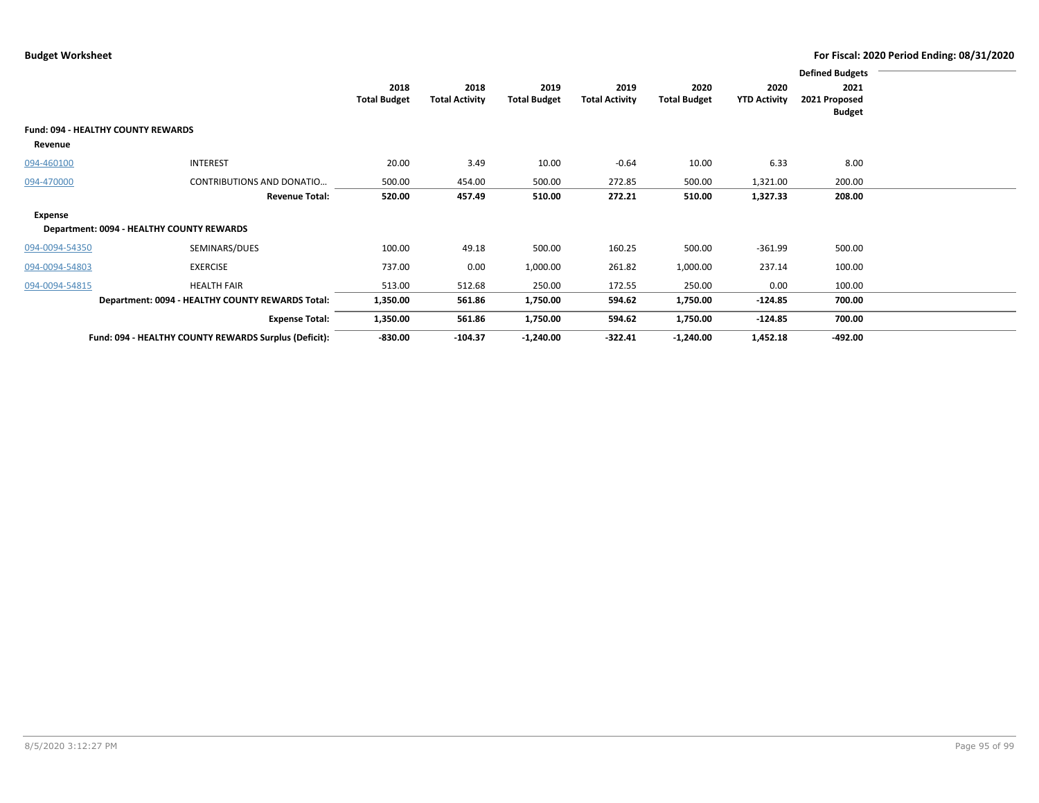**Budget Worksheet** — For Fiscal: 2020 Period Ending: 08/31/2020

| | | 2018 Total Budget | 2018 Total Activity | 2019 Total Budget | 2019 Total Activity | 2020 Total Budget | 2020 YTD Activity | Defined Budgets 2021 2021 Proposed Budget |
|---|---|---|---|---|---|---|---|---|
| **Fund: 094 - HEALTHY COUNTY REWARDS** | | | | | | | | |
| **Revenue** | | | | | | | | |
| 094-460100 | INTEREST | 20.00 | 3.49 | 10.00 | -0.64 | 10.00 | 6.33 | 8.00 |
| 094-470000 | CONTRIBUTIONS AND DONATIO… | 500.00 | 454.00 | 500.00 | 272.85 | 500.00 | 1,321.00 | 200.00 |
| | **Revenue Total:** | **520.00** | **457.49** | **510.00** | **272.21** | **510.00** | **1,327.33** | **208.00** |
| **Expense** | | | | | | | | |
| **Department: 0094 - HEALTHY COUNTY REWARDS** | | | | | | | | |
| 094-0094-54350 | SEMINARS/DUES | 100.00 | 49.18 | 500.00 | 160.25 | 500.00 | -361.99 | 500.00 |
| 094-0094-54803 | EXERCISE | 737.00 | 0.00 | 1,000.00 | 261.82 | 1,000.00 | 237.14 | 100.00 |
| 094-0094-54815 | HEALTH FAIR | 513.00 | 512.68 | 250.00 | 172.55 | 250.00 | 0.00 | 100.00 |
| | **Department: 0094 - HEALTHY COUNTY REWARDS Total:** | **1,350.00** | **561.86** | **1,750.00** | **594.62** | **1,750.00** | **-124.85** | **700.00** |
| | **Expense Total:** | **1,350.00** | **561.86** | **1,750.00** | **594.62** | **1,750.00** | **-124.85** | **700.00** |
| | **Fund: 094 - HEALTHY COUNTY REWARDS Surplus (Deficit):** | **-830.00** | **-104.37** | **-1,240.00** | **-322.41** | **-1,240.00** | **1,452.18** | **-492.00** |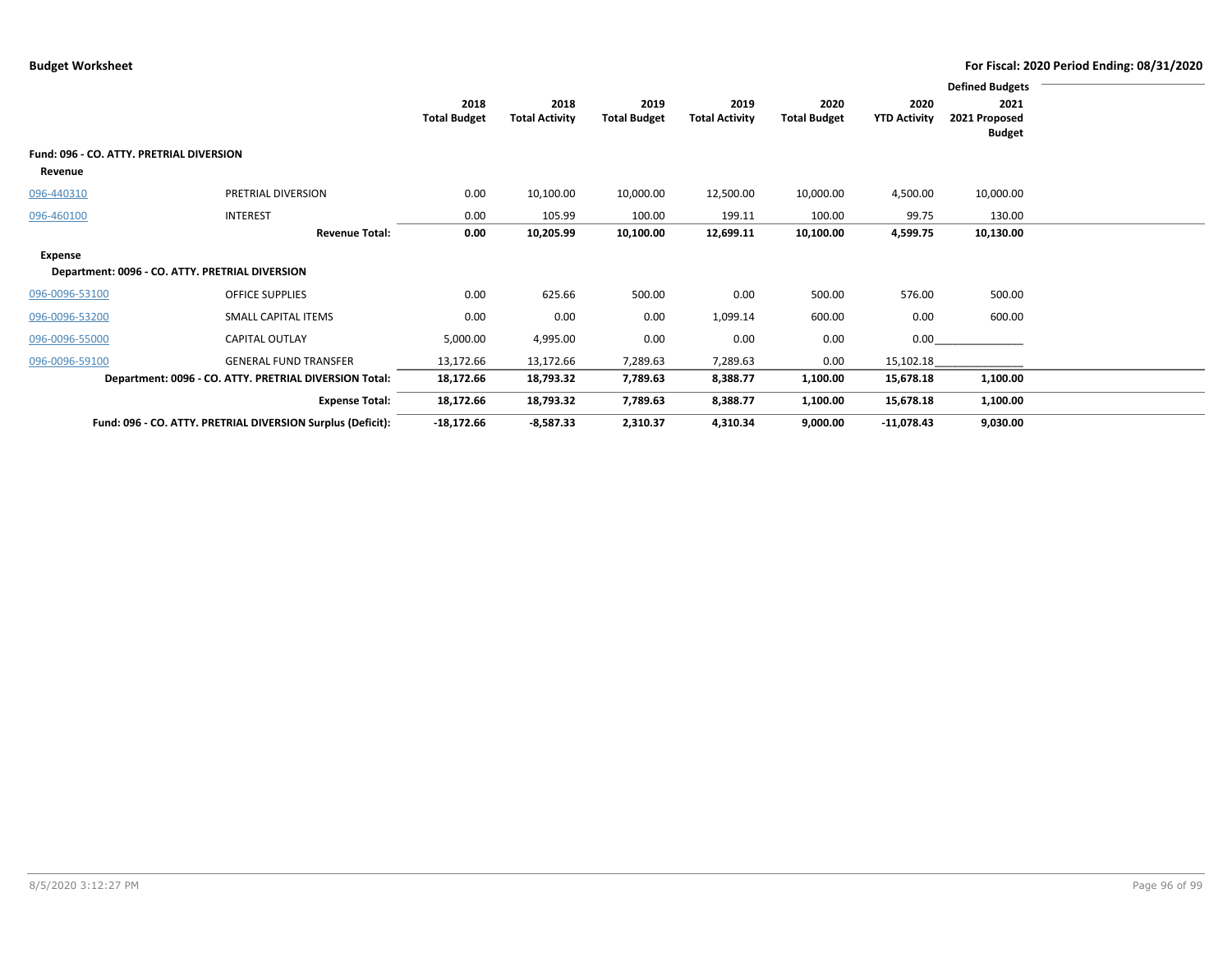**Budget Worksheet** — For Fiscal: 2020 Period Ending: 08/31/2020

| | | 2018 Total Budget | 2018 Total Activity | 2019 Total Budget | 2019 Total Activity | 2020 Total Budget | 2020 YTD Activity | Defined Budgets 2021 2021 Proposed Budget |
|---|---|---|---|---|---|---|---|---|
| **Fund: 096 - CO. ATTY. PRETRIAL DIVERSION** | | | | | | | | |
| **Revenue** | | | | | | | | |
| 096-440310 | PRETRIAL DIVERSION | 0.00 | 10,100.00 | 10,000.00 | 12,500.00 | 10,000.00 | 4,500.00 | 10,000.00 |
| 096-460100 | INTEREST | 0.00 | 105.99 | 100.00 | 199.11 | 100.00 | 99.75 | 130.00 |
| | **Revenue Total:** | **0.00** | **10,205.99** | **10,100.00** | **12,699.11** | **10,100.00** | **4,599.75** | **10,130.00** |
| **Expense** | | | | | | | | |
| **Department: 0096 - CO. ATTY. PRETRIAL DIVERSION** | | | | | | | | |
| 096-0096-53100 | OFFICE SUPPLIES | 0.00 | 625.66 | 500.00 | 0.00 | 500.00 | 576.00 | 500.00 |
| 096-0096-53200 | SMALL CAPITAL ITEMS | 0.00 | 0.00 | 0.00 | 1,099.14 | 600.00 | 0.00 | 600.00 |
| 096-0096-55000 | CAPITAL OUTLAY | 5,000.00 | 4,995.00 | 0.00 | 0.00 | 0.00 | 0.00 | |
| 096-0096-59100 | GENERAL FUND TRANSFER | 13,172.66 | 13,172.66 | 7,289.63 | 7,289.63 | 0.00 | 15,102.18 | |
| | **Department: 0096 - CO. ATTY. PRETRIAL DIVERSION Total:** | **18,172.66** | **18,793.32** | **7,789.63** | **8,388.77** | **1,100.00** | **15,678.18** | **1,100.00** |
| | **Expense Total:** | **18,172.66** | **18,793.32** | **7,789.63** | **8,388.77** | **1,100.00** | **15,678.18** | **1,100.00** |
| | **Fund: 096 - CO. ATTY. PRETRIAL DIVERSION Surplus (Deficit):** | **-18,172.66** | **-8,587.33** | **2,310.37** | **4,310.34** | **9,000.00** | **-11,078.43** | **9,030.00** |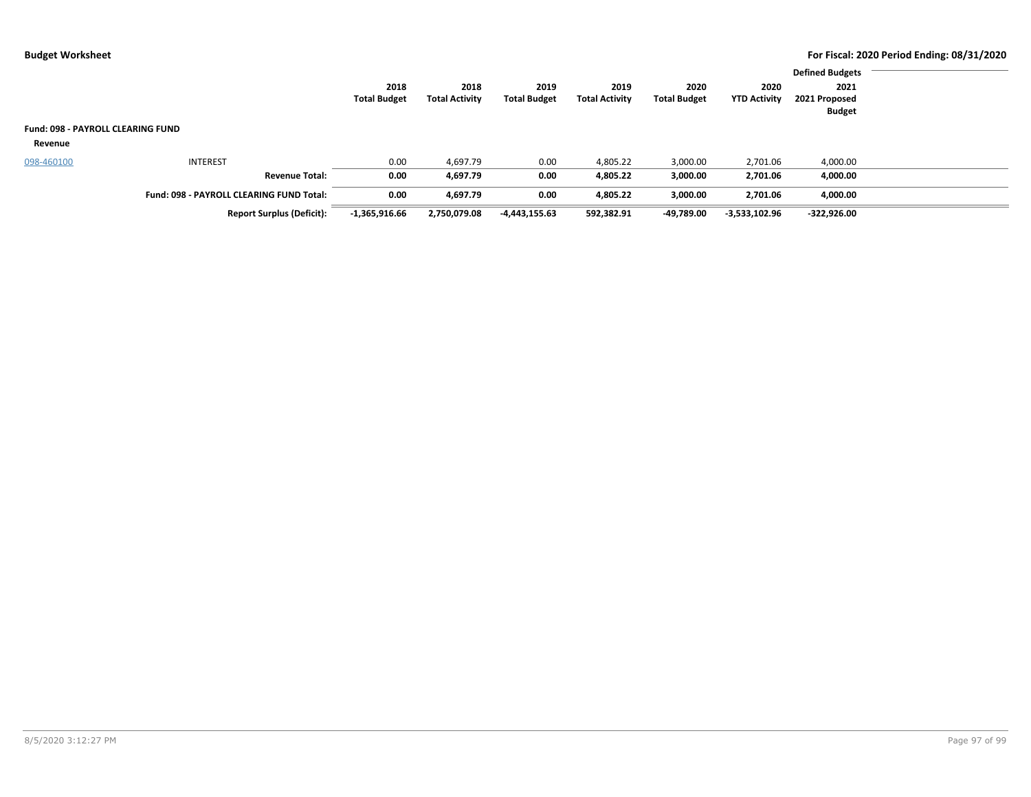| | | 2018 Total Budget | 2018 Total Activity | 2019 Total Budget | 2019 Total Activity | 2020 Total Budget | 2020 YTD Activity | Defined Budgets 2021 2021 Proposed Budget |
|---|---|---|---|---|---|---|---|---|
| **Fund: 098 - PAYROLL CLEARING FUND** | | | | | | | | |
| **Revenue** | | | | | | | | |
| 098-460100 | INTEREST | 0.00 | 4,697.79 | 0.00 | 4,805.22 | 3,000.00 | 2,701.06 | 4,000.00 |
| | **Revenue Total:** | **0.00** | **4,697.79** | **0.00** | **4,805.22** | **3,000.00** | **2,701.06** | **4,000.00** |
| | **Fund: 098 - PAYROLL CLEARING FUND Total:** | **0.00** | **4,697.79** | **0.00** | **4,805.22** | **3,000.00** | **2,701.06** | **4,000.00** |
| | **Report Surplus (Deficit):** | **-1,365,916.66** | **2,750,079.08** | **-4,443,155.63** | **592,382.91** | **-49,789.00** | **-3,533,102.96** | **-322,926.00** |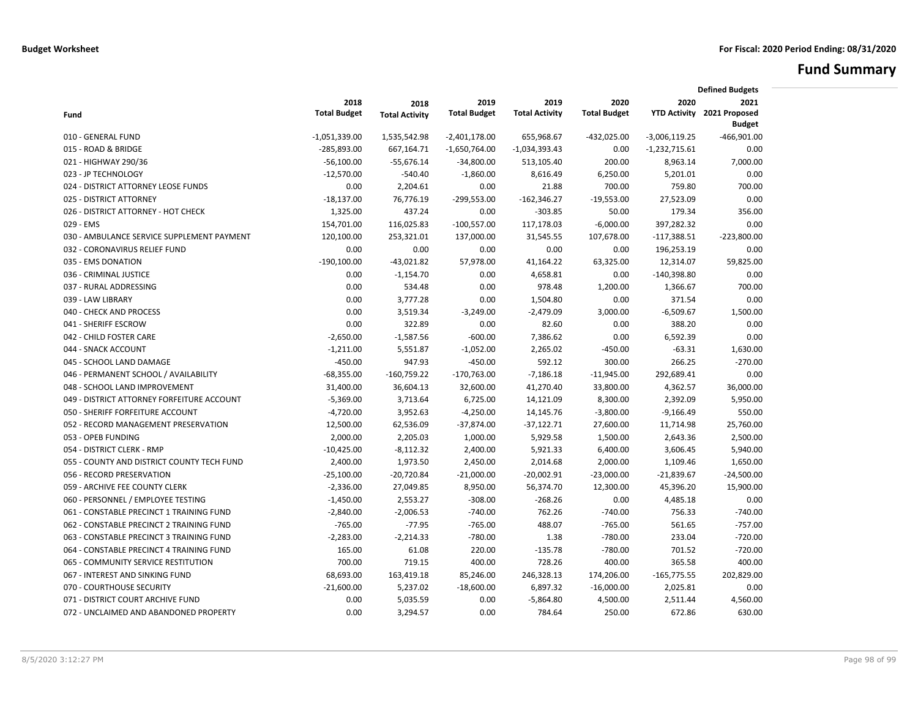**Budget Worksheet** **For Fiscal: 2020 Period Ending: 08/31/2020**

# Fund Summary

| Fund | 2018 Total Budget | 2018 Total Activity | 2019 Total Budget | 2019 Total Activity | 2020 Total Budget | 2020 YTD Activity | Defined Budgets 2021 2021 Proposed Budget |
|---|---|---|---|---|---|---|---|
| 010 - GENERAL FUND | -1,051,339.00 | 1,535,542.98 | -2,401,178.00 | 655,968.67 | -432,025.00 | -3,006,119.25 | -466,901.00 |
| 015 - ROAD & BRIDGE | -285,893.00 | 667,164.71 | -1,650,764.00 | -1,034,393.43 | 0.00 | -1,232,715.61 | 0.00 |
| 021 - HIGHWAY 290/36 | -56,100.00 | -55,676.14 | -34,800.00 | 513,105.40 | 200.00 | 8,963.14 | 7,000.00 |
| 023 - JP TECHNOLOGY | -12,570.00 | -540.40 | -1,860.00 | 8,616.49 | 6,250.00 | 5,201.01 | 0.00 |
| 024 - DISTRICT ATTORNEY LEOSE FUNDS | 0.00 | 2,204.61 | 0.00 | 21.88 | 700.00 | 759.80 | 700.00 |
| 025 - DISTRICT ATTORNEY | -18,137.00 | 76,776.19 | -299,553.00 | -162,346.27 | -19,553.00 | 27,523.09 | 0.00 |
| 026 - DISTRICT ATTORNEY - HOT CHECK | 1,325.00 | 437.24 | 0.00 | -303.85 | 50.00 | 179.34 | 356.00 |
| 029 - EMS | 154,701.00 | 116,025.83 | -100,557.00 | 117,178.03 | -6,000.00 | 397,282.32 | 0.00 |
| 030 - AMBULANCE SERVICE SUPPLEMENT PAYMENT | 120,100.00 | 253,321.01 | 137,000.00 | 31,545.55 | 107,678.00 | -117,388.51 | -223,800.00 |
| 032 - CORONAVIRUS RELIEF FUND | 0.00 | 0.00 | 0.00 | 0.00 | 0.00 | 196,253.19 | 0.00 |
| 035 - EMS DONATION | -190,100.00 | -43,021.82 | 57,978.00 | 41,164.22 | 63,325.00 | 12,314.07 | 59,825.00 |
| 036 - CRIMINAL JUSTICE | 0.00 | -1,154.70 | 0.00 | 4,658.81 | 0.00 | -140,398.80 | 0.00 |
| 037 - RURAL ADDRESSING | 0.00 | 534.48 | 0.00 | 978.48 | 1,200.00 | 1,366.67 | 700.00 |
| 039 - LAW LIBRARY | 0.00 | 3,777.28 | 0.00 | 1,504.80 | 0.00 | 371.54 | 0.00 |
| 040 - CHECK AND PROCESS | 0.00 | 3,519.34 | -3,249.00 | -2,479.09 | 3,000.00 | -6,509.67 | 1,500.00 |
| 041 - SHERIFF ESCROW | 0.00 | 322.89 | 0.00 | 82.60 | 0.00 | 388.20 | 0.00 |
| 042 - CHILD FOSTER CARE | -2,650.00 | -1,587.56 | -600.00 | 7,386.62 | 0.00 | 6,592.39 | 0.00 |
| 044 - SNACK ACCOUNT | -1,211.00 | 5,551.87 | -1,052.00 | 2,265.02 | -450.00 | -63.31 | 1,630.00 |
| 045 - SCHOOL LAND DAMAGE | -450.00 | 947.93 | -450.00 | 592.12 | 300.00 | 266.25 | -270.00 |
| 046 - PERMANENT SCHOOL / AVAILABILITY | -68,355.00 | -160,759.22 | -170,763.00 | -7,186.18 | -11,945.00 | 292,689.41 | 0.00 |
| 048 - SCHOOL LAND IMPROVEMENT | 31,400.00 | 36,604.13 | 32,600.00 | 41,270.40 | 33,800.00 | 4,362.57 | 36,000.00 |
| 049 - DISTRICT ATTORNEY FORFEITURE ACCOUNT | -5,369.00 | 3,713.64 | 6,725.00 | 14,121.09 | 8,300.00 | 2,392.09 | 5,950.00 |
| 050 - SHERIFF FORFEITURE ACCOUNT | -4,720.00 | 3,952.63 | -4,250.00 | 14,145.76 | -3,800.00 | -9,166.49 | 550.00 |
| 052 - RECORD MANAGEMENT PRESERVATION | 12,500.00 | 62,536.09 | -37,874.00 | -37,122.71 | 27,600.00 | 11,714.98 | 25,760.00 |
| 053 - OPEB FUNDING | 2,000.00 | 2,205.03 | 1,000.00 | 5,929.58 | 1,500.00 | 2,643.36 | 2,500.00 |
| 054 - DISTRICT CLERK - RMP | -10,425.00 | -8,112.32 | 2,400.00 | 5,921.33 | 6,400.00 | 3,606.45 | 5,940.00 |
| 055 - COUNTY AND DISTRICT COUNTY TECH FUND | 2,400.00 | 1,973.50 | 2,450.00 | 2,014.68 | 2,000.00 | 1,109.46 | 1,650.00 |
| 056 - RECORD PRESERVATION | -25,100.00 | -20,720.84 | -21,000.00 | -20,002.91 | -23,000.00 | -21,839.67 | -24,500.00 |
| 059 - ARCHIVE FEE COUNTY CLERK | -2,336.00 | 27,049.85 | 8,950.00 | 56,374.70 | 12,300.00 | 45,396.20 | 15,900.00 |
| 060 - PERSONNEL / EMPLOYEE TESTING | -1,450.00 | 2,553.27 | -308.00 | -268.26 | 0.00 | 4,485.18 | 0.00 |
| 061 - CONSTABLE PRECINCT 1 TRAINING FUND | -2,840.00 | -2,006.53 | -740.00 | 762.26 | -740.00 | 756.33 | -740.00 |
| 062 - CONSTABLE PRECINCT 2 TRAINING FUND | -765.00 | -77.95 | -765.00 | 488.07 | -765.00 | 561.65 | -757.00 |
| 063 - CONSTABLE PRECINCT 3 TRAINING FUND | -2,283.00 | -2,214.33 | -780.00 | 1.38 | -780.00 | 233.04 | -720.00 |
| 064 - CONSTABLE PRECINCT 4 TRAINING FUND | 165.00 | 61.08 | 220.00 | -135.78 | -780.00 | 701.52 | -720.00 |
| 065 - COMMUNITY SERVICE RESTITUTION | 700.00 | 719.15 | 400.00 | 728.26 | 400.00 | 365.58 | 400.00 |
| 067 - INTEREST AND SINKING FUND | 68,693.00 | 163,419.18 | 85,246.00 | 246,328.13 | 174,206.00 | -165,775.55 | 202,829.00 |
| 070 - COURTHOUSE SECURITY | -21,600.00 | 5,237.02 | -18,600.00 | 6,897.32 | -16,000.00 | 2,025.81 | 0.00 |
| 071 - DISTRICT COURT ARCHIVE FUND | 0.00 | 5,035.59 | 0.00 | -5,864.80 | 4,500.00 | 2,511.44 | 4,560.00 |
| 072 - UNCLAIMED AND ABANDONED PROPERTY | 0.00 | 3,294.57 | 0.00 | 784.64 | 250.00 | 672.86 | 630.00 |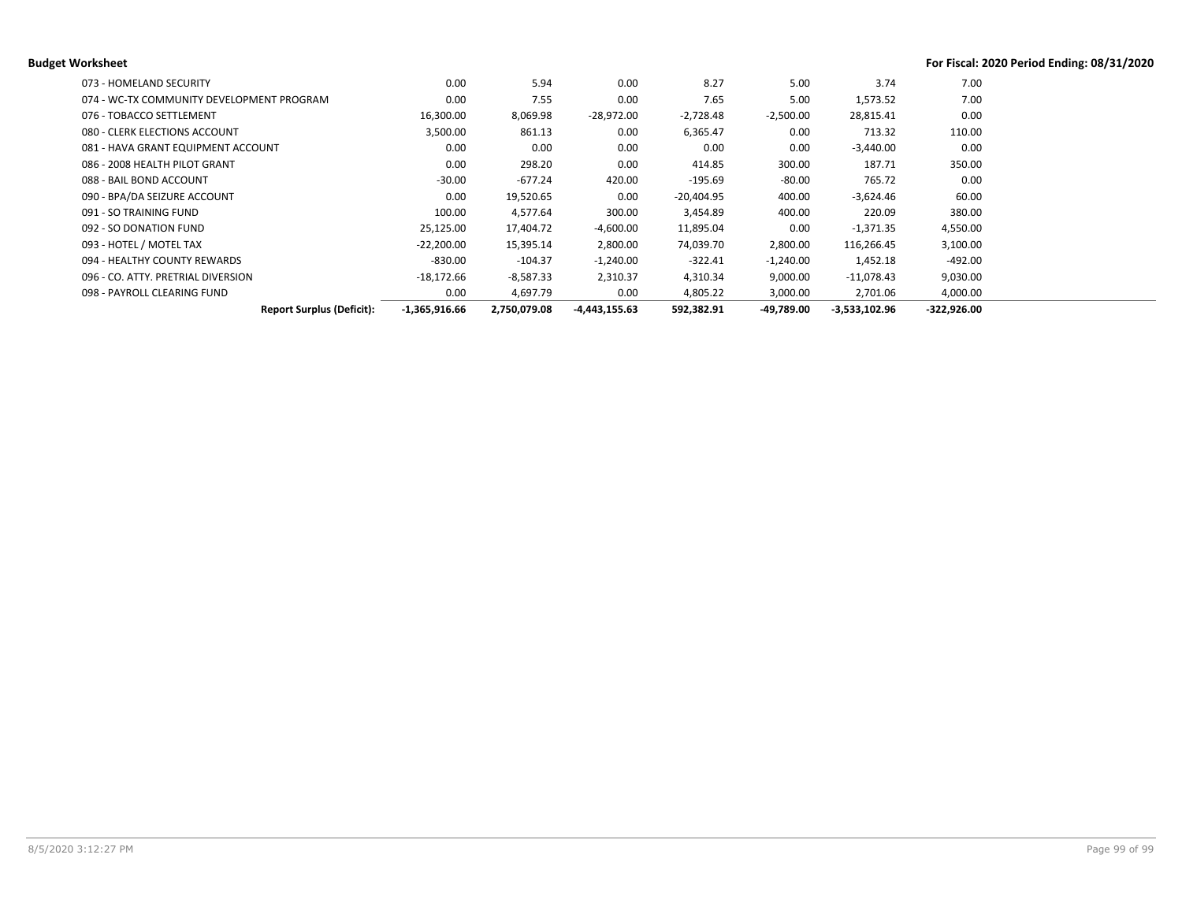**Budget Worksheet** **For Fiscal: 2020 Period Ending: 08/31/2020**

| | | | | | | | |
|---|---|---|---|---|---|---|---|
| 073 - HOMELAND SECURITY | 0.00 | 5.94 | 0.00 | 8.27 | 5.00 | 3.74 | 7.00 |
| 074 - WC-TX COMMUNITY DEVELOPMENT PROGRAM | 0.00 | 7.55 | 0.00 | 7.65 | 5.00 | 1,573.52 | 7.00 |
| 076 - TOBACCO SETTLEMENT | 16,300.00 | 8,069.98 | -28,972.00 | -2,728.48 | -2,500.00 | 28,815.41 | 0.00 |
| 080 - CLERK ELECTIONS ACCOUNT | 3,500.00 | 861.13 | 0.00 | 6,365.47 | 0.00 | 713.32 | 110.00 |
| 081 - HAVA GRANT EQUIPMENT ACCOUNT | 0.00 | 0.00 | 0.00 | 0.00 | 0.00 | -3,440.00 | 0.00 |
| 086 - 2008 HEALTH PILOT GRANT | 0.00 | 298.20 | 0.00 | 414.85 | 300.00 | 187.71 | 350.00 |
| 088 - BAIL BOND ACCOUNT | -30.00 | -677.24 | 420.00 | -195.69 | -80.00 | 765.72 | 0.00 |
| 090 - BPA/DA SEIZURE ACCOUNT | 0.00 | 19,520.65 | 0.00 | -20,404.95 | 400.00 | -3,624.46 | 60.00 |
| 091 - SO TRAINING FUND | 100.00 | 4,577.64 | 300.00 | 3,454.89 | 400.00 | 220.09 | 380.00 |
| 092 - SO DONATION FUND | 25,125.00 | 17,404.72 | -4,600.00 | 11,895.04 | 0.00 | -1,371.35 | 4,550.00 |
| 093 - HOTEL / MOTEL TAX | -22,200.00 | 15,395.14 | 2,800.00 | 74,039.70 | 2,800.00 | 116,266.45 | 3,100.00 |
| 094 - HEALTHY COUNTY REWARDS | -830.00 | -104.37 | -1,240.00 | -322.41 | -1,240.00 | 1,452.18 | -492.00 |
| 096 - CO. ATTY. PRETRIAL DIVERSION | -18,172.66 | -8,587.33 | 2,310.37 | 4,310.34 | 9,000.00 | -11,078.43 | 9,030.00 |
| 098 - PAYROLL CLEARING FUND | 0.00 | 4,697.79 | 0.00 | 4,805.22 | 3,000.00 | 2,701.06 | 4,000.00 |
| **Report Surplus (Deficit):** | **-1,365,916.66** | **2,750,079.08** | **-4,443,155.63** | **592,382.91** | **-49,789.00** | **-3,533,102.96** | **-322,926.00** |